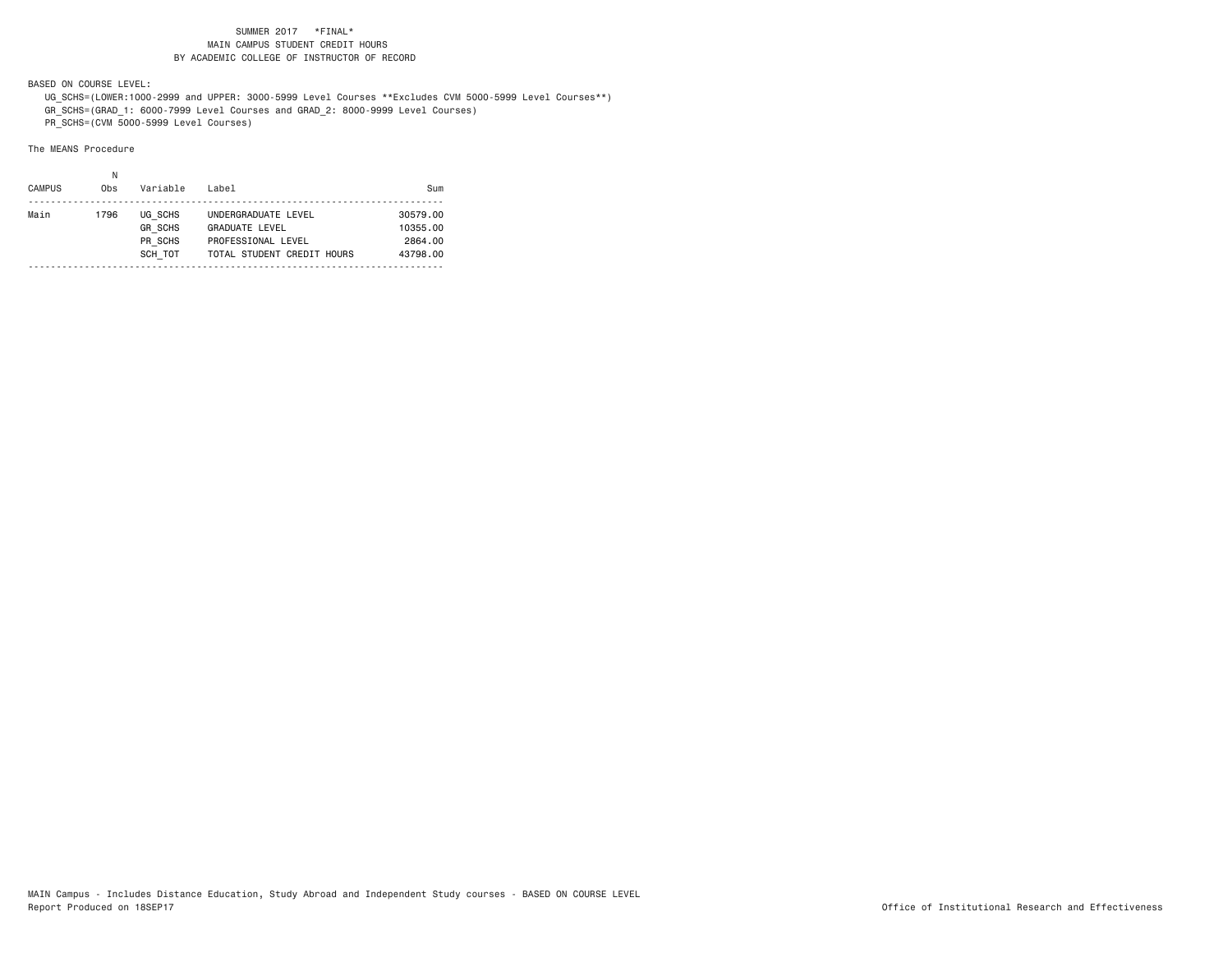SUMMER 2017 *FINAL*
MAIN CAMPUS STUDENT CREDIT HOURS
BY ACADEMIC COLLEGE OF INSTRUCTOR OF RECORD

BASED ON COURSE LEVEL:
UG_SCHS=(LOWER:1000-2999 and UPPER: 3000-5999 Level Courses **Excludes CVM 5000-5999 Level Courses**)
GR_SCHS=(GRAD_1: 6000-7999 Level Courses and GRAD_2: 8000-9999 Level Courses)
PR_SCHS=(CVM 5000-5999 Level Courses)

The MEANS Procedure

| CAMPUS | N Obs | Variable | Label | Sum |
|---|---|---|---|---|
| Main | 1796 | UG_SCHS | UNDERGRADUATE LEVEL | 30579.00 |
| | | GR_SCHS | GRADUATE LEVEL | 10355.00 |
| | | PR_SCHS | PROFESSIONAL LEVEL | 2864.00 |
| | | SCH_TOT | TOTAL STUDENT CREDIT HOURS | 43798.00 |

MAIN Campus - Includes Distance Education, Study Abroad and Independent Study courses - BASED ON COURSE LEVEL
Report Produced on 18SEP17

Office of Institutional Research and Effectiveness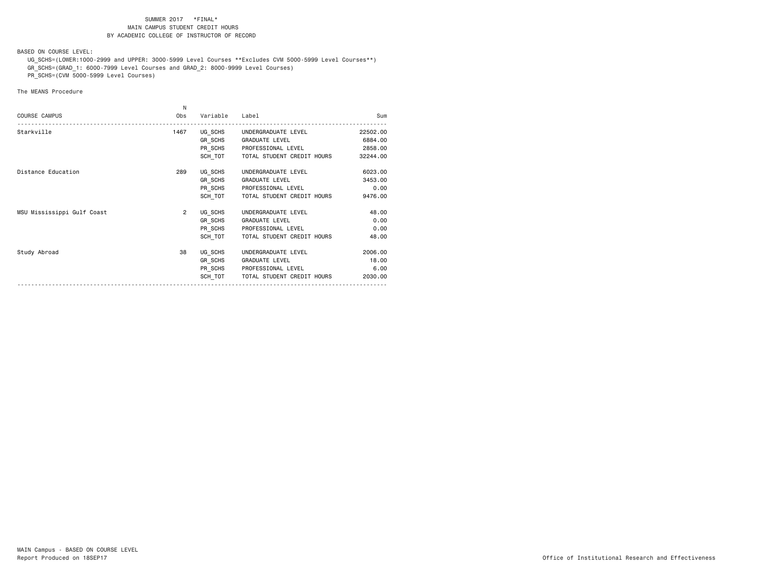SUMMER 2017 *FINAL*
MAIN CAMPUS STUDENT CREDIT HOURS
BY ACADEMIC COLLEGE OF INSTRUCTOR OF RECORD

BASED ON COURSE LEVEL:
UG_SCHS=(LOWER:1000-2999 and UPPER: 3000-5999 Level Courses **Excludes CVM 5000-5999 Level Courses**)
GR_SCHS=(GRAD_1: 6000-7999 Level Courses and GRAD_2: 8000-9999 Level Courses)
PR_SCHS=(CVM 5000-5999 Level Courses)

The MEANS Procedure

| COURSE CAMPUS | N Obs | Variable | Label | Sum |
|---|---|---|---|---|
| Starkville | 1467 | UG_SCHS | UNDERGRADUATE LEVEL | 22502.00 |
| | | GR_SCHS | GRADUATE LEVEL | 6884.00 |
| | | PR_SCHS | PROFESSIONAL LEVEL | 2858.00 |
| | | SCH_TOT | TOTAL STUDENT CREDIT HOURS | 32244.00 |
| Distance Education | 289 | UG_SCHS | UNDERGRADUATE LEVEL | 6023.00 |
| | | GR_SCHS | GRADUATE LEVEL | 3453.00 |
| | | PR_SCHS | PROFESSIONAL LEVEL | 0.00 |
| | | SCH_TOT | TOTAL STUDENT CREDIT HOURS | 9476.00 |
| MSU Mississippi Gulf Coast | 2 | UG_SCHS | UNDERGRADUATE LEVEL | 48.00 |
| | | GR_SCHS | GRADUATE LEVEL | 0.00 |
| | | PR_SCHS | PROFESSIONAL LEVEL | 0.00 |
| | | SCH_TOT | TOTAL STUDENT CREDIT HOURS | 48.00 |
| Study Abroad | 38 | UG_SCHS | UNDERGRADUATE LEVEL | 2006.00 |
| | | GR_SCHS | GRADUATE LEVEL | 18.00 |
| | | PR_SCHS | PROFESSIONAL LEVEL | 6.00 |
| | | SCH_TOT | TOTAL STUDENT CREDIT HOURS | 2030.00 |

MAIN Campus - BASED ON COURSE LEVEL
Report Produced on 18SEP17

Office of Institutional Research and Effectiveness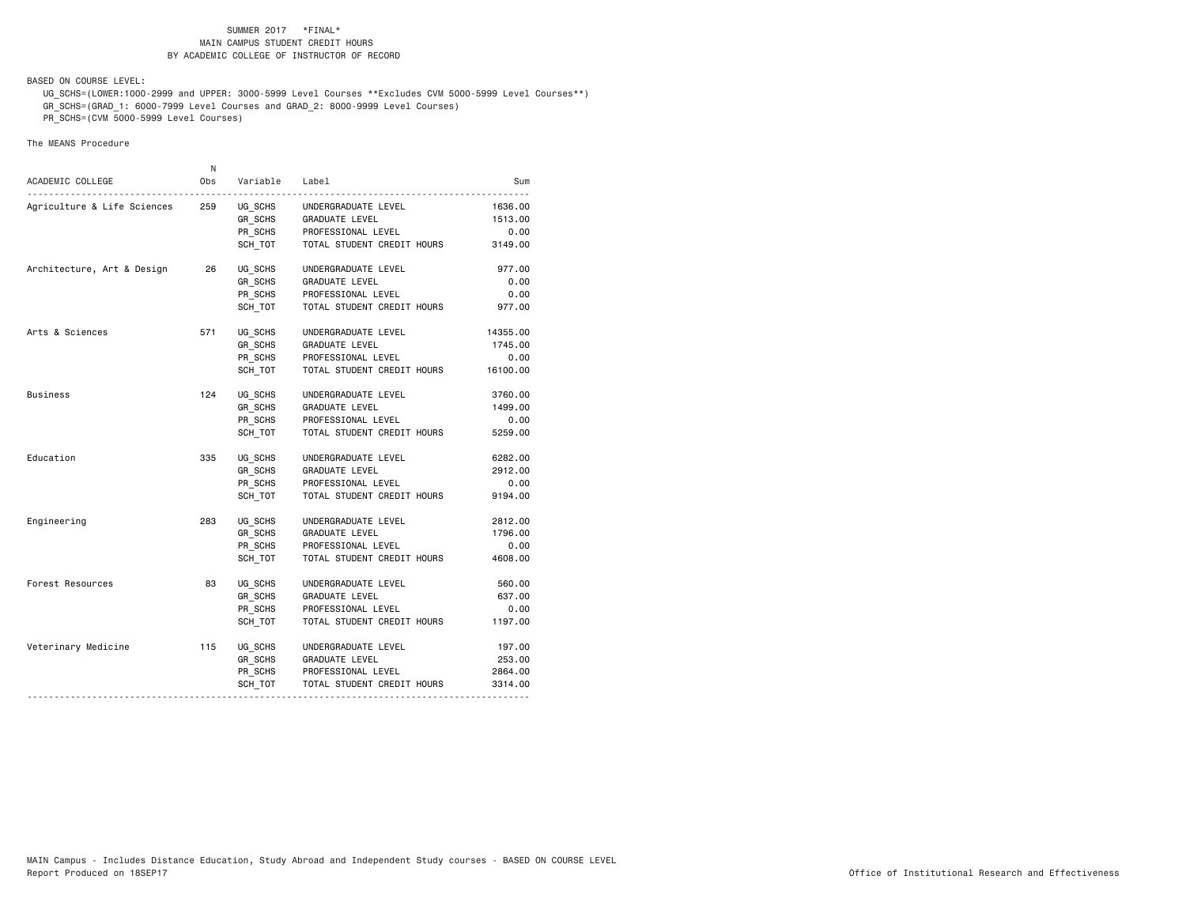SUMMER 2017 \*FINAL\*
MAIN CAMPUS STUDENT CREDIT HOURS
BY ACADEMIC COLLEGE OF INSTRUCTOR OF RECORD

BASED ON COURSE LEVEL:

UG_SCHS=(LOWER:1000-2999 and UPPER: 3000-5999 Level Courses **Excludes CVM 5000-5999 Level Courses**)
GR_SCHS=(GRAD_1: 6000-7999 Level Courses and GRAD_2: 8000-9999 Level Courses)
PR_SCHS=(CVM 5000-5999 Level Courses)

The MEANS Procedure

| ACADEMIC COLLEGE | N Obs | Variable | Label | Sum |
|---|---|---|---|---|
| Agriculture & Life Sciences | 259 | UG_SCHS | UNDERGRADUATE LEVEL | 1636.00 |
| | | GR_SCHS | GRADUATE LEVEL | 1513.00 |
| | | PR_SCHS | PROFESSIONAL LEVEL | 0.00 |
| | | SCH_TOT | TOTAL STUDENT CREDIT HOURS | 3149.00 |
| Architecture, Art & Design | 26 | UG_SCHS | UNDERGRADUATE LEVEL | 977.00 |
| | | GR_SCHS | GRADUATE LEVEL | 0.00 |
| | | PR_SCHS | PROFESSIONAL LEVEL | 0.00 |
| | | SCH_TOT | TOTAL STUDENT CREDIT HOURS | 977.00 |
| Arts & Sciences | 571 | UG_SCHS | UNDERGRADUATE LEVEL | 14355.00 |
| | | GR_SCHS | GRADUATE LEVEL | 1745.00 |
| | | PR_SCHS | PROFESSIONAL LEVEL | 0.00 |
| | | SCH_TOT | TOTAL STUDENT CREDIT HOURS | 16100.00 |
| Business | 124 | UG_SCHS | UNDERGRADUATE LEVEL | 3760.00 |
| | | GR_SCHS | GRADUATE LEVEL | 1499.00 |
| | | PR_SCHS | PROFESSIONAL LEVEL | 0.00 |
| | | SCH_TOT | TOTAL STUDENT CREDIT HOURS | 5259.00 |
| Education | 335 | UG_SCHS | UNDERGRADUATE LEVEL | 6282.00 |
| | | GR_SCHS | GRADUATE LEVEL | 2912.00 |
| | | PR_SCHS | PROFESSIONAL LEVEL | 0.00 |
| | | SCH_TOT | TOTAL STUDENT CREDIT HOURS | 9194.00 |
| Engineering | 283 | UG_SCHS | UNDERGRADUATE LEVEL | 2812.00 |
| | | GR_SCHS | GRADUATE LEVEL | 1796.00 |
| | | PR_SCHS | PROFESSIONAL LEVEL | 0.00 |
| | | SCH_TOT | TOTAL STUDENT CREDIT HOURS | 4608.00 |
| Forest Resources | 83 | UG_SCHS | UNDERGRADUATE LEVEL | 560.00 |
| | | GR_SCHS | GRADUATE LEVEL | 637.00 |
| | | PR_SCHS | PROFESSIONAL LEVEL | 0.00 |
| | | SCH_TOT | TOTAL STUDENT CREDIT HOURS | 1197.00 |
| Veterinary Medicine | 115 | UG_SCHS | UNDERGRADUATE LEVEL | 197.00 |
| | | GR_SCHS | GRADUATE LEVEL | 253.00 |
| | | PR_SCHS | PROFESSIONAL LEVEL | 2864.00 |
| | | SCH_TOT | TOTAL STUDENT CREDIT HOURS | 3314.00 |

MAIN Campus - Includes Distance Education, Study Abroad and Independent Study courses - BASED ON COURSE LEVEL
Report Produced on 18SEP17

Office of Institutional Research and Effectiveness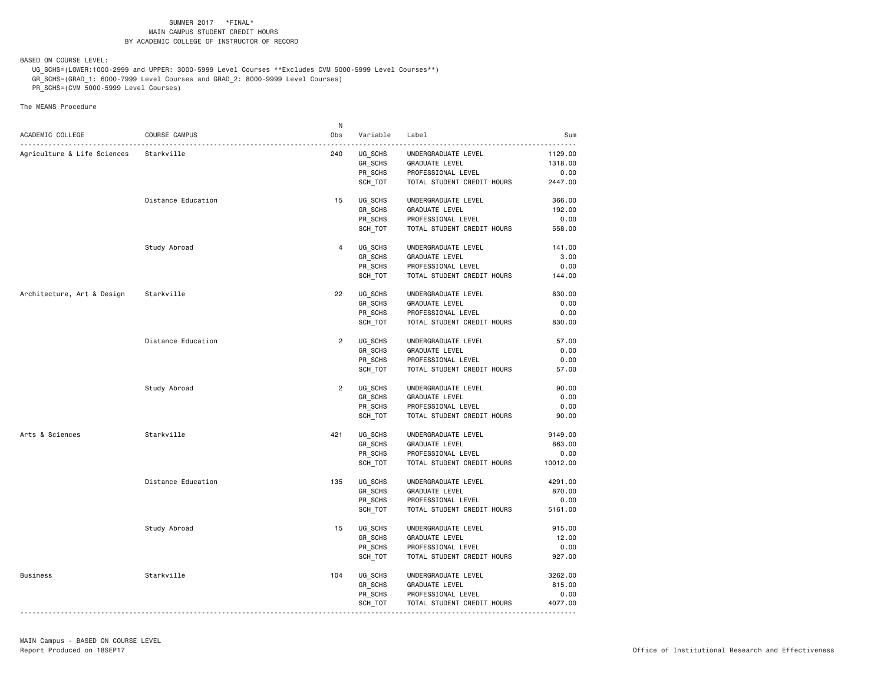SUMMER 2017 *FINAL*
MAIN CAMPUS STUDENT CREDIT HOURS
BY ACADEMIC COLLEGE OF INSTRUCTOR OF RECORD

BASED ON COURSE LEVEL:

UG_SCHS=(LOWER:1000-2999 and UPPER: 3000-5999 Level Courses **Excludes CVM 5000-5999 Level Courses**)
GR_SCHS=(GRAD_1: 6000-7999 Level Courses and GRAD_2: 8000-9999 Level Courses)
PR_SCHS=(CVM 5000-5999 Level Courses)

The MEANS Procedure

| ACADEMIC COLLEGE | COURSE CAMPUS | N Obs | Variable | Label | Sum |
|---|---|---|---|---|---|
| Agriculture & Life Sciences | Starkville | 240 | UG_SCHS | UNDERGRADUATE LEVEL | 1129.00 |
| | | | GR_SCHS | GRADUATE LEVEL | 1318.00 |
| | | | PR_SCHS | PROFESSIONAL LEVEL | 0.00 |
| | | | SCH_TOT | TOTAL STUDENT CREDIT HOURS | 2447.00 |
| | Distance Education | 15 | UG_SCHS | UNDERGRADUATE LEVEL | 366.00 |
| | | | GR_SCHS | GRADUATE LEVEL | 192.00 |
| | | | PR_SCHS | PROFESSIONAL LEVEL | 0.00 |
| | | | SCH_TOT | TOTAL STUDENT CREDIT HOURS | 558.00 |
| | Study Abroad | 4 | UG_SCHS | UNDERGRADUATE LEVEL | 141.00 |
| | | | GR_SCHS | GRADUATE LEVEL | 3.00 |
| | | | PR_SCHS | PROFESSIONAL LEVEL | 0.00 |
| | | | SCH_TOT | TOTAL STUDENT CREDIT HOURS | 144.00 |
| Architecture, Art & Design | Starkville | 22 | UG_SCHS | UNDERGRADUATE LEVEL | 830.00 |
| | | | GR_SCHS | GRADUATE LEVEL | 0.00 |
| | | | PR_SCHS | PROFESSIONAL LEVEL | 0.00 |
| | | | SCH_TOT | TOTAL STUDENT CREDIT HOURS | 830.00 |
| | Distance Education | 2 | UG_SCHS | UNDERGRADUATE LEVEL | 57.00 |
| | | | GR_SCHS | GRADUATE LEVEL | 0.00 |
| | | | PR_SCHS | PROFESSIONAL LEVEL | 0.00 |
| | | | SCH_TOT | TOTAL STUDENT CREDIT HOURS | 57.00 |
| | Study Abroad | 2 | UG_SCHS | UNDERGRADUATE LEVEL | 90.00 |
| | | | GR_SCHS | GRADUATE LEVEL | 0.00 |
| | | | PR_SCHS | PROFESSIONAL LEVEL | 0.00 |
| | | | SCH_TOT | TOTAL STUDENT CREDIT HOURS | 90.00 |
| Arts & Sciences | Starkville | 421 | UG_SCHS | UNDERGRADUATE LEVEL | 9149.00 |
| | | | GR_SCHS | GRADUATE LEVEL | 863.00 |
| | | | PR_SCHS | PROFESSIONAL LEVEL | 0.00 |
| | | | SCH_TOT | TOTAL STUDENT CREDIT HOURS | 10012.00 |
| | Distance Education | 135 | UG_SCHS | UNDERGRADUATE LEVEL | 4291.00 |
| | | | GR_SCHS | GRADUATE LEVEL | 870.00 |
| | | | PR_SCHS | PROFESSIONAL LEVEL | 0.00 |
| | | | SCH_TOT | TOTAL STUDENT CREDIT HOURS | 5161.00 |
| | Study Abroad | 15 | UG_SCHS | UNDERGRADUATE LEVEL | 915.00 |
| | | | GR_SCHS | GRADUATE LEVEL | 12.00 |
| | | | PR_SCHS | PROFESSIONAL LEVEL | 0.00 |
| | | | SCH_TOT | TOTAL STUDENT CREDIT HOURS | 927.00 |
| Business | Starkville | 104 | UG_SCHS | UNDERGRADUATE LEVEL | 3262.00 |
| | | | GR_SCHS | GRADUATE LEVEL | 815.00 |
| | | | PR_SCHS | PROFESSIONAL LEVEL | 0.00 |
| | | | SCH_TOT | TOTAL STUDENT CREDIT HOURS | 4077.00 |

MAIN Campus - BASED ON COURSE LEVEL
Report Produced on 18SEP17

Office of Institutional Research and Effectiveness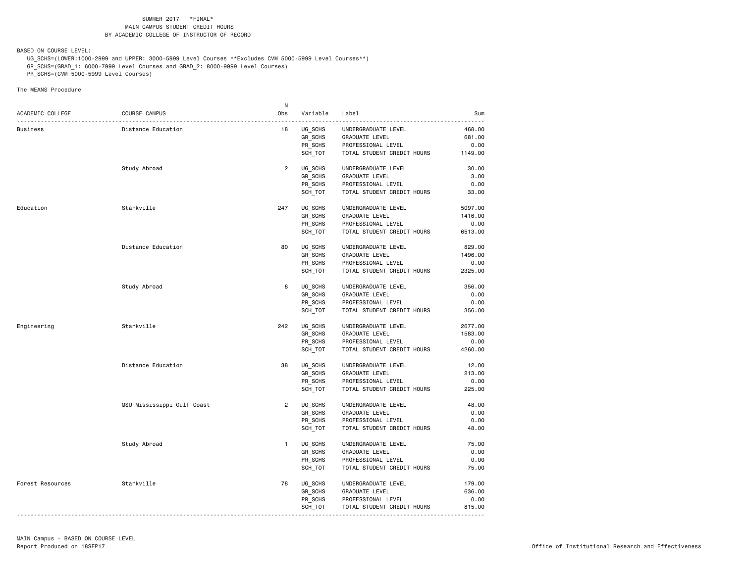SUMMER 2017 *FINAL*
MAIN CAMPUS STUDENT CREDIT HOURS
BY ACADEMIC COLLEGE OF INSTRUCTOR OF RECORD

BASED ON COURSE LEVEL:

UG_SCHS=(LOWER:1000-2999 and UPPER: 3000-5999 Level Courses **Excludes CVM 5000-5999 Level Courses**)
GR_SCHS=(GRAD_1: 6000-7999 Level Courses and GRAD_2: 8000-9999 Level Courses)
PR_SCHS=(CVM 5000-5999 Level Courses)

The MEANS Procedure

| ACADEMIC COLLEGE | COURSE CAMPUS | N Obs | Variable | Label | Sum |
|---|---|---|---|---|---|
| Business | Distance Education | 18 | UG_SCHS | UNDERGRADUATE LEVEL | 468.00 |
| | | | GR_SCHS | GRADUATE LEVEL | 681.00 |
| | | | PR_SCHS | PROFESSIONAL LEVEL | 0.00 |
| | | | SCH_TOT | TOTAL STUDENT CREDIT HOURS | 1149.00 |
| | Study Abroad | 2 | UG_SCHS | UNDERGRADUATE LEVEL | 30.00 |
| | | | GR_SCHS | GRADUATE LEVEL | 3.00 |
| | | | PR_SCHS | PROFESSIONAL LEVEL | 0.00 |
| | | | SCH_TOT | TOTAL STUDENT CREDIT HOURS | 33.00 |
| Education | Starkville | 247 | UG_SCHS | UNDERGRADUATE LEVEL | 5097.00 |
| | | | GR_SCHS | GRADUATE LEVEL | 1416.00 |
| | | | PR_SCHS | PROFESSIONAL LEVEL | 0.00 |
| | | | SCH_TOT | TOTAL STUDENT CREDIT HOURS | 6513.00 |
| | Distance Education | 80 | UG_SCHS | UNDERGRADUATE LEVEL | 829.00 |
| | | | GR_SCHS | GRADUATE LEVEL | 1496.00 |
| | | | PR_SCHS | PROFESSIONAL LEVEL | 0.00 |
| | | | SCH_TOT | TOTAL STUDENT CREDIT HOURS | 2325.00 |
| | Study Abroad | 8 | UG_SCHS | UNDERGRADUATE LEVEL | 356.00 |
| | | | GR_SCHS | GRADUATE LEVEL | 0.00 |
| | | | PR_SCHS | PROFESSIONAL LEVEL | 0.00 |
| | | | SCH_TOT | TOTAL STUDENT CREDIT HOURS | 356.00 |
| Engineering | Starkville | 242 | UG_SCHS | UNDERGRADUATE LEVEL | 2677.00 |
| | | | GR_SCHS | GRADUATE LEVEL | 1583.00 |
| | | | PR_SCHS | PROFESSIONAL LEVEL | 0.00 |
| | | | SCH_TOT | TOTAL STUDENT CREDIT HOURS | 4260.00 |
| | Distance Education | 38 | UG_SCHS | UNDERGRADUATE LEVEL | 12.00 |
| | | | GR_SCHS | GRADUATE LEVEL | 213.00 |
| | | | PR_SCHS | PROFESSIONAL LEVEL | 0.00 |
| | | | SCH_TOT | TOTAL STUDENT CREDIT HOURS | 225.00 |
| | MSU Mississippi Gulf Coast | 2 | UG_SCHS | UNDERGRADUATE LEVEL | 48.00 |
| | | | GR_SCHS | GRADUATE LEVEL | 0.00 |
| | | | PR_SCHS | PROFESSIONAL LEVEL | 0.00 |
| | | | SCH_TOT | TOTAL STUDENT CREDIT HOURS | 48.00 |
| | Study Abroad | 1 | UG_SCHS | UNDERGRADUATE LEVEL | 75.00 |
| | | | GR_SCHS | GRADUATE LEVEL | 0.00 |
| | | | PR_SCHS | PROFESSIONAL LEVEL | 0.00 |
| | | | SCH_TOT | TOTAL STUDENT CREDIT HOURS | 75.00 |
| Forest Resources | Starkville | 78 | UG_SCHS | UNDERGRADUATE LEVEL | 179.00 |
| | | | GR_SCHS | GRADUATE LEVEL | 636.00 |
| | | | PR_SCHS | PROFESSIONAL LEVEL | 0.00 |
| | | | SCH_TOT | TOTAL STUDENT CREDIT HOURS | 815.00 |

MAIN Campus - BASED ON COURSE LEVEL
Report Produced on 18SEP17

Office of Institutional Research and Effectiveness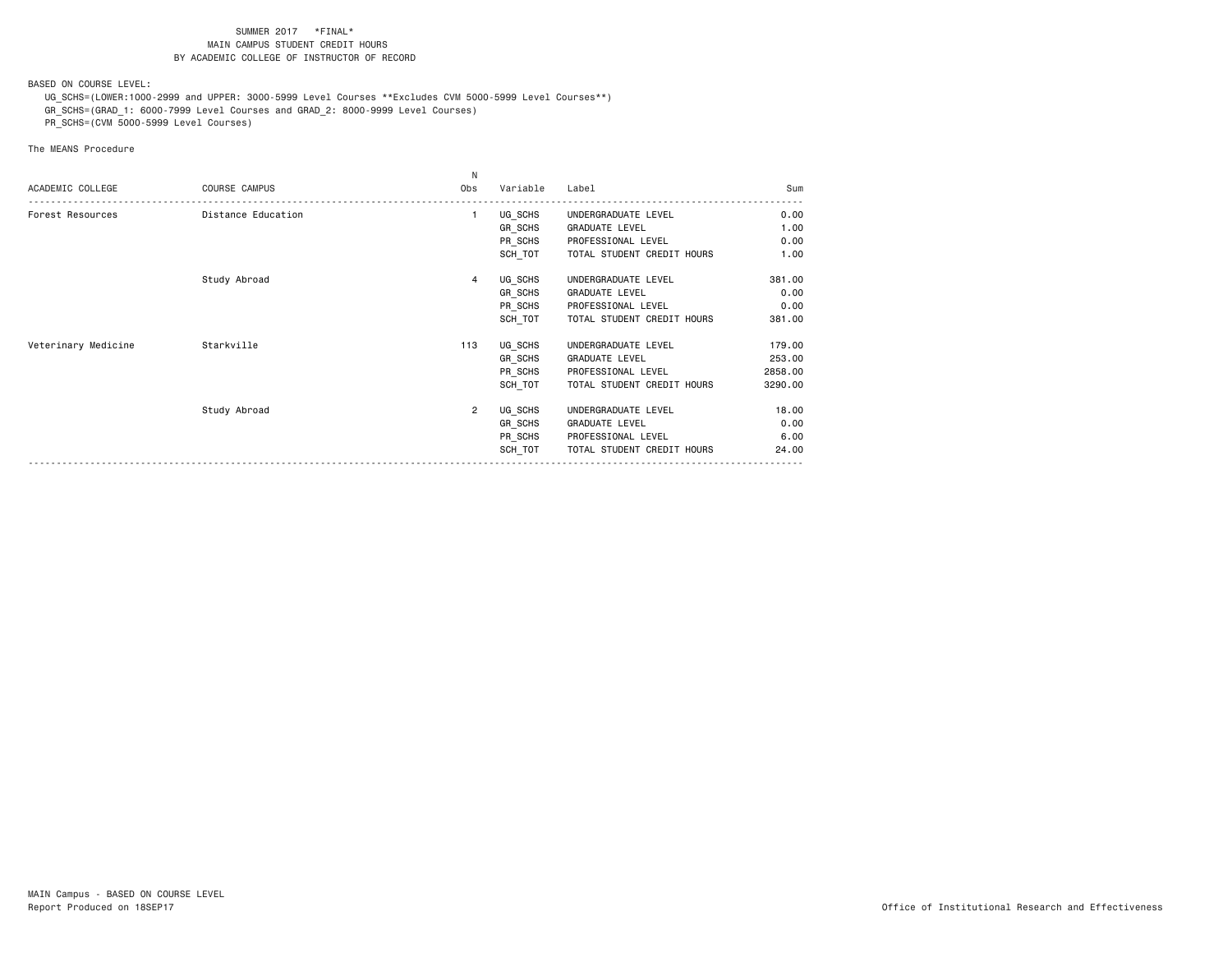SUMMER 2017 \*FINAL\*
MAIN CAMPUS STUDENT CREDIT HOURS
BY ACADEMIC COLLEGE OF INSTRUCTOR OF RECORD

BASED ON COURSE LEVEL:

UG_SCHS=(LOWER:1000-2999 and UPPER: 3000-5999 Level Courses **Excludes CVM 5000-5999 Level Courses**)
GR_SCHS=(GRAD_1: 6000-7999 Level Courses and GRAD_2: 8000-9999 Level Courses)
PR_SCHS=(CVM 5000-5999 Level Courses)

The MEANS Procedure

| ACADEMIC COLLEGE | COURSE CAMPUS | N Obs | Variable | Label | Sum |
|---|---|---|---|---|---|
| Forest Resources | Distance Education | 1 | UG_SCHS | UNDERGRADUATE LEVEL | 0.00 |
| | | | GR_SCHS | GRADUATE LEVEL | 1.00 |
| | | | PR_SCHS | PROFESSIONAL LEVEL | 0.00 |
| | | | SCH_TOT | TOTAL STUDENT CREDIT HOURS | 1.00 |
| | Study Abroad | 4 | UG_SCHS | UNDERGRADUATE LEVEL | 381.00 |
| | | | GR_SCHS | GRADUATE LEVEL | 0.00 |
| | | | PR_SCHS | PROFESSIONAL LEVEL | 0.00 |
| | | | SCH_TOT | TOTAL STUDENT CREDIT HOURS | 381.00 |
| Veterinary Medicine | Starkville | 113 | UG_SCHS | UNDERGRADUATE LEVEL | 179.00 |
| | | | GR_SCHS | GRADUATE LEVEL | 253.00 |
| | | | PR_SCHS | PROFESSIONAL LEVEL | 2858.00 |
| | | | SCH_TOT | TOTAL STUDENT CREDIT HOURS | 3290.00 |
| | Study Abroad | 2 | UG_SCHS | UNDERGRADUATE LEVEL | 18.00 |
| | | | GR_SCHS | GRADUATE LEVEL | 0.00 |
| | | | PR_SCHS | PROFESSIONAL LEVEL | 6.00 |
| | | | SCH_TOT | TOTAL STUDENT CREDIT HOURS | 24.00 |

MAIN Campus - BASED ON COURSE LEVEL
Report Produced on 18SEP17

Office of Institutional Research and Effectiveness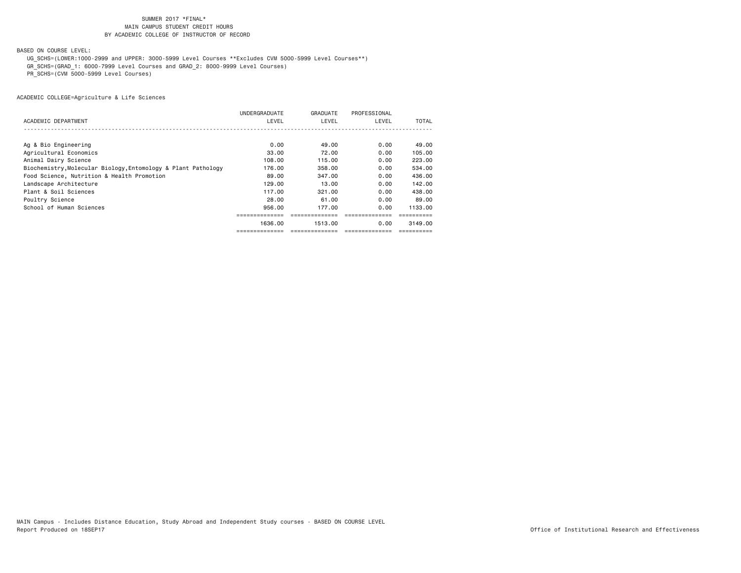SUMMER 2017 *FINAL*
MAIN CAMPUS STUDENT CREDIT HOURS
BY ACADEMIC COLLEGE OF INSTRUCTOR OF RECORD

BASED ON COURSE LEVEL:

UG_SCHS=(LOWER:1000-2999 and UPPER: 3000-5999 Level Courses **Excludes CVM 5000-5999 Level Courses**)
GR_SCHS=(GRAD_1: 6000-7999 Level Courses and GRAD_2: 8000-9999 Level Courses)
PR_SCHS=(CVM 5000-5999 Level Courses)

ACADEMIC COLLEGE=Agriculture & Life Sciences

| ACADEMIC DEPARTMENT | UNDERGRADUATE LEVEL | GRADUATE LEVEL | PROFESSIONAL LEVEL | TOTAL |
|---|---|---|---|---|
| Ag & Bio Engineering | 0.00 | 49.00 | 0.00 | 49.00 |
| Agricultural Economics | 33.00 | 72.00 | 0.00 | 105.00 |
| Animal Dairy Science | 108.00 | 115.00 | 0.00 | 223.00 |
| Biochemistry,Molecular Biology,Entomology & Plant Pathology | 176.00 | 358.00 | 0.00 | 534.00 |
| Food Science, Nutrition & Health Promotion | 89.00 | 347.00 | 0.00 | 436.00 |
| Landscape Architecture | 129.00 | 13.00 | 0.00 | 142.00 |
| Plant & Soil Sciences | 117.00 | 321.00 | 0.00 | 438.00 |
| Poultry Science | 28.00 | 61.00 | 0.00 | 89.00 |
| School of Human Sciences | 956.00 | 177.00 | 0.00 | 1133.00 |
| | 1636.00 | 1513.00 | 0.00 | 3149.00 |

MAIN Campus - Includes Distance Education, Study Abroad and Independent Study courses - BASED ON COURSE LEVEL
Report Produced on 18SEP17

Office of Institutional Research and Effectiveness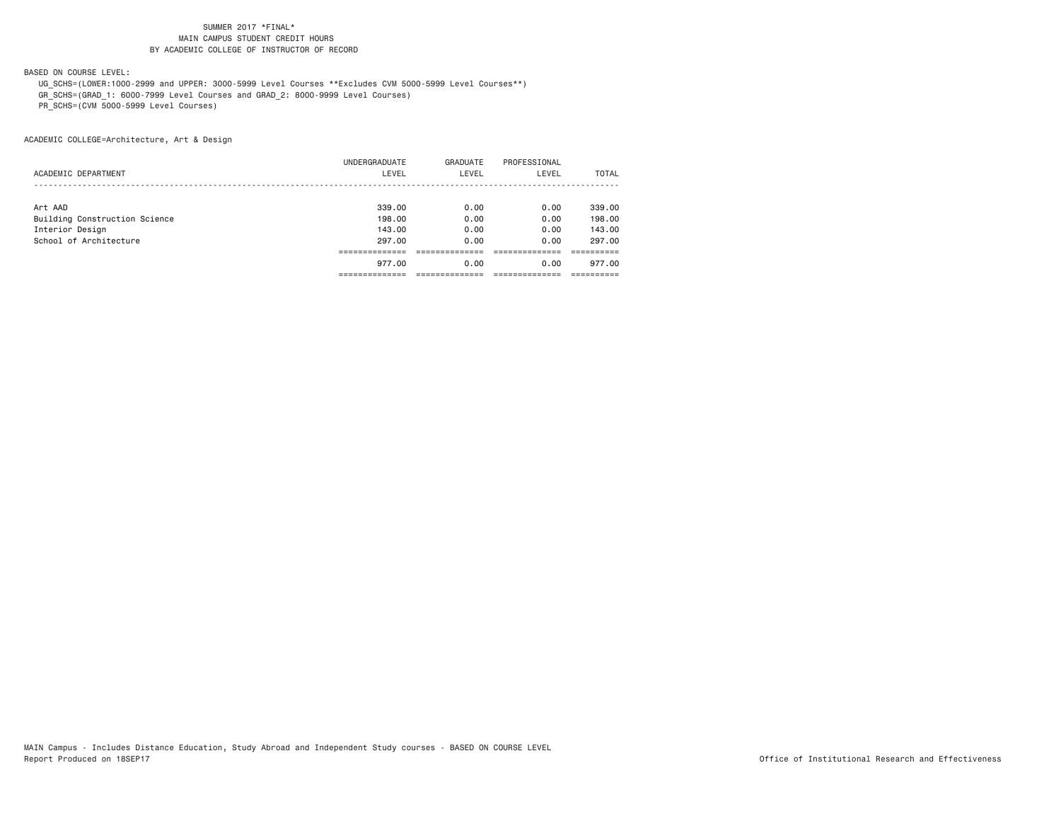SUMMER 2017 *FINAL*
MAIN CAMPUS STUDENT CREDIT HOURS
BY ACADEMIC COLLEGE OF INSTRUCTOR OF RECORD

BASED ON COURSE LEVEL:

UG_SCHS=(LOWER:1000-2999 and UPPER: 3000-5999 Level Courses **Excludes CVM 5000-5999 Level Courses**)
GR_SCHS=(GRAD_1: 6000-7999 Level Courses and GRAD_2: 8000-9999 Level Courses)
PR_SCHS=(CVM 5000-5999 Level Courses)

ACADEMIC COLLEGE=Architecture, Art & Design

| ACADEMIC DEPARTMENT | UNDERGRADUATE LEVEL | GRADUATE LEVEL | PROFESSIONAL LEVEL | TOTAL |
|---|---|---|---|---|
| Art AAD | 339.00 | 0.00 | 0.00 | 339.00 |
| Building Construction Science | 198.00 | 0.00 | 0.00 | 198.00 |
| Interior Design | 143.00 | 0.00 | 0.00 | 143.00 |
| School of Architecture | 297.00 | 0.00 | 0.00 | 297.00 |
| | 977.00 | 0.00 | 0.00 | 977.00 |

MAIN Campus - Includes Distance Education, Study Abroad and Independent Study courses - BASED ON COURSE LEVEL
Report Produced on 18SEP17

Office of Institutional Research and Effectiveness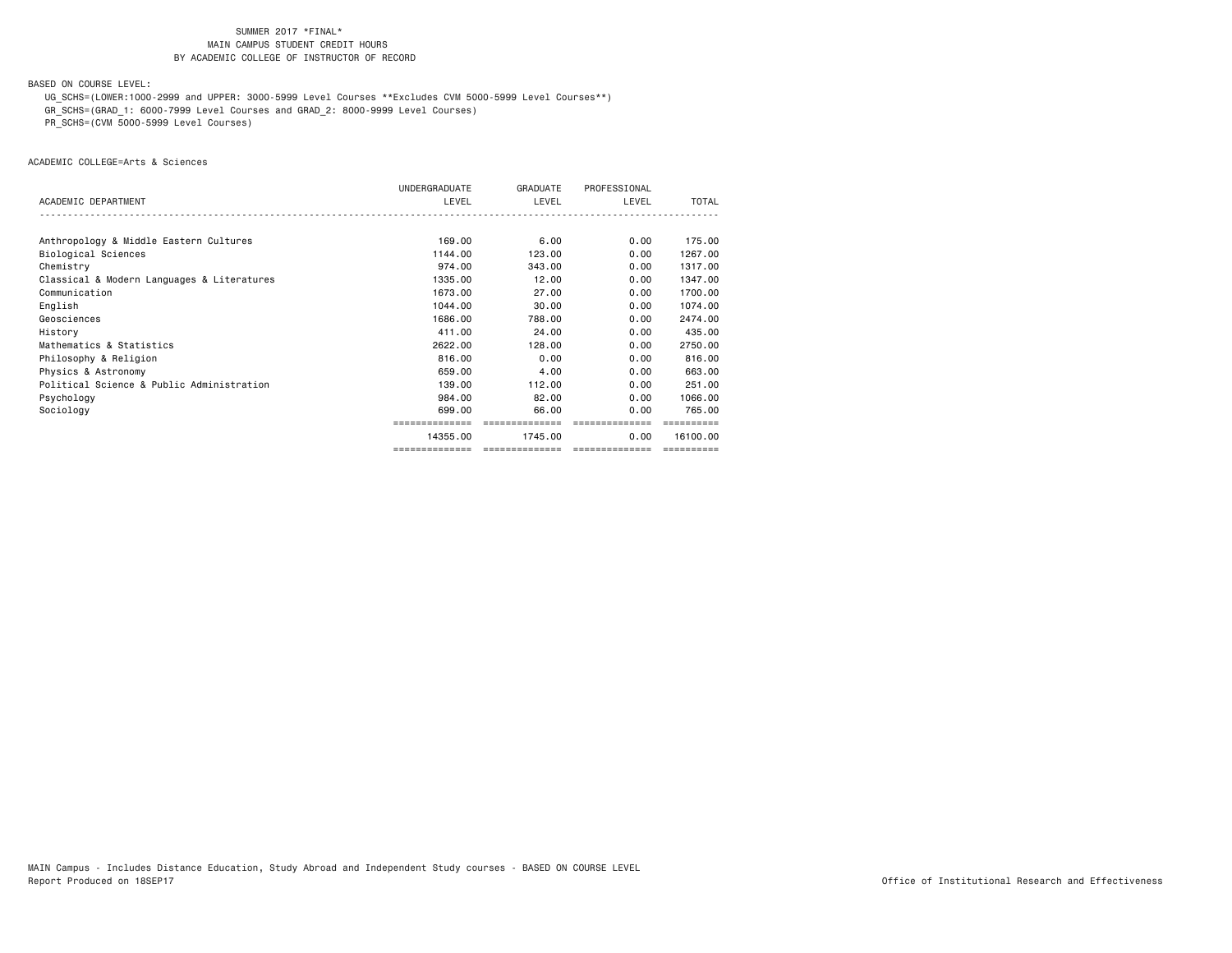SUMMER 2017 *FINAL*
MAIN CAMPUS STUDENT CREDIT HOURS
BY ACADEMIC COLLEGE OF INSTRUCTOR OF RECORD

BASED ON COURSE LEVEL:

UG_SCHS=(LOWER:1000-2999 and UPPER: 3000-5999 Level Courses **Excludes CVM 5000-5999 Level Courses**)
GR_SCHS=(GRAD_1: 6000-7999 Level Courses and GRAD_2: 8000-9999 Level Courses)
PR_SCHS=(CVM 5000-5999 Level Courses)

ACADEMIC COLLEGE=Arts & Sciences

| ACADEMIC DEPARTMENT | UNDERGRADUATE LEVEL | GRADUATE LEVEL | PROFESSIONAL LEVEL | TOTAL |
|---|---|---|---|---|
| Anthropology & Middle Eastern Cultures | 169.00 | 6.00 | 0.00 | 175.00 |
| Biological Sciences | 1144.00 | 123.00 | 0.00 | 1267.00 |
| Chemistry | 974.00 | 343.00 | 0.00 | 1317.00 |
| Classical & Modern Languages & Literatures | 1335.00 | 12.00 | 0.00 | 1347.00 |
| Communication | 1673.00 | 27.00 | 0.00 | 1700.00 |
| English | 1044.00 | 30.00 | 0.00 | 1074.00 |
| Geosciences | 1686.00 | 788.00 | 0.00 | 2474.00 |
| History | 411.00 | 24.00 | 0.00 | 435.00 |
| Mathematics & Statistics | 2622.00 | 128.00 | 0.00 | 2750.00 |
| Philosophy & Religion | 816.00 | 0.00 | 0.00 | 816.00 |
| Physics & Astronomy | 659.00 | 4.00 | 0.00 | 663.00 |
| Political Science & Public Administration | 139.00 | 112.00 | 0.00 | 251.00 |
| Psychology | 984.00 | 82.00 | 0.00 | 1066.00 |
| Sociology | 699.00 | 66.00 | 0.00 | 765.00 |
| | 14355.00 | 1745.00 | 0.00 | 16100.00 |

MAIN Campus - Includes Distance Education, Study Abroad and Independent Study courses - BASED ON COURSE LEVEL
Report Produced on 18SEP17

Office of Institutional Research and Effectiveness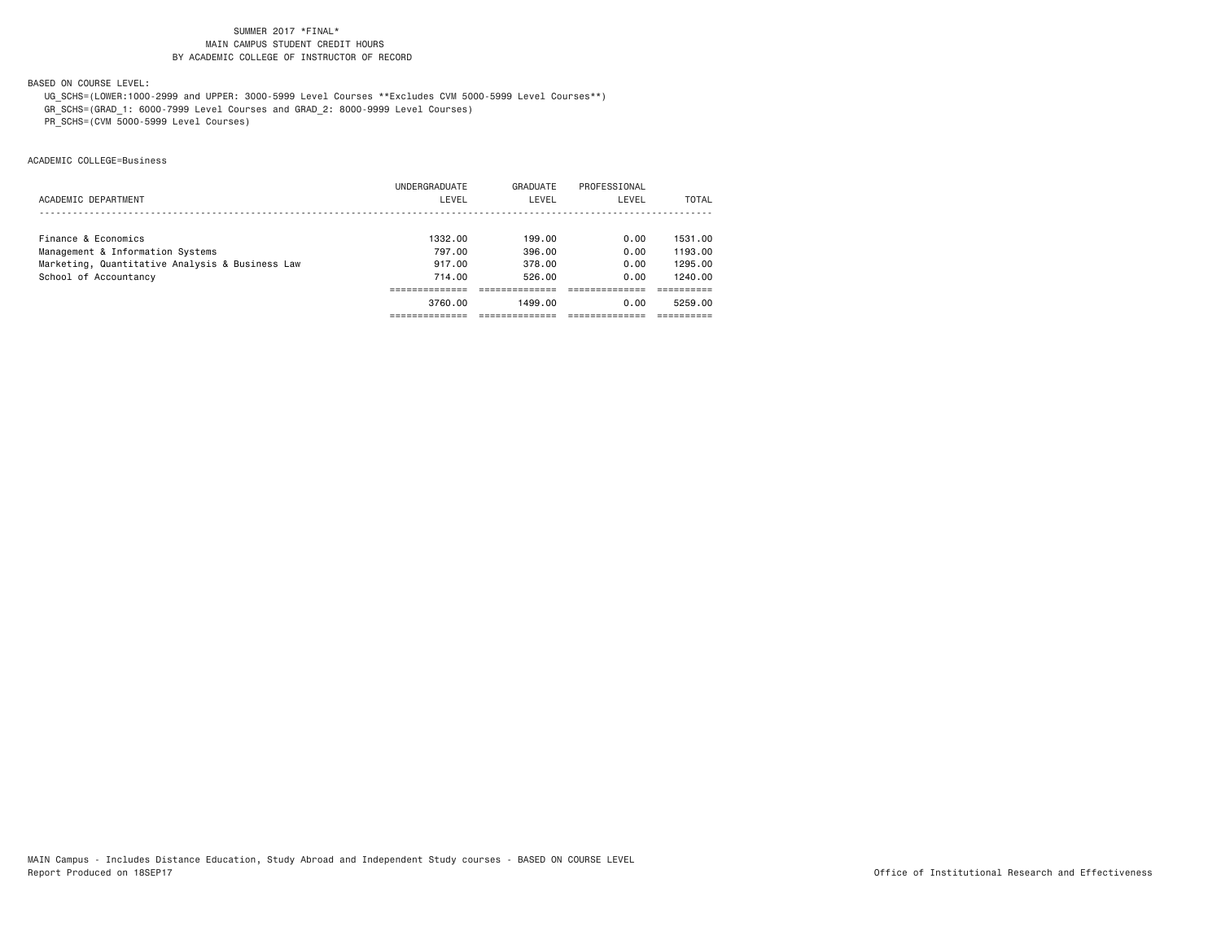SUMMER 2017 *FINAL*
MAIN CAMPUS STUDENT CREDIT HOURS
BY ACADEMIC COLLEGE OF INSTRUCTOR OF RECORD

BASED ON COURSE LEVEL:

UG_SCHS=(LOWER:1000-2999 and UPPER: 3000-5999 Level Courses **Excludes CVM 5000-5999 Level Courses**)
GR_SCHS=(GRAD_1: 6000-7999 Level Courses and GRAD_2: 8000-9999 Level Courses)
PR_SCHS=(CVM 5000-5999 Level Courses)

ACADEMIC COLLEGE=Business

| ACADEMIC DEPARTMENT | UNDERGRADUATE LEVEL | GRADUATE LEVEL | PROFESSIONAL LEVEL | TOTAL |
|---|---|---|---|---|
| Finance & Economics | 1332.00 | 199.00 | 0.00 | 1531.00 |
| Management & Information Systems | 797.00 | 396.00 | 0.00 | 1193.00 |
| Marketing, Quantitative Analysis & Business Law | 917.00 | 378.00 | 0.00 | 1295.00 |
| School of Accountancy | 714.00 | 526.00 | 0.00 | 1240.00 |
| | 3760.00 | 1499.00 | 0.00 | 5259.00 |

MAIN Campus - Includes Distance Education, Study Abroad and Independent Study courses - BASED ON COURSE LEVEL
Report Produced on 18SEP17

Office of Institutional Research and Effectiveness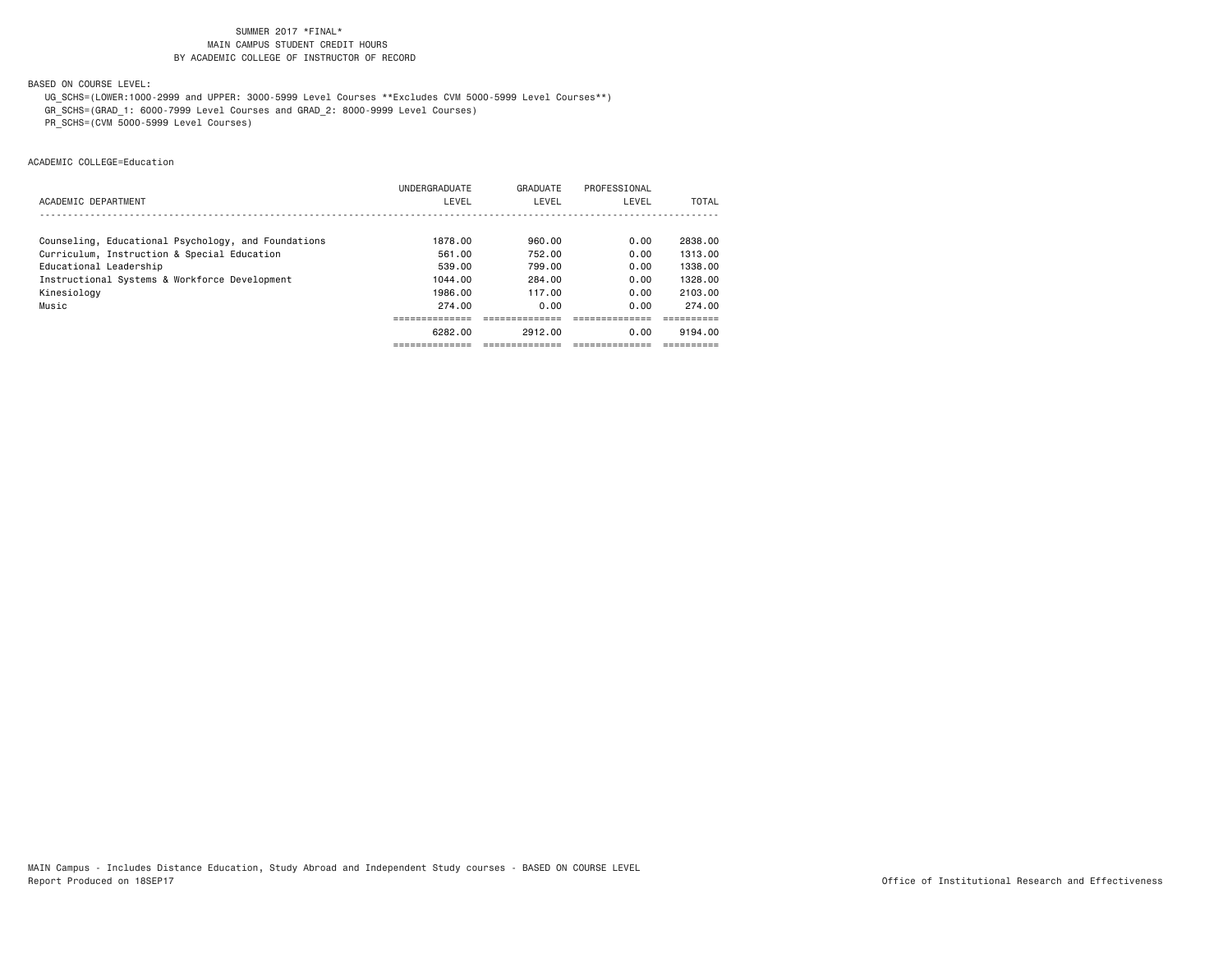SUMMER 2017 *FINAL*
MAIN CAMPUS STUDENT CREDIT HOURS
BY ACADEMIC COLLEGE OF INSTRUCTOR OF RECORD

BASED ON COURSE LEVEL:
UG_SCHS=(LOWER:1000-2999 and UPPER: 3000-5999 Level Courses **Excludes CVM 5000-5999 Level Courses**)
GR_SCHS=(GRAD_1: 6000-7999 Level Courses and GRAD_2: 8000-9999 Level Courses)
PR_SCHS=(CVM 5000-5999 Level Courses)

ACADEMIC COLLEGE=Education

| ACADEMIC DEPARTMENT | UNDERGRADUATE LEVEL | GRADUATE LEVEL | PROFESSIONAL LEVEL | TOTAL |
|---|---|---|---|---|
| Counseling, Educational Psychology, and Foundations | 1878.00 | 960.00 | 0.00 | 2838.00 |
| Curriculum, Instruction & Special Education | 561.00 | 752.00 | 0.00 | 1313.00 |
| Educational Leadership | 539.00 | 799.00 | 0.00 | 1338.00 |
| Instructional Systems & Workforce Development | 1044.00 | 284.00 | 0.00 | 1328.00 |
| Kinesiology | 1986.00 | 117.00 | 0.00 | 2103.00 |
| Music | 274.00 | 0.00 | 0.00 | 274.00 |
| | 6282.00 | 2912.00 | 0.00 | 9194.00 |

MAIN Campus - Includes Distance Education, Study Abroad and Independent Study courses - BASED ON COURSE LEVEL
Report Produced on 18SEP17

Office of Institutional Research and Effectiveness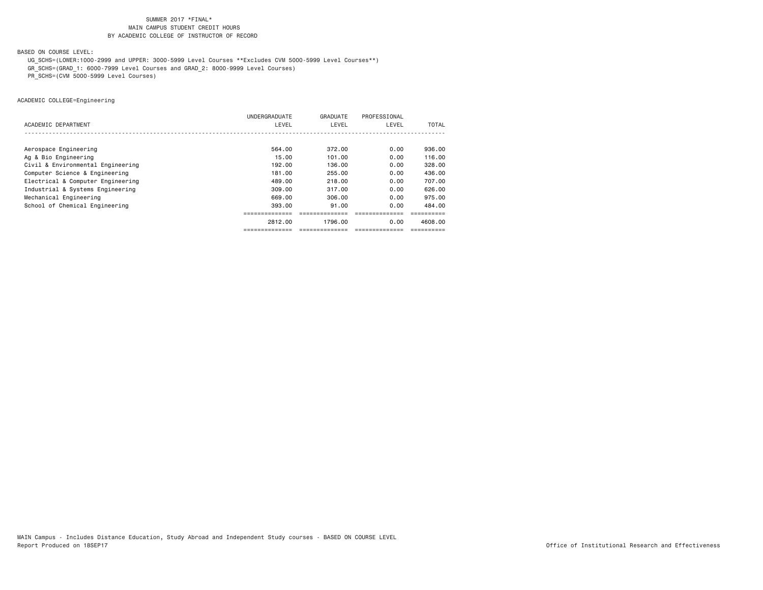SUMMER 2017 *FINAL*
MAIN CAMPUS STUDENT CREDIT HOURS
BY ACADEMIC COLLEGE OF INSTRUCTOR OF RECORD

BASED ON COURSE LEVEL:

UG_SCHS=(LOWER:1000-2999 and UPPER: 3000-5999 Level Courses **Excludes CVM 5000-5999 Level Courses**)
GR_SCHS=(GRAD_1: 6000-7999 Level Courses and GRAD_2: 8000-9999 Level Courses)
PR_SCHS=(CVM 5000-5999 Level Courses)

ACADEMIC COLLEGE=Engineering

| ACADEMIC DEPARTMENT | UNDERGRADUATE LEVEL | GRADUATE LEVEL | PROFESSIONAL LEVEL | TOTAL |
|---|---|---|---|---|
| Aerospace Engineering | 564.00 | 372.00 | 0.00 | 936.00 |
| Ag & Bio Engineering | 15.00 | 101.00 | 0.00 | 116.00 |
| Civil & Environmental Engineering | 192.00 | 136.00 | 0.00 | 328.00 |
| Computer Science & Engineering | 181.00 | 255.00 | 0.00 | 436.00 |
| Electrical & Computer Engineering | 489.00 | 218.00 | 0.00 | 707.00 |
| Industrial & Systems Engineering | 309.00 | 317.00 | 0.00 | 626.00 |
| Mechanical Engineering | 669.00 | 306.00 | 0.00 | 975.00 |
| School of Chemical Engineering | 393.00 | 91.00 | 0.00 | 484.00 |
| | 2812.00 | 1796.00 | 0.00 | 4608.00 |

MAIN Campus - Includes Distance Education, Study Abroad and Independent Study courses - BASED ON COURSE LEVEL
Report Produced on 18SEP17

Office of Institutional Research and Effectiveness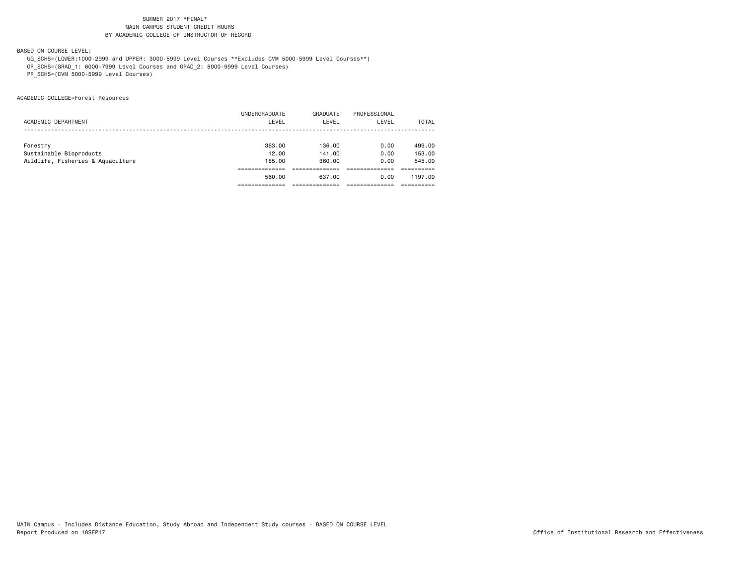SUMMER 2017 *FINAL*
MAIN CAMPUS STUDENT CREDIT HOURS
BY ACADEMIC COLLEGE OF INSTRUCTOR OF RECORD

BASED ON COURSE LEVEL:
UG_SCHS=(LOWER:1000-2999 and UPPER: 3000-5999 Level Courses **Excludes CVM 5000-5999 Level Courses**)
GR_SCHS=(GRAD_1: 6000-7999 Level Courses and GRAD_2: 8000-9999 Level Courses)
PR_SCHS=(CVM 5000-5999 Level Courses)

ACADEMIC COLLEGE=Forest Resources

| ACADEMIC DEPARTMENT | UNDERGRADUATE LEVEL | GRADUATE LEVEL | PROFESSIONAL LEVEL | TOTAL |
|---|---|---|---|---|
| Forestry | 363.00 | 136.00 | 0.00 | 499.00 |
| Sustainable Bioproducts | 12.00 | 141.00 | 0.00 | 153.00 |
| Wildlife, Fisheries & Aquaculture | 185.00 | 360.00 | 0.00 | 545.00 |
| | 560.00 | 637.00 | 0.00 | 1197.00 |

MAIN Campus - Includes Distance Education, Study Abroad and Independent Study courses - BASED ON COURSE LEVEL
Report Produced on 18SEP17

Office of Institutional Research and Effectiveness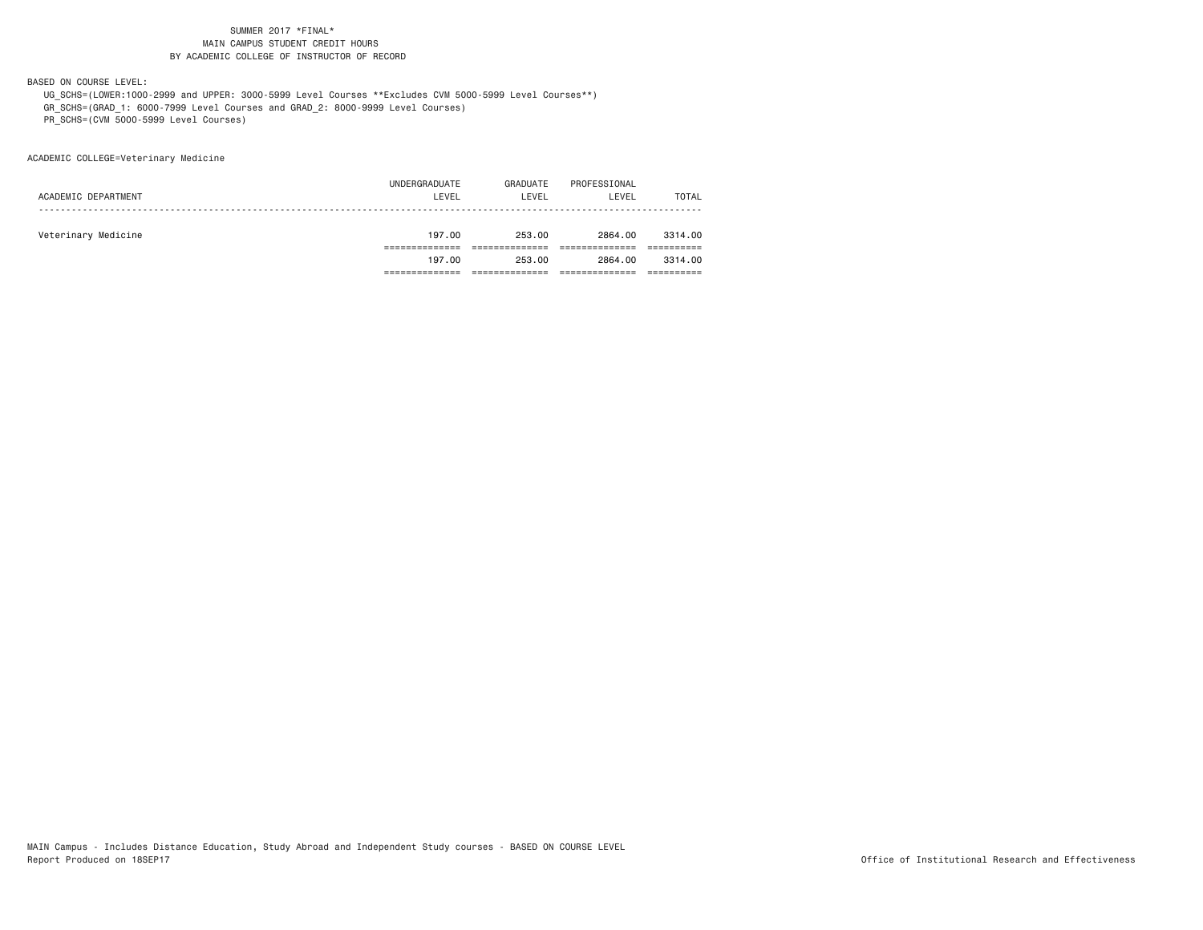SUMMER 2017 *FINAL*
MAIN CAMPUS STUDENT CREDIT HOURS
BY ACADEMIC COLLEGE OF INSTRUCTOR OF RECORD

BASED ON COURSE LEVEL:
UG_SCHS=(LOWER:1000-2999 and UPPER: 3000-5999 Level Courses **Excludes CVM 5000-5999 Level Courses**)
GR_SCHS=(GRAD_1: 6000-7999 Level Courses and GRAD_2: 8000-9999 Level Courses)
PR_SCHS=(CVM 5000-5999 Level Courses)

ACADEMIC COLLEGE=Veterinary Medicine

| ACADEMIC DEPARTMENT | UNDERGRADUATE LEVEL | GRADUATE LEVEL | PROFESSIONAL LEVEL | TOTAL |
|---|---|---|---|---|
| Veterinary Medicine | 197.00 | 253.00 | 2864.00 | 3314.00 |
| | 197.00 | 253.00 | 2864.00 | 3314.00 |

MAIN Campus - Includes Distance Education, Study Abroad and Independent Study courses - BASED ON COURSE LEVEL
Report Produced on 18SEP17

Office of Institutional Research and Effectiveness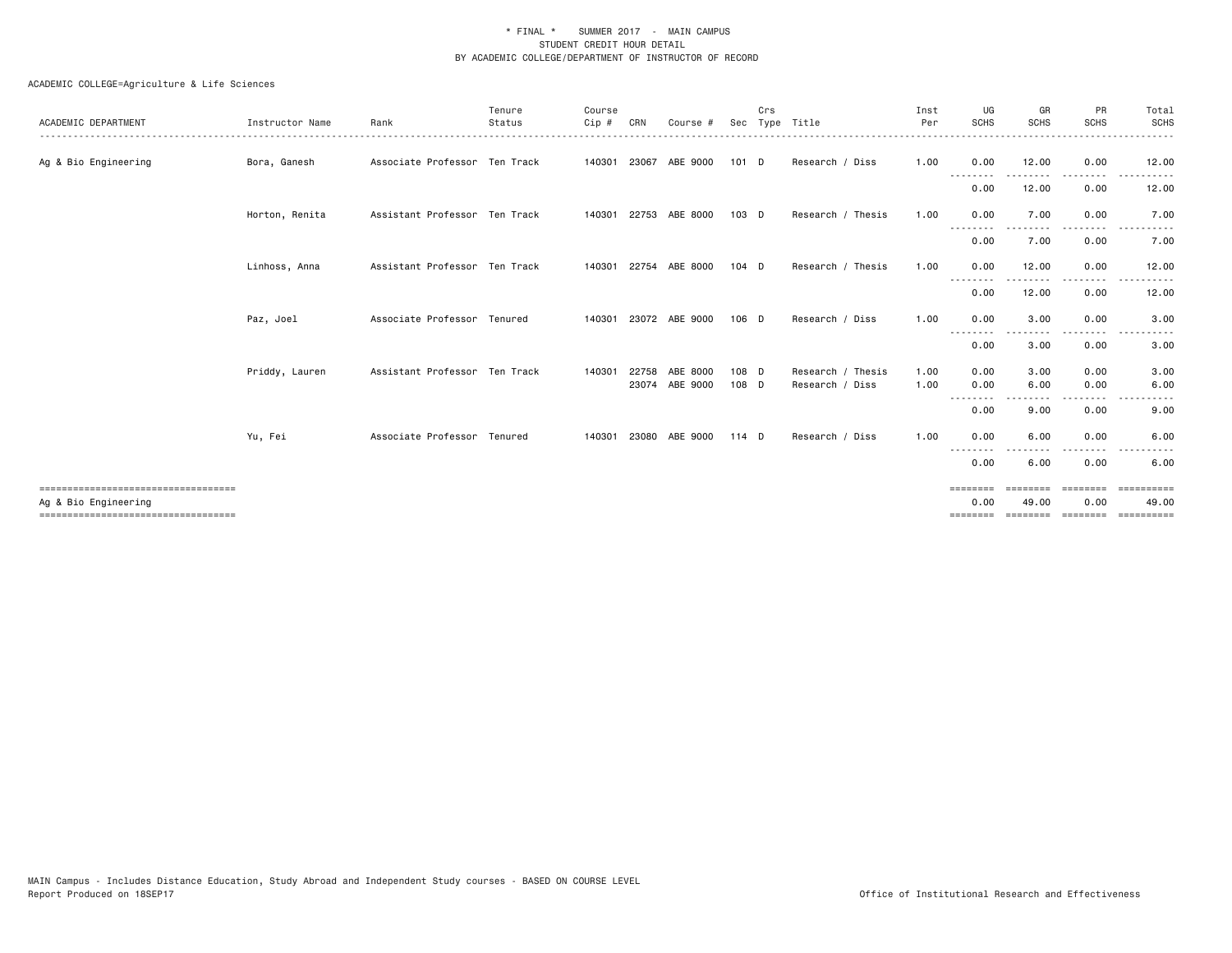\* FINAL \* SUMMER 2017 - MAIN CAMPUS
STUDENT CREDIT HOUR DETAIL
BY ACADEMIC COLLEGE/DEPARTMENT OF INSTRUCTOR OF RECORD

ACADEMIC COLLEGE=Agriculture & Life Sciences

| ACADEMIC DEPARTMENT | Instructor Name | Rank | Tenure Status | Course Cip # | CRN | Course # | Sec | Crs Type | Title | Inst Per | UG SCHS | GR SCHS | PR SCHS | Total SCHS |
|---|---|---|---|---|---|---|---|---|---|---|---|---|---|---|
| Ag & Bio Engineering | Bora, Ganesh | Associate Professor | Ten Track | 140301 | 23067 | ABE 9000 | 101 | D | Research / Diss | 1.00 | 0.00 | 12.00 | 0.00 | 12.00 |
| | | | | | | | | | | | 0.00 | 12.00 | 0.00 | 12.00 |
| | Horton, Renita | Assistant Professor | Ten Track | 140301 | 22753 | ABE 8000 | 103 | D | Research / Thesis | 1.00 | 0.00 | 7.00 | 0.00 | 7.00 |
| | | | | | | | | | | | 0.00 | 7.00 | 0.00 | 7.00 |
| | Linhoss, Anna | Assistant Professor | Ten Track | 140301 | 22754 | ABE 8000 | 104 | D | Research / Thesis | 1.00 | 0.00 | 12.00 | 0.00 | 12.00 |
| | | | | | | | | | | | 0.00 | 12.00 | 0.00 | 12.00 |
| | Paz, Joel | Associate Professor | Tenured | 140301 | 23072 | ABE 9000 | 106 | D | Research / Diss | 1.00 | 0.00 | 3.00 | 0.00 | 3.00 |
| | | | | | | | | | | | 0.00 | 3.00 | 0.00 | 3.00 |
| | Priddy, Lauren | Assistant Professor | Ten Track | 140301 | 22758 | ABE 8000 | 108 | D | Research / Thesis | 1.00 | 0.00 | 3.00 | 0.00 | 3.00 |
| | | | | | 23074 | ABE 9000 | 108 | D | Research / Diss | 1.00 | 0.00 | 6.00 | 0.00 | 6.00 |
| | | | | | | | | | | | 0.00 | 9.00 | 0.00 | 9.00 |
| | Yu, Fei | Associate Professor | Tenured | 140301 | 23080 | ABE 9000 | 114 | D | Research / Diss | 1.00 | 0.00 | 6.00 | 0.00 | 6.00 |
| | | | | | | | | | | | 0.00 | 6.00 | 0.00 | 6.00 |
| Ag & Bio Engineering | | | | | | | | | | | 0.00 | 49.00 | 0.00 | 49.00 |

MAIN Campus - Includes Distance Education, Study Abroad and Independent Study courses - BASED ON COURSE LEVEL
Report Produced on 18SEP17

Office of Institutional Research and Effectiveness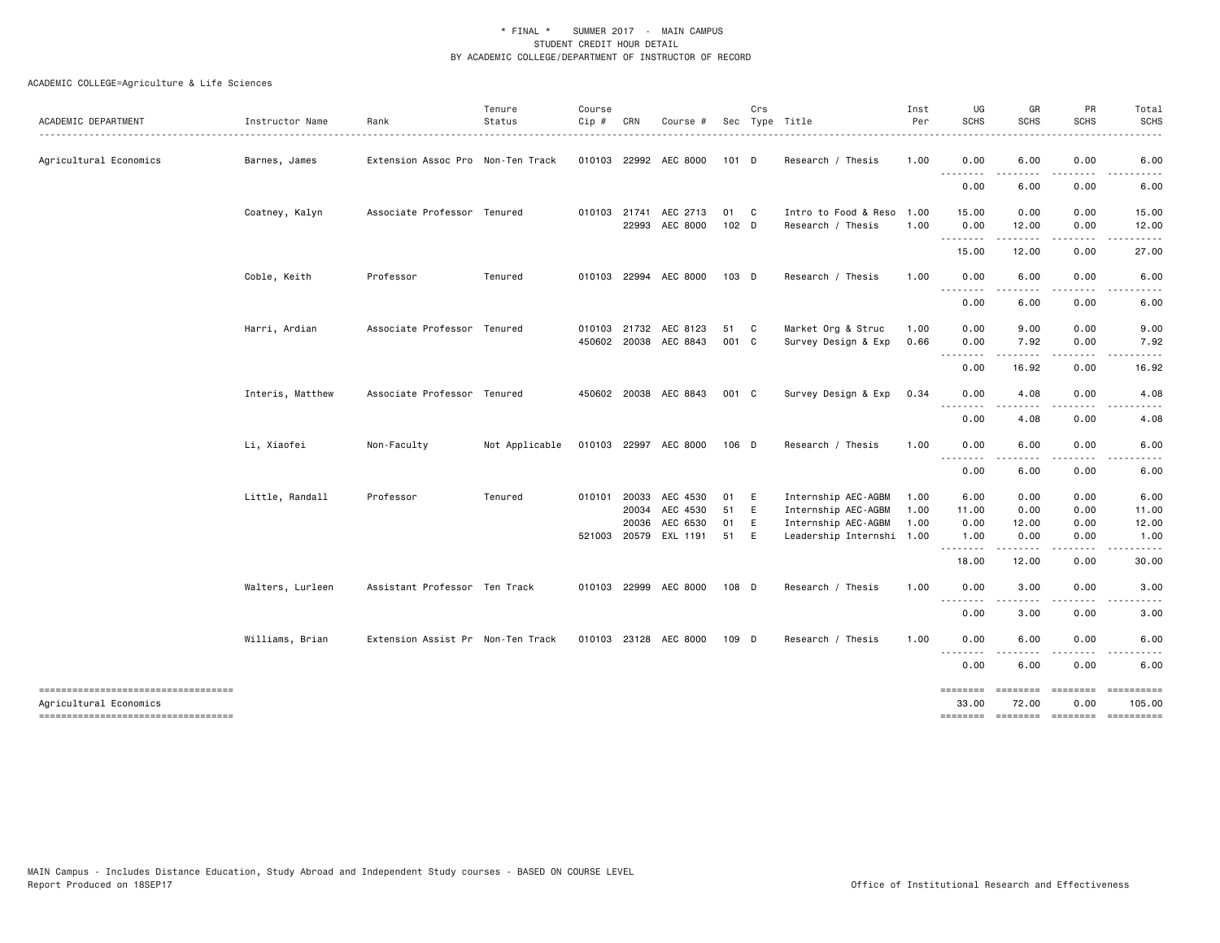\* FINAL \*   SUMMER 2017 - MAIN CAMPUS
STUDENT CREDIT HOUR DETAIL
BY ACADEMIC COLLEGE/DEPARTMENT OF INSTRUCTOR OF RECORD

ACADEMIC COLLEGE=Agriculture & Life Sciences

| ACADEMIC DEPARTMENT | Instructor Name | Rank | Tenure Status | Course Cip # | CRN | Course # | Sec | Crs Type | Title | Inst Per | UG SCHS | GR SCHS | PR SCHS | Total SCHS |
|---|---|---|---|---|---|---|---|---|---|---|---|---|---|---|
| Agricultural Economics | Barnes, James | Extension Assoc Pro | Non-Ten Track | 010103 | 22992 | AEC 8000 | 101 | D | Research / Thesis | 1.00 | 0.00 | 6.00 | 0.00 | 6.00 |
| | | | | | | | | | | | 0.00 | 6.00 | 0.00 | 6.00 |
| | Coatney, Kalyn | Associate Professor | Tenured | 010103 | 21741 | AEC 2713 | 01 | C | Intro to Food & Reso | 1.00 | 15.00 | 0.00 | 0.00 | 15.00 |
| | | | | | 22993 | AEC 8000 | 102 | D | Research / Thesis | 1.00 | 0.00 | 12.00 | 0.00 | 12.00 |
| | | | | | | | | | | | 15.00 | 12.00 | 0.00 | 27.00 |
| | Coble, Keith | Professor | Tenured | 010103 | 22994 | AEC 8000 | 103 | D | Research / Thesis | 1.00 | 0.00 | 6.00 | 0.00 | 6.00 |
| | | | | | | | | | | | 0.00 | 6.00 | 0.00 | 6.00 |
| | Harri, Ardian | Associate Professor | Tenured | 010103 | 21732 | AEC 8123 | 51 | C | Market Org & Struc | 1.00 | 0.00 | 9.00 | 0.00 | 9.00 |
| | | | | 450602 | 20038 | AEC 8843 | 001 | C | Survey Design & Exp | 0.66 | 0.00 | 7.92 | 0.00 | 7.92 |
| | | | | | | | | | | | 0.00 | 16.92 | 0.00 | 16.92 |
| | Interis, Matthew | Associate Professor | Tenured | 450602 | 20038 | AEC 8843 | 001 | C | Survey Design & Exp | 0.34 | 0.00 | 4.08 | 0.00 | 4.08 |
| | | | | | | | | | | | 0.00 | 4.08 | 0.00 | 4.08 |
| | Li, Xiaofei | Non-Faculty | Not Applicable | 010103 | 22997 | AEC 8000 | 106 | D | Research / Thesis | 1.00 | 0.00 | 6.00 | 0.00 | 6.00 |
| | | | | | | | | | | | 0.00 | 6.00 | 0.00 | 6.00 |
| | Little, Randall | Professor | Tenured | 010101 | 20033 | AEC 4530 | 01 | E | Internship AEC-AGBM | 1.00 | 6.00 | 0.00 | 0.00 | 6.00 |
| | | | | | 20034 | AEC 4530 | 51 | E | Internship AEC-AGBM | 1.00 | 11.00 | 0.00 | 0.00 | 11.00 |
| | | | | | 20036 | AEC 6530 | 01 | E | Internship AEC-AGBM | 1.00 | 0.00 | 12.00 | 0.00 | 12.00 |
| | | | | 521003 | 20579 | EXL 1191 | 51 | E | Leadership Internshi | 1.00 | 1.00 | 0.00 | 0.00 | 1.00 |
| | | | | | | | | | | | 18.00 | 12.00 | 0.00 | 30.00 |
| | Walters, Lurleen | Assistant Professor | Ten Track | 010103 | 22999 | AEC 8000 | 108 | D | Research / Thesis | 1.00 | 0.00 | 3.00 | 0.00 | 3.00 |
| | | | | | | | | | | | 0.00 | 3.00 | 0.00 | 3.00 |
| | Williams, Brian | Extension Assist Pr | Non-Ten Track | 010103 | 23128 | AEC 8000 | 109 | D | Research / Thesis | 1.00 | 0.00 | 6.00 | 0.00 | 6.00 |
| | | | | | | | | | | | 0.00 | 6.00 | 0.00 | 6.00 |
| Agricultural Economics | | | | | | | | | | | 33.00 | 72.00 | 0.00 | 105.00 |

MAIN Campus - Includes Distance Education, Study Abroad and Independent Study courses - BASED ON COURSE LEVEL
Report Produced on 18SEP17

Office of Institutional Research and Effectiveness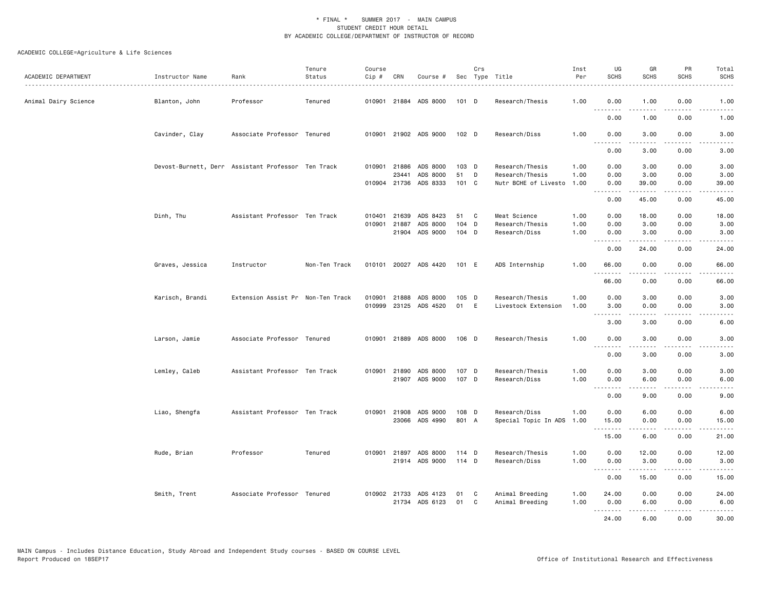\* FINAL \* SUMMER 2017 - MAIN CAMPUS
STUDENT CREDIT HOUR DETAIL
BY ACADEMIC COLLEGE/DEPARTMENT OF INSTRUCTOR OF RECORD

ACADEMIC COLLEGE=Agriculture & Life Sciences

| ACADEMIC DEPARTMENT | Instructor Name | Rank | Tenure Status | Course Cip # | CRN | Course # | Sec | Crs Type | Title | Inst Per | UG SCHS | GR SCHS | PR SCHS | Total SCHS |
|---|---|---|---|---|---|---|---|---|---|---|---|---|---|---|
| Animal Dairy Science | Blanton, John | Professor | Tenured | 010901 | 21884 | ADS 8000 | 101 | D | Research/Thesis | 1.00 | 0.00 | 1.00 | 0.00 | 1.00 |
| | | | | | | | | | | | 0.00 | 1.00 | 0.00 | 1.00 |
| | Cavinder, Clay | Associate Professor | Tenured | 010901 | 21902 | ADS 9000 | 102 | D | Research/Diss | 1.00 | 0.00 | 3.00 | 0.00 | 3.00 |
| | | | | | | | | | | | 0.00 | 3.00 | 0.00 | 3.00 |
| | Devost-Burnett, Derr | Assistant Professor | Ten Track | 010901 | 21886 | ADS 8000 | 103 | D | Research/Thesis | 1.00 | 0.00 | 3.00 | 0.00 | 3.00 |
| | | | | | 23441 | ADS 8000 | 51 | D | Research/Thesis | 1.00 | 0.00 | 3.00 | 0.00 | 3.00 |
| | | | | 010904 | 21736 | ADS 8333 | 101 | C | Nutr BCHE of Livesto | 1.00 | 0.00 | 39.00 | 0.00 | 39.00 |
| | | | | | | | | | | | 0.00 | 45.00 | 0.00 | 45.00 |
| | Dinh, Thu | Assistant Professor | Ten Track | 010401 | 21639 | ADS 8423 | 51 | C | Meat Science | 1.00 | 0.00 | 18.00 | 0.00 | 18.00 |
| | | | | 010901 | 21887 | ADS 8000 | 104 | D | Research/Thesis | 1.00 | 0.00 | 3.00 | 0.00 | 3.00 |
| | | | | | 21904 | ADS 9000 | 104 | D | Research/Diss | 1.00 | 0.00 | 3.00 | 0.00 | 3.00 |
| | | | | | | | | | | | 0.00 | 24.00 | 0.00 | 24.00 |
| | Graves, Jessica | Instructor | Non-Ten Track | 010101 | 20027 | ADS 4420 | 101 | E | ADS Internship | 1.00 | 66.00 | 0.00 | 0.00 | 66.00 |
| | | | | | | | | | | | 66.00 | 0.00 | 0.00 | 66.00 |
| | Karisch, Brandi | Extension Assist Pr | Non-Ten Track | 010901 | 21888 | ADS 8000 | 105 | D | Research/Thesis | 1.00 | 0.00 | 3.00 | 0.00 | 3.00 |
| | | | | 010999 | 23125 | ADS 4520 | 01 | E | Livestock Extension | 1.00 | 3.00 | 0.00 | 0.00 | 3.00 |
| | | | | | | | | | | | 3.00 | 3.00 | 0.00 | 6.00 |
| | Larson, Jamie | Associate Professor | Tenured | 010901 | 21889 | ADS 8000 | 106 | D | Research/Thesis | 1.00 | 0.00 | 3.00 | 0.00 | 3.00 |
| | | | | | | | | | | | 0.00 | 3.00 | 0.00 | 3.00 |
| | Lemley, Caleb | Assistant Professor | Ten Track | 010901 | 21890 | ADS 8000 | 107 | D | Research/Thesis | 1.00 | 0.00 | 3.00 | 0.00 | 3.00 |
| | | | | | 21907 | ADS 9000 | 107 | D | Research/Diss | 1.00 | 0.00 | 6.00 | 0.00 | 6.00 |
| | | | | | | | | | | | 0.00 | 9.00 | 0.00 | 9.00 |
| | Liao, Shengfa | Assistant Professor | Ten Track | 010901 | 21908 | ADS 9000 | 108 | D | Research/Diss | 1.00 | 0.00 | 6.00 | 0.00 | 6.00 |
| | | | | | 23066 | ADS 4990 | 801 | A | Special Topic In ADS | 1.00 | 15.00 | 0.00 | 0.00 | 15.00 |
| | | | | | | | | | | | 15.00 | 6.00 | 0.00 | 21.00 |
| | Rude, Brian | Professor | Tenured | 010901 | 21897 | ADS 8000 | 114 | D | Research/Thesis | 1.00 | 0.00 | 12.00 | 0.00 | 12.00 |
| | | | | | 21914 | ADS 9000 | 114 | D | Research/Diss | 1.00 | 0.00 | 3.00 | 0.00 | 3.00 |
| | | | | | | | | | | | 0.00 | 15.00 | 0.00 | 15.00 |
| | Smith, Trent | Associate Professor | Tenured | 010902 | 21733 | ADS 4123 | 01 | C | Animal Breeding | 1.00 | 24.00 | 0.00 | 0.00 | 24.00 |
| | | | | | 21734 | ADS 6123 | 01 | C | Animal Breeding | 1.00 | 0.00 | 6.00 | 0.00 | 6.00 |
| | | | | | | | | | | | 24.00 | 6.00 | 0.00 | 30.00 |

MAIN Campus - Includes Distance Education, Study Abroad and Independent Study courses - BASED ON COURSE LEVEL
Report Produced on 18SEP17 Office of Institutional Research and Effectiveness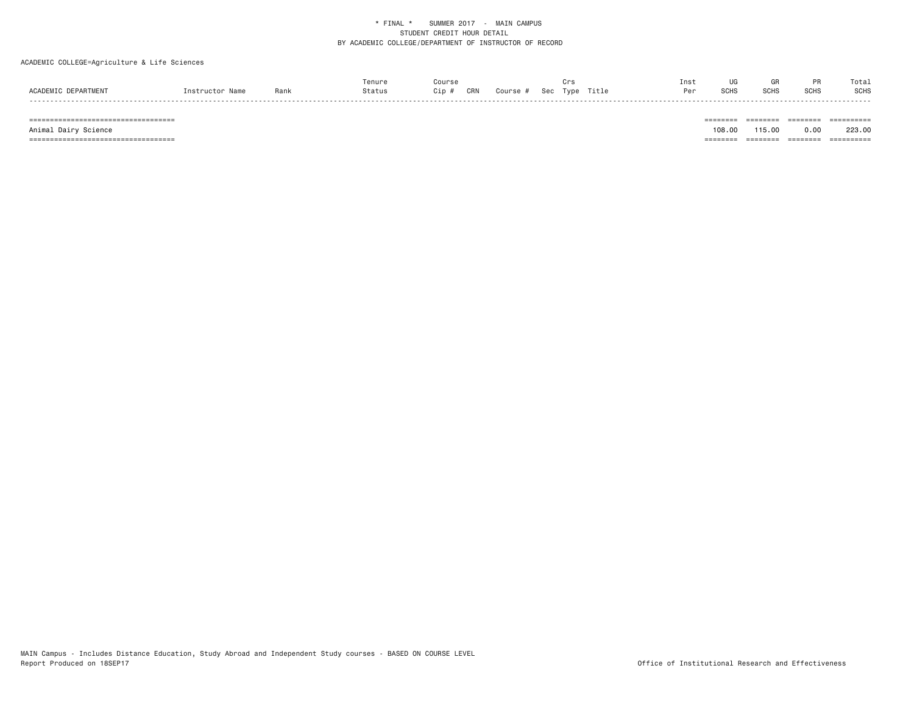\* FINAL \*    SUMMER 2017  -  MAIN CAMPUS
STUDENT CREDIT HOUR DETAIL
BY ACADEMIC COLLEGE/DEPARTMENT OF INSTRUCTOR OF RECORD

ACADEMIC COLLEGE=Agriculture & Life Sciences

| ACADEMIC DEPARTMENT | Instructor Name | Rank | Tenure Status | Course Cip # | CRN | Course # | Sec | Crs Type | Title | Inst Per | UG SCHS | GR SCHS | PR SCHS | Total SCHS |
|---|---|---|---|---|---|---|---|---|---|---|---|---|---|---|
| Animal Dairy Science | | | | | | | | | | | 108.00 | 115.00 | 0.00 | 223.00 |

MAIN Campus - Includes Distance Education, Study Abroad and Independent Study courses - BASED ON COURSE LEVEL
Report Produced on 18SEP17

Office of Institutional Research and Effectiveness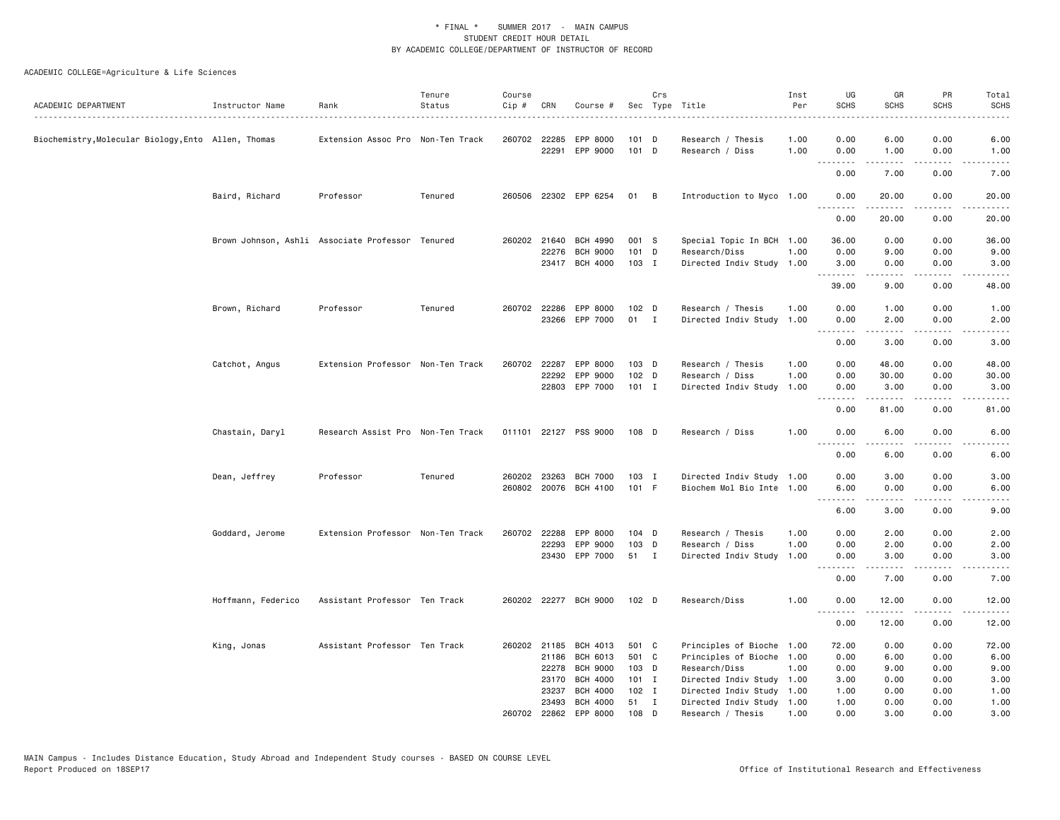\* FINAL \* SUMMER 2017 - MAIN CAMPUS
STUDENT CREDIT HOUR DETAIL
BY ACADEMIC COLLEGE/DEPARTMENT OF INSTRUCTOR OF RECORD

ACADEMIC COLLEGE=Agriculture & Life Sciences

| ACADEMIC DEPARTMENT | Instructor Name | Rank | Tenure Status | Course Cip # | CRN | Course # | Sec | Crs Type | Title | Inst Per | UG SCHS | GR SCHS | PR SCHS | Total SCHS |
|---|---|---|---|---|---|---|---|---|---|---|---|---|---|---|
| Biochemistry,Molecular Biology,Ento | Allen, Thomas | Extension Assoc Pro | Non-Ten Track | 260702 | 22285 | EPP 8000 | 101 | D | Research / Thesis | 1.00 | 0.00 | 6.00 | 0.00 | 6.00 |
| | | | | | 22291 | EPP 9000 | 101 | D | Research / Diss | 1.00 | 0.00 | 1.00 | 0.00 | 1.00 |
| | | | | | | | | | | | 0.00 | 7.00 | 0.00 | 7.00 |
| | Baird, Richard | Professor | Tenured | 260506 | 22302 | EPP 6254 | 01 | B | Introduction to Myco | 1.00 | 0.00 | 20.00 | 0.00 | 20.00 |
| | | | | | | | | | | | 0.00 | 20.00 | 0.00 | 20.00 |
| | Brown Johnson, Ashli | Associate Professor | Tenured | 260202 | 21640 | BCH 4990 | 001 | S | Special Topic In BCH | 1.00 | 36.00 | 0.00 | 0.00 | 36.00 |
| | | | | | 22276 | BCH 9000 | 101 | D | Research/Diss | 1.00 | 0.00 | 9.00 | 0.00 | 9.00 |
| | | | | | 23417 | BCH 4000 | 103 | I | Directed Indiv Study | 1.00 | 3.00 | 0.00 | 0.00 | 3.00 |
| | | | | | | | | | | | 39.00 | 9.00 | 0.00 | 48.00 |
| | Brown, Richard | Professor | Tenured | 260702 | 22286 | EPP 8000 | 102 | D | Research / Thesis | 1.00 | 0.00 | 1.00 | 0.00 | 1.00 |
| | | | | | 23266 | EPP 7000 | 01 | I | Directed Indiv Study | 1.00 | 0.00 | 2.00 | 0.00 | 2.00 |
| | | | | | | | | | | | 0.00 | 3.00 | 0.00 | 3.00 |
| | Catchot, Angus | Extension Professor | Non-Ten Track | 260702 | 22287 | EPP 8000 | 103 | D | Research / Thesis | 1.00 | 0.00 | 48.00 | 0.00 | 48.00 |
| | | | | | 22292 | EPP 9000 | 102 | D | Research / Diss | 1.00 | 0.00 | 30.00 | 0.00 | 30.00 |
| | | | | | 22803 | EPP 7000 | 101 | I | Directed Indiv Study | 1.00 | 0.00 | 3.00 | 0.00 | 3.00 |
| | | | | | | | | | | | 0.00 | 81.00 | 0.00 | 81.00 |
| | Chastain, Daryl | Research Assist Pro | Non-Ten Track | 011101 | 22127 | PSS 9000 | 108 | D | Research / Diss | 1.00 | 0.00 | 6.00 | 0.00 | 6.00 |
| | | | | | | | | | | | 0.00 | 6.00 | 0.00 | 6.00 |
| | Dean, Jeffrey | Professor | Tenured | 260202 | 23263 | BCH 7000 | 103 | I | Directed Indiv Study | 1.00 | 0.00 | 3.00 | 0.00 | 3.00 |
| | | | | 260802 | 20076 | BCH 4100 | 101 | F | Biochem Mol Bio Inte | 1.00 | 6.00 | 0.00 | 0.00 | 6.00 |
| | | | | | | | | | | | 6.00 | 3.00 | 0.00 | 9.00 |
| | Goddard, Jerome | Extension Professor | Non-Ten Track | 260702 | 22288 | EPP 8000 | 104 | D | Research / Thesis | 1.00 | 0.00 | 2.00 | 0.00 | 2.00 |
| | | | | | 22293 | EPP 9000 | 103 | D | Research / Diss | 1.00 | 0.00 | 2.00 | 0.00 | 2.00 |
| | | | | | 23430 | EPP 7000 | 51 | I | Directed Indiv Study | 1.00 | 0.00 | 3.00 | 0.00 | 3.00 |
| | | | | | | | | | | | 0.00 | 7.00 | 0.00 | 7.00 |
| | Hoffmann, Federico | Assistant Professor | Ten Track | 260202 | 22277 | BCH 9000 | 102 | D | Research/Diss | 1.00 | 0.00 | 12.00 | 0.00 | 12.00 |
| | | | | | | | | | | | 0.00 | 12.00 | 0.00 | 12.00 |
| | King, Jonas | Assistant Professor | Ten Track | 260202 | 21185 | BCH 4013 | 501 | C | Principles of Bioche | 1.00 | 72.00 | 0.00 | 0.00 | 72.00 |
| | | | | | 21186 | BCH 6013 | 501 | C | Principles of Bioche | 1.00 | 0.00 | 6.00 | 0.00 | 6.00 |
| | | | | | 22278 | BCH 9000 | 103 | D | Research/Diss | 1.00 | 0.00 | 9.00 | 0.00 | 9.00 |
| | | | | | 23170 | BCH 4000 | 101 | I | Directed Indiv Study | 1.00 | 3.00 | 0.00 | 0.00 | 3.00 |
| | | | | | 23237 | BCH 4000 | 102 | I | Directed Indiv Study | 1.00 | 1.00 | 0.00 | 0.00 | 1.00 |
| | | | | | 23493 | BCH 4000 | 51 | I | Directed Indiv Study | 1.00 | 1.00 | 0.00 | 0.00 | 1.00 |
| | | | | 260702 | 22862 | EPP 8000 | 108 | D | Research / Thesis | 1.00 | 0.00 | 3.00 | 0.00 | 3.00 |

MAIN Campus - Includes Distance Education, Study Abroad and Independent Study courses - BASED ON COURSE LEVEL
Report Produced on 18SEP17

Office of Institutional Research and Effectiveness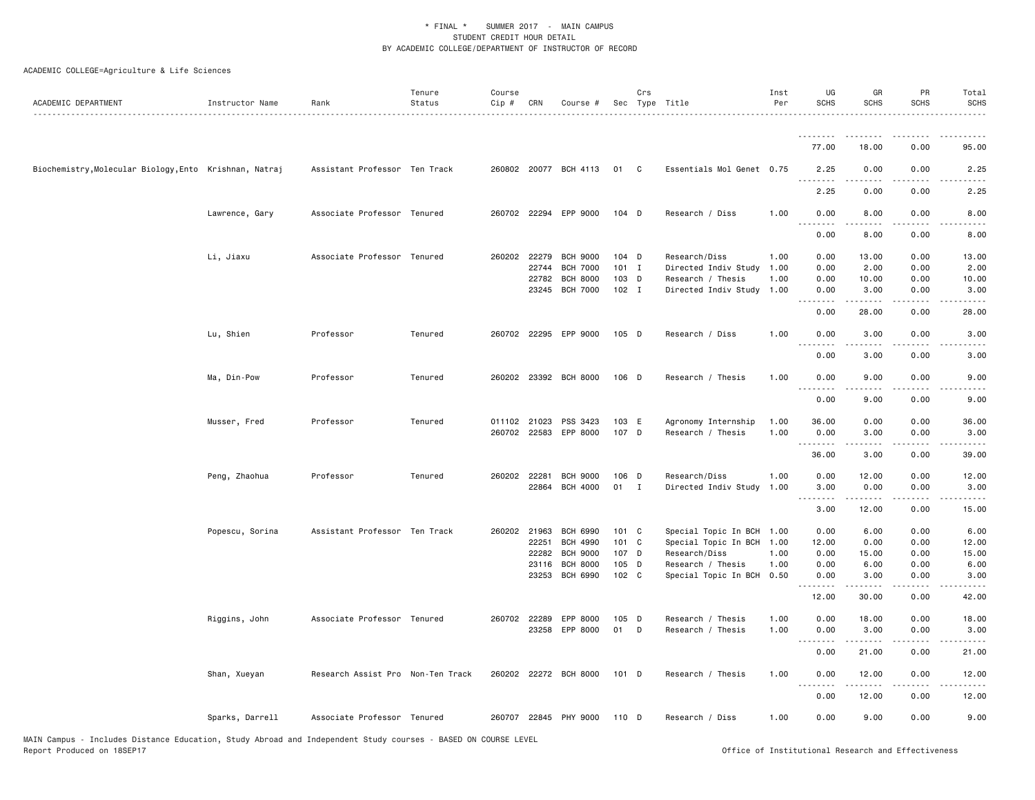* FINAL * SUMMER 2017 - MAIN CAMPUS
STUDENT CREDIT HOUR DETAIL
BY ACADEMIC COLLEGE/DEPARTMENT OF INSTRUCTOR OF RECORD

ACADEMIC COLLEGE=Agriculture & Life Sciences

| ACADEMIC DEPARTMENT | Instructor Name | Rank | Tenure Status | Course Cip # | CRN | Course # | Sec | Crs Type | Title | Inst Per | UG SCHS | GR SCHS | PR SCHS | Total SCHS |
|---|---|---|---|---|---|---|---|---|---|---|---|---|---|---|
| | | | | | | | | | | | 77.00 | 18.00 | 0.00 | 95.00 |
| Biochemistry,Molecular Biology,Ento | Krishnan, Natraj | Assistant Professor | Ten Track | 260802 | 20077 | BCH 4113 | 01 | C | Essentials Mol Genet | 0.75 | 2.25 | 0.00 | 0.00 | 2.25 |
| | | | | | | | | | | | 2.25 | 0.00 | 0.00 | 2.25 |
| | Lawrence, Gary | Associate Professor | Tenured | 260702 | 22294 | EPP 9000 | 104 | D | Research / Diss | 1.00 | 0.00 | 8.00 | 0.00 | 8.00 |
| | | | | | | | | | | | 0.00 | 8.00 | 0.00 | 8.00 |
| | Li, Jiaxu | Associate Professor | Tenured | 260202 | 22279 | BCH 9000 | 104 | D | Research/Diss | 1.00 | 0.00 | 13.00 | 0.00 | 13.00 |
| | | | | | 22744 | BCH 7000 | 101 | I | Directed Indiv Study | 1.00 | 0.00 | 2.00 | 0.00 | 2.00 |
| | | | | | 22782 | BCH 8000 | 103 | D | Research / Thesis | 1.00 | 0.00 | 10.00 | 0.00 | 10.00 |
| | | | | | 23245 | BCH 7000 | 102 | I | Directed Indiv Study | 1.00 | 0.00 | 3.00 | 0.00 | 3.00 |
| | | | | | | | | | | | 0.00 | 28.00 | 0.00 | 28.00 |
| | Lu, Shien | Professor | Tenured | 260702 | 22295 | EPP 9000 | 105 | D | Research / Diss | 1.00 | 0.00 | 3.00 | 0.00 | 3.00 |
| | | | | | | | | | | | 0.00 | 3.00 | 0.00 | 3.00 |
| | Ma, Din-Pow | Professor | Tenured | 260202 | 23392 | BCH 8000 | 106 | D | Research / Thesis | 1.00 | 0.00 | 9.00 | 0.00 | 9.00 |
| | | | | | | | | | | | 0.00 | 9.00 | 0.00 | 9.00 |
| | Musser, Fred | Professor | Tenured | 011102 | 21023 | PSS 3423 | 103 | E | Agronomy Internship | 1.00 | 36.00 | 0.00 | 0.00 | 36.00 |
| | | | | 260702 | 22583 | EPP 8000 | 107 | D | Research / Thesis | 1.00 | 0.00 | 3.00 | 0.00 | 3.00 |
| | | | | | | | | | | | 36.00 | 3.00 | 0.00 | 39.00 |
| | Peng, Zhaohua | Professor | Tenured | 260202 | 22281 | BCH 9000 | 106 | D | Research/Diss | 1.00 | 0.00 | 12.00 | 0.00 | 12.00 |
| | | | | | 22864 | BCH 4000 | 01 | I | Directed Indiv Study | 1.00 | 3.00 | 0.00 | 0.00 | 3.00 |
| | | | | | | | | | | | 3.00 | 12.00 | 0.00 | 15.00 |
| | Popescu, Sorina | Assistant Professor | Ten Track | 260202 | 21963 | BCH 6990 | 101 | C | Special Topic In BCH | 1.00 | 0.00 | 6.00 | 0.00 | 6.00 |
| | | | | | 22251 | BCH 4990 | 101 | C | Special Topic In BCH | 1.00 | 12.00 | 0.00 | 0.00 | 12.00 |
| | | | | | 22282 | BCH 9000 | 107 | D | Research/Diss | 1.00 | 0.00 | 15.00 | 0.00 | 15.00 |
| | | | | | 23116 | BCH 8000 | 105 | D | Research / Thesis | 1.00 | 0.00 | 6.00 | 0.00 | 6.00 |
| | | | | | 23253 | BCH 6990 | 102 | C | Special Topic In BCH | 0.50 | 0.00 | 3.00 | 0.00 | 3.00 |
| | | | | | | | | | | | 12.00 | 30.00 | 0.00 | 42.00 |
| | Riggins, John | Associate Professor | Tenured | 260702 | 22289 | EPP 8000 | 105 | D | Research / Thesis | 1.00 | 0.00 | 18.00 | 0.00 | 18.00 |
| | | | | | 23258 | EPP 8000 | 01 | D | Research / Thesis | 1.00 | 0.00 | 3.00 | 0.00 | 3.00 |
| | | | | | | | | | | | 0.00 | 21.00 | 0.00 | 21.00 |
| | Shan, Xueyan | Research Assist Pro | Non-Ten Track | 260202 | 22272 | BCH 8000 | 101 | D | Research / Thesis | 1.00 | 0.00 | 12.00 | 0.00 | 12.00 |
| | | | | | | | | | | | 0.00 | 12.00 | 0.00 | 12.00 |
| | Sparks, Darrell | Associate Professor | Tenured | 260707 | 22845 | PHY 9000 | 110 | D | Research / Diss | 1.00 | 0.00 | 9.00 | 0.00 | 9.00 |

MAIN Campus - Includes Distance Education, Study Abroad and Independent Study courses - BASED ON COURSE LEVEL
Report Produced on 18SEP17
Office of Institutional Research and Effectiveness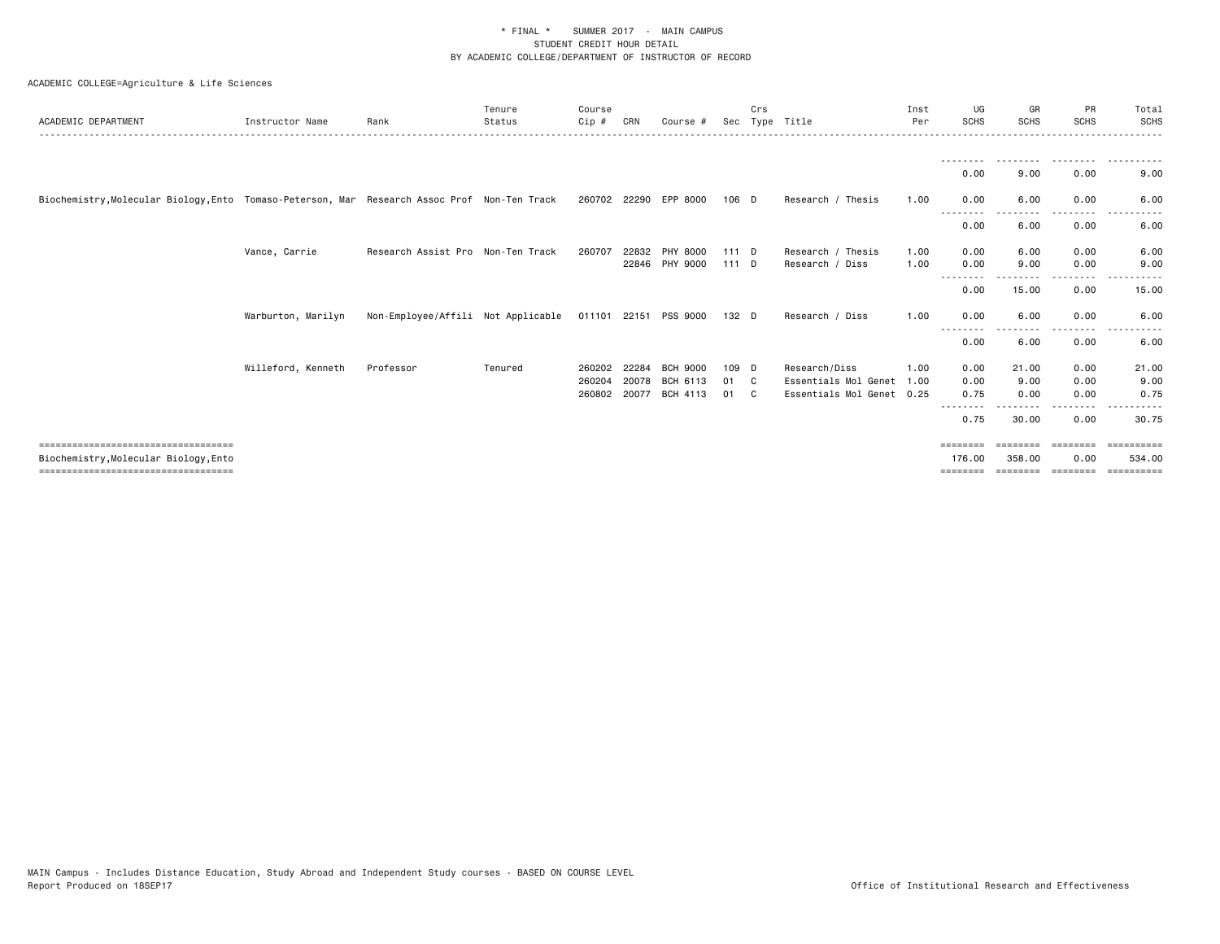\* FINAL \* SUMMER 2017 - MAIN CAMPUS
STUDENT CREDIT HOUR DETAIL
BY ACADEMIC COLLEGE/DEPARTMENT OF INSTRUCTOR OF RECORD

ACADEMIC COLLEGE=Agriculture & Life Sciences

| ACADEMIC DEPARTMENT | Instructor Name | Rank | Tenure Status | Course Cip # | CRN | Course # | Sec | Crs Type | Title | Inst Per | UG SCHS | GR SCHS | PR SCHS | Total SCHS |
|---|---|---|---|---|---|---|---|---|---|---|---|---|---|---|
| | | | | | | | | | | | 0.00 | 9.00 | 0.00 | 9.00 |
| Biochemistry,Molecular Biology,Ento | Tomaso-Peterson, Mar | Research Assoc Prof | Non-Ten Track | 260702 | 22290 | EPP 8000 | 106 | D | Research / Thesis | 1.00 | 0.00 | 6.00 | 0.00 | 6.00 |
| | | | | | | | | | | | 0.00 | 6.00 | 0.00 | 6.00 |
| | Vance, Carrie | Research Assist Pro | Non-Ten Track | 260707 | 22832 | PHY 8000 | 111 | D | Research / Thesis | 1.00 | 0.00 | 6.00 | 0.00 | 6.00 |
| | | | | | 22846 | PHY 9000 | 111 | D | Research / Diss | 1.00 | 0.00 | 9.00 | 0.00 | 9.00 |
| | | | | | | | | | | | 0.00 | 15.00 | 0.00 | 15.00 |
| | Warburton, Marilyn | Non-Employee/Affili | Not Applicable | 011101 | 22151 | PSS 9000 | 132 | D | Research / Diss | 1.00 | 0.00 | 6.00 | 0.00 | 6.00 |
| | | | | | | | | | | | 0.00 | 6.00 | 0.00 | 6.00 |
| | Willeford, Kenneth | Professor | Tenured | 260202 | 22284 | BCH 9000 | 109 | D | Research/Diss | 1.00 | 0.00 | 21.00 | 0.00 | 21.00 |
| | | | | 260204 | 20078 | BCH 6113 | 01 | C | Essentials Mol Genet | 1.00 | 0.00 | 9.00 | 0.00 | 9.00 |
| | | | | 260802 | 20077 | BCH 4113 | 01 | C | Essentials Mol Genet | 0.25 | 0.75 | 0.00 | 0.00 | 0.75 |
| | | | | | | | | | | | 0.75 | 30.00 | 0.00 | 30.75 |
| Biochemistry,Molecular Biology,Ento | | | | | | | | | | | 176.00 | 358.00 | 0.00 | 534.00 |

MAIN Campus - Includes Distance Education, Study Abroad and Independent Study courses - BASED ON COURSE LEVEL
Report Produced on 18SEP17 Office of Institutional Research and Effectiveness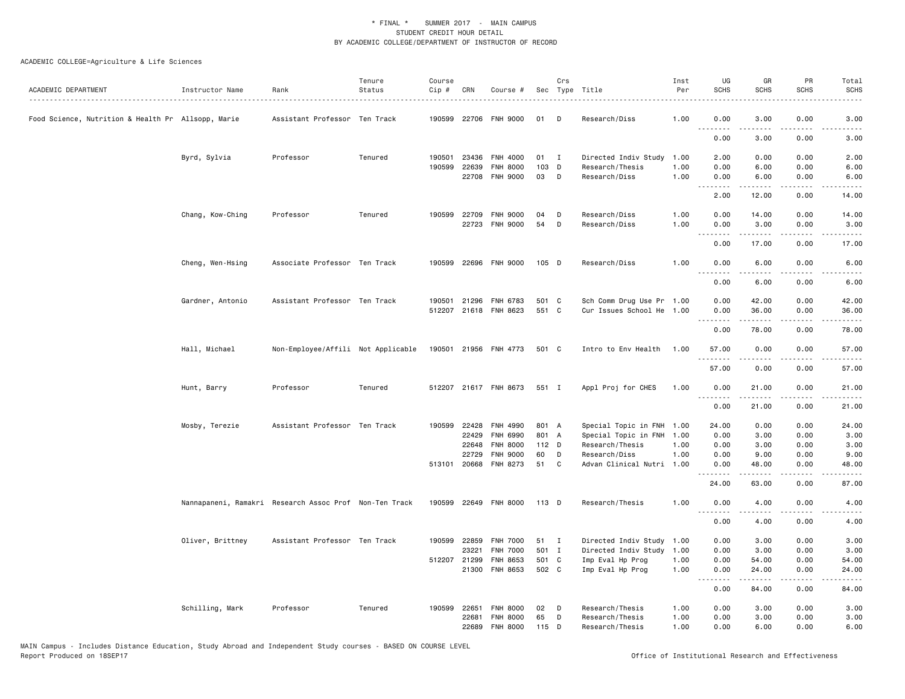\* FINAL \* SUMMER 2017 - MAIN CAMPUS
STUDENT CREDIT HOUR DETAIL
BY ACADEMIC COLLEGE/DEPARTMENT OF INSTRUCTOR OF RECORD

ACADEMIC COLLEGE=Agriculture & Life Sciences

| ACADEMIC DEPARTMENT | Instructor Name | Rank | Tenure Status | Course Cip # | CRN | Course # | Sec | Crs Type | Title | Inst Per | UG SCHS | GR SCHS | PR SCHS | Total SCHS |
|---|---|---|---|---|---|---|---|---|---|---|---|---|---|---|
| Food Science, Nutrition & Health Pr | Allsopp, Marie | Assistant Professor | Ten Track | 190599 | 22706 | FNH 9000 | 01 | D | Research/Diss | 1.00 | 0.00 | 3.00 | 0.00 | 3.00 |
| | | | | | | | | | | | 0.00 | 3.00 | 0.00 | 3.00 |
| | Byrd, Sylvia | Professor | Tenured | 190501 | 23436 | FNH 4000 | 01 | I | Directed Indiv Study | 1.00 | 2.00 | 0.00 | 0.00 | 2.00 |
| | | | | 190599 | 22639 | FNH 8000 | 103 | D | Research/Thesis | 1.00 | 0.00 | 6.00 | 0.00 | 6.00 |
| | | | | | 22708 | FNH 9000 | 03 | D | Research/Diss | 1.00 | 0.00 | 6.00 | 0.00 | 6.00 |
| | | | | | | | | | | | 2.00 | 12.00 | 0.00 | 14.00 |
| | Chang, Kow-Ching | Professor | Tenured | 190599 | 22709 | FNH 9000 | 04 | D | Research/Diss | 1.00 | 0.00 | 14.00 | 0.00 | 14.00 |
| | | | | | 22723 | FNH 9000 | 54 | D | Research/Diss | 1.00 | 0.00 | 3.00 | 0.00 | 3.00 |
| | | | | | | | | | | | 0.00 | 17.00 | 0.00 | 17.00 |
| | Cheng, Wen-Hsing | Associate Professor | Ten Track | 190599 | 22696 | FNH 9000 | 105 | D | Research/Diss | 1.00 | 0.00 | 6.00 | 0.00 | 6.00 |
| | | | | | | | | | | | 0.00 | 6.00 | 0.00 | 6.00 |
| | Gardner, Antonio | Assistant Professor | Ten Track | 190501 | 21296 | FNH 6783 | 501 | C | Sch Comm Drug Use Pr | 1.00 | 0.00 | 42.00 | 0.00 | 42.00 |
| | | | | 512207 | 21618 | FNH 8623 | 551 | C | Cur Issues School He | 1.00 | 0.00 | 36.00 | 0.00 | 36.00 |
| | | | | | | | | | | | 0.00 | 78.00 | 0.00 | 78.00 |
| | Hall, Michael | Non-Employee/Affili | Not Applicable | 190501 | 21956 | FNH 4773 | 501 | C | Intro to Env Health | 1.00 | 57.00 | 0.00 | 0.00 | 57.00 |
| | | | | | | | | | | | 57.00 | 0.00 | 0.00 | 57.00 |
| | Hunt, Barry | Professor | Tenured | 512207 | 21617 | FNH 8673 | 551 | I | Appl Proj for CHES | 1.00 | 0.00 | 21.00 | 0.00 | 21.00 |
| | | | | | | | | | | | 0.00 | 21.00 | 0.00 | 21.00 |
| | Mosby, Terezie | Assistant Professor | Ten Track | 190599 | 22428 | FNH 4990 | 801 | A | Special Topic in FNH | 1.00 | 24.00 | 0.00 | 0.00 | 24.00 |
| | | | | | 22429 | FNH 6990 | 801 | A | Special Topic in FNH | 1.00 | 0.00 | 3.00 | 0.00 | 3.00 |
| | | | | | 22648 | FNH 8000 | 112 | D | Research/Thesis | 1.00 | 0.00 | 3.00 | 0.00 | 3.00 |
| | | | | | 22729 | FNH 9000 | 60 | D | Research/Diss | 1.00 | 0.00 | 9.00 | 0.00 | 9.00 |
| | | | | 513101 | 20668 | FNH 8273 | 51 | C | Advan Clinical Nutri | 1.00 | 0.00 | 48.00 | 0.00 | 48.00 |
| | | | | | | | | | | | 24.00 | 63.00 | 0.00 | 87.00 |
| | Nannapaneni, Ramakri | Research Assoc Prof | Non-Ten Track | 190599 | 22649 | FNH 8000 | 113 | D | Research/Thesis | 1.00 | 0.00 | 4.00 | 0.00 | 4.00 |
| | | | | | | | | | | | 0.00 | 4.00 | 0.00 | 4.00 |
| | Oliver, Brittney | Assistant Professor | Ten Track | 190599 | 22859 | FNH 7000 | 51 | I | Directed Indiv Study | 1.00 | 0.00 | 3.00 | 0.00 | 3.00 |
| | | | | | 23221 | FNH 7000 | 501 | I | Directed Indiv Study | 1.00 | 0.00 | 3.00 | 0.00 | 3.00 |
| | | | | 512207 | 21299 | FNH 8653 | 501 | C | Imp Eval Hp Prog | 1.00 | 0.00 | 54.00 | 0.00 | 54.00 |
| | | | | | 21300 | FNH 8653 | 502 | C | Imp Eval Hp Prog | 1.00 | 0.00 | 24.00 | 0.00 | 24.00 |
| | | | | | | | | | | | 0.00 | 84.00 | 0.00 | 84.00 |
| | Schilling, Mark | Professor | Tenured | 190599 | 22651 | FNH 8000 | 02 | D | Research/Thesis | 1.00 | 0.00 | 3.00 | 0.00 | 3.00 |
| | | | | | 22681 | FNH 8000 | 65 | D | Research/Thesis | 1.00 | 0.00 | 3.00 | 0.00 | 3.00 |
| | | | | | 22689 | FNH 8000 | 115 | D | Research/Thesis | 1.00 | 0.00 | 6.00 | 0.00 | 6.00 |

MAIN Campus - Includes Distance Education, Study Abroad and Independent Study courses - BASED ON COURSE LEVEL
Report Produced on 18SEP17 Office of Institutional Research and Effectiveness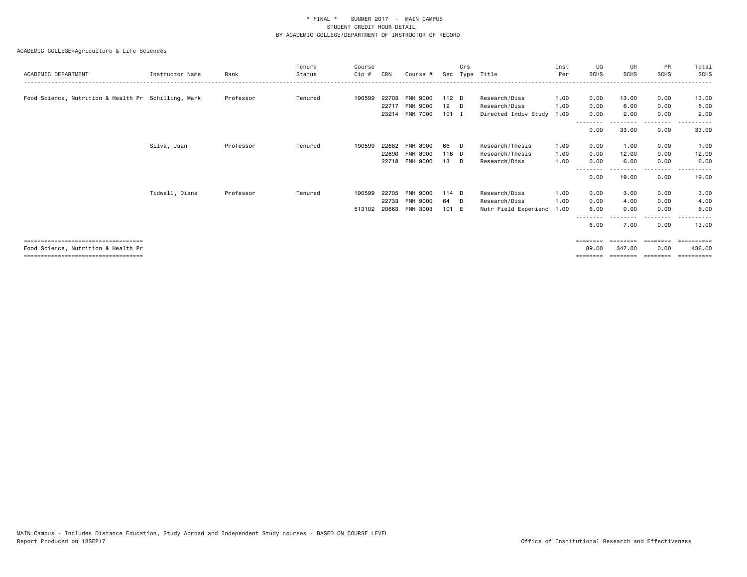\* FINAL \* SUMMER 2017 - MAIN CAMPUS
STUDENT CREDIT HOUR DETAIL
BY ACADEMIC COLLEGE/DEPARTMENT OF INSTRUCTOR OF RECORD

ACADEMIC COLLEGE=Agriculture & Life Sciences

| ACADEMIC DEPARTMENT | Instructor Name | Rank | Tenure Status | Course Cip # | CRN | Course # | Sec | Crs Type | Title | Inst Per | UG SCHS | GR SCHS | PR SCHS | Total SCHS |
|---|---|---|---|---|---|---|---|---|---|---|---|---|---|---|
| Food Science, Nutrition & Health Pr | Schilling, Mark | Professor | Tenured | 190599 | 22703 | FNH 9000 | 112 | D | Research/Diss | 1.00 | 0.00 | 13.00 | 0.00 | 13.00 |
| | | | | | 22717 | FNH 9000 | 12 | D | Research/Diss | 1.00 | 0.00 | 6.00 | 0.00 | 6.00 |
| | | | | | 23214 | FNH 7000 | 101 | I | Directed Indiv Study | 1.00 | 0.00 | 2.00 | 0.00 | 2.00 |
| | | | | | | | | | | | 0.00 | 33.00 | 0.00 | 33.00 |
| | Silva, Juan | Professor | Tenured | 190599 | 22682 | FNH 8000 | 66 | D | Research/Thesis | 1.00 | 0.00 | 1.00 | 0.00 | 1.00 |
| | | | | | 22690 | FNH 8000 | 116 | D | Research/Thesis | 1.00 | 0.00 | 12.00 | 0.00 | 12.00 |
| | | | | | 22718 | FNH 9000 | 13 | D | Research/Diss | 1.00 | 0.00 | 6.00 | 0.00 | 6.00 |
| | | | | | | | | | | | 0.00 | 19.00 | 0.00 | 19.00 |
| | Tidwell, Diane | Professor | Tenured | 190599 | 22705 | FNH 9000 | 114 | D | Research/Diss | 1.00 | 0.00 | 3.00 | 0.00 | 3.00 |
| | | | | | 22733 | FNH 9000 | 64 | D | Research/Diss | 1.00 | 0.00 | 4.00 | 0.00 | 4.00 |
| | | | | 513102 | 20663 | FNH 3003 | 101 | E | Nutr Field Experienc | 1.00 | 6.00 | 0.00 | 0.00 | 6.00 |
| | | | | | | | | | | | 6.00 | 7.00 | 0.00 | 13.00 |
| Food Science, Nutrition & Health Pr | | | | | | | | | | | 89.00 | 347.00 | 0.00 | 436.00 |

MAIN Campus - Includes Distance Education, Study Abroad and Independent Study courses - BASED ON COURSE LEVEL
Report Produced on 18SEP17

Office of Institutional Research and Effectiveness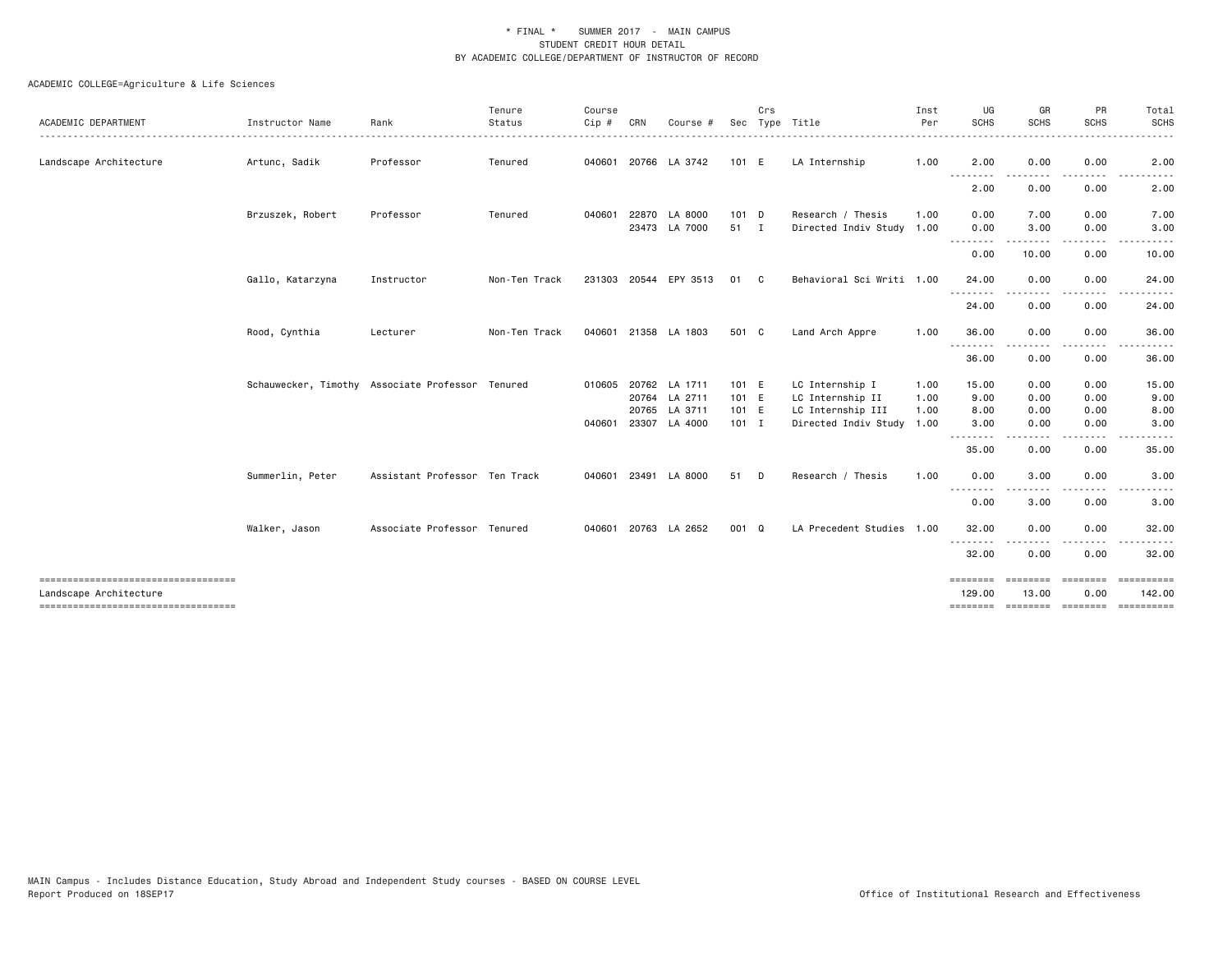\* FINAL \*   SUMMER 2017 - MAIN CAMPUS
STUDENT CREDIT HOUR DETAIL
BY ACADEMIC COLLEGE/DEPARTMENT OF INSTRUCTOR OF RECORD

ACADEMIC COLLEGE=Agriculture & Life Sciences

| ACADEMIC DEPARTMENT | Instructor Name | Rank | Tenure Status | Course Cip # | CRN | Course # | Sec | Crs Type | Title | Inst Per | UG SCHS | GR SCHS | PR SCHS | Total SCHS |
|---|---|---|---|---|---|---|---|---|---|---|---|---|---|---|
| Landscape Architecture | Artunc, Sadik | Professor | Tenured | 040601 | 20766 | LA 3742 | 101 | E | LA Internship | 1.00 | 2.00 | 0.00 | 0.00 | 2.00 |
| | | | | | | | | | | | 2.00 | 0.00 | 0.00 | 2.00 |
| | Brzuszek, Robert | Professor | Tenured | 040601 | 22870 | LA 8000 | 101 | D | Research / Thesis | 1.00 | 0.00 | 7.00 | 0.00 | 7.00 |
| | | | | | 23473 | LA 7000 | 51 | I | Directed Indiv Study | 1.00 | 0.00 | 3.00 | 0.00 | 3.00 |
| | | | | | | | | | | | 0.00 | 10.00 | 0.00 | 10.00 |
| | Gallo, Katarzyna | Instructor | Non-Ten Track | 231303 | 20544 | EPY 3513 | 01 | C | Behavioral Sci Writi | 1.00 | 24.00 | 0.00 | 0.00 | 24.00 |
| | | | | | | | | | | | 24.00 | 0.00 | 0.00 | 24.00 |
| | Rood, Cynthia | Lecturer | Non-Ten Track | 040601 | 21358 | LA 1803 | 501 | C | Land Arch Appre | 1.00 | 36.00 | 0.00 | 0.00 | 36.00 |
| | | | | | | | | | | | 36.00 | 0.00 | 0.00 | 36.00 |
| | Schauwecker, Timothy | Associate Professor | Tenured | 010605 | 20762 | LA 1711 | 101 | E | LC Internship I | 1.00 | 15.00 | 0.00 | 0.00 | 15.00 |
| | | | | | 20764 | LA 2711 | 101 | E | LC Internship II | 1.00 | 9.00 | 0.00 | 0.00 | 9.00 |
| | | | | | 20765 | LA 3711 | 101 | E | LC Internship III | 1.00 | 8.00 | 0.00 | 0.00 | 8.00 |
| | | | | 040601 | 23307 | LA 4000 | 101 | I | Directed Indiv Study | 1.00 | 3.00 | 0.00 | 0.00 | 3.00 |
| | | | | | | | | | | | 35.00 | 0.00 | 0.00 | 35.00 |
| | Summerlin, Peter | Assistant Professor | Ten Track | 040601 | 23491 | LA 8000 | 51 | D | Research / Thesis | 1.00 | 0.00 | 3.00 | 0.00 | 3.00 |
| | | | | | | | | | | | 0.00 | 3.00 | 0.00 | 3.00 |
| | Walker, Jason | Associate Professor | Tenured | 040601 | 20763 | LA 2652 | 001 | Q | LA Precedent Studies | 1.00 | 32.00 | 0.00 | 0.00 | 32.00 |
| | | | | | | | | | | | 32.00 | 0.00 | 0.00 | 32.00 |
| Landscape Architecture | | | | | | | | | | | 129.00 | 13.00 | 0.00 | 142.00 |

MAIN Campus - Includes Distance Education, Study Abroad and Independent Study courses - BASED ON COURSE LEVEL
Report Produced on 18SEP17

Office of Institutional Research and Effectiveness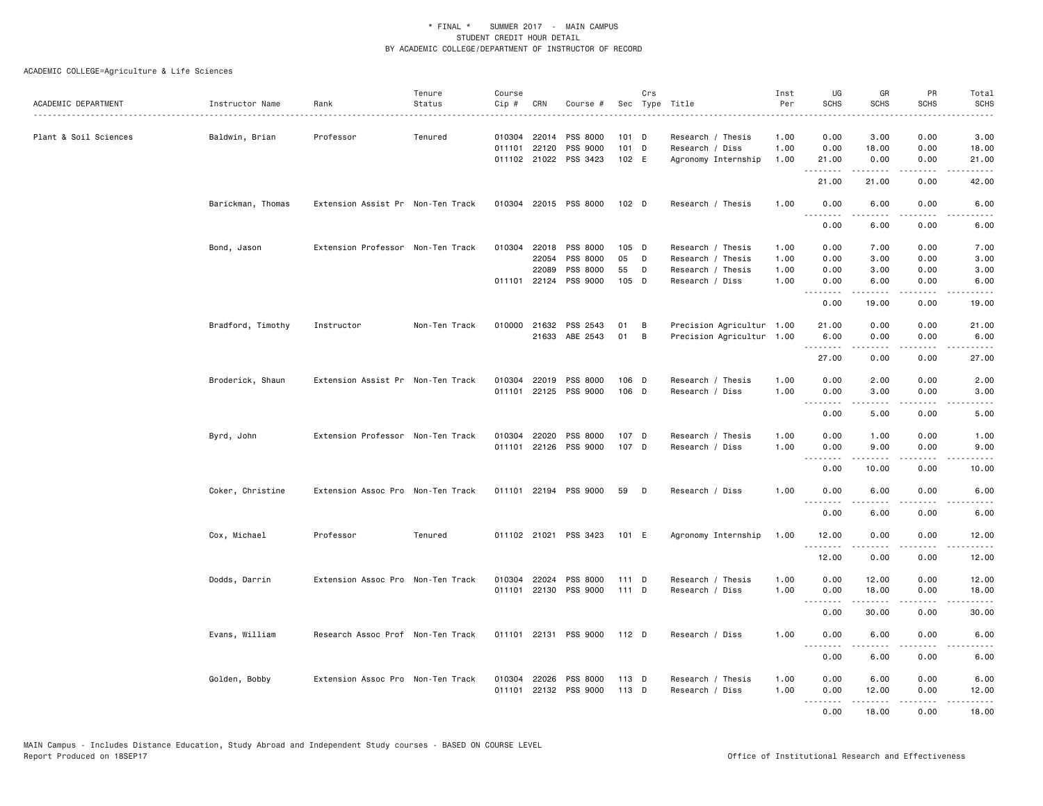\* FINAL \* SUMMER 2017 - MAIN CAMPUS
STUDENT CREDIT HOUR DETAIL
BY ACADEMIC COLLEGE/DEPARTMENT OF INSTRUCTOR OF RECORD

ACADEMIC COLLEGE=Agriculture & Life Sciences

| ACADEMIC DEPARTMENT | Instructor Name | Rank | Tenure Status | Course Cip # | CRN | Course # | Sec | Crs Type | Title | Inst Per | UG SCHS | GR SCHS | PR SCHS | Total SCHS |
|---|---|---|---|---|---|---|---|---|---|---|---|---|---|---|
| Plant & Soil Sciences | Baldwin, Brian | Professor | Tenured | 010304 | 22014 | PSS 8000 | 101 | D | Research / Thesis | 1.00 | 0.00 | 3.00 | 0.00 | 3.00 |
| | | | | 011101 | 22120 | PSS 9000 | 101 | D | Research / Diss | 1.00 | 0.00 | 18.00 | 0.00 | 18.00 |
| | | | | 011102 | 21022 | PSS 3423 | 102 | E | Agronomy Internship | 1.00 | 21.00 | 0.00 | 0.00 | 21.00 |
| | | | | | | | | | | | 21.00 | 21.00 | 0.00 | 42.00 |
| | Barickman, Thomas | Extension Assist Pr | Non-Ten Track | 010304 | 22015 | PSS 8000 | 102 | D | Research / Thesis | 1.00 | 0.00 | 6.00 | 0.00 | 6.00 |
| | | | | | | | | | | | 0.00 | 6.00 | 0.00 | 6.00 |
| | Bond, Jason | Extension Professor | Non-Ten Track | 010304 | 22018 | PSS 8000 | 105 | D | Research / Thesis | 1.00 | 0.00 | 7.00 | 0.00 | 7.00 |
| | | | | | 22054 | PSS 8000 | 05 | D | Research / Thesis | 1.00 | 0.00 | 3.00 | 0.00 | 3.00 |
| | | | | | 22089 | PSS 8000 | 55 | D | Research / Thesis | 1.00 | 0.00 | 3.00 | 0.00 | 3.00 |
| | | | | 011101 | 22124 | PSS 9000 | 105 | D | Research / Diss | 1.00 | 0.00 | 6.00 | 0.00 | 6.00 |
| | | | | | | | | | | | 0.00 | 19.00 | 0.00 | 19.00 |
| | Bradford, Timothy | Instructor | Non-Ten Track | 010000 | 21632 | PSS 2543 | 01 | B | Precision Agricultur | 1.00 | 21.00 | 0.00 | 0.00 | 21.00 |
| | | | | | 21633 | ABE 2543 | 01 | B | Precision Agricultur | 1.00 | 6.00 | 0.00 | 0.00 | 6.00 |
| | | | | | | | | | | | 27.00 | 0.00 | 0.00 | 27.00 |
| | Broderick, Shaun | Extension Assist Pr | Non-Ten Track | 010304 | 22019 | PSS 8000 | 106 | D | Research / Thesis | 1.00 | 0.00 | 2.00 | 0.00 | 2.00 |
| | | | | 011101 | 22125 | PSS 9000 | 106 | D | Research / Diss | 1.00 | 0.00 | 3.00 | 0.00 | 3.00 |
| | | | | | | | | | | | 0.00 | 5.00 | 0.00 | 5.00 |
| | Byrd, John | Extension Professor | Non-Ten Track | 010304 | 22020 | PSS 8000 | 107 | D | Research / Thesis | 1.00 | 0.00 | 1.00 | 0.00 | 1.00 |
| | | | | 011101 | 22126 | PSS 9000 | 107 | D | Research / Diss | 1.00 | 0.00 | 9.00 | 0.00 | 9.00 |
| | | | | | | | | | | | 0.00 | 10.00 | 0.00 | 10.00 |
| | Coker, Christine | Extension Assoc Pro | Non-Ten Track | 011101 | 22194 | PSS 9000 | 59 | D | Research / Diss | 1.00 | 0.00 | 6.00 | 0.00 | 6.00 |
| | | | | | | | | | | | 0.00 | 6.00 | 0.00 | 6.00 |
| | Cox, Michael | Professor | Tenured | 011102 | 21021 | PSS 3423 | 101 | E | Agronomy Internship | 1.00 | 12.00 | 0.00 | 0.00 | 12.00 |
| | | | | | | | | | | | 12.00 | 0.00 | 0.00 | 12.00 |
| | Dodds, Darrin | Extension Assoc Pro | Non-Ten Track | 010304 | 22024 | PSS 8000 | 111 | D | Research / Thesis | 1.00 | 0.00 | 12.00 | 0.00 | 12.00 |
| | | | | 011101 | 22130 | PSS 9000 | 111 | D | Research / Diss | 1.00 | 0.00 | 18.00 | 0.00 | 18.00 |
| | | | | | | | | | | | 0.00 | 30.00 | 0.00 | 30.00 |
| | Evans, William | Research Assoc Prof | Non-Ten Track | 011101 | 22131 | PSS 9000 | 112 | D | Research / Diss | 1.00 | 0.00 | 6.00 | 0.00 | 6.00 |
| | | | | | | | | | | | 0.00 | 6.00 | 0.00 | 6.00 |
| | Golden, Bobby | Extension Assoc Pro | Non-Ten Track | 010304 | 22026 | PSS 8000 | 113 | D | Research / Thesis | 1.00 | 0.00 | 6.00 | 0.00 | 6.00 |
| | | | | 011101 | 22132 | PSS 9000 | 113 | D | Research / Diss | 1.00 | 0.00 | 12.00 | 0.00 | 12.00 |
| | | | | | | | | | | | 0.00 | 18.00 | 0.00 | 18.00 |

MAIN Campus - Includes Distance Education, Study Abroad and Independent Study courses - BASED ON COURSE LEVEL
Report Produced on 18SEP17

Office of Institutional Research and Effectiveness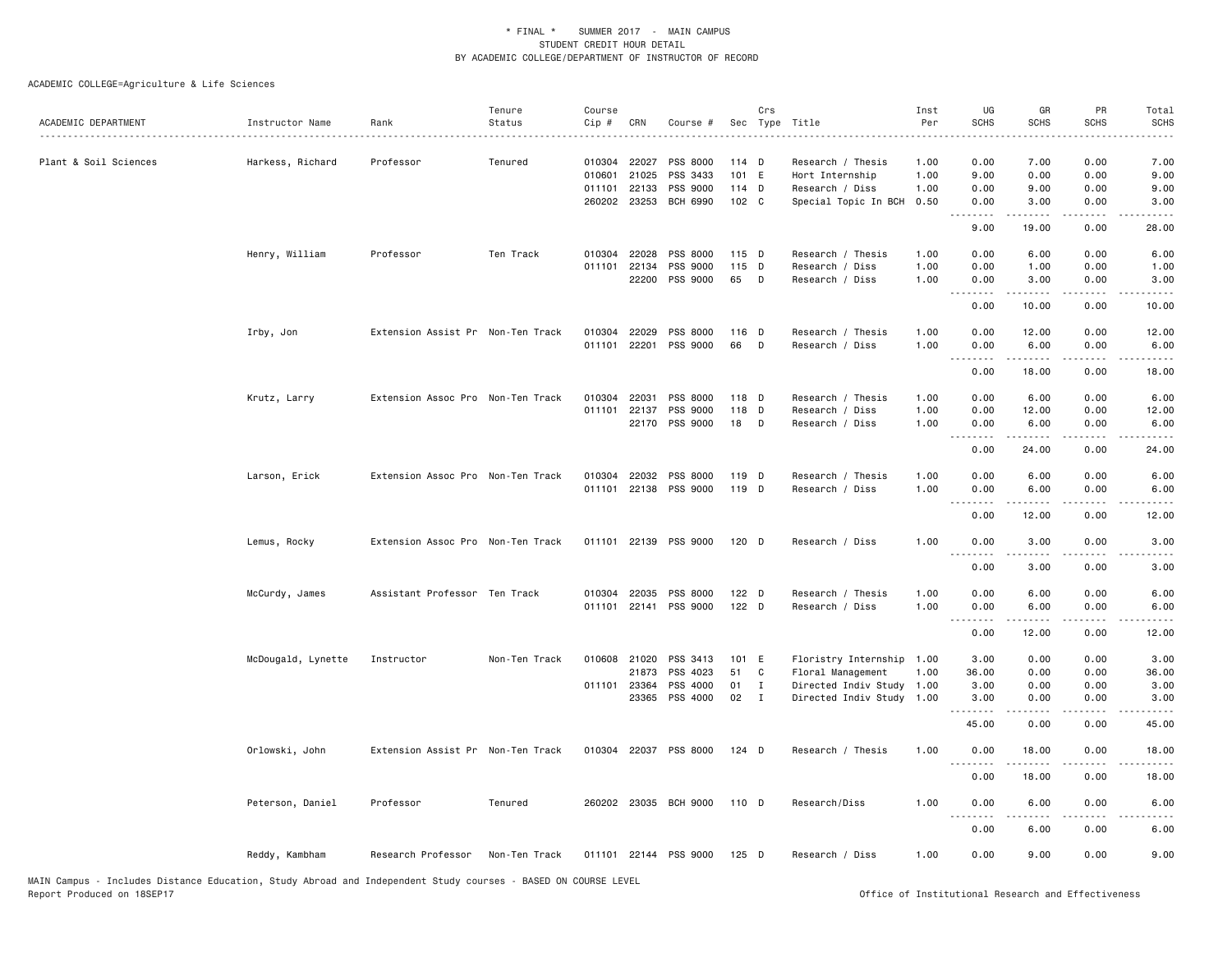\* FINAL \* SUMMER 2017 - MAIN CAMPUS
STUDENT CREDIT HOUR DETAIL
BY ACADEMIC COLLEGE/DEPARTMENT OF INSTRUCTOR OF RECORD

ACADEMIC COLLEGE=Agriculture & Life Sciences

| ACADEMIC DEPARTMENT | Instructor Name | Rank | Tenure Status | Course Cip # | CRN | Course # | Sec | Crs Type | Title | Inst Per | UG SCHS | GR SCHS | PR SCHS | Total SCHS |
|---|---|---|---|---|---|---|---|---|---|---|---|---|---|---|
| Plant & Soil Sciences | Harkess, Richard | Professor | Tenured | 010304 | 22027 | PSS 8000 | 114 | D | Research / Thesis | 1.00 | 0.00 | 7.00 | 0.00 | 7.00 |
| | | | | 010601 | 21025 | PSS 3433 | 101 | E | Hort Internship | 1.00 | 9.00 | 0.00 | 0.00 | 9.00 |
| | | | | 011101 | 22133 | PSS 9000 | 114 | D | Research / Diss | 1.00 | 0.00 | 9.00 | 0.00 | 9.00 |
| | | | | 260202 | 23253 | BCH 6990 | 102 | C | Special Topic In BCH | 0.50 | 0.00 | 3.00 | 0.00 | 3.00 |
| | | | | | | | | | | | 9.00 | 19.00 | 0.00 | 28.00 |
| | Henry, William | Professor | Ten Track | 010304 | 22028 | PSS 8000 | 115 | D | Research / Thesis | 1.00 | 0.00 | 6.00 | 0.00 | 6.00 |
| | | | | 011101 | 22134 | PSS 9000 | 115 | D | Research / Diss | 1.00 | 0.00 | 1.00 | 0.00 | 1.00 |
| | | | | | 22200 | PSS 9000 | 65 | D | Research / Diss | 1.00 | 0.00 | 3.00 | 0.00 | 3.00 |
| | | | | | | | | | | | 0.00 | 10.00 | 0.00 | 10.00 |
| | Irby, Jon | Extension Assist Pr | Non-Ten Track | 010304 | 22029 | PSS 8000 | 116 | D | Research / Thesis | 1.00 | 0.00 | 12.00 | 0.00 | 12.00 |
| | | | | 011101 | 22201 | PSS 9000 | 66 | D | Research / Diss | 1.00 | 0.00 | 6.00 | 0.00 | 6.00 |
| | | | | | | | | | | | 0.00 | 18.00 | 0.00 | 18.00 |
| | Krutz, Larry | Extension Assoc Pro | Non-Ten Track | 010304 | 22031 | PSS 8000 | 118 | D | Research / Thesis | 1.00 | 0.00 | 6.00 | 0.00 | 6.00 |
| | | | | 011101 | 22137 | PSS 9000 | 118 | D | Research / Diss | 1.00 | 0.00 | 12.00 | 0.00 | 12.00 |
| | | | | | 22170 | PSS 9000 | 18 | D | Research / Diss | 1.00 | 0.00 | 6.00 | 0.00 | 6.00 |
| | | | | | | | | | | | 0.00 | 24.00 | 0.00 | 24.00 |
| | Larson, Erick | Extension Assoc Pro | Non-Ten Track | 010304 | 22032 | PSS 8000 | 119 | D | Research / Thesis | 1.00 | 0.00 | 6.00 | 0.00 | 6.00 |
| | | | | 011101 | 22138 | PSS 9000 | 119 | D | Research / Diss | 1.00 | 0.00 | 6.00 | 0.00 | 6.00 |
| | | | | | | | | | | | 0.00 | 12.00 | 0.00 | 12.00 |
| | Lemus, Rocky | Extension Assoc Pro | Non-Ten Track | 011101 | 22139 | PSS 9000 | 120 | D | Research / Diss | 1.00 | 0.00 | 3.00 | 0.00 | 3.00 |
| | | | | | | | | | | | 0.00 | 3.00 | 0.00 | 3.00 |
| | McCurdy, James | Assistant Professor | Ten Track | 010304 | 22035 | PSS 8000 | 122 | D | Research / Thesis | 1.00 | 0.00 | 6.00 | 0.00 | 6.00 |
| | | | | 011101 | 22141 | PSS 9000 | 122 | D | Research / Diss | 1.00 | 0.00 | 6.00 | 0.00 | 6.00 |
| | | | | | | | | | | | 0.00 | 12.00 | 0.00 | 12.00 |
| | McDougald, Lynette | Instructor | Non-Ten Track | 010608 | 21020 | PSS 3413 | 101 | E | Floristry Internship | 1.00 | 3.00 | 0.00 | 0.00 | 3.00 |
| | | | | | 21873 | PSS 4023 | 51 | C | Floral Management | 1.00 | 36.00 | 0.00 | 0.00 | 36.00 |
| | | | | 011101 | 23364 | PSS 4000 | 01 | I | Directed Indiv Study | 1.00 | 3.00 | 0.00 | 0.00 | 3.00 |
| | | | | | 23365 | PSS 4000 | 02 | I | Directed Indiv Study | 1.00 | 3.00 | 0.00 | 0.00 | 3.00 |
| | | | | | | | | | | | 45.00 | 0.00 | 0.00 | 45.00 |
| | Orlowski, John | Extension Assist Pr | Non-Ten Track | 010304 | 22037 | PSS 8000 | 124 | D | Research / Thesis | 1.00 | 0.00 | 18.00 | 0.00 | 18.00 |
| | | | | | | | | | | | 0.00 | 18.00 | 0.00 | 18.00 |
| | Peterson, Daniel | Professor | Tenured | 260202 | 23035 | BCH 9000 | 110 | D | Research/Diss | 1.00 | 0.00 | 6.00 | 0.00 | 6.00 |
| | | | | | | | | | | | 0.00 | 6.00 | 0.00 | 6.00 |
| | Reddy, Kambham | Research Professor | Non-Ten Track | 011101 | 22144 | PSS 9000 | 125 | D | Research / Diss | 1.00 | 0.00 | 9.00 | 0.00 | 9.00 |

MAIN Campus - Includes Distance Education, Study Abroad and Independent Study courses - BASED ON COURSE LEVEL
Report Produced on 18SEP17

Office of Institutional Research and Effectiveness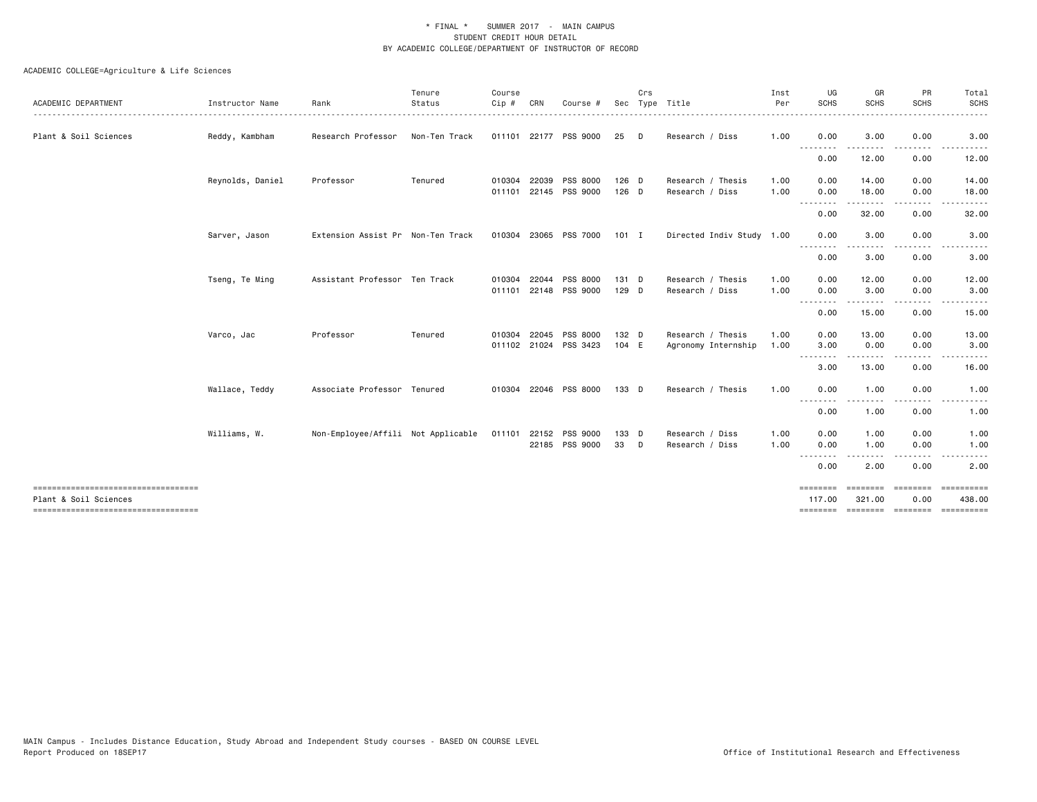\* FINAL \* SUMMER 2017 - MAIN CAMPUS
STUDENT CREDIT HOUR DETAIL
BY ACADEMIC COLLEGE/DEPARTMENT OF INSTRUCTOR OF RECORD

ACADEMIC COLLEGE=Agriculture & Life Sciences

| ACADEMIC DEPARTMENT | Instructor Name | Rank | Tenure Status | Course Cip # | CRN | Course # | Sec | Crs Type | Title | Inst Per | UG SCHS | GR SCHS | PR SCHS | Total SCHS |
|---|---|---|---|---|---|---|---|---|---|---|---|---|---|---|
| Plant & Soil Sciences | Reddy, Kambham | Research Professor | Non-Ten Track | 011101 | 22177 | PSS 9000 | 25 | D | Research / Diss | 1.00 | 0.00 | 3.00 | 0.00 | 3.00 |
| | | | | | | | | | | | 0.00 | 12.00 | 0.00 | 12.00 |
| | Reynolds, Daniel | Professor | Tenured | 010304 | 22039 | PSS 8000 | 126 | D | Research / Thesis | 1.00 | 0.00 | 14.00 | 0.00 | 14.00 |
| | | | | 011101 | 22145 | PSS 9000 | 126 | D | Research / Diss | 1.00 | 0.00 | 18.00 | 0.00 | 18.00 |
| | | | | | | | | | | | 0.00 | 32.00 | 0.00 | 32.00 |
| | Sarver, Jason | Extension Assist Pr | Non-Ten Track | 010304 | 23065 | PSS 7000 | 101 | I | Directed Indiv Study | 1.00 | 0.00 | 3.00 | 0.00 | 3.00 |
| | | | | | | | | | | | 0.00 | 3.00 | 0.00 | 3.00 |
| | Tseng, Te Ming | Assistant Professor | Ten Track | 010304 | 22044 | PSS 8000 | 131 | D | Research / Thesis | 1.00 | 0.00 | 12.00 | 0.00 | 12.00 |
| | | | | 011101 | 22148 | PSS 9000 | 129 | D | Research / Diss | 1.00 | 0.00 | 3.00 | 0.00 | 3.00 |
| | | | | | | | | | | | 0.00 | 15.00 | 0.00 | 15.00 |
| | Varco, Jac | Professor | Tenured | 010304 | 22045 | PSS 8000 | 132 | D | Research / Thesis | 1.00 | 0.00 | 13.00 | 0.00 | 13.00 |
| | | | | 011102 | 21024 | PSS 3423 | 104 | E | Agronomy Internship | 1.00 | 3.00 | 0.00 | 0.00 | 3.00 |
| | | | | | | | | | | | 3.00 | 13.00 | 0.00 | 16.00 |
| | Wallace, Teddy | Associate Professor | Tenured | 010304 | 22046 | PSS 8000 | 133 | D | Research / Thesis | 1.00 | 0.00 | 1.00 | 0.00 | 1.00 |
| | | | | | | | | | | | 0.00 | 1.00 | 0.00 | 1.00 |
| | Williams, W. | Non-Employee/Affili | Not Applicable | 011101 | 22152 | PSS 9000 | 133 | D | Research / Diss | 1.00 | 0.00 | 1.00 | 0.00 | 1.00 |
| | | | | | 22185 | PSS 9000 | 33 | D | Research / Diss | 1.00 | 0.00 | 1.00 | 0.00 | 1.00 |
| | | | | | | | | | | | 0.00 | 2.00 | 0.00 | 2.00 |
| Plant & Soil Sciences | | | | | | | | | | | 117.00 | 321.00 | 0.00 | 438.00 |

MAIN Campus - Includes Distance Education, Study Abroad and Independent Study courses - BASED ON COURSE LEVEL
Report Produced on 18SEP17

Office of Institutional Research and Effectiveness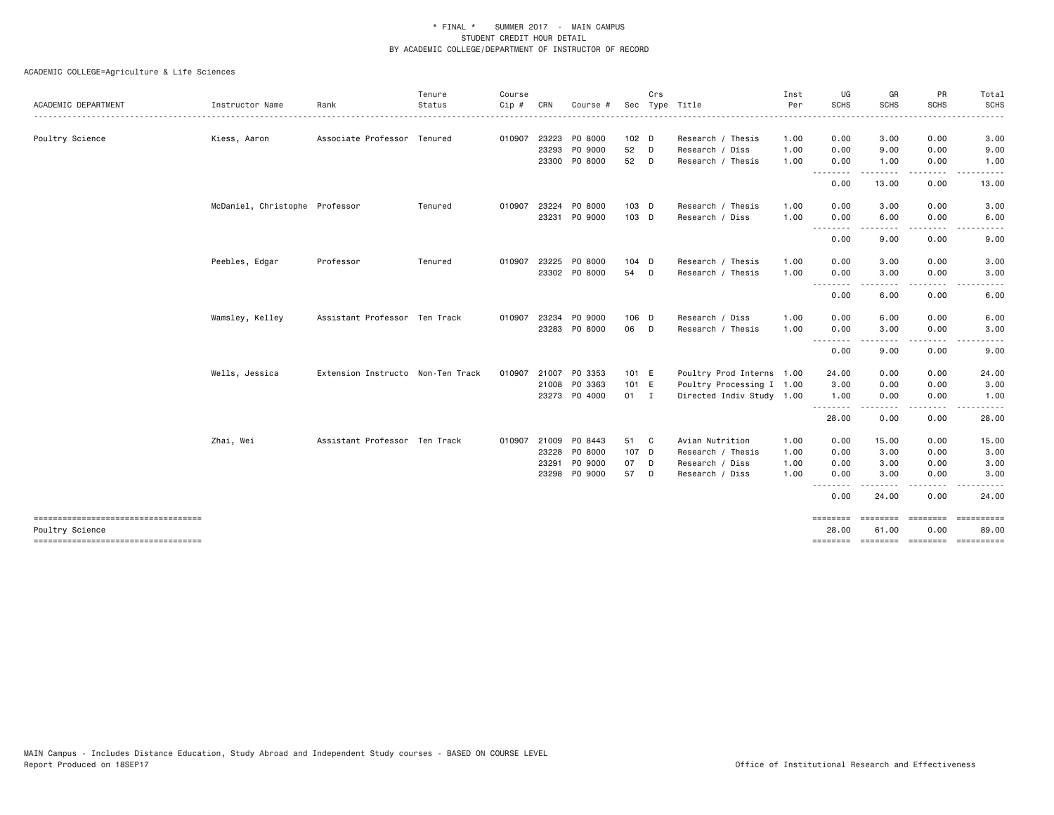\* FINAL \*   SUMMER 2017 - MAIN CAMPUS
STUDENT CREDIT HOUR DETAIL
BY ACADEMIC COLLEGE/DEPARTMENT OF INSTRUCTOR OF RECORD

ACADEMIC COLLEGE=Agriculture & Life Sciences

| ACADEMIC DEPARTMENT | Instructor Name | Rank | Tenure Status | Course Cip # | CRN | Course # | Sec | Crs Type | Title | Inst Per | UG SCHS | GR SCHS | PR SCHS | Total SCHS |
|---|---|---|---|---|---|---|---|---|---|---|---|---|---|---|
| Poultry Science | Kiess, Aaron | Associate Professor | Tenured | 010907 | 23223 | PO 8000 | 102 | D | Research / Thesis | 1.00 | 0.00 | 3.00 | 0.00 | 3.00 |
| | | | | | 23293 | PO 9000 | 52 | D | Research / Diss | 1.00 | 0.00 | 9.00 | 0.00 | 9.00 |
| | | | | | 23300 | PO 8000 | 52 | D | Research / Thesis | 1.00 | 0.00 | 1.00 | 0.00 | 1.00 |
| | | | | | | | | | | | 0.00 | 13.00 | 0.00 | 13.00 |
| | McDaniel, Christophe | Professor | Tenured | 010907 | 23224 | PO 8000 | 103 | D | Research / Thesis | 1.00 | 0.00 | 3.00 | 0.00 | 3.00 |
| | | | | | 23231 | PO 9000 | 103 | D | Research / Diss | 1.00 | 0.00 | 6.00 | 0.00 | 6.00 |
| | | | | | | | | | | | 0.00 | 9.00 | 0.00 | 9.00 |
| | Peebles, Edgar | Professor | Tenured | 010907 | 23225 | PO 8000 | 104 | D | Research / Thesis | 1.00 | 0.00 | 3.00 | 0.00 | 3.00 |
| | | | | | 23302 | PO 8000 | 54 | D | Research / Thesis | 1.00 | 0.00 | 3.00 | 0.00 | 3.00 |
| | | | | | | | | | | | 0.00 | 6.00 | 0.00 | 6.00 |
| | Wamsley, Kelley | Assistant Professor | Ten Track | 010907 | 23234 | PO 9000 | 106 | D | Research / Diss | 1.00 | 0.00 | 6.00 | 0.00 | 6.00 |
| | | | | | 23283 | PO 8000 | 06 | D | Research / Thesis | 1.00 | 0.00 | 3.00 | 0.00 | 3.00 |
| | | | | | | | | | | | 0.00 | 9.00 | 0.00 | 9.00 |
| | Wells, Jessica | Extension Instructo | Non-Ten Track | 010907 | 21007 | PO 3353 | 101 | E | Poultry Prod Interns | 1.00 | 24.00 | 0.00 | 0.00 | 24.00 |
| | | | | | 21008 | PO 3363 | 101 | E | Poultry Processing I | 1.00 | 3.00 | 0.00 | 0.00 | 3.00 |
| | | | | | 23273 | PO 4000 | 01 | I | Directed Indiv Study | 1.00 | 1.00 | 0.00 | 0.00 | 1.00 |
| | | | | | | | | | | | 28.00 | 0.00 | 0.00 | 28.00 |
| | Zhai, Wei | Assistant Professor | Ten Track | 010907 | 21009 | PO 8443 | 51 | C | Avian Nutrition | 1.00 | 0.00 | 15.00 | 0.00 | 15.00 |
| | | | | | 23228 | PO 8000 | 107 | D | Research / Thesis | 1.00 | 0.00 | 3.00 | 0.00 | 3.00 |
| | | | | | 23291 | PO 9000 | 07 | D | Research / Diss | 1.00 | 0.00 | 3.00 | 0.00 | 3.00 |
| | | | | | 23298 | PO 9000 | 57 | D | Research / Diss | 1.00 | 0.00 | 3.00 | 0.00 | 3.00 |
| | | | | | | | | | | | 0.00 | 24.00 | 0.00 | 24.00 |
| Poultry Science | | | | | | | | | | | 28.00 | 61.00 | 0.00 | 89.00 |

MAIN Campus - Includes Distance Education, Study Abroad and Independent Study courses - BASED ON COURSE LEVEL
Report Produced on 18SEP17

Office of Institutional Research and Effectiveness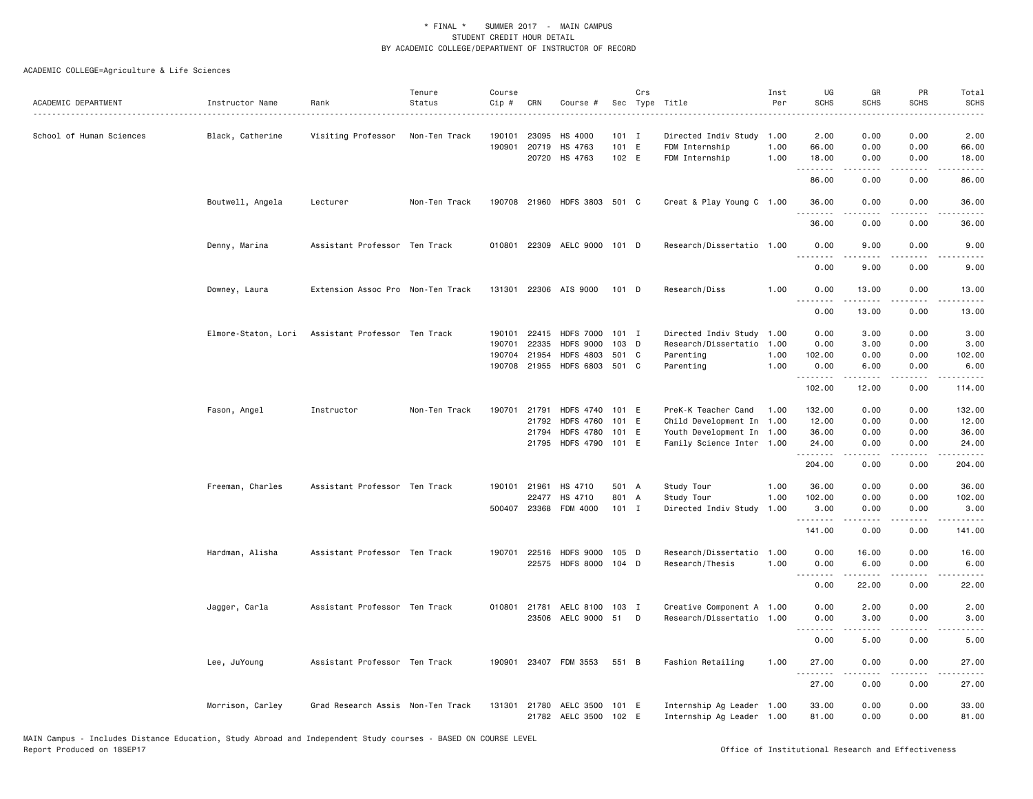\* FINAL \* SUMMER 2017 - MAIN CAMPUS
STUDENT CREDIT HOUR DETAIL
BY ACADEMIC COLLEGE/DEPARTMENT OF INSTRUCTOR OF RECORD

ACADEMIC COLLEGE=Agriculture & Life Sciences

| ACADEMIC DEPARTMENT | Instructor Name | Rank | Tenure Status | Course Cip # | CRN | Course # | Sec | Crs Type | Title | Inst Per | UG SCHS | GR SCHS | PR SCHS | Total SCHS |
|---|---|---|---|---|---|---|---|---|---|---|---|---|---|---|
| School of Human Sciences | Black, Catherine | Visiting Professor | Non-Ten Track | 190101 | 23095 | HS 4000 | 101 | I | Directed Indiv Study | 1.00 | 2.00 | 0.00 | 0.00 | 2.00 |
| | | | | 190901 | 20719 | HS 4763 | 101 | E | FDM Internship | 1.00 | 66.00 | 0.00 | 0.00 | 66.00 |
| | | | | | 20720 | HS 4763 | 102 | E | FDM Internship | 1.00 | 18.00 | 0.00 | 0.00 | 18.00 |
| | | | | | | | | | | | 86.00 | 0.00 | 0.00 | 86.00 |
| | Boutwell, Angela | Lecturer | Non-Ten Track | 190708 | 21960 | HDFS 3803 | 501 | C | Creat & Play Young C | 1.00 | 36.00 | 0.00 | 0.00 | 36.00 |
| | | | | | | | | | | | 36.00 | 0.00 | 0.00 | 36.00 |
| | Denny, Marina | Assistant Professor | Ten Track | 010801 | 22309 | AELC 9000 | 101 | D | Research/Dissertatio | 1.00 | 0.00 | 9.00 | 0.00 | 9.00 |
| | | | | | | | | | | | 0.00 | 9.00 | 0.00 | 9.00 |
| | Downey, Laura | Extension Assoc Pro | Non-Ten Track | 131301 | 22306 | AIS 9000 | 101 | D | Research/Diss | 1.00 | 0.00 | 13.00 | 0.00 | 13.00 |
| | | | | | | | | | | | 0.00 | 13.00 | 0.00 | 13.00 |
| | Elmore-Staton, Lori | Assistant Professor | Ten Track | 190101 | 22415 | HDFS 7000 | 101 | I | Directed Indiv Study | 1.00 | 0.00 | 3.00 | 0.00 | 3.00 |
| | | | | 190701 | 22335 | HDFS 9000 | 103 | D | Research/Dissertatio | 1.00 | 0.00 | 3.00 | 0.00 | 3.00 |
| | | | | 190704 | 21954 | HDFS 4803 | 501 | C | Parenting | 1.00 | 102.00 | 0.00 | 0.00 | 102.00 |
| | | | | 190708 | 21955 | HDFS 6803 | 501 | C | Parenting | 1.00 | 0.00 | 6.00 | 0.00 | 6.00 |
| | | | | | | | | | | | 102.00 | 12.00 | 0.00 | 114.00 |
| | Fason, Angel | Instructor | Non-Ten Track | 190701 | 21791 | HDFS 4740 | 101 | E | PreK-K Teacher Cand | 1.00 | 132.00 | 0.00 | 0.00 | 132.00 |
| | | | | | 21792 | HDFS 4760 | 101 | E | Child Development In | 1.00 | 12.00 | 0.00 | 0.00 | 12.00 |
| | | | | | 21794 | HDFS 4780 | 101 | E | Youth Development In | 1.00 | 36.00 | 0.00 | 0.00 | 36.00 |
| | | | | | 21795 | HDFS 4790 | 101 | E | Family Science Inter | 1.00 | 24.00 | 0.00 | 0.00 | 24.00 |
| | | | | | | | | | | | 204.00 | 0.00 | 0.00 | 204.00 |
| | Freeman, Charles | Assistant Professor | Ten Track | 190101 | 21961 | HS 4710 | 501 | A | Study Tour | 1.00 | 36.00 | 0.00 | 0.00 | 36.00 |
| | | | | | 22477 | HS 4710 | 801 | A | Study Tour | 1.00 | 102.00 | 0.00 | 0.00 | 102.00 |
| | | | | 500407 | 23368 | FDM 4000 | 101 | I | Directed Indiv Study | 1.00 | 3.00 | 0.00 | 0.00 | 3.00 |
| | | | | | | | | | | | 141.00 | 0.00 | 0.00 | 141.00 |
| | Hardman, Alisha | Assistant Professor | Ten Track | 190701 | 22516 | HDFS 9000 | 105 | D | Research/Dissertatio | 1.00 | 0.00 | 16.00 | 0.00 | 16.00 |
| | | | | | 22575 | HDFS 8000 | 104 | D | Research/Thesis | 1.00 | 0.00 | 6.00 | 0.00 | 6.00 |
| | | | | | | | | | | | 0.00 | 22.00 | 0.00 | 22.00 |
| | Jagger, Carla | Assistant Professor | Ten Track | 010801 | 21781 | AELC 8100 | 103 | I | Creative Component A | 1.00 | 0.00 | 2.00 | 0.00 | 2.00 |
| | | | | | 23506 | AELC 9000 | 51 | D | Research/Dissertatio | 1.00 | 0.00 | 3.00 | 0.00 | 3.00 |
| | | | | | | | | | | | 0.00 | 5.00 | 0.00 | 5.00 |
| | Lee, JuYoung | Assistant Professor | Ten Track | 190901 | 23407 | FDM 3553 | 551 | B | Fashion Retailing | 1.00 | 27.00 | 0.00 | 0.00 | 27.00 |
| | | | | | | | | | | | 27.00 | 0.00 | 0.00 | 27.00 |
| | Morrison, Carley | Grad Research Assis | Non-Ten Track | 131301 | 21780 | AELC 3500 | 101 | E | Internship Ag Leader | 1.00 | 33.00 | 0.00 | 0.00 | 33.00 |
| | | | | | 21782 | AELC 3500 | 102 | E | Internship Ag Leader | 1.00 | 81.00 | 0.00 | 0.00 | 81.00 |

MAIN Campus - Includes Distance Education, Study Abroad and Independent Study courses - BASED ON COURSE LEVEL
Report Produced on 18SEP17

Office of Institutional Research and Effectiveness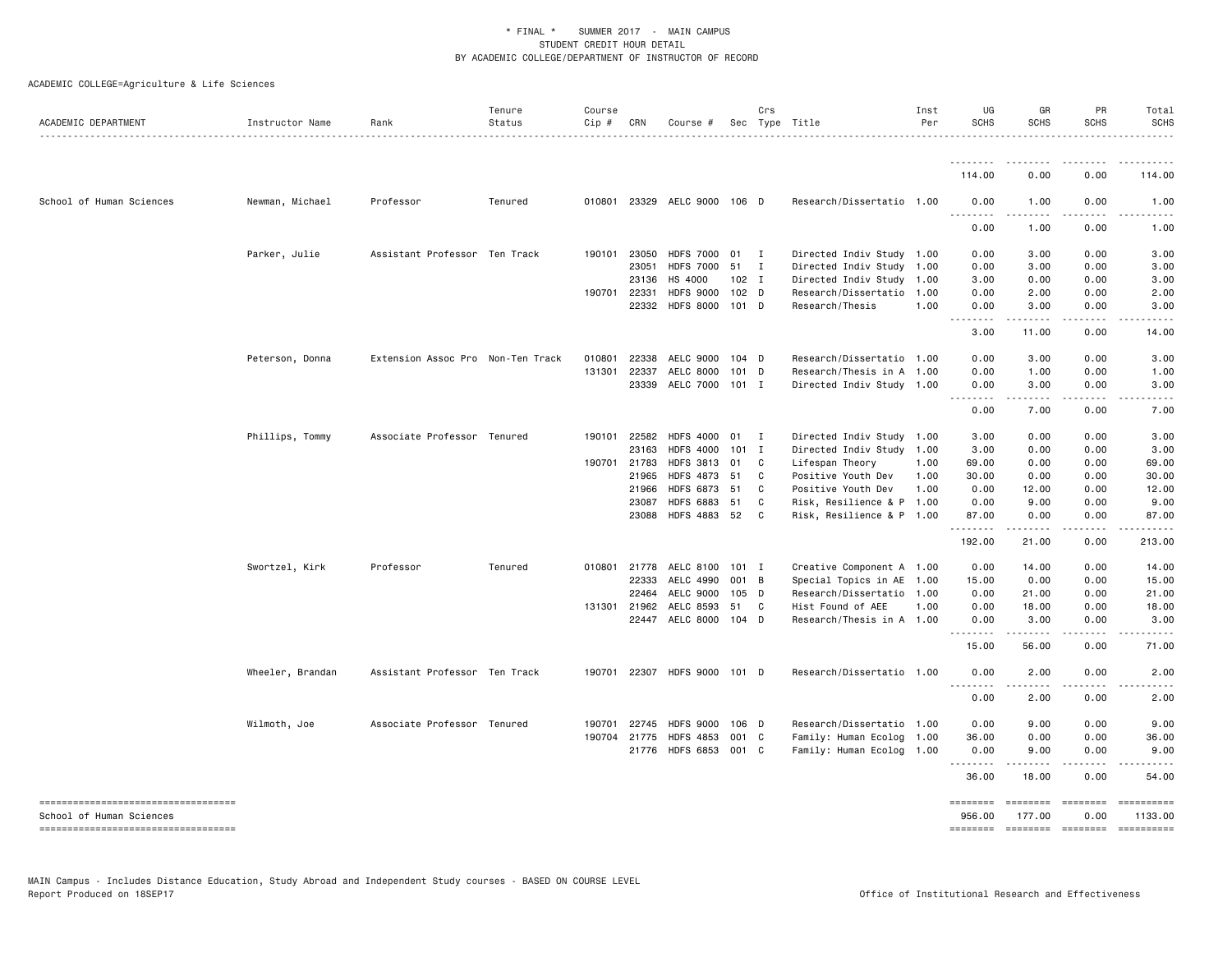\* FINAL \* SUMMER 2017 - MAIN CAMPUS
STUDENT CREDIT HOUR DETAIL
BY ACADEMIC COLLEGE/DEPARTMENT OF INSTRUCTOR OF RECORD

ACADEMIC COLLEGE=Agriculture & Life Sciences

| ACADEMIC DEPARTMENT | Instructor Name | Rank | Tenure Status | Course Cip # | CRN | Course # | Sec | Crs Type | Title | Inst Per | UG SCHS | GR SCHS | PR SCHS | Total SCHS |
|---|---|---|---|---|---|---|---|---|---|---|---|---|---|---|
| | | | | | | | | | | | 114.00 | 0.00 | 0.00 | 114.00 |
| School of Human Sciences | Newman, Michael | Professor | Tenured | 010801 | 23329 | AELC 9000 | 106 | D | Research/Dissertatio | 1.00 | 0.00 | 1.00 | 0.00 | 1.00 |
| | | | | | | | | | | | 0.00 | 1.00 | 0.00 | 1.00 |
| | Parker, Julie | Assistant Professor | Ten Track | 190101 | 23050 | HDFS 7000 | 01 | I | Directed Indiv Study | 1.00 | 0.00 | 3.00 | 0.00 | 3.00 |
| | | | | | 23051 | HDFS 7000 | 51 | I | Directed Indiv Study | 1.00 | 0.00 | 3.00 | 0.00 | 3.00 |
| | | | | | 23136 | HS 4000 | 102 | I | Directed Indiv Study | 1.00 | 3.00 | 0.00 | 0.00 | 3.00 |
| | | | | 190701 | 22331 | HDFS 9000 | 102 | D | Research/Dissertatio | 1.00 | 0.00 | 2.00 | 0.00 | 2.00 |
| | | | | | 22332 | HDFS 8000 | 101 | D | Research/Thesis | 1.00 | 0.00 | 3.00 | 0.00 | 3.00 |
| | | | | | | | | | | | 3.00 | 11.00 | 0.00 | 14.00 |
| | Peterson, Donna | Extension Assoc Pro | Non-Ten Track | 010801 | 22338 | AELC 9000 | 104 | D | Research/Dissertatio | 1.00 | 0.00 | 3.00 | 0.00 | 3.00 |
| | | | | 131301 | 22337 | AELC 8000 | 101 | D | Research/Thesis in A | 1.00 | 0.00 | 1.00 | 0.00 | 1.00 |
| | | | | | 23339 | AELC 7000 | 101 | I | Directed Indiv Study | 1.00 | 0.00 | 3.00 | 0.00 | 3.00 |
| | | | | | | | | | | | 0.00 | 7.00 | 0.00 | 7.00 |
| | Phillips, Tommy | Associate Professor | Tenured | 190101 | 22582 | HDFS 4000 | 01 | I | Directed Indiv Study | 1.00 | 3.00 | 0.00 | 0.00 | 3.00 |
| | | | | | 23163 | HDFS 4000 | 101 | I | Directed Indiv Study | 1.00 | 3.00 | 0.00 | 0.00 | 3.00 |
| | | | | 190701 | 21783 | HDFS 3813 | 01 | C | Lifespan Theory | 1.00 | 69.00 | 0.00 | 0.00 | 69.00 |
| | | | | | 21965 | HDFS 4873 | 51 | C | Positive Youth Dev | 1.00 | 30.00 | 0.00 | 0.00 | 30.00 |
| | | | | | 21966 | HDFS 6873 | 51 | C | Positive Youth Dev | 1.00 | 0.00 | 12.00 | 0.00 | 12.00 |
| | | | | | 23087 | HDFS 6883 | 51 | C | Risk, Resilience & P | 1.00 | 0.00 | 9.00 | 0.00 | 9.00 |
| | | | | | 23088 | HDFS 4883 | 52 | C | Risk, Resilience & P | 1.00 | 87.00 | 0.00 | 0.00 | 87.00 |
| | | | | | | | | | | | 192.00 | 21.00 | 0.00 | 213.00 |
| | Swortzel, Kirk | Professor | Tenured | 010801 | 21778 | AELC 8100 | 101 | I | Creative Component A | 1.00 | 0.00 | 14.00 | 0.00 | 14.00 |
| | | | | | 22333 | AELC 4990 | 001 | B | Special Topics in AE | 1.00 | 15.00 | 0.00 | 0.00 | 15.00 |
| | | | | | 22464 | AELC 9000 | 105 | D | Research/Dissertatio | 1.00 | 0.00 | 21.00 | 0.00 | 21.00 |
| | | | | 131301 | 21962 | AELC 8593 | 51 | C | Hist Found of AEE | 1.00 | 0.00 | 18.00 | 0.00 | 18.00 |
| | | | | | 22447 | AELC 8000 | 104 | D | Research/Thesis in A | 1.00 | 0.00 | 3.00 | 0.00 | 3.00 |
| | | | | | | | | | | | 15.00 | 56.00 | 0.00 | 71.00 |
| | Wheeler, Brandan | Assistant Professor | Ten Track | 190701 | 22307 | HDFS 9000 | 101 | D | Research/Dissertatio | 1.00 | 0.00 | 2.00 | 0.00 | 2.00 |
| | | | | | | | | | | | 0.00 | 2.00 | 0.00 | 2.00 |
| | Wilmoth, Joe | Associate Professor | Tenured | 190701 | 22745 | HDFS 9000 | 106 | D | Research/Dissertatio | 1.00 | 0.00 | 9.00 | 0.00 | 9.00 |
| | | | | 190704 | 21775 | HDFS 4853 | 001 | C | Family: Human Ecolog | 1.00 | 36.00 | 0.00 | 0.00 | 36.00 |
| | | | | | 21776 | HDFS 6853 | 001 | C | Family: Human Ecolog | 1.00 | 0.00 | 9.00 | 0.00 | 9.00 |
| | | | | | | | | | | | 36.00 | 18.00 | 0.00 | 54.00 |
| School of Human Sciences | | | | | | | | | | | 956.00 | 177.00 | 0.00 | 1133.00 |

MAIN Campus - Includes Distance Education, Study Abroad and Independent Study courses - BASED ON COURSE LEVEL
Report Produced on 18SEP17

Office of Institutional Research and Effectiveness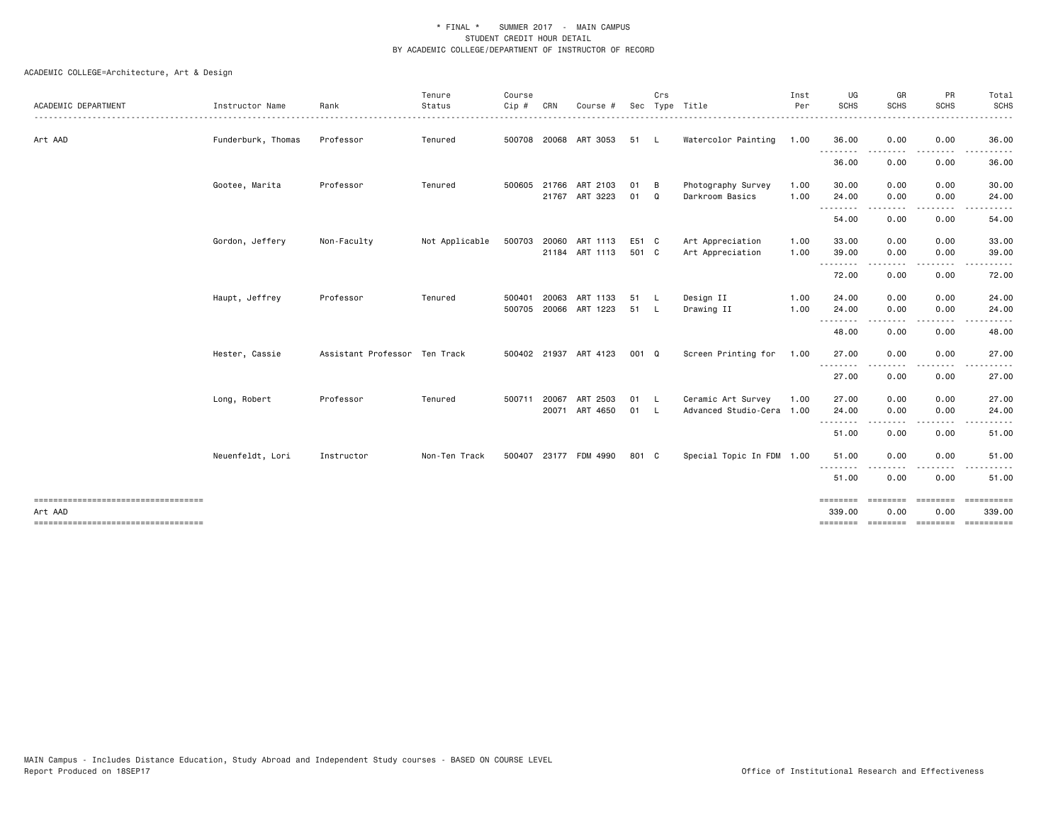\* FINAL \* SUMMER 2017 - MAIN CAMPUS
STUDENT CREDIT HOUR DETAIL
BY ACADEMIC COLLEGE/DEPARTMENT OF INSTRUCTOR OF RECORD

ACADEMIC COLLEGE=Architecture, Art & Design

| ACADEMIC DEPARTMENT | Instructor Name | Rank | Tenure Status | Course Cip # | CRN | Course # | Sec | Crs Type | Title | Inst Per | UG SCHS | GR SCHS | PR SCHS | Total SCHS |
|---|---|---|---|---|---|---|---|---|---|---|---|---|---|---|
| Art AAD | Funderburk, Thomas | Professor | Tenured | 500708 | 20068 | ART 3053 | 51 | L | Watercolor Painting | 1.00 | 36.00 | 0.00 | 0.00 | 36.00 |
| | | | | | | | | | | | 36.00 | 0.00 | 0.00 | 36.00 |
| | Gootee, Marita | Professor | Tenured | 500605 | 21766 | ART 2103 | 01 | B | Photography Survey | 1.00 | 30.00 | 0.00 | 0.00 | 30.00 |
| | | | | | 21767 | ART 3223 | 01 | Q | Darkroom Basics | 1.00 | 24.00 | 0.00 | 0.00 | 24.00 |
| | | | | | | | | | | | 54.00 | 0.00 | 0.00 | 54.00 |
| | Gordon, Jeffery | Non-Faculty | Not Applicable | 500703 | 20060 | ART 1113 | E51 | C | Art Appreciation | 1.00 | 33.00 | 0.00 | 0.00 | 33.00 |
| | | | | | 21184 | ART 1113 | 501 | C | Art Appreciation | 1.00 | 39.00 | 0.00 | 0.00 | 39.00 |
| | | | | | | | | | | | 72.00 | 0.00 | 0.00 | 72.00 |
| | Haupt, Jeffrey | Professor | Tenured | 500401 | 20063 | ART 1133 | 51 | L | Design II | 1.00 | 24.00 | 0.00 | 0.00 | 24.00 |
| | | | | 500705 | 20066 | ART 1223 | 51 | L | Drawing II | 1.00 | 24.00 | 0.00 | 0.00 | 24.00 |
| | | | | | | | | | | | 48.00 | 0.00 | 0.00 | 48.00 |
| | Hester, Cassie | Assistant Professor | Ten Track | 500402 | 21937 | ART 4123 | 001 | Q | Screen Printing for | 1.00 | 27.00 | 0.00 | 0.00 | 27.00 |
| | | | | | | | | | | | 27.00 | 0.00 | 0.00 | 27.00 |
| | Long, Robert | Professor | Tenured | 500711 | 20067 | ART 2503 | 01 | L | Ceramic Art Survey | 1.00 | 27.00 | 0.00 | 0.00 | 27.00 |
| | | | | | 20071 | ART 4650 | 01 | L | Advanced Studio-Cera | 1.00 | 24.00 | 0.00 | 0.00 | 24.00 |
| | | | | | | | | | | | 51.00 | 0.00 | 0.00 | 51.00 |
| | Neuenfeldt, Lori | Instructor | Non-Ten Track | 500407 | 23177 | FDM 4990 | 801 | C | Special Topic In FDM | 1.00 | 51.00 | 0.00 | 0.00 | 51.00 |
| | | | | | | | | | | | 51.00 | 0.00 | 0.00 | 51.00 |
| Art AAD | | | | | | | | | | | 339.00 | 0.00 | 0.00 | 339.00 |

MAIN Campus - Includes Distance Education, Study Abroad and Independent Study courses - BASED ON COURSE LEVEL
Report Produced on 18SEP17

Office of Institutional Research and Effectiveness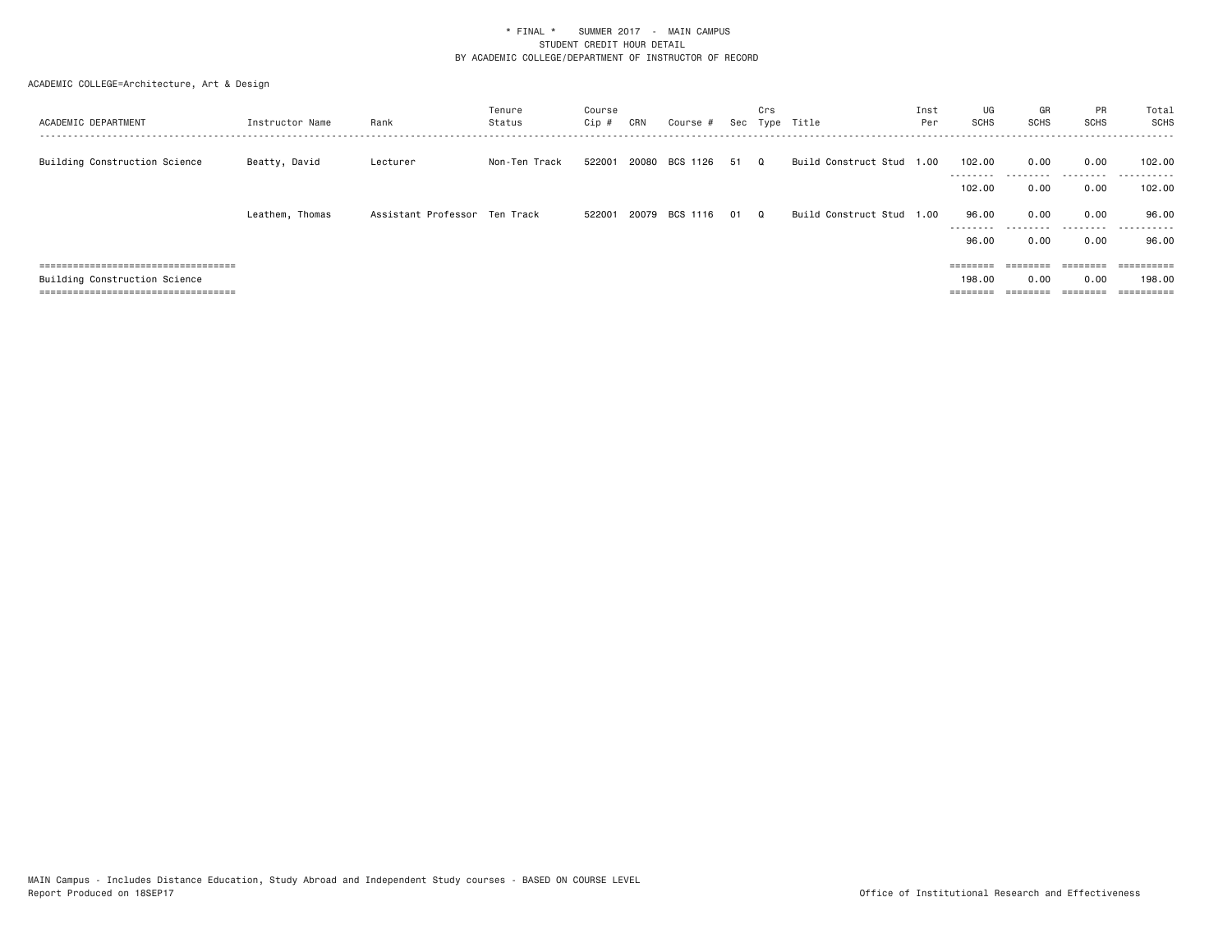\* FINAL \*    SUMMER 2017 - MAIN CAMPUS
STUDENT CREDIT HOUR DETAIL
BY ACADEMIC COLLEGE/DEPARTMENT OF INSTRUCTOR OF RECORD

ACADEMIC COLLEGE=Architecture, Art & Design

| ACADEMIC DEPARTMENT | Instructor Name | Rank | Tenure Status | Course Cip # | CRN | Course # | Sec | Crs Type | Title | Inst Per | UG SCHS | GR SCHS | PR SCHS | Total SCHS |
|---|---|---|---|---|---|---|---|---|---|---|---|---|---|---|
| Building Construction Science | Beatty, David | Lecturer | Non-Ten Track | 522001 | 20080 | BCS 1126 | 51 | Q | Build Construct Stud | 1.00 | 102.00 | 0.00 | 0.00 | 102.00 |
| | | | | | | | | | | | 102.00 | 0.00 | 0.00 | 102.00 |
| | Leathem, Thomas | Assistant Professor | Ten Track | 522001 | 20079 | BCS 1116 | 01 | Q | Build Construct Stud | 1.00 | 96.00 | 0.00 | 0.00 | 96.00 |
| | | | | | | | | | | | 96.00 | 0.00 | 0.00 | 96.00 |
| Building Construction Science | | | | | | | | | | | 198.00 | 0.00 | 0.00 | 198.00 |

MAIN Campus - Includes Distance Education, Study Abroad and Independent Study courses - BASED ON COURSE LEVEL
Report Produced on 18SEP17

Office of Institutional Research and Effectiveness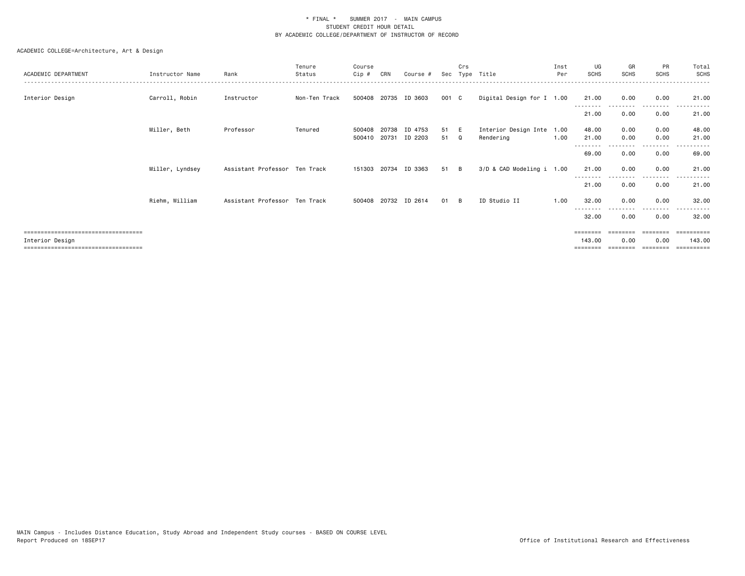\* FINAL \*    SUMMER 2017  -  MAIN CAMPUS
STUDENT CREDIT HOUR DETAIL
BY ACADEMIC COLLEGE/DEPARTMENT OF INSTRUCTOR OF RECORD

ACADEMIC COLLEGE=Architecture, Art & Design

| ACADEMIC DEPARTMENT | Instructor Name | Rank | Tenure Status | Course Cip # | CRN | Course # | Sec | Crs Type | Title | Inst Per | UG SCHS | GR SCHS | PR SCHS | Total SCHS |
|---|---|---|---|---|---|---|---|---|---|---|---|---|---|---|
| Interior Design | Carroll, Robin | Instructor | Non-Ten Track | 500408 | 20735 | ID 3603 | 001 | C | Digital Design for I | 1.00 | 21.00 | 0.00 | 0.00 | 21.00 |
| | | | | | | | | | | | 21.00 | 0.00 | 0.00 | 21.00 |
| | Miller, Beth | Professor | Tenured | 500408 | 20738 | ID 4753 | 51 | E | Interior Design Inte | 1.00 | 48.00 | 0.00 | 0.00 | 48.00 |
| | | | | 500410 | 20731 | ID 2203 | 51 | Q | Rendering | 1.00 | 21.00 | 0.00 | 0.00 | 21.00 |
| | | | | | | | | | | | 69.00 | 0.00 | 0.00 | 69.00 |
| | Miller, Lyndsey | Assistant Professor | Ten Track | 151303 | 20734 | ID 3363 | 51 | B | 3/D & CAD Modeling i | 1.00 | 21.00 | 0.00 | 0.00 | 21.00 |
| | | | | | | | | | | | 21.00 | 0.00 | 0.00 | 21.00 |
| | Riehm, William | Assistant Professor | Ten Track | 500408 | 20732 | ID 2614 | 01 | B | ID Studio II | 1.00 | 32.00 | 0.00 | 0.00 | 32.00 |
| | | | | | | | | | | | 32.00 | 0.00 | 0.00 | 32.00 |
| Interior Design | | | | | | | | | | | 143.00 | 0.00 | 0.00 | 143.00 |

MAIN Campus - Includes Distance Education, Study Abroad and Independent Study courses - BASED ON COURSE LEVEL
Report Produced on 18SEP17

Office of Institutional Research and Effectiveness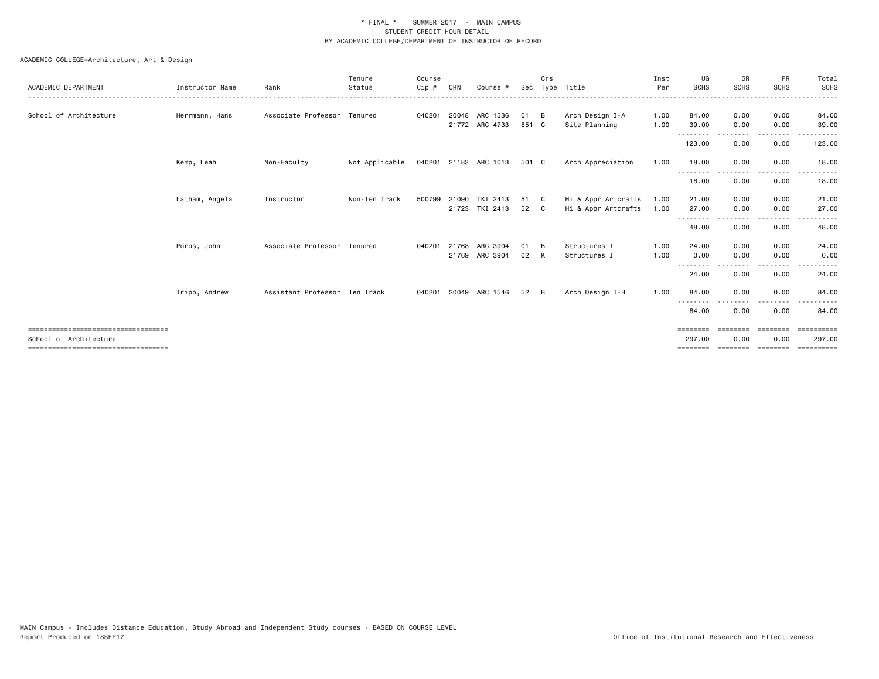\* FINAL \* SUMMER 2017 - MAIN CAMPUS
STUDENT CREDIT HOUR DETAIL
BY ACADEMIC COLLEGE/DEPARTMENT OF INSTRUCTOR OF RECORD

ACADEMIC COLLEGE=Architecture, Art & Design

| ACADEMIC DEPARTMENT | Instructor Name | Rank | Tenure Status | Course Cip # | CRN | Course # | Sec | Crs Type | Title | Inst Per | UG SCHS | GR SCHS | PR SCHS | Total SCHS |
|---|---|---|---|---|---|---|---|---|---|---|---|---|---|---|
| School of Architecture | Herrmann, Hans | Associate Professor | Tenured | 040201 | 20048 | ARC 1536 | 01 | B | Arch Design I-A | 1.00 | 84.00 | 0.00 | 0.00 | 84.00 |
| | | | | | 21772 | ARC 4733 | 851 | C | Site Planning | 1.00 | 39.00 | 0.00 | 0.00 | 39.00 |
| | | | | | | | | | | | 123.00 | 0.00 | 0.00 | 123.00 |
| | Kemp, Leah | Non-Faculty | Not Applicable | 040201 | 21183 | ARC 1013 | 501 | C | Arch Appreciation | 1.00 | 18.00 | 0.00 | 0.00 | 18.00 |
| | | | | | | | | | | | 18.00 | 0.00 | 0.00 | 18.00 |
| | Latham, Angela | Instructor | Non-Ten Track | 500799 | 21090 | TKI 2413 | 51 | C | Hi & Appr Artcrafts | 1.00 | 21.00 | 0.00 | 0.00 | 21.00 |
| | | | | | 21723 | TKI 2413 | 52 | C | Hi & Appr Artcrafts | 1.00 | 27.00 | 0.00 | 0.00 | 27.00 |
| | | | | | | | | | | | 48.00 | 0.00 | 0.00 | 48.00 |
| | Poros, John | Associate Professor | Tenured | 040201 | 21768 | ARC 3904 | 01 | B | Structures I | 1.00 | 24.00 | 0.00 | 0.00 | 24.00 |
| | | | | | 21769 | ARC 3904 | 02 | K | Structures I | 1.00 | 0.00 | 0.00 | 0.00 | 0.00 |
| | | | | | | | | | | | 24.00 | 0.00 | 0.00 | 24.00 |
| | Tripp, Andrew | Assistant Professor | Ten Track | 040201 | 20049 | ARC 1546 | 52 | B | Arch Design I-B | 1.00 | 84.00 | 0.00 | 0.00 | 84.00 |
| | | | | | | | | | | | 84.00 | 0.00 | 0.00 | 84.00 |
| School of Architecture | | | | | | | | | | | 297.00 | 0.00 | 0.00 | 297.00 |

MAIN Campus - Includes Distance Education, Study Abroad and Independent Study courses - BASED ON COURSE LEVEL
Report Produced on 18SEP17

Office of Institutional Research and Effectiveness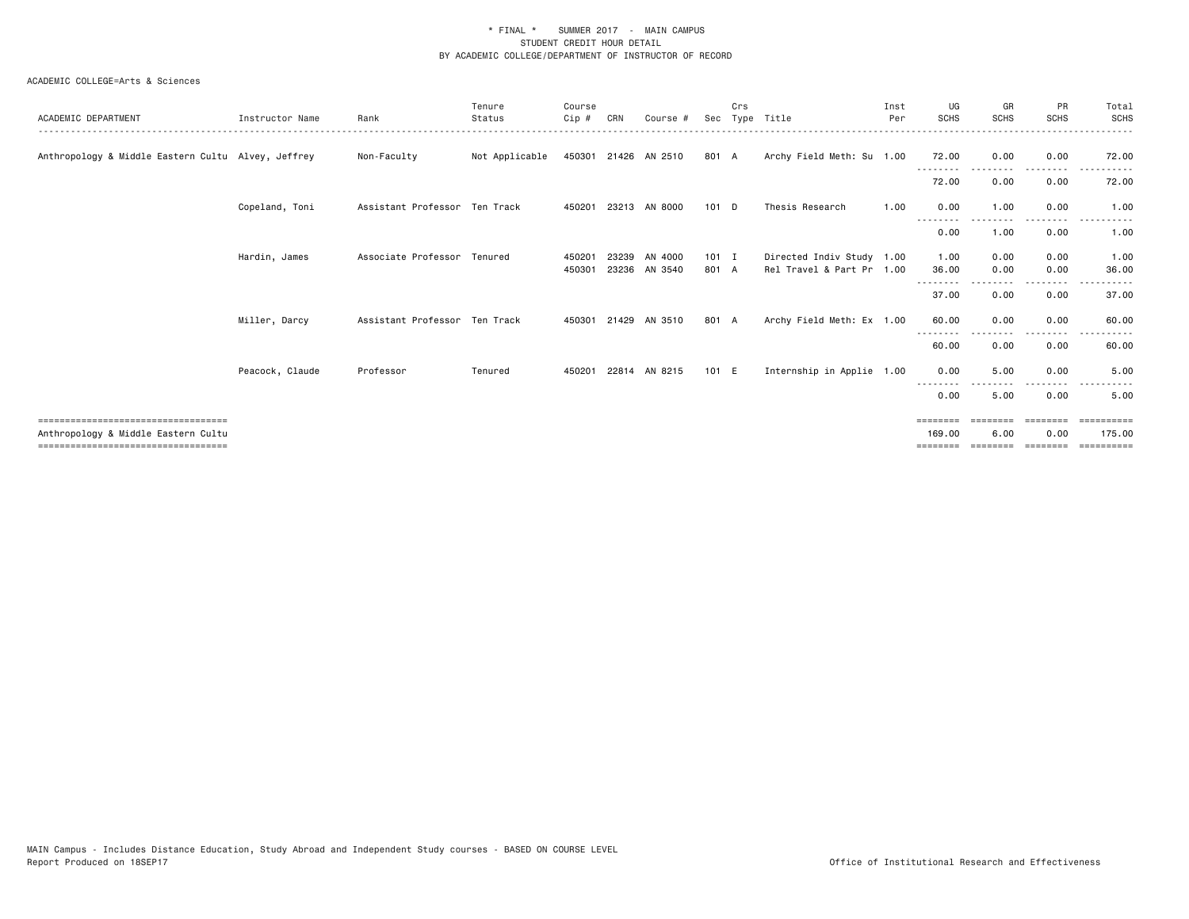\* FINAL \* SUMMER 2017 - MAIN CAMPUS
STUDENT CREDIT HOUR DETAIL
BY ACADEMIC COLLEGE/DEPARTMENT OF INSTRUCTOR OF RECORD

ACADEMIC COLLEGE=Arts & Sciences

| ACADEMIC DEPARTMENT | Instructor Name | Rank | Tenure Status | Course Cip # | CRN | Course # | Sec | Crs Type | Title | Inst Per | UG SCHS | GR SCHS | PR SCHS | Total SCHS |
|---|---|---|---|---|---|---|---|---|---|---|---|---|---|---|
| Anthropology & Middle Eastern Cultu | Alvey, Jeffrey | Non-Faculty | Not Applicable | 450301 | 21426 | AN 2510 | 801 | A | Archy Field Meth: Su | 1.00 | 72.00 | 0.00 | 0.00 | 72.00 |
| | | | | | | | | | | | 72.00 | 0.00 | 0.00 | 72.00 |
| | Copeland, Toni | Assistant Professor | Ten Track | 450201 | 23213 | AN 8000 | 101 | D | Thesis Research | 1.00 | 0.00 | 1.00 | 0.00 | 1.00 |
| | | | | | | | | | | | 0.00 | 1.00 | 0.00 | 1.00 |
| | Hardin, James | Associate Professor | Tenured | 450201 | 23239 | AN 4000 | 101 | I | Directed Indiv Study | 1.00 | 1.00 | 0.00 | 0.00 | 1.00 |
| | | | | 450301 | 23236 | AN 3540 | 801 | A | Rel Travel & Part Pr | 1.00 | 36.00 | 0.00 | 0.00 | 36.00 |
| | | | | | | | | | | | 37.00 | 0.00 | 0.00 | 37.00 |
| | Miller, Darcy | Assistant Professor | Ten Track | 450301 | 21429 | AN 3510 | 801 | A | Archy Field Meth: Ex | 1.00 | 60.00 | 0.00 | 0.00 | 60.00 |
| | | | | | | | | | | | 60.00 | 0.00 | 0.00 | 60.00 |
| | Peacock, Claude | Professor | Tenured | 450201 | 22814 | AN 8215 | 101 | E | Internship in Applie | 1.00 | 0.00 | 5.00 | 0.00 | 5.00 |
| | | | | | | | | | | | 0.00 | 5.00 | 0.00 | 5.00 |
| Anthropology & Middle Eastern Cultu | | | | | | | | | | | 169.00 | 6.00 | 0.00 | 175.00 |

MAIN Campus - Includes Distance Education, Study Abroad and Independent Study courses - BASED ON COURSE LEVEL
Report Produced on 18SEP17

Office of Institutional Research and Effectiveness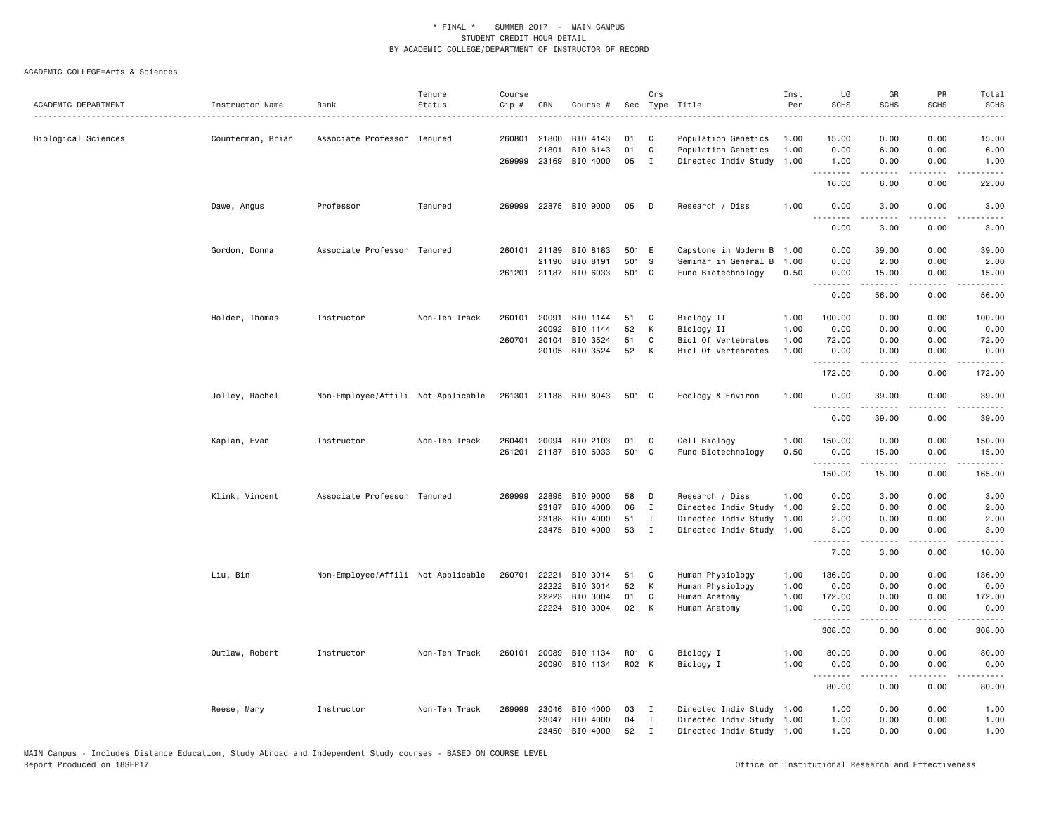\* FINAL \* SUMMER 2017 - MAIN CAMPUS
STUDENT CREDIT HOUR DETAIL
BY ACADEMIC COLLEGE/DEPARTMENT OF INSTRUCTOR OF RECORD

ACADEMIC COLLEGE=Arts & Sciences

| ACADEMIC DEPARTMENT | Instructor Name | Rank | Tenure Status | Course Cip # | CRN | Course # | Sec | Crs Type | Title | Inst Per | UG SCHS | GR SCHS | PR SCHS | Total SCHS |
|---|---|---|---|---|---|---|---|---|---|---|---|---|---|---|
| Biological Sciences | Counterman, Brian | Associate Professor | Tenured | 260801 | 21800 | BIO 4143 | 01 | C | Population Genetics | 1.00 | 15.00 | 0.00 | 0.00 | 15.00 |
| | | | | | 21801 | BIO 6143 | 01 | C | Population Genetics | 1.00 | 0.00 | 6.00 | 0.00 | 6.00 |
| | | | | 269999 | 23169 | BIO 4000 | 05 | I | Directed Indiv Study | 1.00 | 1.00 | 0.00 | 0.00 | 1.00 |
| | | | | | | | | | | | 16.00 | 6.00 | 0.00 | 22.00 |
| | Dawe, Angus | Professor | Tenured | 269999 | 22875 | BIO 9000 | 05 | D | Research / Diss | 1.00 | 0.00 | 3.00 | 0.00 | 3.00 |
| | | | | | | | | | | | 0.00 | 3.00 | 0.00 | 3.00 |
| | Gordon, Donna | Associate Professor | Tenured | 260101 | 21189 | BIO 8183 | 501 | E | Capstone in Modern B | 1.00 | 0.00 | 39.00 | 0.00 | 39.00 |
| | | | | | 21190 | BIO 8191 | 501 | S | Seminar in General B | 1.00 | 0.00 | 2.00 | 0.00 | 2.00 |
| | | | | 261201 | 21187 | BIO 6033 | 501 | C | Fund Biotechnology | 0.50 | 0.00 | 15.00 | 0.00 | 15.00 |
| | | | | | | | | | | | 0.00 | 56.00 | 0.00 | 56.00 |
| | Holder, Thomas | Instructor | Non-Ten Track | 260101 | 20091 | BIO 1144 | 51 | C | Biology II | 1.00 | 100.00 | 0.00 | 0.00 | 100.00 |
| | | | | | 20092 | BIO 1144 | 52 | K | Biology II | 1.00 | 0.00 | 0.00 | 0.00 | 0.00 |
| | | | | 260701 | 20104 | BIO 3524 | 51 | C | Biol Of Vertebrates | 1.00 | 72.00 | 0.00 | 0.00 | 72.00 |
| | | | | | 20105 | BIO 3524 | 52 | K | Biol Of Vertebrates | 1.00 | 0.00 | 0.00 | 0.00 | 0.00 |
| | | | | | | | | | | | 172.00 | 0.00 | 0.00 | 172.00 |
| | Jolley, Rachel | Non-Employee/Affili | Not Applicable | 261301 | 21188 | BIO 8043 | 501 | C | Ecology & Environ | 1.00 | 0.00 | 39.00 | 0.00 | 39.00 |
| | | | | | | | | | | | 0.00 | 39.00 | 0.00 | 39.00 |
| | Kaplan, Evan | Instructor | Non-Ten Track | 260401 | 20094 | BIO 2103 | 01 | C | Cell Biology | 1.00 | 150.00 | 0.00 | 0.00 | 150.00 |
| | | | | 261201 | 21187 | BIO 6033 | 501 | C | Fund Biotechnology | 0.50 | 0.00 | 15.00 | 0.00 | 15.00 |
| | | | | | | | | | | | 150.00 | 15.00 | 0.00 | 165.00 |
| | Klink, Vincent | Associate Professor | Tenured | 269999 | 22895 | BIO 9000 | 58 | D | Research / Diss | 1.00 | 0.00 | 3.00 | 0.00 | 3.00 |
| | | | | | 23187 | BIO 4000 | 06 | I | Directed Indiv Study | 1.00 | 2.00 | 0.00 | 0.00 | 2.00 |
| | | | | | 23188 | BIO 4000 | 51 | I | Directed Indiv Study | 1.00 | 2.00 | 0.00 | 0.00 | 2.00 |
| | | | | | 23475 | BIO 4000 | 53 | I | Directed Indiv Study | 1.00 | 3.00 | 0.00 | 0.00 | 3.00 |
| | | | | | | | | | | | 7.00 | 3.00 | 0.00 | 10.00 |
| | Liu, Bin | Non-Employee/Affili | Not Applicable | 260701 | 22221 | BIO 3014 | 51 | C | Human Physiology | 1.00 | 136.00 | 0.00 | 0.00 | 136.00 |
| | | | | | 22222 | BIO 3014 | 52 | K | Human Physiology | 1.00 | 0.00 | 0.00 | 0.00 | 0.00 |
| | | | | | 22223 | BIO 3004 | 01 | C | Human Anatomy | 1.00 | 172.00 | 0.00 | 0.00 | 172.00 |
| | | | | | 22224 | BIO 3004 | 02 | K | Human Anatomy | 1.00 | 0.00 | 0.00 | 0.00 | 0.00 |
| | | | | | | | | | | | 308.00 | 0.00 | 0.00 | 308.00 |
| | Outlaw, Robert | Instructor | Non-Ten Track | 260101 | 20089 | BIO 1134 | R01 | C | Biology I | 1.00 | 80.00 | 0.00 | 0.00 | 80.00 |
| | | | | | 20090 | BIO 1134 | R02 | K | Biology I | 1.00 | 0.00 | 0.00 | 0.00 | 0.00 |
| | | | | | | | | | | | 80.00 | 0.00 | 0.00 | 80.00 |
| | Reese, Mary | Instructor | Non-Ten Track | 269999 | 23046 | BIO 4000 | 03 | I | Directed Indiv Study | 1.00 | 1.00 | 0.00 | 0.00 | 1.00 |
| | | | | | 23047 | BIO 4000 | 04 | I | Directed Indiv Study | 1.00 | 1.00 | 0.00 | 0.00 | 1.00 |
| | | | | | 23450 | BIO 4000 | 52 | I | Directed Indiv Study | 1.00 | 1.00 | 0.00 | 0.00 | 1.00 |

MAIN Campus - Includes Distance Education, Study Abroad and Independent Study courses - BASED ON COURSE LEVEL
Report Produced on 18SEP17

Office of Institutional Research and Effectiveness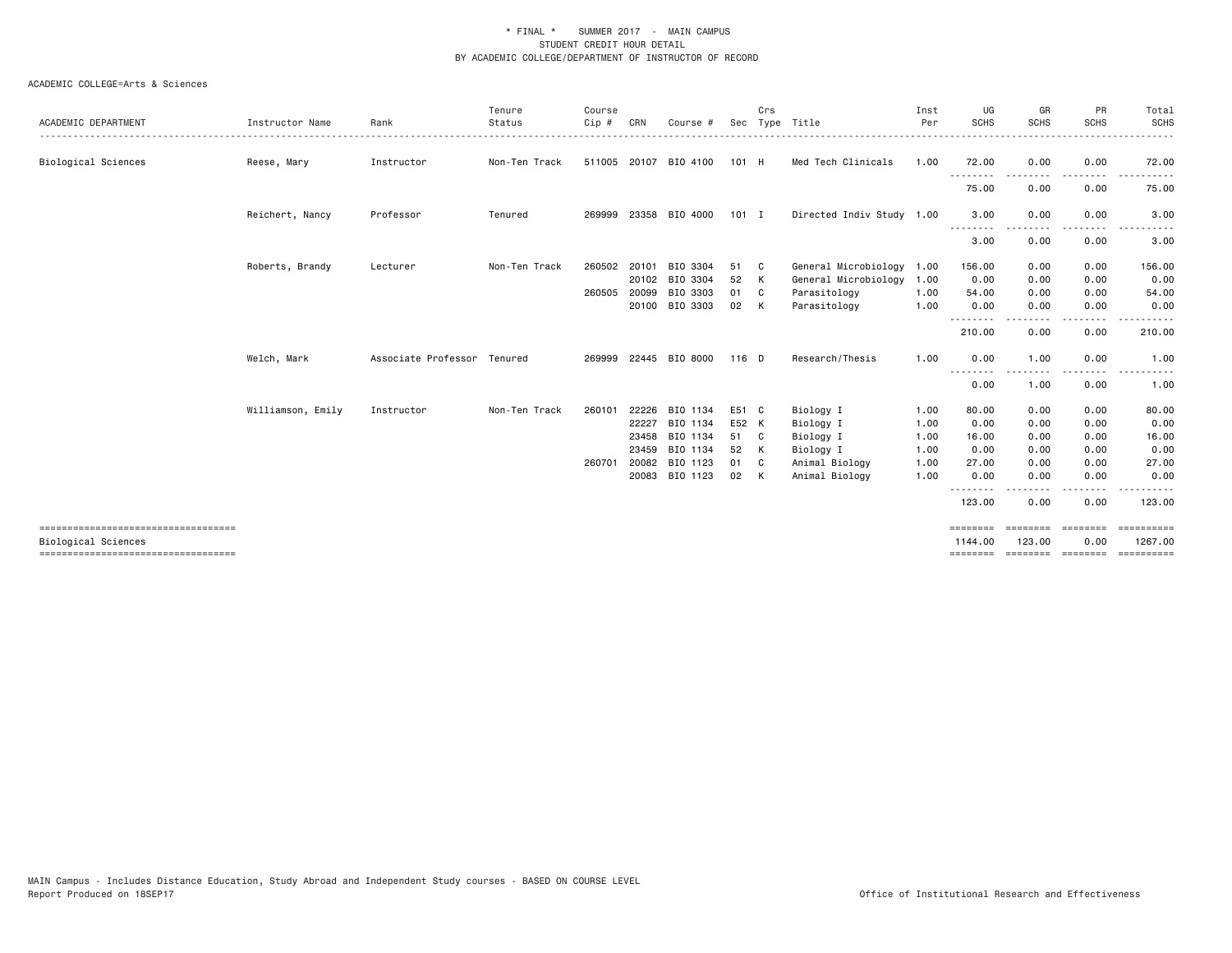\* FINAL \* SUMMER 2017 - MAIN CAMPUS
STUDENT CREDIT HOUR DETAIL
BY ACADEMIC COLLEGE/DEPARTMENT OF INSTRUCTOR OF RECORD

ACADEMIC COLLEGE=Arts & Sciences

| ACADEMIC DEPARTMENT | Instructor Name | Rank | Tenure Status | Course Cip # | CRN | Course # | Sec | Crs Type | Title | Inst Per | UG SCHS | GR SCHS | PR SCHS | Total SCHS |
|---|---|---|---|---|---|---|---|---|---|---|---|---|---|---|
| Biological Sciences | Reese, Mary | Instructor | Non-Ten Track | 511005 | 20107 | BIO 4100 | 101 | H | Med Tech Clinicals | 1.00 | 72.00 | 0.00 | 0.00 | 72.00 |
| | | | | | | | | | | | 75.00 | 0.00 | 0.00 | 75.00 |
| | Reichert, Nancy | Professor | Tenured | 269999 | 23358 | BIO 4000 | 101 | I | Directed Indiv Study | 1.00 | 3.00 | 0.00 | 0.00 | 3.00 |
| | | | | | | | | | | | 3.00 | 0.00 | 0.00 | 3.00 |
| | Roberts, Brandy | Lecturer | Non-Ten Track | 260502 | 20101 | BIO 3304 | 51 | C | General Microbiology | 1.00 | 156.00 | 0.00 | 0.00 | 156.00 |
| | | | | | 20102 | BIO 3304 | 52 | K | General Microbiology | 1.00 | 0.00 | 0.00 | 0.00 | 0.00 |
| | | | | 260505 | 20099 | BIO 3303 | 01 | C | Parasitology | 1.00 | 54.00 | 0.00 | 0.00 | 54.00 |
| | | | | | 20100 | BIO 3303 | 02 | K | Parasitology | 1.00 | 0.00 | 0.00 | 0.00 | 0.00 |
| | | | | | | | | | | | 210.00 | 0.00 | 0.00 | 210.00 |
| | Welch, Mark | Associate Professor | Tenured | 269999 | 22445 | BIO 8000 | 116 | D | Research/Thesis | 1.00 | 0.00 | 1.00 | 0.00 | 1.00 |
| | | | | | | | | | | | 0.00 | 1.00 | 0.00 | 1.00 |
| | Williamson, Emily | Instructor | Non-Ten Track | 260101 | 22226 | BIO 1134 | E51 | C | Biology I | 1.00 | 80.00 | 0.00 | 0.00 | 80.00 |
| | | | | | 22227 | BIO 1134 | E52 | K | Biology I | 1.00 | 0.00 | 0.00 | 0.00 | 0.00 |
| | | | | | 23458 | BIO 1134 | 51 | C | Biology I | 1.00 | 16.00 | 0.00 | 0.00 | 16.00 |
| | | | | | 23459 | BIO 1134 | 52 | K | Biology I | 1.00 | 0.00 | 0.00 | 0.00 | 0.00 |
| | | | | 260701 | 20082 | BIO 1123 | 01 | C | Animal Biology | 1.00 | 27.00 | 0.00 | 0.00 | 27.00 |
| | | | | | 20083 | BIO 1123 | 02 | K | Animal Biology | 1.00 | 0.00 | 0.00 | 0.00 | 0.00 |
| | | | | | | | | | | | 123.00 | 0.00 | 0.00 | 123.00 |
| Biological Sciences | | | | | | | | | | | 1144.00 | 123.00 | 0.00 | 1267.00 |

MAIN Campus - Includes Distance Education, Study Abroad and Independent Study courses - BASED ON COURSE LEVEL
Report Produced on 18SEP17

Office of Institutional Research and Effectiveness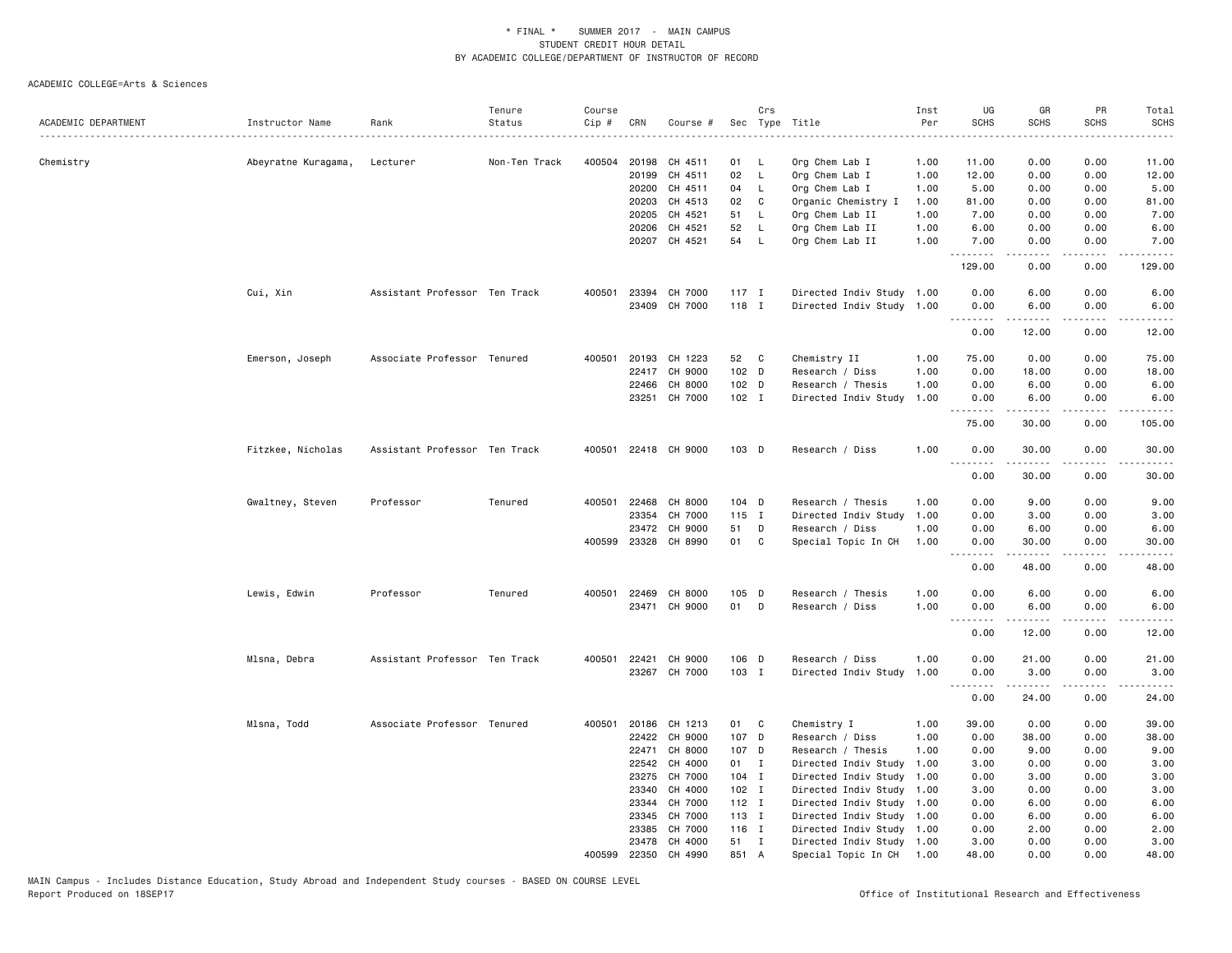\* FINAL \* SUMMER 2017 - MAIN CAMPUS
STUDENT CREDIT HOUR DETAIL
BY ACADEMIC COLLEGE/DEPARTMENT OF INSTRUCTOR OF RECORD

ACADEMIC COLLEGE=Arts & Sciences

| ACADEMIC DEPARTMENT | Instructor Name | Rank | Tenure Status | Course Cip # | CRN | Course # | Sec | Crs Type | Title | Inst Per | UG SCHS | GR SCHS | PR SCHS | Total SCHS |
|---|---|---|---|---|---|---|---|---|---|---|---|---|---|---|
| Chemistry | Abeyratne Kuragama, | Lecturer | Non-Ten Track | 400504 | 20198 | CH 4511 | 01 | L | Org Chem Lab I | 1.00 | 11.00 | 0.00 | 0.00 | 11.00 |
| | | | | | 20199 | CH 4511 | 02 | L | Org Chem Lab I | 1.00 | 12.00 | 0.00 | 0.00 | 12.00 |
| | | | | | 20200 | CH 4511 | 04 | L | Org Chem Lab I | 1.00 | 5.00 | 0.00 | 0.00 | 5.00 |
| | | | | | 20203 | CH 4513 | 02 | C | Organic Chemistry I | 1.00 | 81.00 | 0.00 | 0.00 | 81.00 |
| | | | | | 20205 | CH 4521 | 51 | L | Org Chem Lab II | 1.00 | 7.00 | 0.00 | 0.00 | 7.00 |
| | | | | | 20206 | CH 4521 | 52 | L | Org Chem Lab II | 1.00 | 6.00 | 0.00 | 0.00 | 6.00 |
| | | | | | 20207 | CH 4521 | 54 | L | Org Chem Lab II | 1.00 | 7.00 | 0.00 | 0.00 | 7.00 |
| | | | | | | | | | | | 129.00 | 0.00 | 0.00 | 129.00 |
| | Cui, Xin | Assistant Professor | Ten Track | 400501 | 23394 | CH 7000 | 117 | I | Directed Indiv Study | 1.00 | 0.00 | 6.00 | 0.00 | 6.00 |
| | | | | | 23409 | CH 7000 | 118 | I | Directed Indiv Study | 1.00 | 0.00 | 6.00 | 0.00 | 6.00 |
| | | | | | | | | | | | 0.00 | 12.00 | 0.00 | 12.00 |
| | Emerson, Joseph | Associate Professor | Tenured | 400501 | 20193 | CH 1223 | 52 | C | Chemistry II | 1.00 | 75.00 | 0.00 | 0.00 | 75.00 |
| | | | | | 22417 | CH 9000 | 102 | D | Research / Diss | 1.00 | 0.00 | 18.00 | 0.00 | 18.00 |
| | | | | | 22466 | CH 8000 | 102 | D | Research / Thesis | 1.00 | 0.00 | 6.00 | 0.00 | 6.00 |
| | | | | | 23251 | CH 7000 | 102 | I | Directed Indiv Study | 1.00 | 0.00 | 6.00 | 0.00 | 6.00 |
| | | | | | | | | | | | 75.00 | 30.00 | 0.00 | 105.00 |
| | Fitzkee, Nicholas | Assistant Professor | Ten Track | 400501 | 22418 | CH 9000 | 103 | D | Research / Diss | 1.00 | 0.00 | 30.00 | 0.00 | 30.00 |
| | | | | | | | | | | | 0.00 | 30.00 | 0.00 | 30.00 |
| | Gwaltney, Steven | Professor | Tenured | 400501 | 22468 | CH 8000 | 104 | D | Research / Thesis | 1.00 | 0.00 | 9.00 | 0.00 | 9.00 |
| | | | | | 23354 | CH 7000 | 115 | I | Directed Indiv Study | 1.00 | 0.00 | 3.00 | 0.00 | 3.00 |
| | | | | | 23472 | CH 9000 | 51 | D | Research / Diss | 1.00 | 0.00 | 6.00 | 0.00 | 6.00 |
| | | | | 400599 | 23328 | CH 8990 | 01 | C | Special Topic In CH | 1.00 | 0.00 | 30.00 | 0.00 | 30.00 |
| | | | | | | | | | | | 0.00 | 48.00 | 0.00 | 48.00 |
| | Lewis, Edwin | Professor | Tenured | 400501 | 22469 | CH 8000 | 105 | D | Research / Thesis | 1.00 | 0.00 | 6.00 | 0.00 | 6.00 |
| | | | | | 23471 | CH 9000 | 01 | D | Research / Diss | 1.00 | 0.00 | 6.00 | 0.00 | 6.00 |
| | | | | | | | | | | | 0.00 | 12.00 | 0.00 | 12.00 |
| | Mlsna, Debra | Assistant Professor | Ten Track | 400501 | 22421 | CH 9000 | 106 | D | Research / Diss | 1.00 | 0.00 | 21.00 | 0.00 | 21.00 |
| | | | | | 23267 | CH 7000 | 103 | I | Directed Indiv Study | 1.00 | 0.00 | 3.00 | 0.00 | 3.00 |
| | | | | | | | | | | | 0.00 | 24.00 | 0.00 | 24.00 |
| | Mlsna, Todd | Associate Professor | Tenured | 400501 | 20186 | CH 1213 | 01 | C | Chemistry I | 1.00 | 39.00 | 0.00 | 0.00 | 39.00 |
| | | | | | 22422 | CH 9000 | 107 | D | Research / Diss | 1.00 | 0.00 | 38.00 | 0.00 | 38.00 |
| | | | | | 22471 | CH 8000 | 107 | D | Research / Thesis | 1.00 | 0.00 | 9.00 | 0.00 | 9.00 |
| | | | | | 22542 | CH 4000 | 01 | I | Directed Indiv Study | 1.00 | 3.00 | 0.00 | 0.00 | 3.00 |
| | | | | | 23275 | CH 7000 | 104 | I | Directed Indiv Study | 1.00 | 0.00 | 3.00 | 0.00 | 3.00 |
| | | | | | 23340 | CH 4000 | 102 | I | Directed Indiv Study | 1.00 | 3.00 | 0.00 | 0.00 | 3.00 |
| | | | | | 23344 | CH 7000 | 112 | I | Directed Indiv Study | 1.00 | 0.00 | 6.00 | 0.00 | 6.00 |
| | | | | | 23345 | CH 7000 | 113 | I | Directed Indiv Study | 1.00 | 0.00 | 6.00 | 0.00 | 6.00 |
| | | | | | 23385 | CH 7000 | 116 | I | Directed Indiv Study | 1.00 | 0.00 | 2.00 | 0.00 | 2.00 |
| | | | | | 23478 | CH 4000 | 51 | I | Directed Indiv Study | 1.00 | 3.00 | 0.00 | 0.00 | 3.00 |
| | | | | 400599 | 22350 | CH 4990 | 851 | A | Special Topic In CH | 1.00 | 48.00 | 0.00 | 0.00 | 48.00 |

MAIN Campus - Includes Distance Education, Study Abroad and Independent Study courses - BASED ON COURSE LEVEL
Report Produced on 18SEP17

Office of Institutional Research and Effectiveness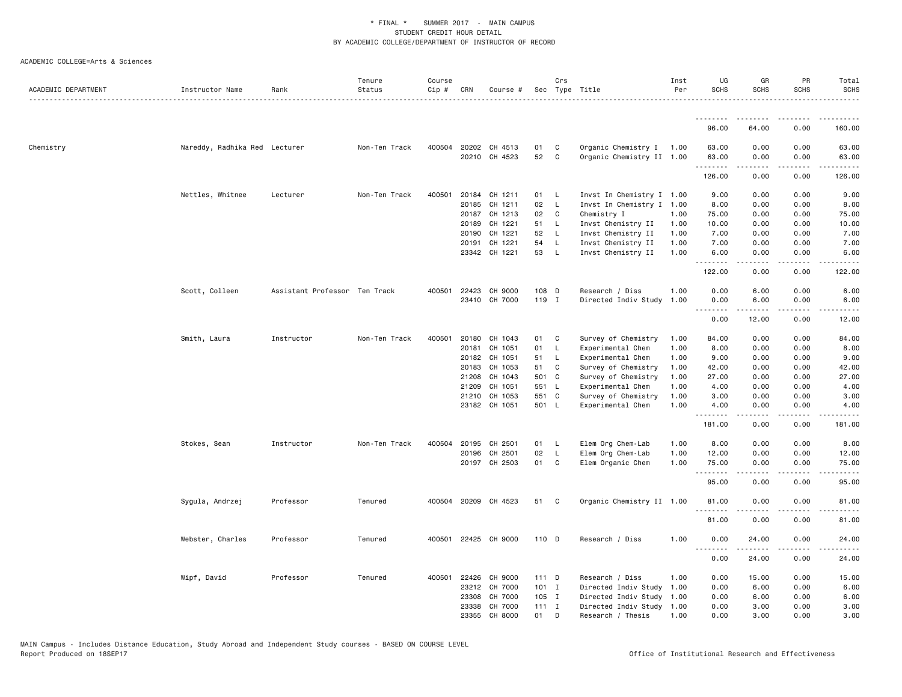\* FINAL \* SUMMER 2017 - MAIN CAMPUS
STUDENT CREDIT HOUR DETAIL
BY ACADEMIC COLLEGE/DEPARTMENT OF INSTRUCTOR OF RECORD

ACADEMIC COLLEGE=Arts & Sciences

| ACADEMIC DEPARTMENT | Instructor Name | Rank | Tenure Status | Course Cip # | CRN | Course # | Sec | Crs Type | Title | Inst Per | UG SCHS | GR SCHS | PR SCHS | Total SCHS |
|---|---|---|---|---|---|---|---|---|---|---|---|---|---|---|
| | | | | | | | | | | | 96.00 | 64.00 | 0.00 | 160.00 |
| Chemistry | Nareddy, Radhika Red | Lecturer | Non-Ten Track | 400504 | 20202 | CH 4513 | 01 | C | Organic Chemistry I | 1.00 | 63.00 | 0.00 | 0.00 | 63.00 |
| | | | | | 20210 | CH 4523 | 52 | C | Organic Chemistry II | 1.00 | 63.00 | 0.00 | 0.00 | 63.00 |
| | | | | | | | | | | | 126.00 | 0.00 | 0.00 | 126.00 |
| | Nettles, Whitnee | Lecturer | Non-Ten Track | 400501 | 20184 | CH 1211 | 01 | L | Invst In Chemistry I | 1.00 | 9.00 | 0.00 | 0.00 | 9.00 |
| | | | | | 20185 | CH 1211 | 02 | L | Invst In Chemistry I | 1.00 | 8.00 | 0.00 | 0.00 | 8.00 |
| | | | | | 20187 | CH 1213 | 02 | C | Chemistry I | 1.00 | 75.00 | 0.00 | 0.00 | 75.00 |
| | | | | | 20189 | CH 1221 | 51 | L | Invst Chemistry II | 1.00 | 10.00 | 0.00 | 0.00 | 10.00 |
| | | | | | 20190 | CH 1221 | 52 | L | Invst Chemistry II | 1.00 | 7.00 | 0.00 | 0.00 | 7.00 |
| | | | | | 20191 | CH 1221 | 54 | L | Invst Chemistry II | 1.00 | 7.00 | 0.00 | 0.00 | 7.00 |
| | | | | | 23342 | CH 1221 | 53 | L | Invst Chemistry II | 1.00 | 6.00 | 0.00 | 0.00 | 6.00 |
| | | | | | | | | | | | 122.00 | 0.00 | 0.00 | 122.00 |
| | Scott, Colleen | Assistant Professor | Ten Track | 400501 | 22423 | CH 9000 | 108 | D | Research / Diss | 1.00 | 0.00 | 6.00 | 0.00 | 6.00 |
| | | | | | 23410 | CH 7000 | 119 | I | Directed Indiv Study | 1.00 | 0.00 | 6.00 | 0.00 | 6.00 |
| | | | | | | | | | | | 0.00 | 12.00 | 0.00 | 12.00 |
| | Smith, Laura | Instructor | Non-Ten Track | 400501 | 20180 | CH 1043 | 01 | C | Survey of Chemistry | 1.00 | 84.00 | 0.00 | 0.00 | 84.00 |
| | | | | | 20181 | CH 1051 | 01 | L | Experimental Chem | 1.00 | 8.00 | 0.00 | 0.00 | 8.00 |
| | | | | | 20182 | CH 1051 | 51 | L | Experimental Chem | 1.00 | 9.00 | 0.00 | 0.00 | 9.00 |
| | | | | | 20183 | CH 1053 | 51 | C | Survey of Chemistry | 1.00 | 42.00 | 0.00 | 0.00 | 42.00 |
| | | | | | 21208 | CH 1043 | 501 | C | Survey of Chemistry | 1.00 | 27.00 | 0.00 | 0.00 | 27.00 |
| | | | | | 21209 | CH 1051 | 551 | L | Experimental Chem | 1.00 | 4.00 | 0.00 | 0.00 | 4.00 |
| | | | | | 21210 | CH 1053 | 551 | C | Survey of Chemistry | 1.00 | 3.00 | 0.00 | 0.00 | 3.00 |
| | | | | | 23182 | CH 1051 | 501 | L | Experimental Chem | 1.00 | 4.00 | 0.00 | 0.00 | 4.00 |
| | | | | | | | | | | | 181.00 | 0.00 | 0.00 | 181.00 |
| | Stokes, Sean | Instructor | Non-Ten Track | 400504 | 20195 | CH 2501 | 01 | L | Elem Org Chem-Lab | 1.00 | 8.00 | 0.00 | 0.00 | 8.00 |
| | | | | | 20196 | CH 2501 | 02 | L | Elem Org Chem-Lab | 1.00 | 12.00 | 0.00 | 0.00 | 12.00 |
| | | | | | 20197 | CH 2503 | 01 | C | Elem Organic Chem | 1.00 | 75.00 | 0.00 | 0.00 | 75.00 |
| | | | | | | | | | | | 95.00 | 0.00 | 0.00 | 95.00 |
| | Sygula, Andrzej | Professor | Tenured | 400504 | 20209 | CH 4523 | 51 | C | Organic Chemistry II | 1.00 | 81.00 | 0.00 | 0.00 | 81.00 |
| | | | | | | | | | | | 81.00 | 0.00 | 0.00 | 81.00 |
| | Webster, Charles | Professor | Tenured | 400501 | 22425 | CH 9000 | 110 | D | Research / Diss | 1.00 | 0.00 | 24.00 | 0.00 | 24.00 |
| | | | | | | | | | | | 0.00 | 24.00 | 0.00 | 24.00 |
| | Wipf, David | Professor | Tenured | 400501 | 22426 | CH 9000 | 111 | D | Research / Diss | 1.00 | 0.00 | 15.00 | 0.00 | 15.00 |
| | | | | | 23212 | CH 7000 | 101 | I | Directed Indiv Study | 1.00 | 0.00 | 6.00 | 0.00 | 6.00 |
| | | | | | 23308 | CH 7000 | 105 | I | Directed Indiv Study | 1.00 | 0.00 | 6.00 | 0.00 | 6.00 |
| | | | | | 23338 | CH 7000 | 111 | I | Directed Indiv Study | 1.00 | 0.00 | 3.00 | 0.00 | 3.00 |
| | | | | | 23355 | CH 8000 | 01 | D | Research / Thesis | 1.00 | 0.00 | 3.00 | 0.00 | 3.00 |

MAIN Campus - Includes Distance Education, Study Abroad and Independent Study courses - BASED ON COURSE LEVEL
Report Produced on 18SEP17 Office of Institutional Research and Effectiveness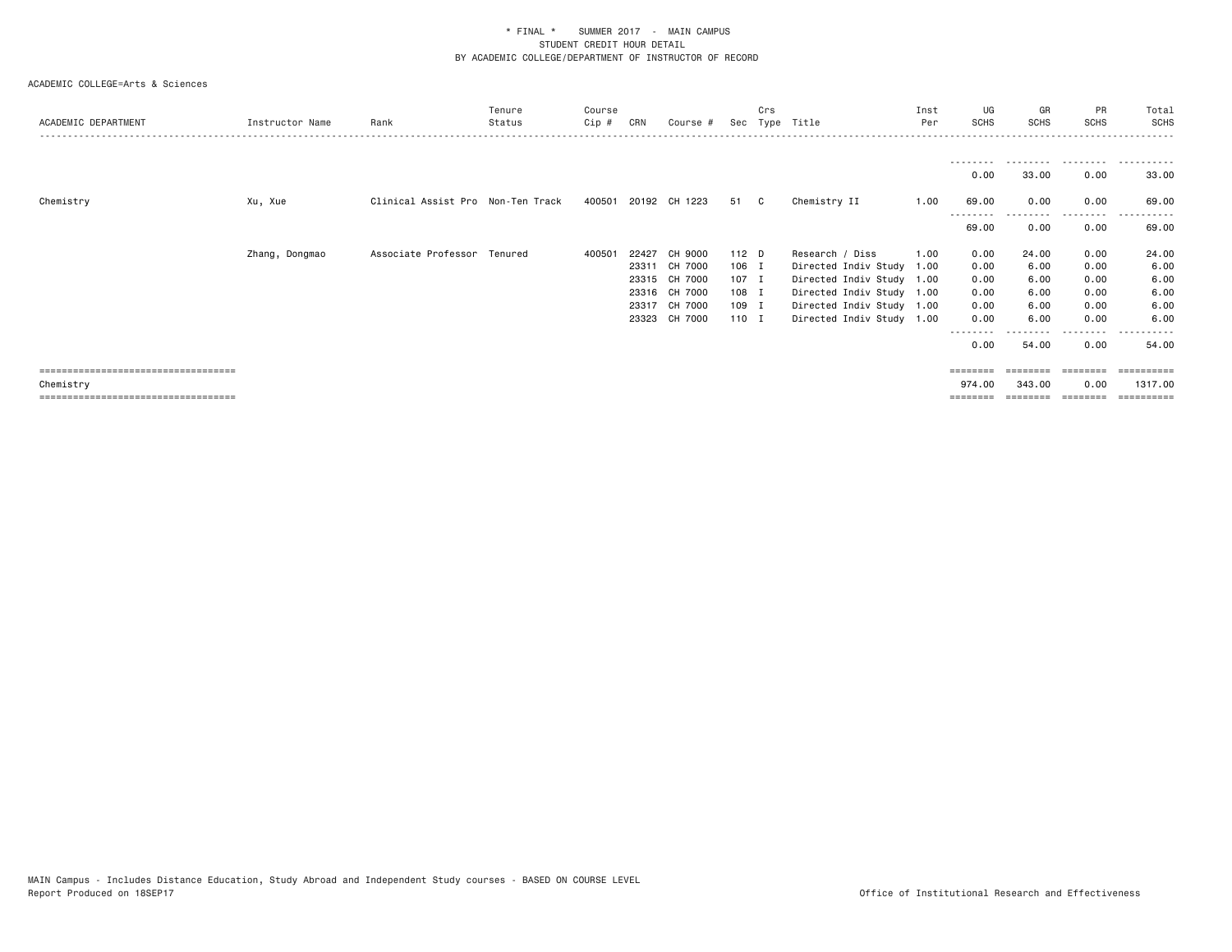\* FINAL \*    SUMMER 2017  -  MAIN CAMPUS
STUDENT CREDIT HOUR DETAIL
BY ACADEMIC COLLEGE/DEPARTMENT OF INSTRUCTOR OF RECORD

ACADEMIC COLLEGE=Arts & Sciences

| ACADEMIC DEPARTMENT | Instructor Name | Rank | Tenure Status | Course Cip # | CRN | Course # | Sec | Crs Type | Title | Inst Per | UG SCHS | GR SCHS | PR SCHS | Total SCHS |
|---|---|---|---|---|---|---|---|---|---|---|---|---|---|---|
| | | | | | | | | | | | 0.00 | 33.00 | 0.00 | 33.00 |
| Chemistry | Xu, Xue | Clinical Assist Pro | Non-Ten Track | 400501 | 20192 | CH 1223 | 51 | C | Chemistry II | 1.00 | 69.00 | 0.00 | 0.00 | 69.00 |
| | | | | | | | | | | | 69.00 | 0.00 | 0.00 | 69.00 |
| | Zhang, Dongmao | Associate Professor | Tenured | 400501 | 22427 | CH 9000 | 112 | D | Research / Diss | 1.00 | 0.00 | 24.00 | 0.00 | 24.00 |
| | | | | | 23311 | CH 7000 | 106 | I | Directed Indiv Study | 1.00 | 0.00 | 6.00 | 0.00 | 6.00 |
| | | | | | 23315 | CH 7000 | 107 | I | Directed Indiv Study | 1.00 | 0.00 | 6.00 | 0.00 | 6.00 |
| | | | | | 23316 | CH 7000 | 108 | I | Directed Indiv Study | 1.00 | 0.00 | 6.00 | 0.00 | 6.00 |
| | | | | | 23317 | CH 7000 | 109 | I | Directed Indiv Study | 1.00 | 0.00 | 6.00 | 0.00 | 6.00 |
| | | | | | 23323 | CH 7000 | 110 | I | Directed Indiv Study | 1.00 | 0.00 | 6.00 | 0.00 | 6.00 |
| | | | | | | | | | | | 0.00 | 54.00 | 0.00 | 54.00 |
| Chemistry | | | | | | | | | | | 974.00 | 343.00 | 0.00 | 1317.00 |

MAIN Campus - Includes Distance Education, Study Abroad and Independent Study courses - BASED ON COURSE LEVEL
Report Produced on 18SEP17

Office of Institutional Research and Effectiveness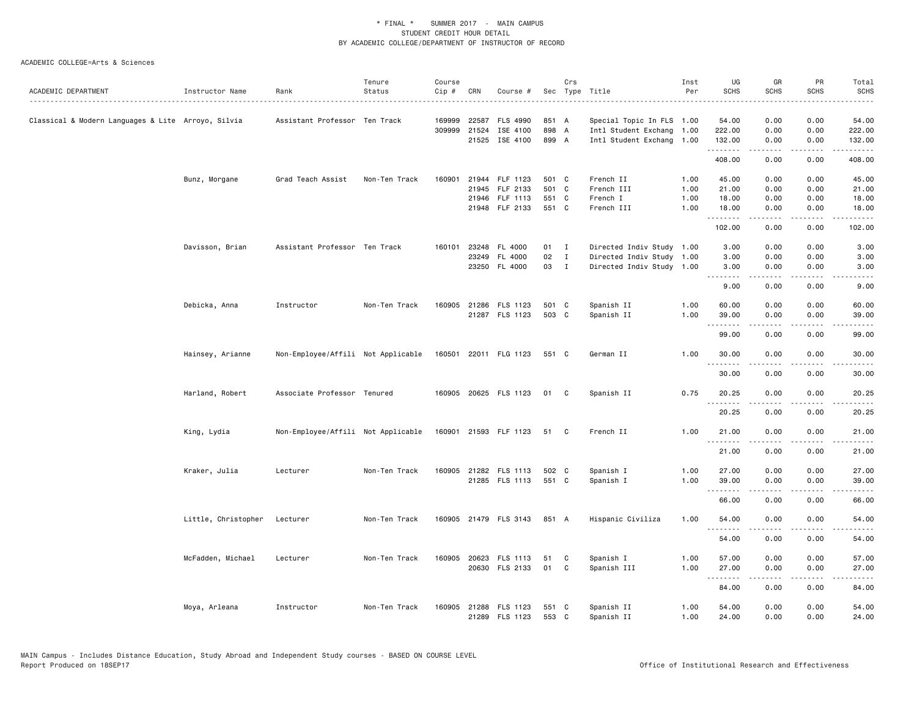\* FINAL \* SUMMER 2017 - MAIN CAMPUS
STUDENT CREDIT HOUR DETAIL
BY ACADEMIC COLLEGE/DEPARTMENT OF INSTRUCTOR OF RECORD

ACADEMIC COLLEGE=Arts & Sciences

| ACADEMIC DEPARTMENT | Instructor Name | Rank | Tenure Status | Course Cip # | CRN | Course # | Sec | Crs Type | Title | Inst Per | UG SCHS | GR SCHS | PR SCHS | Total SCHS |
|---|---|---|---|---|---|---|---|---|---|---|---|---|---|---|
| Classical & Modern Languages & Lite | Arroyo, Silvia | Assistant Professor | Ten Track | 169999 | 22587 | FLS 4990 | 851 | A | Special Topic In FLS | 1.00 | 54.00 | 0.00 | 0.00 | 54.00 |
| | | | | 309999 | 21524 | ISE 4100 | 898 | A | Intl Student Exchang | 1.00 | 222.00 | 0.00 | 0.00 | 222.00 |
| | | | | | 21525 | ISE 4100 | 899 | A | Intl Student Exchang | 1.00 | 132.00 | 0.00 | 0.00 | 132.00 |
| | | | | | | | | | | | 408.00 | 0.00 | 0.00 | 408.00 |
| | Bunz, Morgane | Grad Teach Assist | Non-Ten Track | 160901 | 21944 | FLF 1123 | 501 | C | French II | 1.00 | 45.00 | 0.00 | 0.00 | 45.00 |
| | | | | | 21945 | FLF 2133 | 501 | C | French III | 1.00 | 21.00 | 0.00 | 0.00 | 21.00 |
| | | | | | 21946 | FLF 1113 | 551 | C | French I | 1.00 | 18.00 | 0.00 | 0.00 | 18.00 |
| | | | | | 21948 | FLF 2133 | 551 | C | French III | 1.00 | 18.00 | 0.00 | 0.00 | 18.00 |
| | | | | | | | | | | | 102.00 | 0.00 | 0.00 | 102.00 |
| | Davisson, Brian | Assistant Professor | Ten Track | 160101 | 23248 | FL 4000 | 01 | I | Directed Indiv Study | 1.00 | 3.00 | 0.00 | 0.00 | 3.00 |
| | | | | | 23249 | FL 4000 | 02 | I | Directed Indiv Study | 1.00 | 3.00 | 0.00 | 0.00 | 3.00 |
| | | | | | 23250 | FL 4000 | 03 | I | Directed Indiv Study | 1.00 | 3.00 | 0.00 | 0.00 | 3.00 |
| | | | | | | | | | | | 9.00 | 0.00 | 0.00 | 9.00 |
| | Debicka, Anna | Instructor | Non-Ten Track | 160905 | 21286 | FLS 1123 | 501 | C | Spanish II | 1.00 | 60.00 | 0.00 | 0.00 | 60.00 |
| | | | | | 21287 | FLS 1123 | 503 | C | Spanish II | 1.00 | 39.00 | 0.00 | 0.00 | 39.00 |
| | | | | | | | | | | | 99.00 | 0.00 | 0.00 | 99.00 |
| | Hainsey, Arianne | Non-Employee/Affili | Not Applicable | 160501 | 22011 | FLG 1123 | 551 | C | German II | 1.00 | 30.00 | 0.00 | 0.00 | 30.00 |
| | | | | | | | | | | | 30.00 | 0.00 | 0.00 | 30.00 |
| | Harland, Robert | Associate Professor | Tenured | 160905 | 20625 | FLS 1123 | 01 | C | Spanish II | 0.75 | 20.25 | 0.00 | 0.00 | 20.25 |
| | | | | | | | | | | | 20.25 | 0.00 | 0.00 | 20.25 |
| | King, Lydia | Non-Employee/Affili | Not Applicable | 160901 | 21593 | FLF 1123 | 51 | C | French II | 1.00 | 21.00 | 0.00 | 0.00 | 21.00 |
| | | | | | | | | | | | 21.00 | 0.00 | 0.00 | 21.00 |
| | Kraker, Julia | Lecturer | Non-Ten Track | 160905 | 21282 | FLS 1113 | 502 | C | Spanish I | 1.00 | 27.00 | 0.00 | 0.00 | 27.00 |
| | | | | | 21285 | FLS 1113 | 551 | C | Spanish I | 1.00 | 39.00 | 0.00 | 0.00 | 39.00 |
| | | | | | | | | | | | 66.00 | 0.00 | 0.00 | 66.00 |
| | Little, Christopher | Lecturer | Non-Ten Track | 160905 | 21479 | FLS 3143 | 851 | A | Hispanic Civiliza | 1.00 | 54.00 | 0.00 | 0.00 | 54.00 |
| | | | | | | | | | | | 54.00 | 0.00 | 0.00 | 54.00 |
| | McFadden, Michael | Lecturer | Non-Ten Track | 160905 | 20623 | FLS 1113 | 51 | C | Spanish I | 1.00 | 57.00 | 0.00 | 0.00 | 57.00 |
| | | | | | 20630 | FLS 2133 | 01 | C | Spanish III | 1.00 | 27.00 | 0.00 | 0.00 | 27.00 |
| | | | | | | | | | | | 84.00 | 0.00 | 0.00 | 84.00 |
| | Moya, Arleana | Instructor | Non-Ten Track | 160905 | 21288 | FLS 1123 | 551 | C | Spanish II | 1.00 | 54.00 | 0.00 | 0.00 | 54.00 |
| | | | | | 21289 | FLS 1123 | 553 | C | Spanish II | 1.00 | 24.00 | 0.00 | 0.00 | 24.00 |

MAIN Campus - Includes Distance Education, Study Abroad and Independent Study courses - BASED ON COURSE LEVEL
Report Produced on 18SEP17

Office of Institutional Research and Effectiveness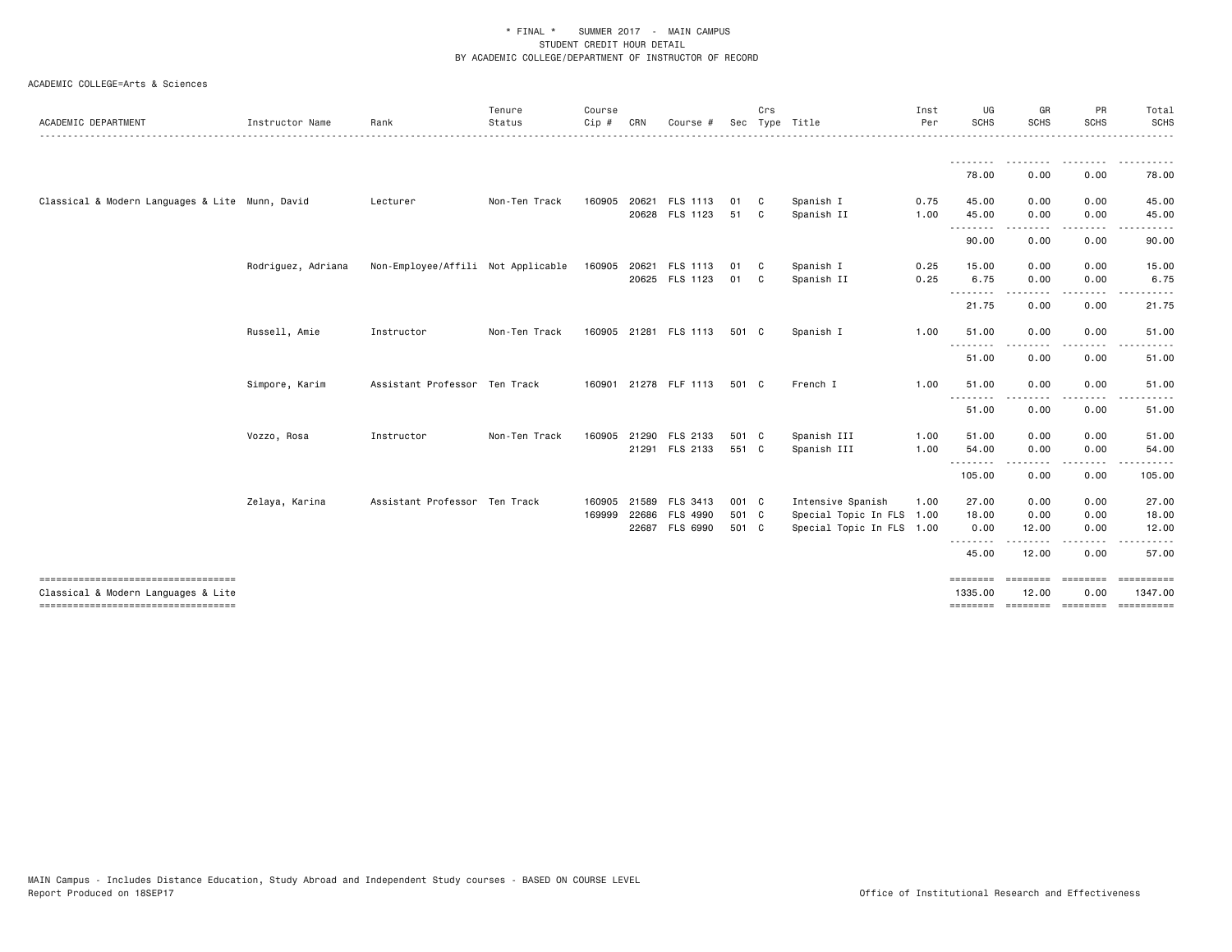\* FINAL \* SUMMER 2017 - MAIN CAMPUS
STUDENT CREDIT HOUR DETAIL
BY ACADEMIC COLLEGE/DEPARTMENT OF INSTRUCTOR OF RECORD

ACADEMIC COLLEGE=Arts & Sciences

| ACADEMIC DEPARTMENT | Instructor Name | Rank | Tenure Status | Course Cip # | CRN | Course # | Sec | Crs Type | Title | Inst Per | UG SCHS | GR SCHS | PR SCHS | Total SCHS |
|---|---|---|---|---|---|---|---|---|---|---|---|---|---|---|
| | | | | | | | | | | | 78.00 | 0.00 | 0.00 | 78.00 |
| Classical & Modern Languages & Lite | Munn, David | Lecturer | Non-Ten Track | 160905 | 20621 | FLS 1113 | 01 | C | Spanish I | 0.75 | 45.00 | 0.00 | 0.00 | 45.00 |
| | | | | | 20628 | FLS 1123 | 51 | C | Spanish II | 1.00 | 45.00 | 0.00 | 0.00 | 45.00 |
| | | | | | | | | | | | 90.00 | 0.00 | 0.00 | 90.00 |
| | Rodriguez, Adriana | Non-Employee/Affili | Not Applicable | 160905 | 20621 | FLS 1113 | 01 | C | Spanish I | 0.25 | 15.00 | 0.00 | 0.00 | 15.00 |
| | | | | | 20625 | FLS 1123 | 01 | C | Spanish II | 0.25 | 6.75 | 0.00 | 0.00 | 6.75 |
| | | | | | | | | | | | 21.75 | 0.00 | 0.00 | 21.75 |
| | Russell, Amie | Instructor | Non-Ten Track | 160905 | 21281 | FLS 1113 | 501 | C | Spanish I | 1.00 | 51.00 | 0.00 | 0.00 | 51.00 |
| | | | | | | | | | | | 51.00 | 0.00 | 0.00 | 51.00 |
| | Simpore, Karim | Assistant Professor | Ten Track | 160901 | 21278 | FLF 1113 | 501 | C | French I | 1.00 | 51.00 | 0.00 | 0.00 | 51.00 |
| | | | | | | | | | | | 51.00 | 0.00 | 0.00 | 51.00 |
| | Vozzo, Rosa | Instructor | Non-Ten Track | 160905 | 21290 | FLS 2133 | 501 | C | Spanish III | 1.00 | 51.00 | 0.00 | 0.00 | 51.00 |
| | | | | | 21291 | FLS 2133 | 551 | C | Spanish III | 1.00 | 54.00 | 0.00 | 0.00 | 54.00 |
| | | | | | | | | | | | 105.00 | 0.00 | 0.00 | 105.00 |
| | Zelaya, Karina | Assistant Professor | Ten Track | 160905 | 21589 | FLS 3413 | 001 | C | Intensive Spanish | 1.00 | 27.00 | 0.00 | 0.00 | 27.00 |
| | | | | 169999 | 22686 | FLS 4990 | 501 | C | Special Topic In FLS | 1.00 | 18.00 | 0.00 | 0.00 | 18.00 |
| | | | | | 22687 | FLS 6990 | 501 | C | Special Topic In FLS | 1.00 | 0.00 | 12.00 | 0.00 | 12.00 |
| | | | | | | | | | | | 45.00 | 12.00 | 0.00 | 57.00 |
| Classical & Modern Languages & Lite | | | | | | | | | | | 1335.00 | 12.00 | 0.00 | 1347.00 |

MAIN Campus - Includes Distance Education, Study Abroad and Independent Study courses - BASED ON COURSE LEVEL
Report Produced on 18SEP17

Office of Institutional Research and Effectiveness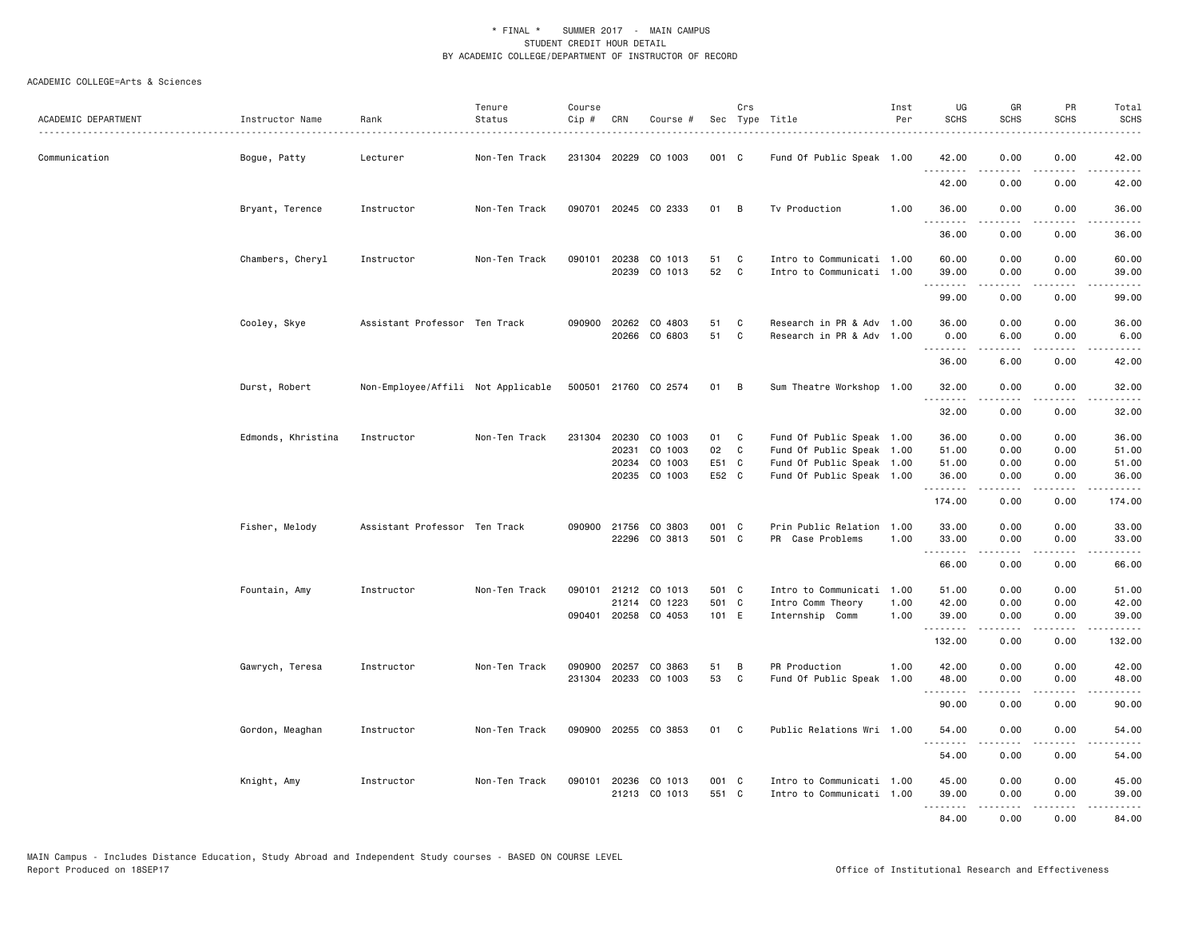\* FINAL \* SUMMER 2017 - MAIN CAMPUS
STUDENT CREDIT HOUR DETAIL
BY ACADEMIC COLLEGE/DEPARTMENT OF INSTRUCTOR OF RECORD

ACADEMIC COLLEGE=Arts & Sciences

| ACADEMIC DEPARTMENT | Instructor Name | Rank | Tenure Status | Course Cip # | CRN | Course # | Sec | Crs Type | Title | Inst Per | UG SCHS | GR SCHS | PR SCHS | Total SCHS |
|---|---|---|---|---|---|---|---|---|---|---|---|---|---|---|
| Communication | Bogue, Patty | Lecturer | Non-Ten Track | 231304 | 20229 | CO 1003 | 001 | C | Fund Of Public Speak | 1.00 | 42.00 | 0.00 | 0.00 | 42.00 |
| | | | | | | | | | | | 42.00 | 0.00 | 0.00 | 42.00 |
| | Bryant, Terence | Instructor | Non-Ten Track | 090701 | 20245 | CO 2333 | 01 | B | Tv Production | 1.00 | 36.00 | 0.00 | 0.00 | 36.00 |
| | | | | | | | | | | | 36.00 | 0.00 | 0.00 | 36.00 |
| | Chambers, Cheryl | Instructor | Non-Ten Track | 090101 | 20238 | CO 1013 | 51 | C | Intro to Communicati | 1.00 | 60.00 | 0.00 | 0.00 | 60.00 |
| | | | | | 20239 | CO 1013 | 52 | C | Intro to Communicati | 1.00 | 39.00 | 0.00 | 0.00 | 39.00 |
| | | | | | | | | | | | 99.00 | 0.00 | 0.00 | 99.00 |
| | Cooley, Skye | Assistant Professor | Ten Track | 090900 | 20262 | CO 4803 | 51 | C | Research in PR & Adv | 1.00 | 36.00 | 0.00 | 0.00 | 36.00 |
| | | | | | 20266 | CO 6803 | 51 | C | Research in PR & Adv | 1.00 | 0.00 | 6.00 | 0.00 | 6.00 |
| | | | | | | | | | | | 36.00 | 6.00 | 0.00 | 42.00 |
| | Durst, Robert | Non-Employee/Affili | Not Applicable | 500501 | 21760 | CO 2574 | 01 | B | Sum Theatre Workshop | 1.00 | 32.00 | 0.00 | 0.00 | 32.00 |
| | | | | | | | | | | | 32.00 | 0.00 | 0.00 | 32.00 |
| | Edmonds, Khristina | Instructor | Non-Ten Track | 231304 | 20230 | CO 1003 | 01 | C | Fund Of Public Speak | 1.00 | 36.00 | 0.00 | 0.00 | 36.00 |
| | | | | | 20231 | CO 1003 | 02 | C | Fund Of Public Speak | 1.00 | 51.00 | 0.00 | 0.00 | 51.00 |
| | | | | | 20234 | CO 1003 | E51 | C | Fund Of Public Speak | 1.00 | 51.00 | 0.00 | 0.00 | 51.00 |
| | | | | | 20235 | CO 1003 | E52 | C | Fund Of Public Speak | 1.00 | 36.00 | 0.00 | 0.00 | 36.00 |
| | | | | | | | | | | | 174.00 | 0.00 | 0.00 | 174.00 |
| | Fisher, Melody | Assistant Professor | Ten Track | 090900 | 21756 | CO 3803 | 001 | C | Prin Public Relation | 1.00 | 33.00 | 0.00 | 0.00 | 33.00 |
| | | | | | 22296 | CO 3813 | 501 | C | PR Case Problems | 1.00 | 33.00 | 0.00 | 0.00 | 33.00 |
| | | | | | | | | | | | 66.00 | 0.00 | 0.00 | 66.00 |
| | Fountain, Amy | Instructor | Non-Ten Track | 090101 | 21212 | CO 1013 | 501 | C | Intro to Communicati | 1.00 | 51.00 | 0.00 | 0.00 | 51.00 |
| | | | | | 21214 | CO 1223 | 501 | C | Intro Comm Theory | 1.00 | 42.00 | 0.00 | 0.00 | 42.00 |
| | | | | 090401 | 20258 | CO 4053 | 101 | E | Internship Comm | 1.00 | 39.00 | 0.00 | 0.00 | 39.00 |
| | | | | | | | | | | | 132.00 | 0.00 | 0.00 | 132.00 |
| | Gawrych, Teresa | Instructor | Non-Ten Track | 090900 | 20257 | CO 3863 | 51 | B | PR Production | 1.00 | 42.00 | 0.00 | 0.00 | 42.00 |
| | | | | 231304 | 20233 | CO 1003 | 53 | C | Fund Of Public Speak | 1.00 | 48.00 | 0.00 | 0.00 | 48.00 |
| | | | | | | | | | | | 90.00 | 0.00 | 0.00 | 90.00 |
| | Gordon, Meaghan | Instructor | Non-Ten Track | 090900 | 20255 | CO 3853 | 01 | C | Public Relations Wri | 1.00 | 54.00 | 0.00 | 0.00 | 54.00 |
| | | | | | | | | | | | 54.00 | 0.00 | 0.00 | 54.00 |
| | Knight, Amy | Instructor | Non-Ten Track | 090101 | 20236 | CO 1013 | 001 | C | Intro to Communicati | 1.00 | 45.00 | 0.00 | 0.00 | 45.00 |
| | | | | | 21213 | CO 1013 | 551 | C | Intro to Communicati | 1.00 | 39.00 | 0.00 | 0.00 | 39.00 |
| | | | | | | | | | | | 84.00 | 0.00 | 0.00 | 84.00 |

MAIN Campus - Includes Distance Education, Study Abroad and Independent Study courses - BASED ON COURSE LEVEL
Report Produced on 18SEP17

Office of Institutional Research and Effectiveness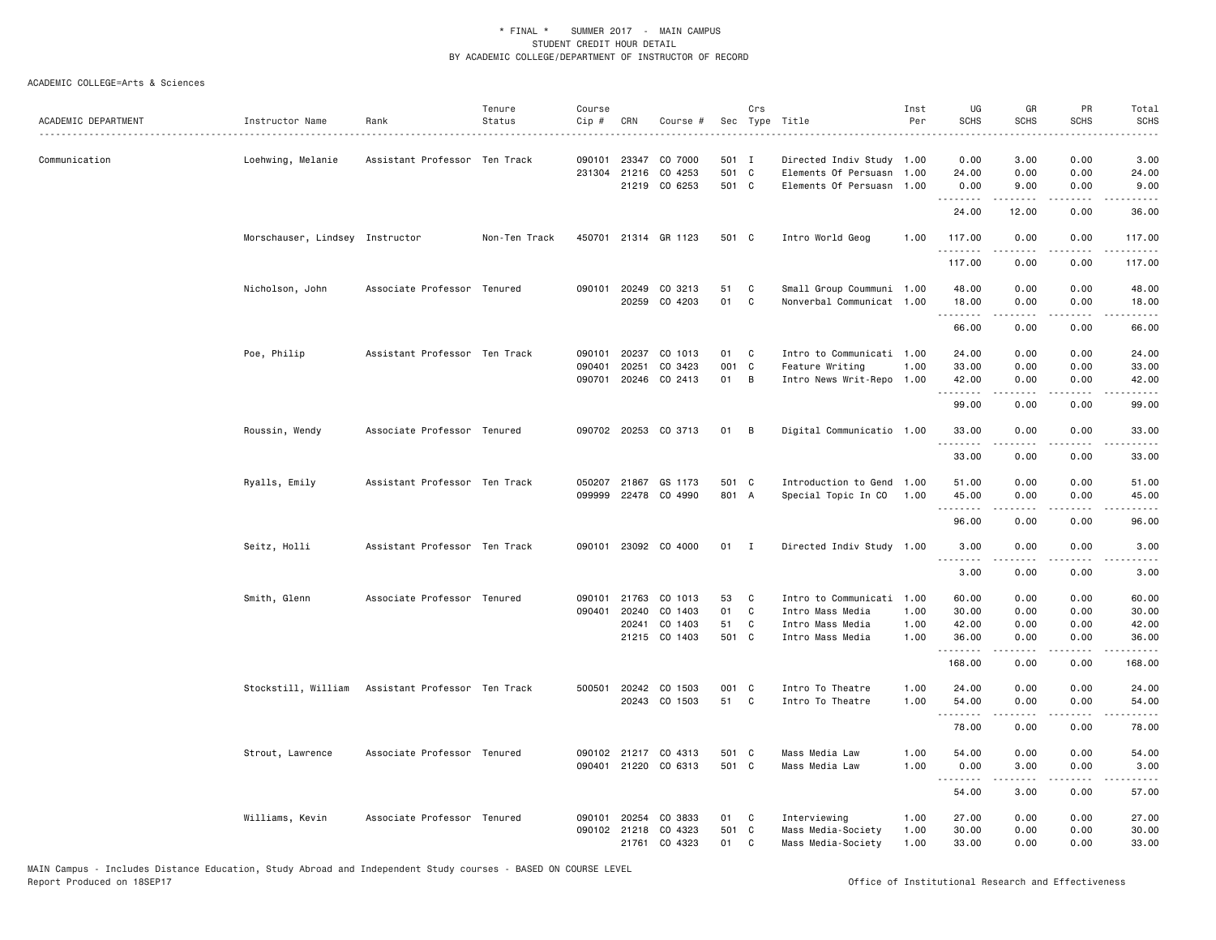\* FINAL \* SUMMER 2017 - MAIN CAMPUS
STUDENT CREDIT HOUR DETAIL
BY ACADEMIC COLLEGE/DEPARTMENT OF INSTRUCTOR OF RECORD

ACADEMIC COLLEGE=Arts & Sciences

| ACADEMIC DEPARTMENT | Instructor Name | Rank | Tenure Status | Course Cip # | CRN | Course # | Sec | Crs Type | Title | Inst Per | UG SCHS | GR SCHS | PR SCHS | Total SCHS |
|---|---|---|---|---|---|---|---|---|---|---|---|---|---|---|
| Communication | Loehwing, Melanie | Assistant Professor | Ten Track | 090101 | 23347 | CO 7000 | 501 | I | Directed Indiv Study | 1.00 | 0.00 | 3.00 | 0.00 | 3.00 |
| | | | | 231304 | 21216 | CO 4253 | 501 | C | Elements Of Persuasn | 1.00 | 24.00 | 0.00 | 0.00 | 24.00 |
| | | | | | 21219 | CO 6253 | 501 | C | Elements Of Persuasn | 1.00 | 0.00 | 9.00 | 0.00 | 9.00 |
| | | | | | | | | | | | 24.00 | 12.00 | 0.00 | 36.00 |
| | Morschauser, Lindsey | Instructor | Non-Ten Track | 450701 | 21314 | GR 1123 | 501 | C | Intro World Geog | 1.00 | 117.00 | 0.00 | 0.00 | 117.00 |
| | | | | | | | | | | | 117.00 | 0.00 | 0.00 | 117.00 |
| | Nicholson, John | Associate Professor | Tenured | 090101 | 20249 | CO 3213 | 51 | C | Small Group Coummuni | 1.00 | 48.00 | 0.00 | 0.00 | 48.00 |
| | | | | | 20259 | CO 4203 | 01 | C | Nonverbal Communicat | 1.00 | 18.00 | 0.00 | 0.00 | 18.00 |
| | | | | | | | | | | | 66.00 | 0.00 | 0.00 | 66.00 |
| | Poe, Philip | Assistant Professor | Ten Track | 090101 | 20237 | CO 1013 | 01 | C | Intro to Communicati | 1.00 | 24.00 | 0.00 | 0.00 | 24.00 |
| | | | | 090401 | 20251 | CO 3423 | 001 | C | Feature Writing | 1.00 | 33.00 | 0.00 | 0.00 | 33.00 |
| | | | | 090701 | 20246 | CO 2413 | 01 | B | Intro News Writ-Repo | 1.00 | 42.00 | 0.00 | 0.00 | 42.00 |
| | | | | | | | | | | | 99.00 | 0.00 | 0.00 | 99.00 |
| | Roussin, Wendy | Associate Professor | Tenured | 090702 | 20253 | CO 3713 | 01 | B | Digital Communicatio | 1.00 | 33.00 | 0.00 | 0.00 | 33.00 |
| | | | | | | | | | | | 33.00 | 0.00 | 0.00 | 33.00 |
| | Ryalls, Emily | Assistant Professor | Ten Track | 050207 | 21867 | GS 1173 | 501 | C | Introduction to Gend | 1.00 | 51.00 | 0.00 | 0.00 | 51.00 |
| | | | | 099999 | 22478 | CO 4990 | 801 | A | Special Topic In CO | 1.00 | 45.00 | 0.00 | 0.00 | 45.00 |
| | | | | | | | | | | | 96.00 | 0.00 | 0.00 | 96.00 |
| | Seitz, Holli | Assistant Professor | Ten Track | 090101 | 23092 | CO 4000 | 01 | I | Directed Indiv Study | 1.00 | 3.00 | 0.00 | 0.00 | 3.00 |
| | | | | | | | | | | | 3.00 | 0.00 | 0.00 | 3.00 |
| | Smith, Glenn | Associate Professor | Tenured | 090101 | 21763 | CO 1013 | 53 | C | Intro to Communicati | 1.00 | 60.00 | 0.00 | 0.00 | 60.00 |
| | | | | 090401 | 20240 | CO 1403 | 01 | C | Intro Mass Media | 1.00 | 30.00 | 0.00 | 0.00 | 30.00 |
| | | | | | 20241 | CO 1403 | 51 | C | Intro Mass Media | 1.00 | 42.00 | 0.00 | 0.00 | 42.00 |
| | | | | | 21215 | CO 1403 | 501 | C | Intro Mass Media | 1.00 | 36.00 | 0.00 | 0.00 | 36.00 |
| | | | | | | | | | | | 168.00 | 0.00 | 0.00 | 168.00 |
| | Stockstill, William | Assistant Professor | Ten Track | 500501 | 20242 | CO 1503 | 001 | C | Intro To Theatre | 1.00 | 24.00 | 0.00 | 0.00 | 24.00 |
| | | | | | 20243 | CO 1503 | 51 | C | Intro To Theatre | 1.00 | 54.00 | 0.00 | 0.00 | 54.00 |
| | | | | | | | | | | | 78.00 | 0.00 | 0.00 | 78.00 |
| | Strout, Lawrence | Associate Professor | Tenured | 090102 | 21217 | CO 4313 | 501 | C | Mass Media Law | 1.00 | 54.00 | 0.00 | 0.00 | 54.00 |
| | | | | 090401 | 21220 | CO 6313 | 501 | C | Mass Media Law | 1.00 | 0.00 | 3.00 | 0.00 | 3.00 |
| | | | | | | | | | | | 54.00 | 3.00 | 0.00 | 57.00 |
| | Williams, Kevin | Associate Professor | Tenured | 090101 | 20254 | CO 3833 | 01 | C | Interviewing | 1.00 | 27.00 | 0.00 | 0.00 | 27.00 |
| | | | | 090102 | 21218 | CO 4323 | 501 | C | Mass Media-Society | 1.00 | 30.00 | 0.00 | 0.00 | 30.00 |
| | | | | | 21761 | CO 4323 | 01 | C | Mass Media-Society | 1.00 | 33.00 | 0.00 | 0.00 | 33.00 |

MAIN Campus - Includes Distance Education, Study Abroad and Independent Study courses - BASED ON COURSE LEVEL
Report Produced on 18SEP17 Office of Institutional Research and Effectiveness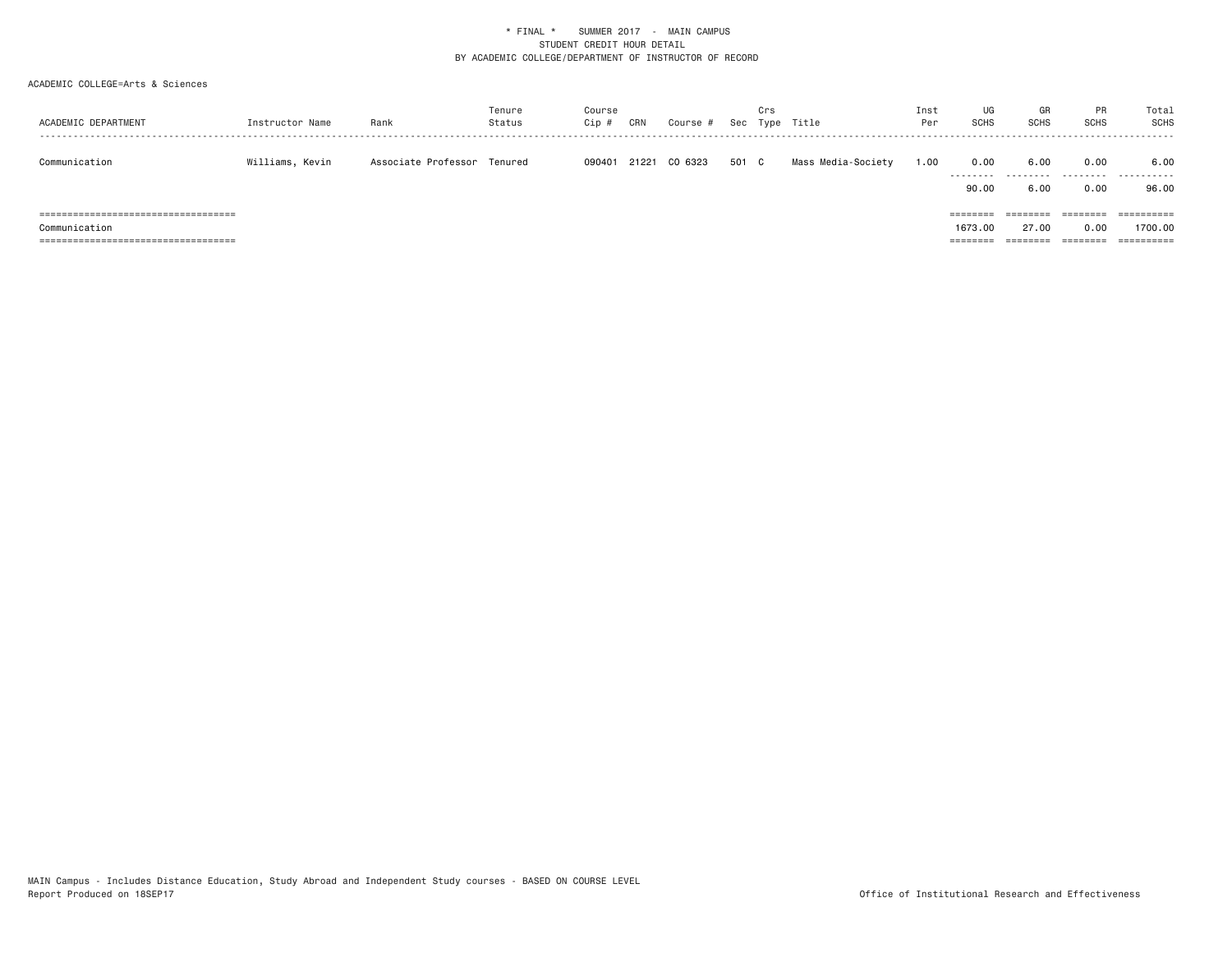\* FINAL \*    SUMMER 2017  -  MAIN CAMPUS
STUDENT CREDIT HOUR DETAIL
BY ACADEMIC COLLEGE/DEPARTMENT OF INSTRUCTOR OF RECORD

ACADEMIC COLLEGE=Arts & Sciences

| ACADEMIC DEPARTMENT | Instructor Name | Rank | Tenure Status | Course Cip # | CRN | Course # | Sec | Crs Type | Title | Inst Per | UG SCHS | GR SCHS | PR SCHS | Total SCHS |
|---|---|---|---|---|---|---|---|---|---|---|---|---|---|---|
| Communication | Williams, Kevin | Associate Professor | Tenured | 090401 | 21221 | CO 6323 | 501 | C | Mass Media-Society | 1.00 | 0.00 | 6.00 | 0.00 | 6.00 |
| | | | | | | | | | | | 90.00 | 6.00 | 0.00 | 96.00 |
| Communication | | | | | | | | | | | 1673.00 | 27.00 | 0.00 | 1700.00 |

MAIN Campus - Includes Distance Education, Study Abroad and Independent Study courses - BASED ON COURSE LEVEL
Report Produced on 18SEP17

Office of Institutional Research and Effectiveness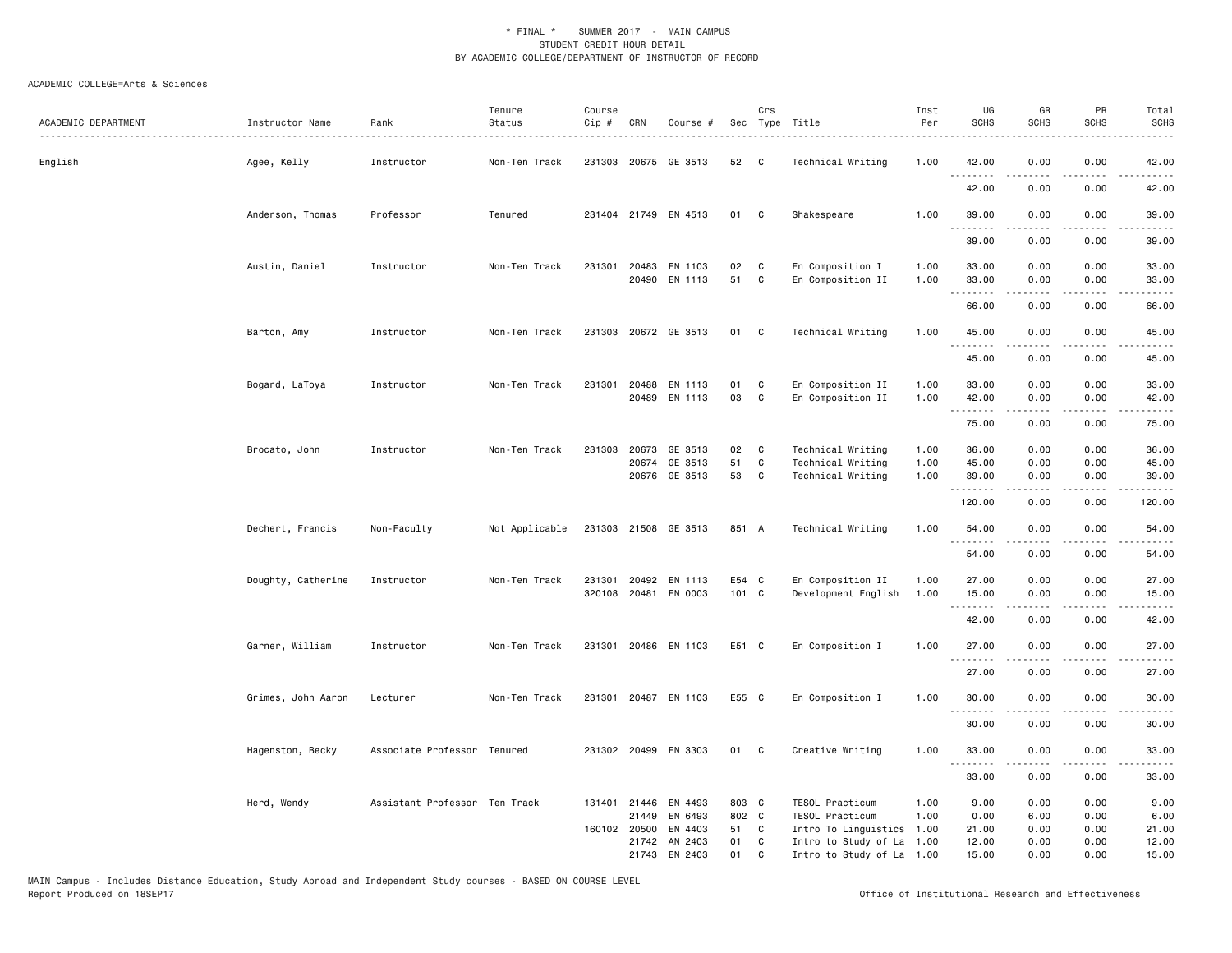\* FINAL \* SUMMER 2017 - MAIN CAMPUS
STUDENT CREDIT HOUR DETAIL
BY ACADEMIC COLLEGE/DEPARTMENT OF INSTRUCTOR OF RECORD

ACADEMIC COLLEGE=Arts & Sciences

| ACADEMIC DEPARTMENT | Instructor Name | Rank | Tenure Status | Course Cip # | CRN | Course # | Sec | Crs Type | Title | Inst Per | UG SCHS | GR SCHS | PR SCHS | Total SCHS |
|---|---|---|---|---|---|---|---|---|---|---|---|---|---|---|
| English | Agee, Kelly | Instructor | Non-Ten Track | 231303 | 20675 | GE 3513 | 52 | C | Technical Writing | 1.00 | 42.00 | 0.00 | 0.00 | 42.00 |
| | | | | | | | | | | | 42.00 | 0.00 | 0.00 | 42.00 |
| | Anderson, Thomas | Professor | Tenured | 231404 | 21749 | EN 4513 | 01 | C | Shakespeare | 1.00 | 39.00 | 0.00 | 0.00 | 39.00 |
| | | | | | | | | | | | 39.00 | 0.00 | 0.00 | 39.00 |
| | Austin, Daniel | Instructor | Non-Ten Track | 231301 | 20483 | EN 1103 | 02 | C | En Composition I | 1.00 | 33.00 | 0.00 | 0.00 | 33.00 |
| | | | | | 20490 | EN 1113 | 51 | C | En Composition II | 1.00 | 33.00 | 0.00 | 0.00 | 33.00 |
| | | | | | | | | | | | 66.00 | 0.00 | 0.00 | 66.00 |
| | Barton, Amy | Instructor | Non-Ten Track | 231303 | 20672 | GE 3513 | 01 | C | Technical Writing | 1.00 | 45.00 | 0.00 | 0.00 | 45.00 |
| | | | | | | | | | | | 45.00 | 0.00 | 0.00 | 45.00 |
| | Bogard, LaToya | Instructor | Non-Ten Track | 231301 | 20488 | EN 1113 | 01 | C | En Composition II | 1.00 | 33.00 | 0.00 | 0.00 | 33.00 |
| | | | | | 20489 | EN 1113 | 03 | C | En Composition II | 1.00 | 42.00 | 0.00 | 0.00 | 42.00 |
| | | | | | | | | | | | 75.00 | 0.00 | 0.00 | 75.00 |
| | Brocato, John | Instructor | Non-Ten Track | 231303 | 20673 | GE 3513 | 02 | C | Technical Writing | 1.00 | 36.00 | 0.00 | 0.00 | 36.00 |
| | | | | | 20674 | GE 3513 | 51 | C | Technical Writing | 1.00 | 45.00 | 0.00 | 0.00 | 45.00 |
| | | | | | 20676 | GE 3513 | 53 | C | Technical Writing | 1.00 | 39.00 | 0.00 | 0.00 | 39.00 |
| | | | | | | | | | | | 120.00 | 0.00 | 0.00 | 120.00 |
| | Dechert, Francis | Non-Faculty | Not Applicable | 231303 | 21508 | GE 3513 | 851 | A | Technical Writing | 1.00 | 54.00 | 0.00 | 0.00 | 54.00 |
| | | | | | | | | | | | 54.00 | 0.00 | 0.00 | 54.00 |
| | Doughty, Catherine | Instructor | Non-Ten Track | 231301 | 20492 | EN 1113 | E54 | C | En Composition II | 1.00 | 27.00 | 0.00 | 0.00 | 27.00 |
| | | | | 320108 | 20481 | EN 0003 | 101 | C | Development English | 1.00 | 15.00 | 0.00 | 0.00 | 15.00 |
| | | | | | | | | | | | 42.00 | 0.00 | 0.00 | 42.00 |
| | Garner, William | Instructor | Non-Ten Track | 231301 | 20486 | EN 1103 | E51 | C | En Composition I | 1.00 | 27.00 | 0.00 | 0.00 | 27.00 |
| | | | | | | | | | | | 27.00 | 0.00 | 0.00 | 27.00 |
| | Grimes, John Aaron | Lecturer | Non-Ten Track | 231301 | 20487 | EN 1103 | E55 | C | En Composition I | 1.00 | 30.00 | 0.00 | 0.00 | 30.00 |
| | | | | | | | | | | | 30.00 | 0.00 | 0.00 | 30.00 |
| | Hagenston, Becky | Associate Professor | Tenured | 231302 | 20499 | EN 3303 | 01 | C | Creative Writing | 1.00 | 33.00 | 0.00 | 0.00 | 33.00 |
| | | | | | | | | | | | 33.00 | 0.00 | 0.00 | 33.00 |
| | Herd, Wendy | Assistant Professor | Ten Track | 131401 | 21446 | EN 4493 | 803 | C | TESOL Practicum | 1.00 | 9.00 | 0.00 | 0.00 | 9.00 |
| | | | | | 21449 | EN 6493 | 802 | C | TESOL Practicum | 1.00 | 0.00 | 6.00 | 0.00 | 6.00 |
| | | | | 160102 | 20500 | EN 4403 | 51 | C | Intro To Linguistics | 1.00 | 21.00 | 0.00 | 0.00 | 21.00 |
| | | | | | 21742 | AN 2403 | 01 | C | Intro to Study of La | 1.00 | 12.00 | 0.00 | 0.00 | 12.00 |
| | | | | | 21743 | EN 2403 | 01 | C | Intro to Study of La | 1.00 | 15.00 | 0.00 | 0.00 | 15.00 |

MAIN Campus - Includes Distance Education, Study Abroad and Independent Study courses - BASED ON COURSE LEVEL
Report Produced on 18SEP17

Office of Institutional Research and Effectiveness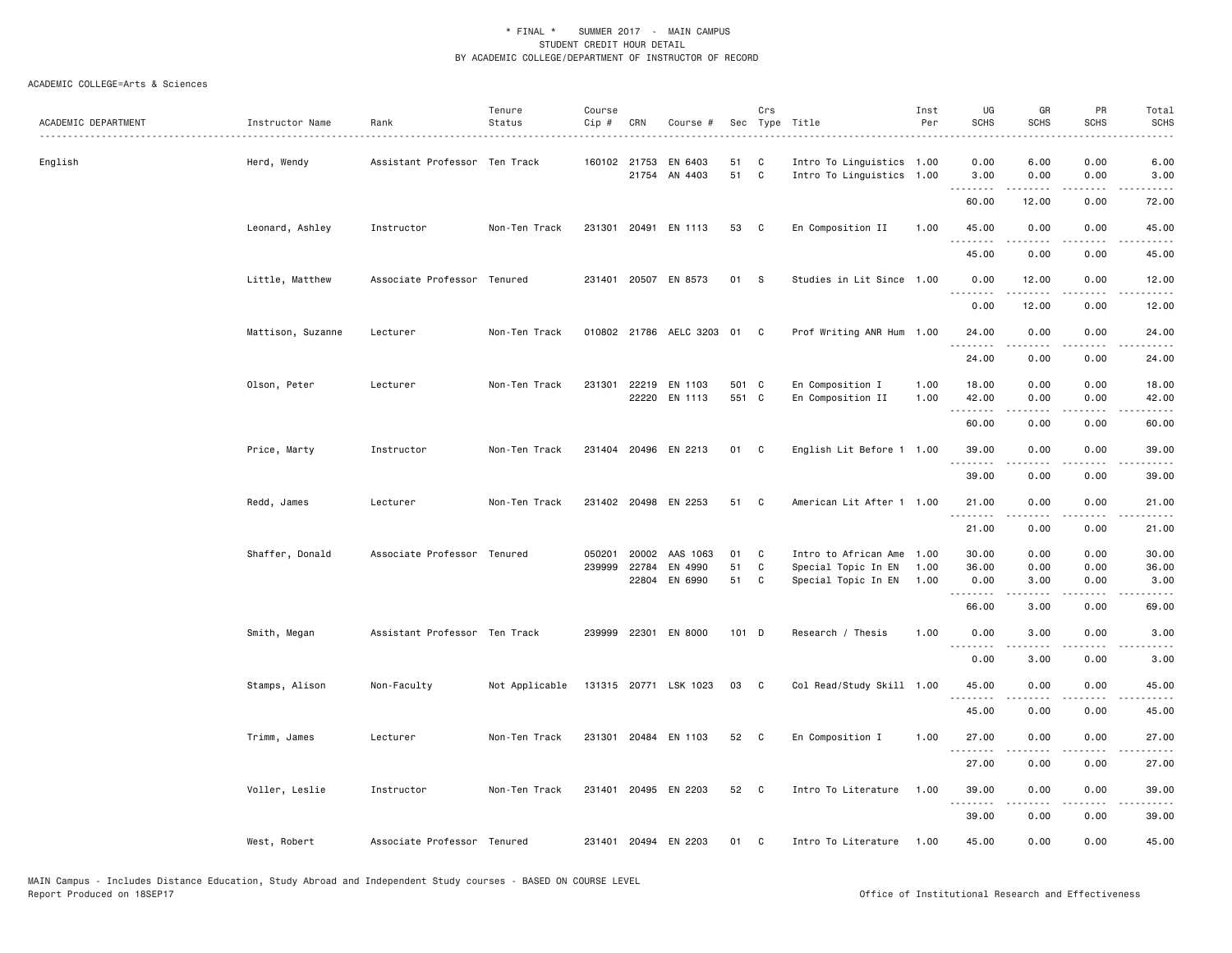\* FINAL \* SUMMER 2017 - MAIN CAMPUS
STUDENT CREDIT HOUR DETAIL
BY ACADEMIC COLLEGE/DEPARTMENT OF INSTRUCTOR OF RECORD

ACADEMIC COLLEGE=Arts & Sciences

| ACADEMIC DEPARTMENT | Instructor Name | Rank | Tenure Status | Course Cip # | CRN | Course # | Sec | Crs Type | Title | Inst Per | UG SCHS | GR SCHS | PR SCHS | Total SCHS |
|---|---|---|---|---|---|---|---|---|---|---|---|---|---|---|
| English | Herd, Wendy | Assistant Professor | Ten Track | 160102 | 21753 | EN 6403 | 51 | C | Intro To Linguistics | 1.00 | 0.00 | 6.00 | 0.00 | 6.00 |
| | | | | | 21754 | AN 4403 | 51 | C | Intro To Linguistics | 1.00 | 3.00 | 0.00 | 0.00 | 3.00 |
| | | | | | | | | | | | 60.00 | 12.00 | 0.00 | 72.00 |
| | Leonard, Ashley | Instructor | Non-Ten Track | 231301 | 20491 | EN 1113 | 53 | C | En Composition II | 1.00 | 45.00 | 0.00 | 0.00 | 45.00 |
| | | | | | | | | | | | 45.00 | 0.00 | 0.00 | 45.00 |
| | Little, Matthew | Associate Professor | Tenured | 231401 | 20507 | EN 8573 | 01 | S | Studies in Lit Since | 1.00 | 0.00 | 12.00 | 0.00 | 12.00 |
| | | | | | | | | | | | 0.00 | 12.00 | 0.00 | 12.00 |
| | Mattison, Suzanne | Lecturer | Non-Ten Track | 010802 | 21786 | AELC 3203 | 01 | C | Prof Writing ANR Hum | 1.00 | 24.00 | 0.00 | 0.00 | 24.00 |
| | | | | | | | | | | | 24.00 | 0.00 | 0.00 | 24.00 |
| | Olson, Peter | Lecturer | Non-Ten Track | 231301 | 22219 | EN 1103 | 501 | C | En Composition I | 1.00 | 18.00 | 0.00 | 0.00 | 18.00 |
| | | | | | 22220 | EN 1113 | 551 | C | En Composition II | 1.00 | 42.00 | 0.00 | 0.00 | 42.00 |
| | | | | | | | | | | | 60.00 | 0.00 | 0.00 | 60.00 |
| | Price, Marty | Instructor | Non-Ten Track | 231404 | 20496 | EN 2213 | 01 | C | English Lit Before 1 | 1.00 | 39.00 | 0.00 | 0.00 | 39.00 |
| | | | | | | | | | | | 39.00 | 0.00 | 0.00 | 39.00 |
| | Redd, James | Lecturer | Non-Ten Track | 231402 | 20498 | EN 2253 | 51 | C | American Lit After 1 | 1.00 | 21.00 | 0.00 | 0.00 | 21.00 |
| | | | | | | | | | | | 21.00 | 0.00 | 0.00 | 21.00 |
| | Shaffer, Donald | Associate Professor | Tenured | 050201 | 20002 | AAS 1063 | 01 | C | Intro to African Ame | 1.00 | 30.00 | 0.00 | 0.00 | 30.00 |
| | | | | 239999 | 22784 | EN 4990 | 51 | C | Special Topic In EN | 1.00 | 36.00 | 0.00 | 0.00 | 36.00 |
| | | | | | 22804 | EN 6990 | 51 | C | Special Topic In EN | 1.00 | 0.00 | 3.00 | 0.00 | 3.00 |
| | | | | | | | | | | | 66.00 | 3.00 | 0.00 | 69.00 |
| | Smith, Megan | Assistant Professor | Ten Track | 239999 | 22301 | EN 8000 | 101 | D | Research / Thesis | 1.00 | 0.00 | 3.00 | 0.00 | 3.00 |
| | | | | | | | | | | | 0.00 | 3.00 | 0.00 | 3.00 |
| | Stamps, Alison | Non-Faculty | Not Applicable | 131315 | 20771 | LSK 1023 | 03 | C | Col Read/Study Skill | 1.00 | 45.00 | 0.00 | 0.00 | 45.00 |
| | | | | | | | | | | | 45.00 | 0.00 | 0.00 | 45.00 |
| | Trimm, James | Lecturer | Non-Ten Track | 231301 | 20484 | EN 1103 | 52 | C | En Composition I | 1.00 | 27.00 | 0.00 | 0.00 | 27.00 |
| | | | | | | | | | | | 27.00 | 0.00 | 0.00 | 27.00 |
| | Voller, Leslie | Instructor | Non-Ten Track | 231401 | 20495 | EN 2203 | 52 | C | Intro To Literature | 1.00 | 39.00 | 0.00 | 0.00 | 39.00 |
| | | | | | | | | | | | 39.00 | 0.00 | 0.00 | 39.00 |
| | West, Robert | Associate Professor | Tenured | 231401 | 20494 | EN 2203 | 01 | C | Intro To Literature | 1.00 | 45.00 | 0.00 | 0.00 | 45.00 |

MAIN Campus - Includes Distance Education, Study Abroad and Independent Study courses - BASED ON COURSE LEVEL
Report Produced on 18SEP17

Office of Institutional Research and Effectiveness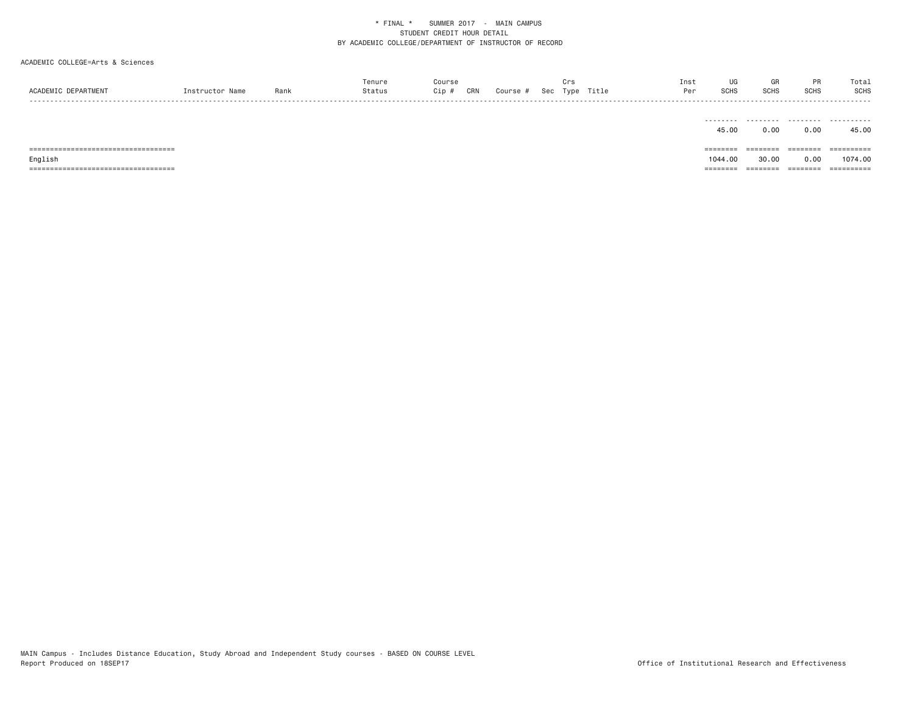\* FINAL \*    SUMMER 2017 - MAIN CAMPUS
STUDENT CREDIT HOUR DETAIL
BY ACADEMIC COLLEGE/DEPARTMENT OF INSTRUCTOR OF RECORD

ACADEMIC COLLEGE=Arts & Sciences

| ACADEMIC DEPARTMENT | Instructor Name | Rank | Tenure Status | Course Cip # | CRN | Course # | Sec | Crs Type | Title | Inst Per | UG SCHS | GR SCHS | PR SCHS | Total SCHS |
|---|---|---|---|---|---|---|---|---|---|---|---|---|---|---|
| | | | | | | | | | | | 45.00 | 0.00 | 0.00 | 45.00 |
| English | | | | | | | | | | | 1044.00 | 30.00 | 0.00 | 1074.00 |

MAIN Campus - Includes Distance Education, Study Abroad and Independent Study courses - BASED ON COURSE LEVEL
Report Produced on 18SEP17

Office of Institutional Research and Effectiveness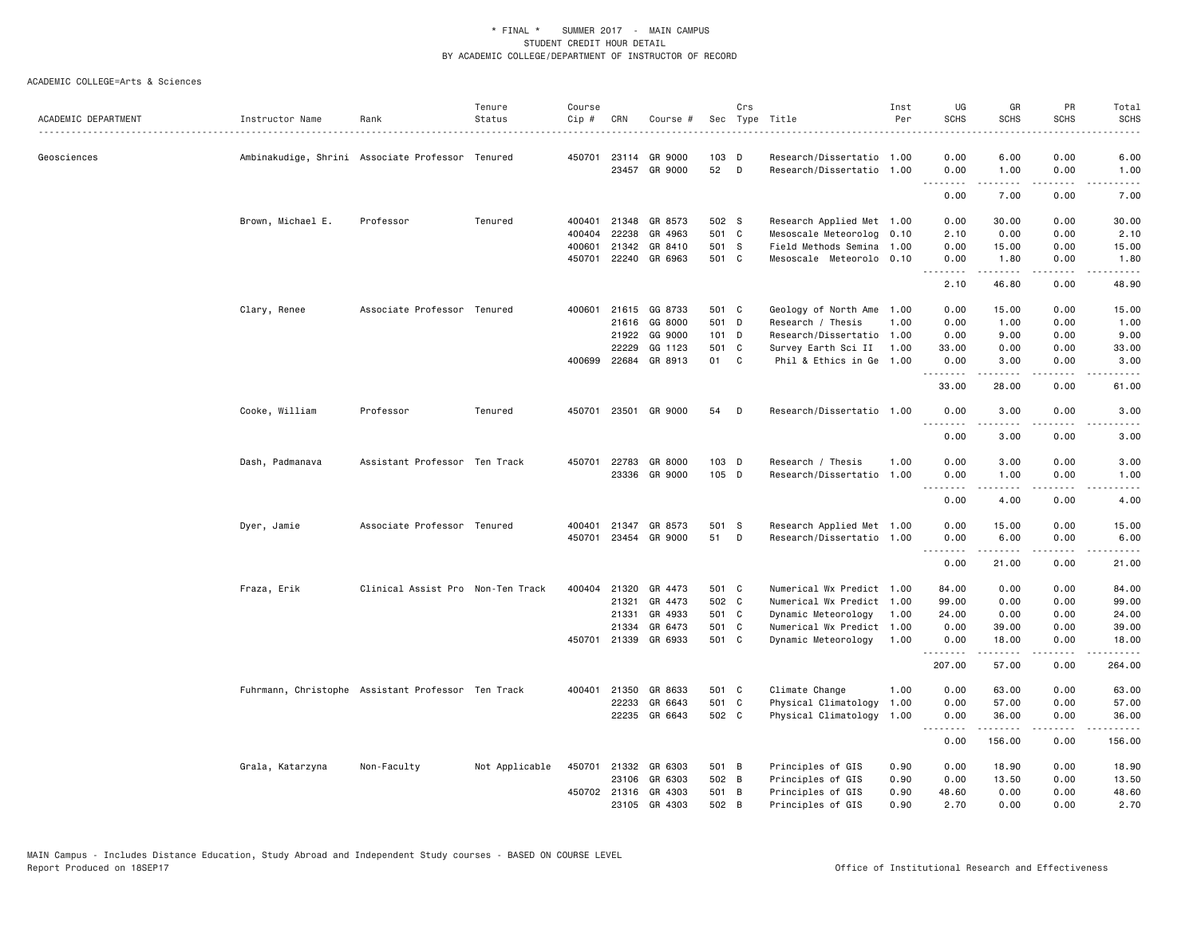\* FINAL \* SUMMER 2017 - MAIN CAMPUS
STUDENT CREDIT HOUR DETAIL
BY ACADEMIC COLLEGE/DEPARTMENT OF INSTRUCTOR OF RECORD

ACADEMIC COLLEGE=Arts & Sciences

| ACADEMIC DEPARTMENT | Instructor Name | Rank | Tenure Status | Course Cip # | CRN | Course # | Sec | Crs Type | Title | Inst Per | UG SCHS | GR SCHS | PR SCHS | Total SCHS |
|---|---|---|---|---|---|---|---|---|---|---|---|---|---|---|
| Geosciences | Ambinakudige, Shrini | Associate Professor | Tenured | 450701 | 23114 | GR 9000 | 103 | D | Research/Dissertatio | 1.00 | 0.00 | 6.00 | 0.00 | 6.00 |
| | | | | | 23457 | GR 9000 | 52 | D | Research/Dissertatio | 1.00 | 0.00 | 1.00 | 0.00 | 1.00 |
| | | | | | | | | | | | 0.00 | 7.00 | 0.00 | 7.00 |
| | Brown, Michael E. | Professor | Tenured | 400401 | 21348 | GR 8573 | 502 | S | Research Applied Met | 1.00 | 0.00 | 30.00 | 0.00 | 30.00 |
| | | | | 400404 | 22238 | GR 4963 | 501 | C | Mesoscale Meteorolog | 0.10 | 2.10 | 0.00 | 0.00 | 2.10 |
| | | | | 400601 | 21342 | GR 8410 | 501 | S | Field Methods Semina | 1.00 | 0.00 | 15.00 | 0.00 | 15.00 |
| | | | | 450701 | 22240 | GR 6963 | 501 | C | Mesoscale Meteorolo | 0.10 | 0.00 | 1.80 | 0.00 | 1.80 |
| | | | | | | | | | | | 2.10 | 46.80 | 0.00 | 48.90 |
| | Clary, Renee | Associate Professor | Tenured | 400601 | 21615 | GG 8733 | 501 | C | Geology of North Ame | 1.00 | 0.00 | 15.00 | 0.00 | 15.00 |
| | | | | | 21616 | GG 8000 | 501 | D | Research / Thesis | 1.00 | 0.00 | 1.00 | 0.00 | 1.00 |
| | | | | | 21922 | GG 9000 | 101 | D | Research/Dissertatio | 1.00 | 0.00 | 9.00 | 0.00 | 9.00 |
| | | | | | 22229 | GG 1123 | 501 | C | Survey Earth Sci II | 1.00 | 33.00 | 0.00 | 0.00 | 33.00 |
| | | | | 400699 | 22684 | GR 8913 | 01 | C | Phil & Ethics in Ge | 1.00 | 0.00 | 3.00 | 0.00 | 3.00 |
| | | | | | | | | | | | 33.00 | 28.00 | 0.00 | 61.00 |
| | Cooke, William | Professor | Tenured | 450701 | 23501 | GR 9000 | 54 | D | Research/Dissertatio | 1.00 | 0.00 | 3.00 | 0.00 | 3.00 |
| | | | | | | | | | | | 0.00 | 3.00 | 0.00 | 3.00 |
| | Dash, Padmanava | Assistant Professor | Ten Track | 450701 | 22783 | GR 8000 | 103 | D | Research / Thesis | 1.00 | 0.00 | 3.00 | 0.00 | 3.00 |
| | | | | | 23336 | GR 9000 | 105 | D | Research/Dissertatio | 1.00 | 0.00 | 1.00 | 0.00 | 1.00 |
| | | | | | | | | | | | 0.00 | 4.00 | 0.00 | 4.00 |
| | Dyer, Jamie | Associate Professor | Tenured | 400401 | 21347 | GR 8573 | 501 | S | Research Applied Met | 1.00 | 0.00 | 15.00 | 0.00 | 15.00 |
| | | | | 450701 | 23454 | GR 9000 | 51 | D | Research/Dissertatio | 1.00 | 0.00 | 6.00 | 0.00 | 6.00 |
| | | | | | | | | | | | 0.00 | 21.00 | 0.00 | 21.00 |
| | Fraza, Erik | Clinical Assist Pro | Non-Ten Track | 400404 | 21320 | GR 4473 | 501 | C | Numerical Wx Predict | 1.00 | 84.00 | 0.00 | 0.00 | 84.00 |
| | | | | | 21321 | GR 4473 | 502 | C | Numerical Wx Predict | 1.00 | 99.00 | 0.00 | 0.00 | 99.00 |
| | | | | | 21331 | GR 4933 | 501 | C | Dynamic Meteorology | 1.00 | 24.00 | 0.00 | 0.00 | 24.00 |
| | | | | | 21334 | GR 6473 | 501 | C | Numerical Wx Predict | 1.00 | 0.00 | 39.00 | 0.00 | 39.00 |
| | | | | 450701 | 21339 | GR 6933 | 501 | C | Dynamic Meteorology | 1.00 | 0.00 | 18.00 | 0.00 | 18.00 |
| | | | | | | | | | | | 207.00 | 57.00 | 0.00 | 264.00 |
| | Fuhrmann, Christophe | Assistant Professor | Ten Track | 400401 | 21350 | GR 8633 | 501 | C | Climate Change | 1.00 | 0.00 | 63.00 | 0.00 | 63.00 |
| | | | | | 22233 | GR 6643 | 501 | C | Physical Climatology | 1.00 | 0.00 | 57.00 | 0.00 | 57.00 |
| | | | | | 22235 | GR 6643 | 502 | C | Physical Climatology | 1.00 | 0.00 | 36.00 | 0.00 | 36.00 |
| | | | | | | | | | | | 0.00 | 156.00 | 0.00 | 156.00 |
| | Grala, Katarzyna | Non-Faculty | Not Applicable | 450701 | 21332 | GR 6303 | 501 | B | Principles of GIS | 0.90 | 0.00 | 18.90 | 0.00 | 18.90 |
| | | | | | 23106 | GR 6303 | 502 | B | Principles of GIS | 0.90 | 0.00 | 13.50 | 0.00 | 13.50 |
| | | | | 450702 | 21316 | GR 4303 | 501 | B | Principles of GIS | 0.90 | 48.60 | 0.00 | 0.00 | 48.60 |
| | | | | | 23105 | GR 4303 | 502 | B | Principles of GIS | 0.90 | 2.70 | 0.00 | 0.00 | 2.70 |

MAIN Campus - Includes Distance Education, Study Abroad and Independent Study courses - BASED ON COURSE LEVEL
Report Produced on 18SEP17 Office of Institutional Research and Effectiveness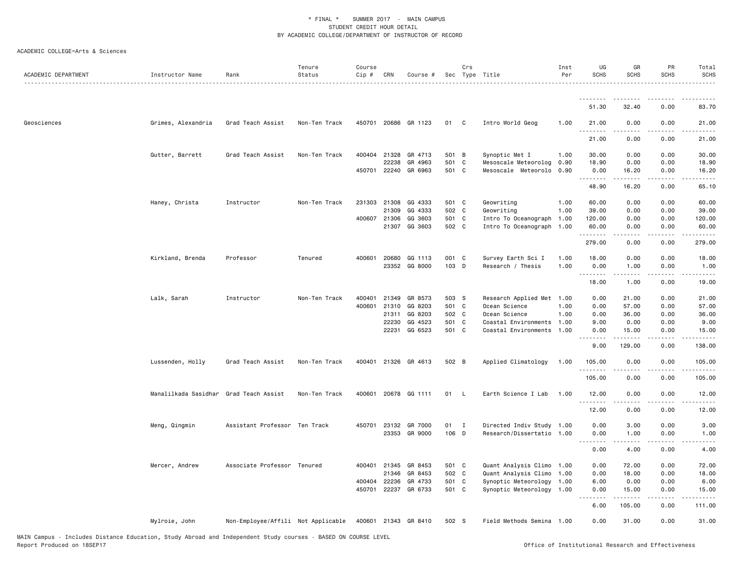\* FINAL \* SUMMER 2017 - MAIN CAMPUS
STUDENT CREDIT HOUR DETAIL
BY ACADEMIC COLLEGE/DEPARTMENT OF INSTRUCTOR OF RECORD

ACADEMIC COLLEGE=Arts & Sciences

| ACADEMIC DEPARTMENT | Instructor Name | Rank | Tenure Status | Course Cip # | CRN | Course # | Sec | Crs Type | Title | Inst Per | UG SCHS | GR SCHS | PR SCHS | Total SCHS |
|---|---|---|---|---|---|---|---|---|---|---|---|---|---|---|
| | | | | | | | | | | | 51.30 | 32.40 | 0.00 | 83.70 |
| Geosciences | Grimes, Alexandria | Grad Teach Assist | Non-Ten Track | 450701 | 20686 | GR 1123 | 01 | C | Intro World Geog | 1.00 | 21.00 | 0.00 | 0.00 | 21.00 |
| | | | | | | | | | | | 21.00 | 0.00 | 0.00 | 21.00 |
| | Gutter, Barrett | Grad Teach Assist | Non-Ten Track | 400404 | 21328 | GR 4713 | 501 | B | Synoptic Met I | 1.00 | 30.00 | 0.00 | 0.00 | 30.00 |
| | | | | | 22238 | GR 4963 | 501 | C | Mesoscale Meteorolog | 0.90 | 18.90 | 0.00 | 0.00 | 18.90 |
| | | | | 450701 | 22240 | GR 6963 | 501 | C | Mesoscale Meteorolo | 0.90 | 0.00 | 16.20 | 0.00 | 16.20 |
| | | | | | | | | | | | 48.90 | 16.20 | 0.00 | 65.10 |
| | Haney, Christa | Instructor | Non-Ten Track | 231303 | 21308 | GG 4333 | 501 | C | Geowriting | 1.00 | 60.00 | 0.00 | 0.00 | 60.00 |
| | | | | | 21309 | GG 4333 | 502 | C | Geowriting | 1.00 | 39.00 | 0.00 | 0.00 | 39.00 |
| | | | | 400607 | 21306 | GG 3603 | 501 | C | Intro To Oceanograph | 1.00 | 120.00 | 0.00 | 0.00 | 120.00 |
| | | | | | 21307 | GG 3603 | 502 | C | Intro To Oceanograph | 1.00 | 60.00 | 0.00 | 0.00 | 60.00 |
| | | | | | | | | | | | 279.00 | 0.00 | 0.00 | 279.00 |
| | Kirkland, Brenda | Professor | Tenured | 400601 | 20680 | GG 1113 | 001 | C | Survey Earth Sci I | 1.00 | 18.00 | 0.00 | 0.00 | 18.00 |
| | | | | | 23352 | GG 8000 | 103 | D | Research / Thesis | 1.00 | 0.00 | 1.00 | 0.00 | 1.00 |
| | | | | | | | | | | | 18.00 | 1.00 | 0.00 | 19.00 |
| | Lalk, Sarah | Instructor | Non-Ten Track | 400401 | 21349 | GR 8573 | 503 | S | Research Applied Met | 1.00 | 0.00 | 21.00 | 0.00 | 21.00 |
| | | | | 400601 | 21310 | GG 8203 | 501 | C | Ocean Science | 1.00 | 0.00 | 57.00 | 0.00 | 57.00 |
| | | | | | 21311 | GG 8203 | 502 | C | Ocean Science | 1.00 | 0.00 | 36.00 | 0.00 | 36.00 |
| | | | | | 22230 | GG 4523 | 501 | C | Coastal Environments | 1.00 | 9.00 | 0.00 | 0.00 | 9.00 |
| | | | | | 22231 | GG 6523 | 501 | C | Coastal Environments | 1.00 | 0.00 | 15.00 | 0.00 | 15.00 |
| | | | | | | | | | | | 9.00 | 129.00 | 0.00 | 138.00 |
| | Lussenden, Holly | Grad Teach Assist | Non-Ten Track | 400401 | 21326 | GR 4613 | 502 | B | Applied Climatology | 1.00 | 105.00 | 0.00 | 0.00 | 105.00 |
| | | | | | | | | | | | 105.00 | 0.00 | 0.00 | 105.00 |
| | Manalilkada Sasidhar | Grad Teach Assist | Non-Ten Track | 400601 | 20678 | GG 1111 | 01 | L | Earth Science I Lab | 1.00 | 12.00 | 0.00 | 0.00 | 12.00 |
| | | | | | | | | | | | 12.00 | 0.00 | 0.00 | 12.00 |
| | Meng, Qingmin | Assistant Professor | Ten Track | 450701 | 23132 | GR 7000 | 01 | I | Directed Indiv Study | 1.00 | 0.00 | 3.00 | 0.00 | 3.00 |
| | | | | | 23353 | GR 9000 | 106 | D | Research/Dissertatio | 1.00 | 0.00 | 1.00 | 0.00 | 1.00 |
| | | | | | | | | | | | 0.00 | 4.00 | 0.00 | 4.00 |
| | Mercer, Andrew | Associate Professor | Tenured | 400401 | 21345 | GR 8453 | 501 | C | Quant Analysis Climo | 1.00 | 0.00 | 72.00 | 0.00 | 72.00 |
| | | | | | 21346 | GR 8453 | 502 | C | Quant Analysis Climo | 1.00 | 0.00 | 18.00 | 0.00 | 18.00 |
| | | | | 400404 | 22236 | GR 4733 | 501 | C | Synoptic Meteorology | 1.00 | 6.00 | 0.00 | 0.00 | 6.00 |
| | | | | 450701 | 22237 | GR 6733 | 501 | C | Synoptic Meteorology | 1.00 | 0.00 | 15.00 | 0.00 | 15.00 |
| | | | | | | | | | | | 6.00 | 105.00 | 0.00 | 111.00 |
| | Mylroie, John | Non-Employee/Affili | Not Applicable | 400601 | 21343 | GR 8410 | 502 | S | Field Methods Semina | 1.00 | 0.00 | 31.00 | 0.00 | 31.00 |

MAIN Campus - Includes Distance Education, Study Abroad and Independent Study courses - BASED ON COURSE LEVEL
Report Produced on 18SEP17 Office of Institutional Research and Effectiveness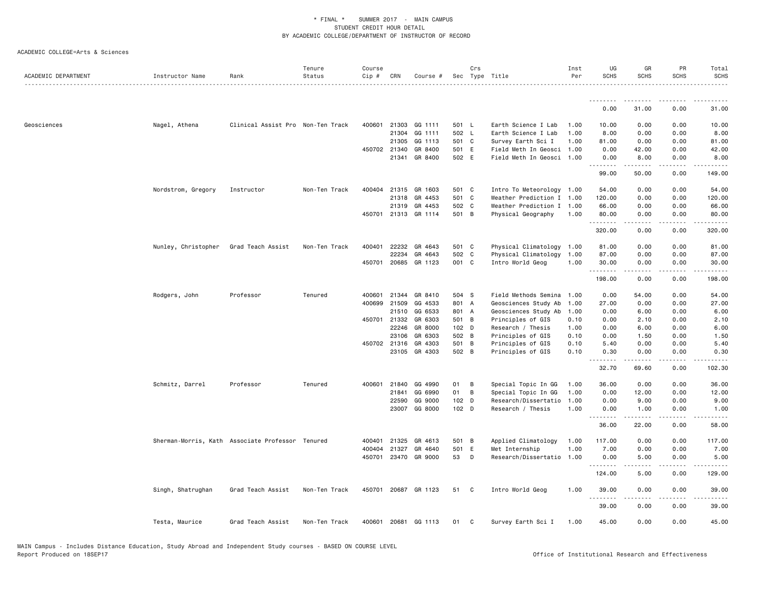\* FINAL \* SUMMER 2017 - MAIN CAMPUS
STUDENT CREDIT HOUR DETAIL
BY ACADEMIC COLLEGE/DEPARTMENT OF INSTRUCTOR OF RECORD

ACADEMIC COLLEGE=Arts & Sciences

| ACADEMIC DEPARTMENT | Instructor Name | Rank | Tenure Status | Course Cip # | CRN | Course # | Sec | Crs Type | Title | Inst Per | UG SCHS | GR SCHS | PR SCHS | Total SCHS |
|---|---|---|---|---|---|---|---|---|---|---|---|---|---|---|
| | | | | | | | | | | | 0.00 | 31.00 | 0.00 | 31.00 |
| Geosciences | Nagel, Athena | Clinical Assist Pro | Non-Ten Track | 400601 | 21303 | GG 1111 | 501 | L | Earth Science I Lab | 1.00 | 10.00 | 0.00 | 0.00 | 10.00 |
| | | | | | 21304 | GG 1111 | 502 | L | Earth Science I Lab | 1.00 | 8.00 | 0.00 | 0.00 | 8.00 |
| | | | | | 21305 | GG 1113 | 501 | C | Survey Earth Sci I | 1.00 | 81.00 | 0.00 | 0.00 | 81.00 |
| | | | | 450702 | 21340 | GR 8400 | 501 | E | Field Meth In Geosci | 1.00 | 0.00 | 42.00 | 0.00 | 42.00 |
| | | | | | 21341 | GR 8400 | 502 | E | Field Meth In Geosci | 1.00 | 0.00 | 8.00 | 0.00 | 8.00 |
| | | | | | | | | | | | 99.00 | 50.00 | 0.00 | 149.00 |
| | Nordstrom, Gregory | Instructor | Non-Ten Track | 400404 | 21315 | GR 1603 | 501 | C | Intro To Meteorology | 1.00 | 54.00 | 0.00 | 0.00 | 54.00 |
| | | | | | 21318 | GR 4453 | 501 | C | Weather Prediction I | 1.00 | 120.00 | 0.00 | 0.00 | 120.00 |
| | | | | | 21319 | GR 4453 | 502 | C | Weather Prediction I | 1.00 | 66.00 | 0.00 | 0.00 | 66.00 |
| | | | | 450701 | 21313 | GR 1114 | 501 | B | Physical Geography | 1.00 | 80.00 | 0.00 | 0.00 | 80.00 |
| | | | | | | | | | | | 320.00 | 0.00 | 0.00 | 320.00 |
| | Nunley, Christopher | Grad Teach Assist | Non-Ten Track | 400401 | 22232 | GR 4643 | 501 | C | Physical Climatology | 1.00 | 81.00 | 0.00 | 0.00 | 81.00 |
| | | | | | 22234 | GR 4643 | 502 | C | Physical Climatology | 1.00 | 87.00 | 0.00 | 0.00 | 87.00 |
| | | | | 450701 | 20685 | GR 1123 | 001 | C | Intro World Geog | 1.00 | 30.00 | 0.00 | 0.00 | 30.00 |
| | | | | | | | | | | | 198.00 | 0.00 | 0.00 | 198.00 |
| | Rodgers, John | Professor | Tenured | 400601 | 21344 | GR 8410 | 504 | S | Field Methods Semina | 1.00 | 0.00 | 54.00 | 0.00 | 54.00 |
| | | | | 400699 | 21509 | GG 4533 | 801 | A | Geosciences Study Ab | 1.00 | 27.00 | 0.00 | 0.00 | 27.00 |
| | | | | | 21510 | GG 6533 | 801 | A | Geosciences Study Ab | 1.00 | 0.00 | 6.00 | 0.00 | 6.00 |
| | | | | 450701 | 21332 | GR 6303 | 501 | B | Principles of GIS | 0.10 | 0.00 | 2.10 | 0.00 | 2.10 |
| | | | | | 22246 | GR 8000 | 102 | D | Research / Thesis | 1.00 | 0.00 | 6.00 | 0.00 | 6.00 |
| | | | | | 23106 | GR 6303 | 502 | B | Principles of GIS | 0.10 | 0.00 | 1.50 | 0.00 | 1.50 |
| | | | | 450702 | 21316 | GR 4303 | 501 | B | Principles of GIS | 0.10 | 5.40 | 0.00 | 0.00 | 5.40 |
| | | | | | 23105 | GR 4303 | 502 | B | Principles of GIS | 0.10 | 0.30 | 0.00 | 0.00 | 0.30 |
| | | | | | | | | | | | 32.70 | 69.60 | 0.00 | 102.30 |
| | Schmitz, Darrel | Professor | Tenured | 400601 | 21840 | GG 4990 | 01 | B | Special Topic In GG | 1.00 | 36.00 | 0.00 | 0.00 | 36.00 |
| | | | | | 21841 | GG 6990 | 01 | B | Special Topic In GG | 1.00 | 0.00 | 12.00 | 0.00 | 12.00 |
| | | | | | 22590 | GG 9000 | 102 | D | Research/Dissertatio | 1.00 | 0.00 | 9.00 | 0.00 | 9.00 |
| | | | | | 23007 | GG 8000 | 102 | D | Research / Thesis | 1.00 | 0.00 | 1.00 | 0.00 | 1.00 |
| | | | | | | | | | | | 36.00 | 22.00 | 0.00 | 58.00 |
| | Sherman-Morris, Kath | Associate Professor | Tenured | 400401 | 21325 | GR 4613 | 501 | B | Applied Climatology | 1.00 | 117.00 | 0.00 | 0.00 | 117.00 |
| | | | | 400404 | 21327 | GR 4640 | 501 | E | Met Internship | 1.00 | 7.00 | 0.00 | 0.00 | 7.00 |
| | | | | 450701 | 23470 | GR 9000 | 53 | D | Research/Dissertatio | 1.00 | 0.00 | 5.00 | 0.00 | 5.00 |
| | | | | | | | | | | | 124.00 | 5.00 | 0.00 | 129.00 |
| | Singh, Shatrughan | Grad Teach Assist | Non-Ten Track | 450701 | 20687 | GR 1123 | 51 | C | Intro World Geog | 1.00 | 39.00 | 0.00 | 0.00 | 39.00 |
| | | | | | | | | | | | 39.00 | 0.00 | 0.00 | 39.00 |
| | Testa, Maurice | Grad Teach Assist | Non-Ten Track | 400601 | 20681 | GG 1113 | 01 | C | Survey Earth Sci I | 1.00 | 45.00 | 0.00 | 0.00 | 45.00 |

MAIN Campus - Includes Distance Education, Study Abroad and Independent Study courses - BASED ON COURSE LEVEL
Report Produced on 18SEP17

Office of Institutional Research and Effectiveness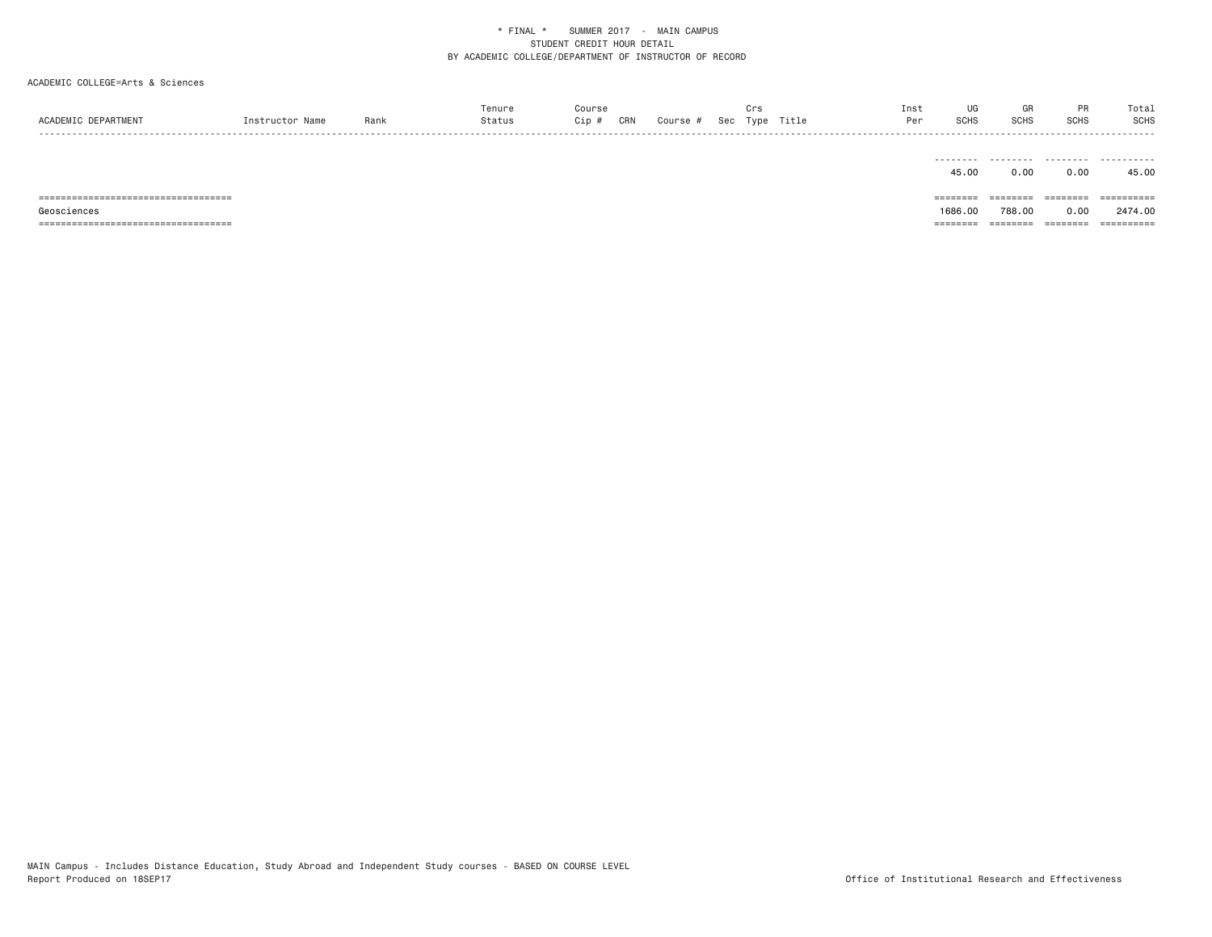* FINAL * SUMMER 2017 - MAIN CAMPUS
STUDENT CREDIT HOUR DETAIL
BY ACADEMIC COLLEGE/DEPARTMENT OF INSTRUCTOR OF RECORD

ACADEMIC COLLEGE=Arts & Sciences

| ACADEMIC DEPARTMENT | Instructor Name | Rank | Tenure Status | Course Cip # | CRN | Course # | Sec | Crs Type | Title | Inst Per | UG SCHS | GR SCHS | PR SCHS | Total SCHS |
|---|---|---|---|---|---|---|---|---|---|---|---|---|---|---|
| | | | | | | | | | | | 45.00 | 0.00 | 0.00 | 45.00 |
| Geosciences | | | | | | | | | | | 1686.00 | 788.00 | 0.00 | 2474.00 |

MAIN Campus - Includes Distance Education, Study Abroad and Independent Study courses - BASED ON COURSE LEVEL
Report Produced on 18SEP17

Office of Institutional Research and Effectiveness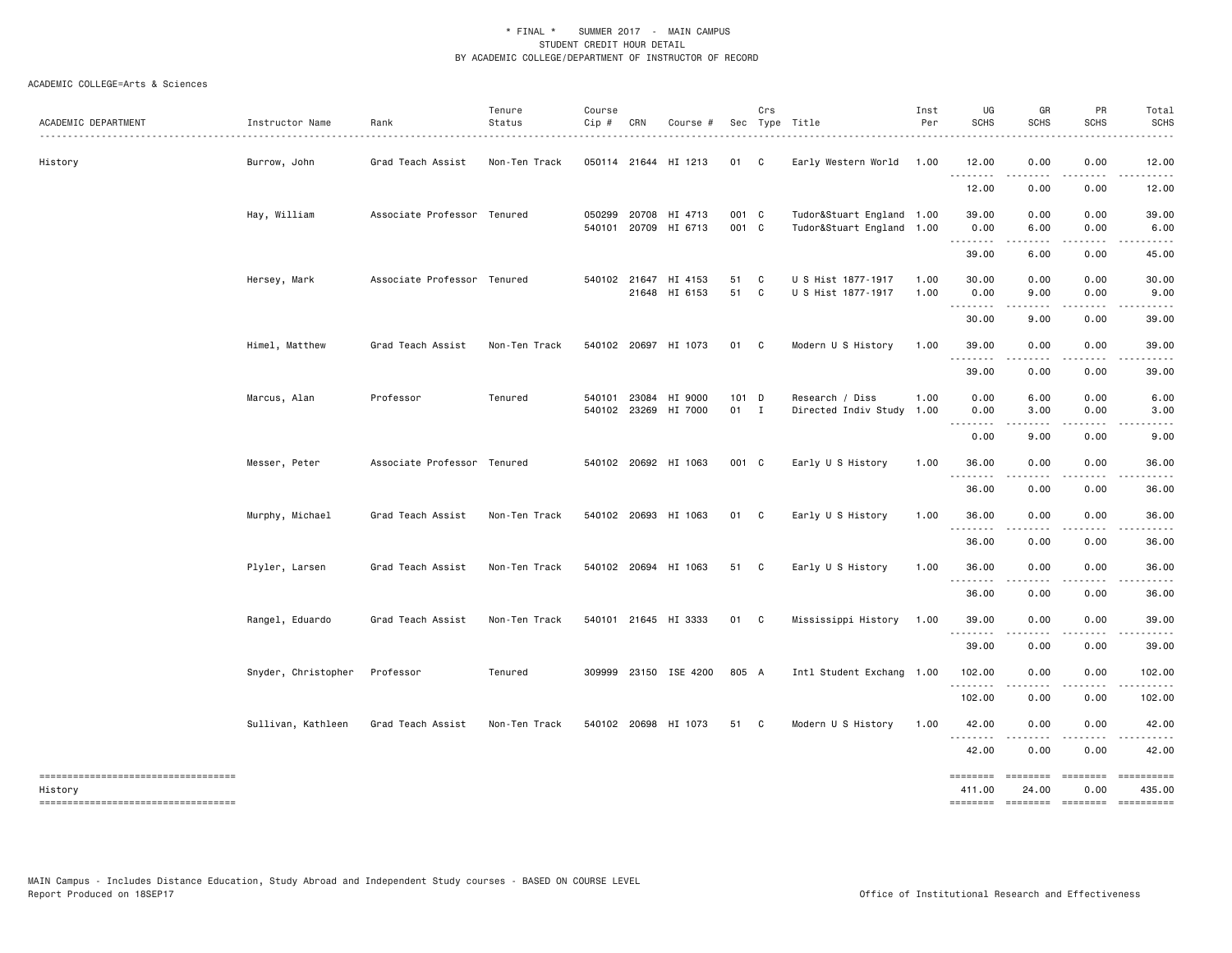\* FINAL \* SUMMER 2017 - MAIN CAMPUS
STUDENT CREDIT HOUR DETAIL
BY ACADEMIC COLLEGE/DEPARTMENT OF INSTRUCTOR OF RECORD

ACADEMIC COLLEGE=Arts & Sciences

| ACADEMIC DEPARTMENT | Instructor Name | Rank | Tenure Status | Course Cip # | CRN | Course # | Sec | Crs Type | Title | Inst Per | UG SCHS | GR SCHS | PR SCHS | Total SCHS |
|---|---|---|---|---|---|---|---|---|---|---|---|---|---|---|
| History | Burrow, John | Grad Teach Assist | Non-Ten Track | 050114 | 21644 | HI 1213 | 01 | C | Early Western World | 1.00 | 12.00 | 0.00 | 0.00 | 12.00 |
| | | | | | | | | | | | 12.00 | 0.00 | 0.00 | 12.00 |
| | Hay, William | Associate Professor | Tenured | 050299 | 20708 | HI 4713 | 001 | C | Tudor&Stuart England | 1.00 | 39.00 | 0.00 | 0.00 | 39.00 |
| | | | | 540101 | 20709 | HI 6713 | 001 | C | Tudor&Stuart England | 1.00 | 0.00 | 6.00 | 0.00 | 6.00 |
| | | | | | | | | | | | 39.00 | 6.00 | 0.00 | 45.00 |
| | Hersey, Mark | Associate Professor | Tenured | 540102 | 21647 | HI 4153 | 51 | C | U S Hist 1877-1917 | 1.00 | 30.00 | 0.00 | 0.00 | 30.00 |
| | | | | | 21648 | HI 6153 | 51 | C | U S Hist 1877-1917 | 1.00 | 0.00 | 9.00 | 0.00 | 9.00 |
| | | | | | | | | | | | 30.00 | 9.00 | 0.00 | 39.00 |
| | Himel, Matthew | Grad Teach Assist | Non-Ten Track | 540102 | 20697 | HI 1073 | 01 | C | Modern U S History | 1.00 | 39.00 | 0.00 | 0.00 | 39.00 |
| | | | | | | | | | | | 39.00 | 0.00 | 0.00 | 39.00 |
| | Marcus, Alan | Professor | Tenured | 540101 | 23084 | HI 9000 | 101 | D | Research / Diss | 1.00 | 0.00 | 6.00 | 0.00 | 6.00 |
| | | | | 540102 | 23269 | HI 7000 | 01 | I | Directed Indiv Study | 1.00 | 0.00 | 3.00 | 0.00 | 3.00 |
| | | | | | | | | | | | 0.00 | 9.00 | 0.00 | 9.00 |
| | Messer, Peter | Associate Professor | Tenured | 540102 | 20692 | HI 1063 | 001 | C | Early U S History | 1.00 | 36.00 | 0.00 | 0.00 | 36.00 |
| | | | | | | | | | | | 36.00 | 0.00 | 0.00 | 36.00 |
| | Murphy, Michael | Grad Teach Assist | Non-Ten Track | 540102 | 20693 | HI 1063 | 01 | C | Early U S History | 1.00 | 36.00 | 0.00 | 0.00 | 36.00 |
| | | | | | | | | | | | 36.00 | 0.00 | 0.00 | 36.00 |
| | Plyler, Larsen | Grad Teach Assist | Non-Ten Track | 540102 | 20694 | HI 1063 | 51 | C | Early U S History | 1.00 | 36.00 | 0.00 | 0.00 | 36.00 |
| | | | | | | | | | | | 36.00 | 0.00 | 0.00 | 36.00 |
| | Rangel, Eduardo | Grad Teach Assist | Non-Ten Track | 540101 | 21645 | HI 3333 | 01 | C | Mississippi History | 1.00 | 39.00 | 0.00 | 0.00 | 39.00 |
| | | | | | | | | | | | 39.00 | 0.00 | 0.00 | 39.00 |
| | Snyder, Christopher | Professor | Tenured | 309999 | 23150 | ISE 4200 | 805 | A | Intl Student Exchang | 1.00 | 102.00 | 0.00 | 0.00 | 102.00 |
| | | | | | | | | | | | 102.00 | 0.00 | 0.00 | 102.00 |
| | Sullivan, Kathleen | Grad Teach Assist | Non-Ten Track | 540102 | 20698 | HI 1073 | 51 | C | Modern U S History | 1.00 | 42.00 | 0.00 | 0.00 | 42.00 |
| | | | | | | | | | | | 42.00 | 0.00 | 0.00 | 42.00 |
| History | | | | | | | | | | | 411.00 | 24.00 | 0.00 | 435.00 |

MAIN Campus - Includes Distance Education, Study Abroad and Independent Study courses - BASED ON COURSE LEVEL
Report Produced on 18SEP17

Office of Institutional Research and Effectiveness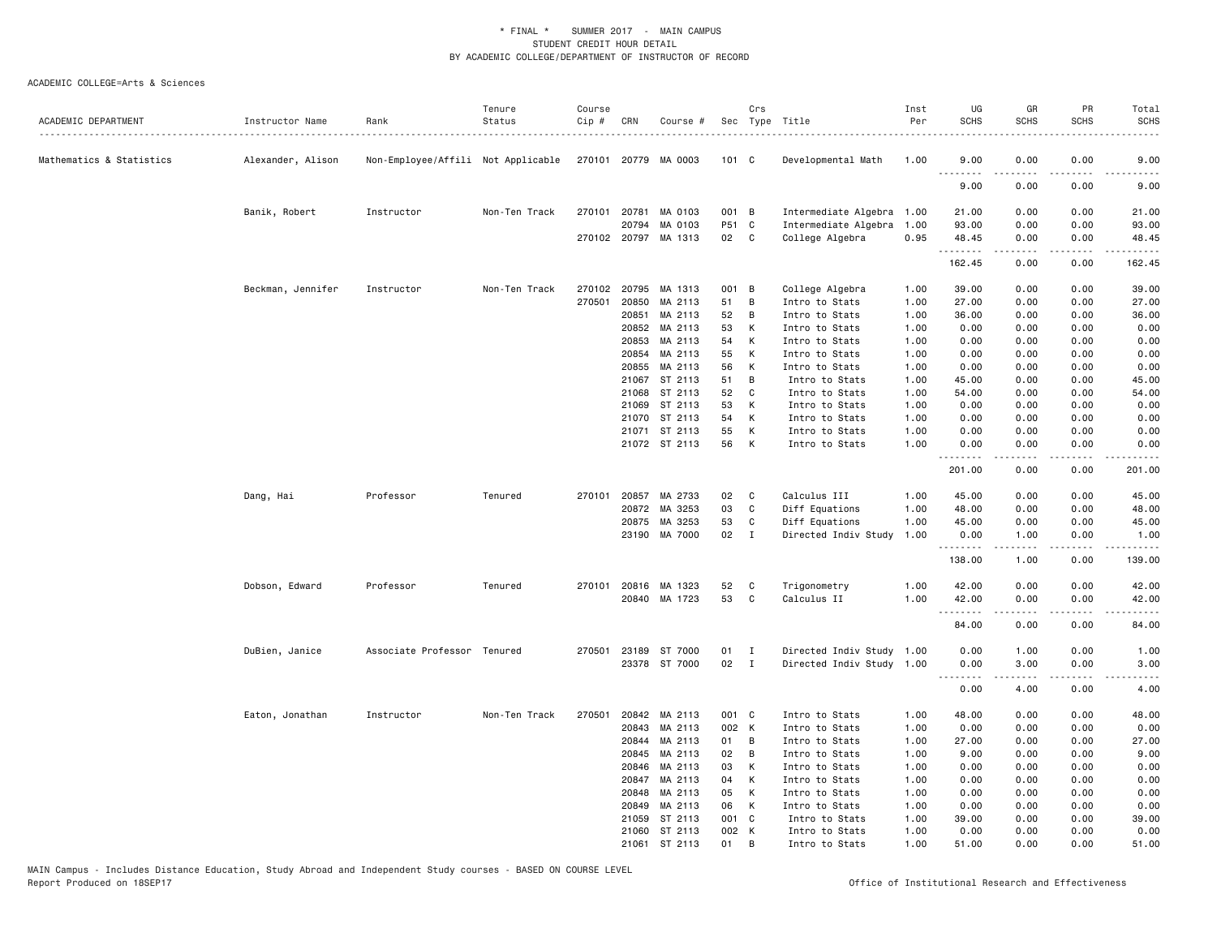\* FINAL \* SUMMER 2017 - MAIN CAMPUS
STUDENT CREDIT HOUR DETAIL
BY ACADEMIC COLLEGE/DEPARTMENT OF INSTRUCTOR OF RECORD

ACADEMIC COLLEGE=Arts & Sciences

| ACADEMIC DEPARTMENT | Instructor Name | Rank | Tenure Status | Course Cip # | CRN | Course # | Sec | Crs Type | Title | Inst Per | UG SCHS | GR SCHS | PR SCHS | Total SCHS |
|---|---|---|---|---|---|---|---|---|---|---|---|---|---|---|
| Mathematics & Statistics | Alexander, Alison | Non-Employee/Affili | Not Applicable | 270101 | 20779 | MA 0003 | 101 | C | Developmental Math | 1.00 | 9.00 | 0.00 | 0.00 | 9.00 |
| | | | | | | | | | | | 9.00 | 0.00 | 0.00 | 9.00 |
| | Banik, Robert | Instructor | Non-Ten Track | 270101 | 20781 | MA 0103 | 001 | B | Intermediate Algebra | 1.00 | 21.00 | 0.00 | 0.00 | 21.00 |
| | | | | | 20794 | MA 0103 | P51 | C | Intermediate Algebra | 1.00 | 93.00 | 0.00 | 0.00 | 93.00 |
| | | | | 270102 | 20797 | MA 1313 | 02 | C | College Algebra | 0.95 | 48.45 | 0.00 | 0.00 | 48.45 |
| | | | | | | | | | | | 162.45 | 0.00 | 0.00 | 162.45 |
| | Beckman, Jennifer | Instructor | Non-Ten Track | 270102 | 20795 | MA 1313 | 001 | B | College Algebra | 1.00 | 39.00 | 0.00 | 0.00 | 39.00 |
| | | | | 270501 | 20850 | MA 2113 | 51 | B | Intro to Stats | 1.00 | 27.00 | 0.00 | 0.00 | 27.00 |
| | | | | | 20851 | MA 2113 | 52 | B | Intro to Stats | 1.00 | 36.00 | 0.00 | 0.00 | 36.00 |
| | | | | | 20852 | MA 2113 | 53 | K | Intro to Stats | 1.00 | 0.00 | 0.00 | 0.00 | 0.00 |
| | | | | | 20853 | MA 2113 | 54 | K | Intro to Stats | 1.00 | 0.00 | 0.00 | 0.00 | 0.00 |
| | | | | | 20854 | MA 2113 | 55 | K | Intro to Stats | 1.00 | 0.00 | 0.00 | 0.00 | 0.00 |
| | | | | | 20855 | MA 2113 | 56 | K | Intro to Stats | 1.00 | 0.00 | 0.00 | 0.00 | 0.00 |
| | | | | | 21067 | ST 2113 | 51 | B | Intro to Stats | 1.00 | 45.00 | 0.00 | 0.00 | 45.00 |
| | | | | | 21068 | ST 2113 | 52 | C | Intro to Stats | 1.00 | 54.00 | 0.00 | 0.00 | 54.00 |
| | | | | | 21069 | ST 2113 | 53 | K | Intro to Stats | 1.00 | 0.00 | 0.00 | 0.00 | 0.00 |
| | | | | | 21070 | ST 2113 | 54 | K | Intro to Stats | 1.00 | 0.00 | 0.00 | 0.00 | 0.00 |
| | | | | | 21071 | ST 2113 | 55 | K | Intro to Stats | 1.00 | 0.00 | 0.00 | 0.00 | 0.00 |
| | | | | | 21072 | ST 2113 | 56 | K | Intro to Stats | 1.00 | 0.00 | 0.00 | 0.00 | 0.00 |
| | | | | | | | | | | | 201.00 | 0.00 | 0.00 | 201.00 |
| | Dang, Hai | Professor | Tenured | 270101 | 20857 | MA 2733 | 02 | C | Calculus III | 1.00 | 45.00 | 0.00 | 0.00 | 45.00 |
| | | | | | 20872 | MA 3253 | 03 | C | Diff Equations | 1.00 | 48.00 | 0.00 | 0.00 | 48.00 |
| | | | | | 20875 | MA 3253 | 53 | C | Diff Equations | 1.00 | 45.00 | 0.00 | 0.00 | 45.00 |
| | | | | | 23190 | MA 7000 | 02 | I | Directed Indiv Study | 1.00 | 0.00 | 1.00 | 0.00 | 1.00 |
| | | | | | | | | | | | 138.00 | 1.00 | 0.00 | 139.00 |
| | Dobson, Edward | Professor | Tenured | 270101 | 20816 | MA 1323 | 52 | C | Trigonometry | 1.00 | 42.00 | 0.00 | 0.00 | 42.00 |
| | | | | | 20840 | MA 1723 | 53 | C | Calculus II | 1.00 | 42.00 | 0.00 | 0.00 | 42.00 |
| | | | | | | | | | | | 84.00 | 0.00 | 0.00 | 84.00 |
| | DuBien, Janice | Associate Professor | Tenured | 270501 | 23189 | ST 7000 | 01 | I | Directed Indiv Study | 1.00 | 0.00 | 1.00 | 0.00 | 1.00 |
| | | | | | 23378 | ST 7000 | 02 | I | Directed Indiv Study | 1.00 | 0.00 | 3.00 | 0.00 | 3.00 |
| | | | | | | | | | | | 0.00 | 4.00 | 0.00 | 4.00 |
| | Eaton, Jonathan | Instructor | Non-Ten Track | 270501 | 20842 | MA 2113 | 001 | C | Intro to Stats | 1.00 | 48.00 | 0.00 | 0.00 | 48.00 |
| | | | | | 20843 | MA 2113 | 002 | K | Intro to Stats | 1.00 | 0.00 | 0.00 | 0.00 | 0.00 |
| | | | | | 20844 | MA 2113 | 01 | B | Intro to Stats | 1.00 | 27.00 | 0.00 | 0.00 | 27.00 |
| | | | | | 20845 | MA 2113 | 02 | B | Intro to Stats | 1.00 | 9.00 | 0.00 | 0.00 | 9.00 |
| | | | | | 20846 | MA 2113 | 03 | K | Intro to Stats | 1.00 | 0.00 | 0.00 | 0.00 | 0.00 |
| | | | | | 20847 | MA 2113 | 04 | K | Intro to Stats | 1.00 | 0.00 | 0.00 | 0.00 | 0.00 |
| | | | | | 20848 | MA 2113 | 05 | K | Intro to Stats | 1.00 | 0.00 | 0.00 | 0.00 | 0.00 |
| | | | | | 20849 | MA 2113 | 06 | K | Intro to Stats | 1.00 | 0.00 | 0.00 | 0.00 | 0.00 |
| | | | | | 21059 | ST 2113 | 001 | C | Intro to Stats | 1.00 | 39.00 | 0.00 | 0.00 | 39.00 |
| | | | | | 21060 | ST 2113 | 002 | K | Intro to Stats | 1.00 | 0.00 | 0.00 | 0.00 | 0.00 |
| | | | | | 21061 | ST 2113 | 01 | B | Intro to Stats | 1.00 | 51.00 | 0.00 | 0.00 | 51.00 |

MAIN Campus - Includes Distance Education, Study Abroad and Independent Study courses - BASED ON COURSE LEVEL
Report Produced on 18SEP17 Office of Institutional Research and Effectiveness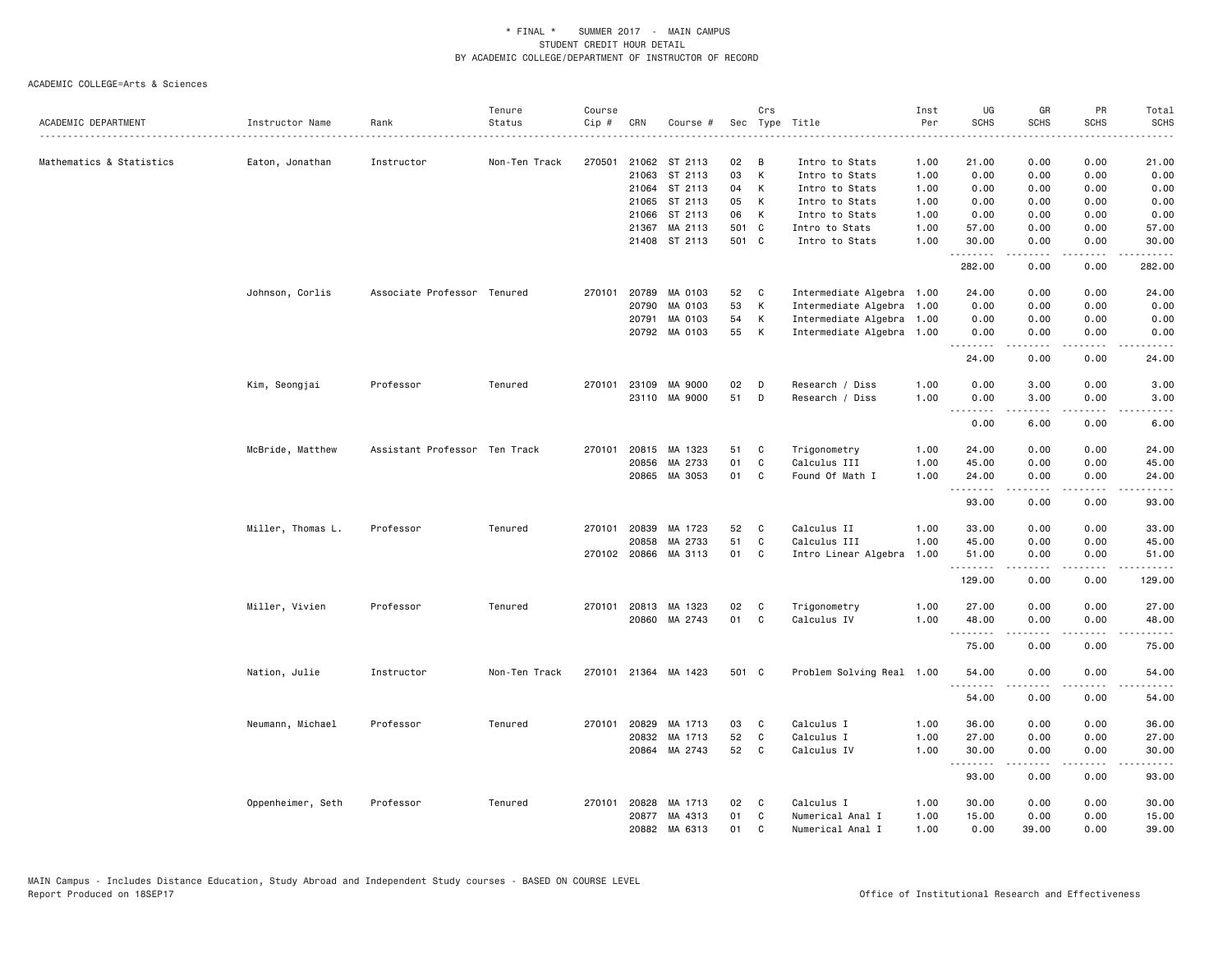\* FINAL \*   SUMMER 2017 - MAIN CAMPUS
STUDENT CREDIT HOUR DETAIL
BY ACADEMIC COLLEGE/DEPARTMENT OF INSTRUCTOR OF RECORD

ACADEMIC COLLEGE=Arts & Sciences

| ACADEMIC DEPARTMENT | Instructor Name | Rank | Tenure Status | Course Cip # | CRN | Course # | Sec | Crs Type | Title | Inst Per | UG SCHS | GR SCHS | PR SCHS | Total SCHS |
|---|---|---|---|---|---|---|---|---|---|---|---|---|---|---|
| Mathematics & Statistics | Eaton, Jonathan | Instructor | Non-Ten Track | 270501 | 21062 | ST 2113 | 02 | B | Intro to Stats | 1.00 | 21.00 | 0.00 | 0.00 | 21.00 |
| | | | | | 21063 | ST 2113 | 03 | K | Intro to Stats | 1.00 | 0.00 | 0.00 | 0.00 | 0.00 |
| | | | | | 21064 | ST 2113 | 04 | K | Intro to Stats | 1.00 | 0.00 | 0.00 | 0.00 | 0.00 |
| | | | | | 21065 | ST 2113 | 05 | K | Intro to Stats | 1.00 | 0.00 | 0.00 | 0.00 | 0.00 |
| | | | | | 21066 | ST 2113 | 06 | K | Intro to Stats | 1.00 | 0.00 | 0.00 | 0.00 | 0.00 |
| | | | | | 21367 | MA 2113 | 501 | C | Intro to Stats | 1.00 | 57.00 | 0.00 | 0.00 | 57.00 |
| | | | | | 21408 | ST 2113 | 501 | C | Intro to Stats | 1.00 | 30.00 | 0.00 | 0.00 | 30.00 |
| | | | | | | | | | | | 282.00 | 0.00 | 0.00 | 282.00 |
| | Johnson, Corlis | Associate Professor | Tenured | 270101 | 20789 | MA 0103 | 52 | C | Intermediate Algebra | 1.00 | 24.00 | 0.00 | 0.00 | 24.00 |
| | | | | | 20790 | MA 0103 | 53 | K | Intermediate Algebra | 1.00 | 0.00 | 0.00 | 0.00 | 0.00 |
| | | | | | 20791 | MA 0103 | 54 | K | Intermediate Algebra | 1.00 | 0.00 | 0.00 | 0.00 | 0.00 |
| | | | | | 20792 | MA 0103 | 55 | K | Intermediate Algebra | 1.00 | 0.00 | 0.00 | 0.00 | 0.00 |
| | | | | | | | | | | | 24.00 | 0.00 | 0.00 | 24.00 |
| | Kim, Seongjai | Professor | Tenured | 270101 | 23109 | MA 9000 | 02 | D | Research / Diss | 1.00 | 0.00 | 3.00 | 0.00 | 3.00 |
| | | | | | 23110 | MA 9000 | 51 | D | Research / Diss | 1.00 | 0.00 | 3.00 | 0.00 | 3.00 |
| | | | | | | | | | | | 0.00 | 6.00 | 0.00 | 6.00 |
| | McBride, Matthew | Assistant Professor | Ten Track | 270101 | 20815 | MA 1323 | 51 | C | Trigonometry | 1.00 | 24.00 | 0.00 | 0.00 | 24.00 |
| | | | | | 20856 | MA 2733 | 01 | C | Calculus III | 1.00 | 45.00 | 0.00 | 0.00 | 45.00 |
| | | | | | 20865 | MA 3053 | 01 | C | Found Of Math I | 1.00 | 24.00 | 0.00 | 0.00 | 24.00 |
| | | | | | | | | | | | 93.00 | 0.00 | 0.00 | 93.00 |
| | Miller, Thomas L. | Professor | Tenured | 270101 | 20839 | MA 1723 | 52 | C | Calculus II | 1.00 | 33.00 | 0.00 | 0.00 | 33.00 |
| | | | | | 20858 | MA 2733 | 51 | C | Calculus III | 1.00 | 45.00 | 0.00 | 0.00 | 45.00 |
| | | | | 270102 | 20866 | MA 3113 | 01 | C | Intro Linear Algebra | 1.00 | 51.00 | 0.00 | 0.00 | 51.00 |
| | | | | | | | | | | | 129.00 | 0.00 | 0.00 | 129.00 |
| | Miller, Vivien | Professor | Tenured | 270101 | 20813 | MA 1323 | 02 | C | Trigonometry | 1.00 | 27.00 | 0.00 | 0.00 | 27.00 |
| | | | | | 20860 | MA 2743 | 01 | C | Calculus IV | 1.00 | 48.00 | 0.00 | 0.00 | 48.00 |
| | | | | | | | | | | | 75.00 | 0.00 | 0.00 | 75.00 |
| | Nation, Julie | Instructor | Non-Ten Track | 270101 | 21364 | MA 1423 | 501 | C | Problem Solving Real | 1.00 | 54.00 | 0.00 | 0.00 | 54.00 |
| | | | | | | | | | | | 54.00 | 0.00 | 0.00 | 54.00 |
| | Neumann, Michael | Professor | Tenured | 270101 | 20829 | MA 1713 | 03 | C | Calculus I | 1.00 | 36.00 | 0.00 | 0.00 | 36.00 |
| | | | | | 20832 | MA 1713 | 52 | C | Calculus I | 1.00 | 27.00 | 0.00 | 0.00 | 27.00 |
| | | | | | 20864 | MA 2743 | 52 | C | Calculus IV | 1.00 | 30.00 | 0.00 | 0.00 | 30.00 |
| | | | | | | | | | | | 93.00 | 0.00 | 0.00 | 93.00 |
| | Oppenheimer, Seth | Professor | Tenured | 270101 | 20828 | MA 1713 | 02 | C | Calculus I | 1.00 | 30.00 | 0.00 | 0.00 | 30.00 |
| | | | | | 20877 | MA 4313 | 01 | C | Numerical Anal I | 1.00 | 15.00 | 0.00 | 0.00 | 15.00 |
| | | | | | 20882 | MA 6313 | 01 | C | Numerical Anal I | 1.00 | 0.00 | 39.00 | 0.00 | 39.00 |

MAIN Campus - Includes Distance Education, Study Abroad and Independent Study courses - BASED ON COURSE LEVEL
Report Produced on 18SEP17
Office of Institutional Research and Effectiveness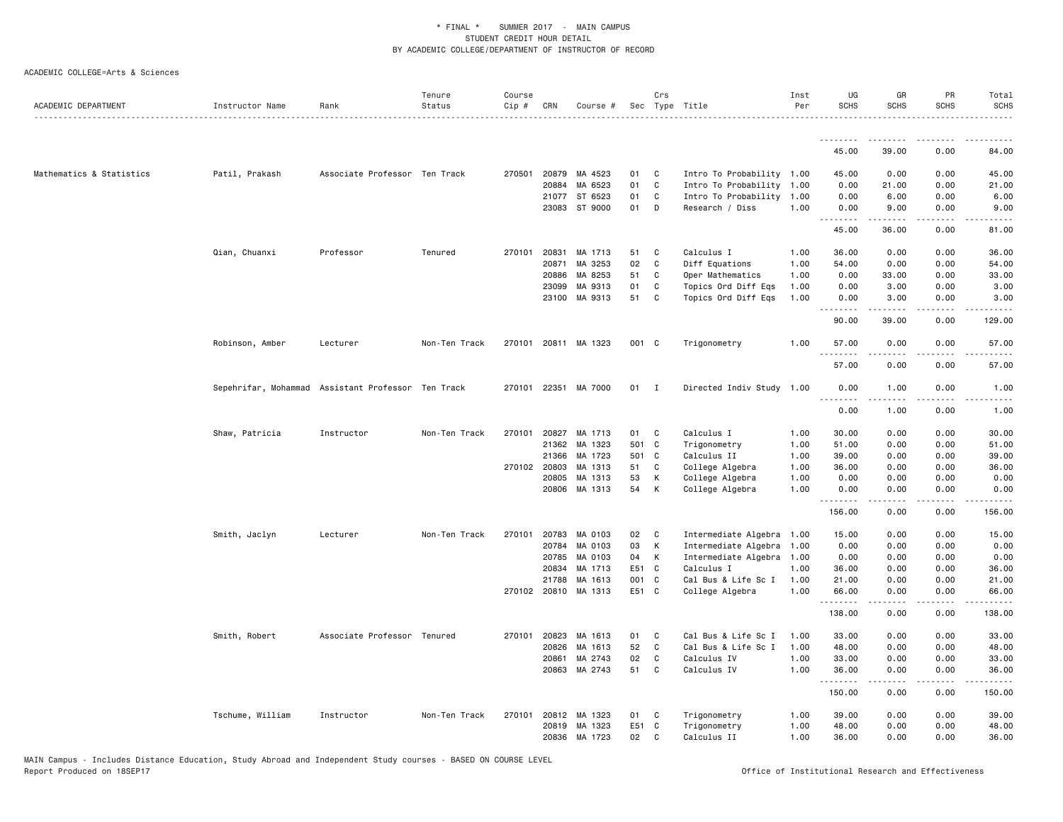\* FINAL \* SUMMER 2017 - MAIN CAMPUS
STUDENT CREDIT HOUR DETAIL
BY ACADEMIC COLLEGE/DEPARTMENT OF INSTRUCTOR OF RECORD

ACADEMIC COLLEGE=Arts & Sciences

| ACADEMIC DEPARTMENT | Instructor Name | Rank | Tenure Status | Course Cip # | CRN | Course # | Sec | Crs Type | Title | Inst Per | UG SCHS | GR SCHS | PR SCHS | Total SCHS |
|---|---|---|---|---|---|---|---|---|---|---|---|---|---|---|
| | | | | | | | | | | | 45.00 | 39.00 | 0.00 | 84.00 |
| Mathematics & Statistics | Patil, Prakash | Associate Professor | Ten Track | 270501 | 20879 | MA 4523 | 01 | C | Intro To Probability | 1.00 | 45.00 | 0.00 | 0.00 | 45.00 |
| | | | | | 20884 | MA 6523 | 01 | C | Intro To Probability | 1.00 | 0.00 | 21.00 | 0.00 | 21.00 |
| | | | | | 21077 | ST 6523 | 01 | C | Intro To Probability | 1.00 | 0.00 | 6.00 | 0.00 | 6.00 |
| | | | | | 23083 | ST 9000 | 01 | D | Research / Diss | 1.00 | 0.00 | 9.00 | 0.00 | 9.00 |
| | | | | | | | | | | | 45.00 | 36.00 | 0.00 | 81.00 |
| | Qian, Chuanxi | Professor | Tenured | 270101 | 20831 | MA 1713 | 51 | C | Calculus I | 1.00 | 36.00 | 0.00 | 0.00 | 36.00 |
| | | | | | 20871 | MA 3253 | 02 | C | Diff Equations | 1.00 | 54.00 | 0.00 | 0.00 | 54.00 |
| | | | | | 20886 | MA 8253 | 51 | C | Oper Mathematics | 1.00 | 0.00 | 33.00 | 0.00 | 33.00 |
| | | | | | 23099 | MA 9313 | 01 | C | Topics Ord Diff Eqs | 1.00 | 0.00 | 3.00 | 0.00 | 3.00 |
| | | | | | 23100 | MA 9313 | 51 | C | Topics Ord Diff Eqs | 1.00 | 0.00 | 3.00 | 0.00 | 3.00 |
| | | | | | | | | | | | 90.00 | 39.00 | 0.00 | 129.00 |
| | Robinson, Amber | Lecturer | Non-Ten Track | 270101 | 20811 | MA 1323 | 001 | C | Trigonometry | 1.00 | 57.00 | 0.00 | 0.00 | 57.00 |
| | | | | | | | | | | | 57.00 | 0.00 | 0.00 | 57.00 |
| | Sepehrifar, Mohammad | Assistant Professor | Ten Track | 270101 | 22351 | MA 7000 | 01 | I | Directed Indiv Study | 1.00 | 0.00 | 1.00 | 0.00 | 1.00 |
| | | | | | | | | | | | 0.00 | 1.00 | 0.00 | 1.00 |
| | Shaw, Patricia | Instructor | Non-Ten Track | 270101 | 20827 | MA 1713 | 01 | C | Calculus I | 1.00 | 30.00 | 0.00 | 0.00 | 30.00 |
| | | | | | 21362 | MA 1323 | 501 | C | Trigonometry | 1.00 | 51.00 | 0.00 | 0.00 | 51.00 |
| | | | | | 21366 | MA 1723 | 501 | C | Calculus II | 1.00 | 39.00 | 0.00 | 0.00 | 39.00 |
| | | | | 270102 | 20803 | MA 1313 | 51 | C | College Algebra | 1.00 | 36.00 | 0.00 | 0.00 | 36.00 |
| | | | | | 20805 | MA 1313 | 53 | K | College Algebra | 1.00 | 0.00 | 0.00 | 0.00 | 0.00 |
| | | | | | 20806 | MA 1313 | 54 | K | College Algebra | 1.00 | 0.00 | 0.00 | 0.00 | 0.00 |
| | | | | | | | | | | | 156.00 | 0.00 | 0.00 | 156.00 |
| | Smith, Jaclyn | Lecturer | Non-Ten Track | 270101 | 20783 | MA 0103 | 02 | C | Intermediate Algebra | 1.00 | 15.00 | 0.00 | 0.00 | 15.00 |
| | | | | | 20784 | MA 0103 | 03 | K | Intermediate Algebra | 1.00 | 0.00 | 0.00 | 0.00 | 0.00 |
| | | | | | 20785 | MA 0103 | 04 | K | Intermediate Algebra | 1.00 | 0.00 | 0.00 | 0.00 | 0.00 |
| | | | | | 20834 | MA 1713 | E51 | C | Calculus I | 1.00 | 36.00 | 0.00 | 0.00 | 36.00 |
| | | | | | 21788 | MA 1613 | 001 | C | Cal Bus & Life Sc I | 1.00 | 21.00 | 0.00 | 0.00 | 21.00 |
| | | | | 270102 | 20810 | MA 1313 | E51 | C | College Algebra | 1.00 | 66.00 | 0.00 | 0.00 | 66.00 |
| | | | | | | | | | | | 138.00 | 0.00 | 0.00 | 138.00 |
| | Smith, Robert | Associate Professor | Tenured | 270101 | 20823 | MA 1613 | 01 | C | Cal Bus & Life Sc I | 1.00 | 33.00 | 0.00 | 0.00 | 33.00 |
| | | | | | 20826 | MA 1613 | 52 | C | Cal Bus & Life Sc I | 1.00 | 48.00 | 0.00 | 0.00 | 48.00 |
| | | | | | 20861 | MA 2743 | 02 | C | Calculus IV | 1.00 | 33.00 | 0.00 | 0.00 | 33.00 |
| | | | | | 20863 | MA 2743 | 51 | C | Calculus IV | 1.00 | 36.00 | 0.00 | 0.00 | 36.00 |
| | | | | | | | | | | | 150.00 | 0.00 | 0.00 | 150.00 |
| | Tschume, William | Instructor | Non-Ten Track | 270101 | 20812 | MA 1323 | 01 | C | Trigonometry | 1.00 | 39.00 | 0.00 | 0.00 | 39.00 |
| | | | | | 20819 | MA 1323 | E51 | C | Trigonometry | 1.00 | 48.00 | 0.00 | 0.00 | 48.00 |
| | | | | | 20836 | MA 1723 | 02 | C | Calculus II | 1.00 | 36.00 | 0.00 | 0.00 | 36.00 |

MAIN Campus - Includes Distance Education, Study Abroad and Independent Study courses - BASED ON COURSE LEVEL
Report Produced on 18SEP17 Office of Institutional Research and Effectiveness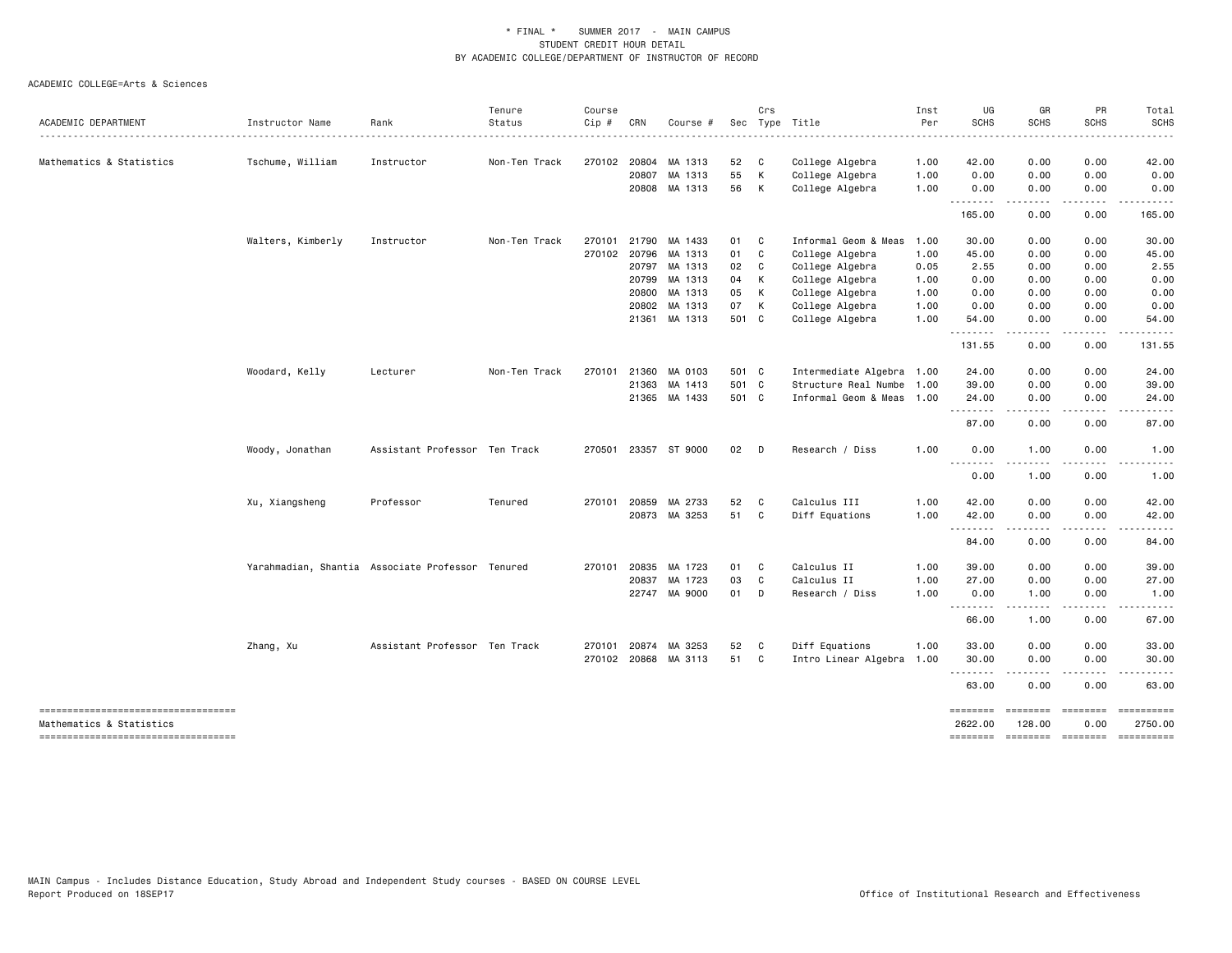\* FINAL \*   SUMMER 2017  -  MAIN CAMPUS
STUDENT CREDIT HOUR DETAIL
BY ACADEMIC COLLEGE/DEPARTMENT OF INSTRUCTOR OF RECORD

ACADEMIC COLLEGE=Arts & Sciences

| ACADEMIC DEPARTMENT | Instructor Name | Rank | Tenure Status | Course Cip # | CRN | Course # | Sec | Crs Type | Title | Inst Per | UG SCHS | GR SCHS | PR SCHS | Total SCHS |
|---|---|---|---|---|---|---|---|---|---|---|---|---|---|---|
| Mathematics & Statistics | Tschume, William | Instructor | Non-Ten Track | 270102 | 20804 | MA 1313 | 52 | C | College Algebra | 1.00 | 42.00 | 0.00 | 0.00 | 42.00 |
| | | | | | 20807 | MA 1313 | 55 | K | College Algebra | 1.00 | 0.00 | 0.00 | 0.00 | 0.00 |
| | | | | | 20808 | MA 1313 | 56 | K | College Algebra | 1.00 | 0.00 | 0.00 | 0.00 | 0.00 |
| | | | | | | | | | | | 165.00 | 0.00 | 0.00 | 165.00 |
| | Walters, Kimberly | Instructor | Non-Ten Track | 270101 | 21790 | MA 1433 | 01 | C | Informal Geom & Meas | 1.00 | 30.00 | 0.00 | 0.00 | 30.00 |
| | | | | 270102 | 20796 | MA 1313 | 01 | C | College Algebra | 1.00 | 45.00 | 0.00 | 0.00 | 45.00 |
| | | | | | 20797 | MA 1313 | 02 | C | College Algebra | 0.05 | 2.55 | 0.00 | 0.00 | 2.55 |
| | | | | | 20799 | MA 1313 | 04 | K | College Algebra | 1.00 | 0.00 | 0.00 | 0.00 | 0.00 |
| | | | | | 20800 | MA 1313 | 05 | K | College Algebra | 1.00 | 0.00 | 0.00 | 0.00 | 0.00 |
| | | | | | 20802 | MA 1313 | 07 | K | College Algebra | 1.00 | 0.00 | 0.00 | 0.00 | 0.00 |
| | | | | | 21361 | MA 1313 | 501 | C | College Algebra | 1.00 | 54.00 | 0.00 | 0.00 | 54.00 |
| | | | | | | | | | | | 131.55 | 0.00 | 0.00 | 131.55 |
| | Woodard, Kelly | Lecturer | Non-Ten Track | 270101 | 21360 | MA 0103 | 501 | C | Intermediate Algebra | 1.00 | 24.00 | 0.00 | 0.00 | 24.00 |
| | | | | | 21363 | MA 1413 | 501 | C | Structure Real Numbe | 1.00 | 39.00 | 0.00 | 0.00 | 39.00 |
| | | | | | 21365 | MA 1433 | 501 | C | Informal Geom & Meas | 1.00 | 24.00 | 0.00 | 0.00 | 24.00 |
| | | | | | | | | | | | 87.00 | 0.00 | 0.00 | 87.00 |
| | Woody, Jonathan | Assistant Professor | Ten Track | 270501 | 23357 | ST 9000 | 02 | D | Research / Diss | 1.00 | 0.00 | 1.00 | 0.00 | 1.00 |
| | | | | | | | | | | | 0.00 | 1.00 | 0.00 | 1.00 |
| | Xu, Xiangsheng | Professor | Tenured | 270101 | 20859 | MA 2733 | 52 | C | Calculus III | 1.00 | 42.00 | 0.00 | 0.00 | 42.00 |
| | | | | | 20873 | MA 3253 | 51 | C | Diff Equations | 1.00 | 42.00 | 0.00 | 0.00 | 42.00 |
| | | | | | | | | | | | 84.00 | 0.00 | 0.00 | 84.00 |
| | Yarahmadian, Shantia | Associate Professor | Tenured | 270101 | 20835 | MA 1723 | 01 | C | Calculus II | 1.00 | 39.00 | 0.00 | 0.00 | 39.00 |
| | | | | | 20837 | MA 1723 | 03 | C | Calculus II | 1.00 | 27.00 | 0.00 | 0.00 | 27.00 |
| | | | | | 22747 | MA 9000 | 01 | D | Research / Diss | 1.00 | 0.00 | 1.00 | 0.00 | 1.00 |
| | | | | | | | | | | | 66.00 | 1.00 | 0.00 | 67.00 |
| | Zhang, Xu | Assistant Professor | Ten Track | 270101 | 20874 | MA 3253 | 52 | C | Diff Equations | 1.00 | 33.00 | 0.00 | 0.00 | 33.00 |
| | | | | 270102 | 20868 | MA 3113 | 51 | C | Intro Linear Algebra | 1.00 | 30.00 | 0.00 | 0.00 | 30.00 |
| | | | | | | | | | | | 63.00 | 0.00 | 0.00 | 63.00 |
| Mathematics & Statistics | | | | | | | | | | | 2622.00 | 128.00 | 0.00 | 2750.00 |

MAIN Campus - Includes Distance Education, Study Abroad and Independent Study courses - BASED ON COURSE LEVEL
Report Produced on 18SEP17

Office of Institutional Research and Effectiveness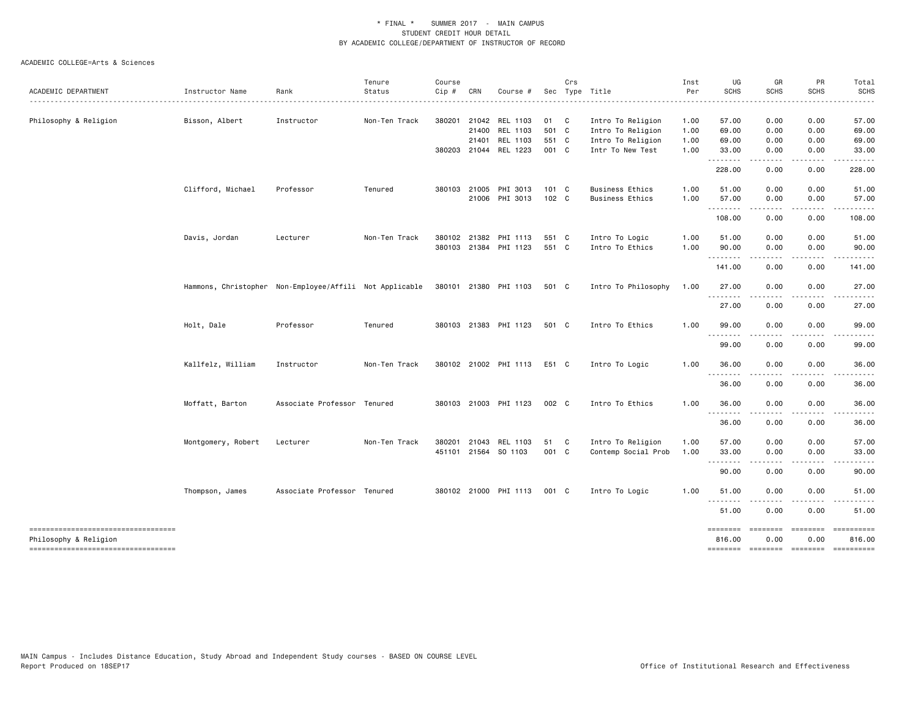\* FINAL \* SUMMER 2017 - MAIN CAMPUS
STUDENT CREDIT HOUR DETAIL
BY ACADEMIC COLLEGE/DEPARTMENT OF INSTRUCTOR OF RECORD

ACADEMIC COLLEGE=Arts & Sciences

| ACADEMIC DEPARTMENT | Instructor Name | Rank | Tenure Status | Course Cip # | CRN | Course # | Sec | Crs Type | Title | Inst Per | UG SCHS | GR SCHS | PR SCHS | Total SCHS |
|---|---|---|---|---|---|---|---|---|---|---|---|---|---|---|
| Philosophy & Religion | Bisson, Albert | Instructor | Non-Ten Track | 380201 | 21042 | REL 1103 | 01 | C | Intro To Religion | 1.00 | 57.00 | 0.00 | 0.00 | 57.00 |
| | | | | | 21400 | REL 1103 | 501 | C | Intro To Religion | 1.00 | 69.00 | 0.00 | 0.00 | 69.00 |
| | | | | | 21401 | REL 1103 | 551 | C | Intro To Religion | 1.00 | 69.00 | 0.00 | 0.00 | 69.00 |
| | | | | 380203 | 21044 | REL 1223 | 001 | C | Intr To New Test | 1.00 | 33.00 | 0.00 | 0.00 | 33.00 |
| | | | | | | | | | | | 228.00 | 0.00 | 0.00 | 228.00 |
| | Clifford, Michael | Professor | Tenured | 380103 | 21005 | PHI 3013 | 101 | C | Business Ethics | 1.00 | 51.00 | 0.00 | 0.00 | 51.00 |
| | | | | | 21006 | PHI 3013 | 102 | C | Business Ethics | 1.00 | 57.00 | 0.00 | 0.00 | 57.00 |
| | | | | | | | | | | | 108.00 | 0.00 | 0.00 | 108.00 |
| | Davis, Jordan | Lecturer | Non-Ten Track | 380102 | 21382 | PHI 1113 | 551 | C | Intro To Logic | 1.00 | 51.00 | 0.00 | 0.00 | 51.00 |
| | | | | 380103 | 21384 | PHI 1123 | 551 | C | Intro To Ethics | 1.00 | 90.00 | 0.00 | 0.00 | 90.00 |
| | | | | | | | | | | | 141.00 | 0.00 | 0.00 | 141.00 |
| | Hammons, Christopher | Non-Employee/Affili | Not Applicable | 380101 | 21380 | PHI 1103 | 501 | C | Intro To Philosophy | 1.00 | 27.00 | 0.00 | 0.00 | 27.00 |
| | | | | | | | | | | | 27.00 | 0.00 | 0.00 | 27.00 |
| | Holt, Dale | Professor | Tenured | 380103 | 21383 | PHI 1123 | 501 | C | Intro To Ethics | 1.00 | 99.00 | 0.00 | 0.00 | 99.00 |
| | | | | | | | | | | | 99.00 | 0.00 | 0.00 | 99.00 |
| | Kallfelz, William | Instructor | Non-Ten Track | 380102 | 21002 | PHI 1113 | E51 | C | Intro To Logic | 1.00 | 36.00 | 0.00 | 0.00 | 36.00 |
| | | | | | | | | | | | 36.00 | 0.00 | 0.00 | 36.00 |
| | Moffatt, Barton | Associate Professor | Tenured | 380103 | 21003 | PHI 1123 | 002 | C | Intro To Ethics | 1.00 | 36.00 | 0.00 | 0.00 | 36.00 |
| | | | | | | | | | | | 36.00 | 0.00 | 0.00 | 36.00 |
| | Montgomery, Robert | Lecturer | Non-Ten Track | 380201 | 21043 | REL 1103 | 51 | C | Intro To Religion | 1.00 | 57.00 | 0.00 | 0.00 | 57.00 |
| | | | | 451101 | 21564 | SO 1103 | 001 | C | Contemp Social Prob | 1.00 | 33.00 | 0.00 | 0.00 | 33.00 |
| | | | | | | | | | | | 90.00 | 0.00 | 0.00 | 90.00 |
| | Thompson, James | Associate Professor | Tenured | 380102 | 21000 | PHI 1113 | 001 | C | Intro To Logic | 1.00 | 51.00 | 0.00 | 0.00 | 51.00 |
| | | | | | | | | | | | 51.00 | 0.00 | 0.00 | 51.00 |
| Philosophy & Religion | | | | | | | | | | | 816.00 | 0.00 | 0.00 | 816.00 |

MAIN Campus - Includes Distance Education, Study Abroad and Independent Study courses - BASED ON COURSE LEVEL
Report Produced on 18SEP17

Office of Institutional Research and Effectiveness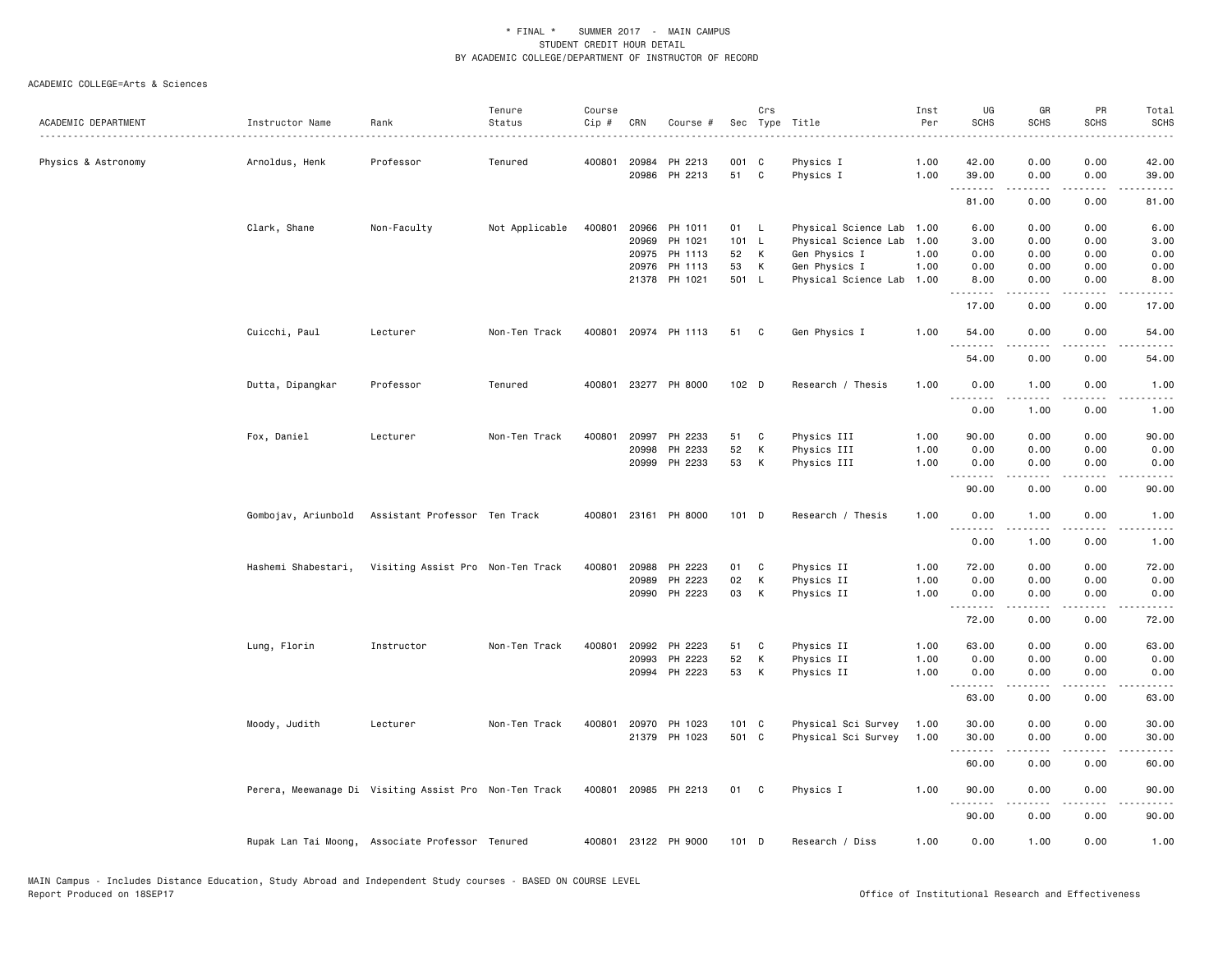\* FINAL \* SUMMER 2017 - MAIN CAMPUS
STUDENT CREDIT HOUR DETAIL
BY ACADEMIC COLLEGE/DEPARTMENT OF INSTRUCTOR OF RECORD

ACADEMIC COLLEGE=Arts & Sciences

| ACADEMIC DEPARTMENT | Instructor Name | Rank | Tenure Status | Course Cip # | CRN | Course # | Sec | Crs Type | Title | Inst Per | UG SCHS | GR SCHS | PR SCHS | Total SCHS |
|---|---|---|---|---|---|---|---|---|---|---|---|---|---|---|
| Physics & Astronomy | Arnoldus, Henk | Professor | Tenured | 400801 | 20984 | PH 2213 | 001 | C | Physics I | 1.00 | 42.00 | 0.00 | 0.00 | 42.00 |
| | | | | | 20986 | PH 2213 | 51 | C | Physics I | 1.00 | 39.00 | 0.00 | 0.00 | 39.00 |
| | | | | | | | | | | | 81.00 | 0.00 | 0.00 | 81.00 |
| | Clark, Shane | Non-Faculty | Not Applicable | 400801 | 20966 | PH 1011 | 01 | L | Physical Science Lab | 1.00 | 6.00 | 0.00 | 0.00 | 6.00 |
| | | | | | 20969 | PH 1021 | 101 | L | Physical Science Lab | 1.00 | 3.00 | 0.00 | 0.00 | 3.00 |
| | | | | | 20975 | PH 1113 | 52 | K | Gen Physics I | 1.00 | 0.00 | 0.00 | 0.00 | 0.00 |
| | | | | | 20976 | PH 1113 | 53 | K | Gen Physics I | 1.00 | 0.00 | 0.00 | 0.00 | 0.00 |
| | | | | | 21378 | PH 1021 | 501 | L | Physical Science Lab | 1.00 | 8.00 | 0.00 | 0.00 | 8.00 |
| | | | | | | | | | | | 17.00 | 0.00 | 0.00 | 17.00 |
| | Cuicchi, Paul | Lecturer | Non-Ten Track | 400801 | 20974 | PH 1113 | 51 | C | Gen Physics I | 1.00 | 54.00 | 0.00 | 0.00 | 54.00 |
| | | | | | | | | | | | 54.00 | 0.00 | 0.00 | 54.00 |
| | Dutta, Dipangkar | Professor | Tenured | 400801 | 23277 | PH 8000 | 102 | D | Research / Thesis | 1.00 | 0.00 | 1.00 | 0.00 | 1.00 |
| | | | | | | | | | | | 0.00 | 1.00 | 0.00 | 1.00 |
| | Fox, Daniel | Lecturer | Non-Ten Track | 400801 | 20997 | PH 2233 | 51 | C | Physics III | 1.00 | 90.00 | 0.00 | 0.00 | 90.00 |
| | | | | | 20998 | PH 2233 | 52 | K | Physics III | 1.00 | 0.00 | 0.00 | 0.00 | 0.00 |
| | | | | | 20999 | PH 2233 | 53 | K | Physics III | 1.00 | 0.00 | 0.00 | 0.00 | 0.00 |
| | | | | | | | | | | | 90.00 | 0.00 | 0.00 | 90.00 |
| | Gombojav, Ariunbold | Assistant Professor | Ten Track | 400801 | 23161 | PH 8000 | 101 | D | Research / Thesis | 1.00 | 0.00 | 1.00 | 0.00 | 1.00 |
| | | | | | | | | | | | 0.00 | 1.00 | 0.00 | 1.00 |
| | Hashemi Shabestari, | Visiting Assist Pro | Non-Ten Track | 400801 | 20988 | PH 2223 | 01 | C | Physics II | 1.00 | 72.00 | 0.00 | 0.00 | 72.00 |
| | | | | | 20989 | PH 2223 | 02 | K | Physics II | 1.00 | 0.00 | 0.00 | 0.00 | 0.00 |
| | | | | | 20990 | PH 2223 | 03 | K | Physics II | 1.00 | 0.00 | 0.00 | 0.00 | 0.00 |
| | | | | | | | | | | | 72.00 | 0.00 | 0.00 | 72.00 |
| | Lung, Florin | Instructor | Non-Ten Track | 400801 | 20992 | PH 2223 | 51 | C | Physics II | 1.00 | 63.00 | 0.00 | 0.00 | 63.00 |
| | | | | | 20993 | PH 2223 | 52 | K | Physics II | 1.00 | 0.00 | 0.00 | 0.00 | 0.00 |
| | | | | | 20994 | PH 2223 | 53 | K | Physics II | 1.00 | 0.00 | 0.00 | 0.00 | 0.00 |
| | | | | | | | | | | | 63.00 | 0.00 | 0.00 | 63.00 |
| | Moody, Judith | Lecturer | Non-Ten Track | 400801 | 20970 | PH 1023 | 101 | C | Physical Sci Survey | 1.00 | 30.00 | 0.00 | 0.00 | 30.00 |
| | | | | | 21379 | PH 1023 | 501 | C | Physical Sci Survey | 1.00 | 30.00 | 0.00 | 0.00 | 30.00 |
| | | | | | | | | | | | 60.00 | 0.00 | 0.00 | 60.00 |
| | Perera, Meewanage Di | Visiting Assist Pro | Non-Ten Track | 400801 | 20985 | PH 2213 | 01 | C | Physics I | 1.00 | 90.00 | 0.00 | 0.00 | 90.00 |
| | | | | | | | | | | | 90.00 | 0.00 | 0.00 | 90.00 |
| | Rupak Lan Tai Moong, | Associate Professor | Tenured | 400801 | 23122 | PH 9000 | 101 | D | Research / Diss | 1.00 | 0.00 | 1.00 | 0.00 | 1.00 |

MAIN Campus - Includes Distance Education, Study Abroad and Independent Study courses - BASED ON COURSE LEVEL
Report Produced on 18SEP17 Office of Institutional Research and Effectiveness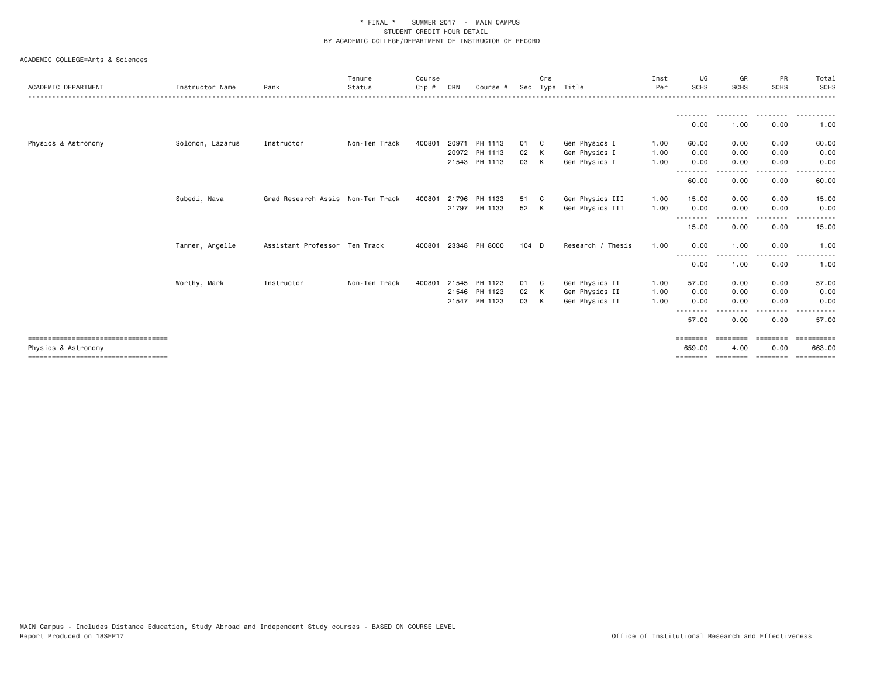\* FINAL \*    SUMMER 2017  -  MAIN CAMPUS
STUDENT CREDIT HOUR DETAIL
BY ACADEMIC COLLEGE/DEPARTMENT OF INSTRUCTOR OF RECORD

ACADEMIC COLLEGE=Arts & Sciences

| ACADEMIC DEPARTMENT | Instructor Name | Rank | Tenure Status | Course Cip # | CRN | Course # | Sec | Crs Type | Title | Inst Per | UG SCHS | GR SCHS | PR SCHS | Total SCHS |
|---|---|---|---|---|---|---|---|---|---|---|---|---|---|---|
| | | | | | | | | | | | 0.00 | 1.00 | 0.00 | 1.00 |
| Physics & Astronomy | Solomon, Lazarus | Instructor | Non-Ten Track | 400801 | 20971 | PH 1113 | 01 | C | Gen Physics I | 1.00 | 60.00 | 0.00 | 0.00 | 60.00 |
| | | | | | 20972 | PH 1113 | 02 | K | Gen Physics I | 1.00 | 0.00 | 0.00 | 0.00 | 0.00 |
| | | | | | 21543 | PH 1113 | 03 | K | Gen Physics I | 1.00 | 0.00 | 0.00 | 0.00 | 0.00 |
| | | | | | | | | | | | 60.00 | 0.00 | 0.00 | 60.00 |
| | Subedi, Nava | Grad Research Assis | Non-Ten Track | 400801 | 21796 | PH 1133 | 51 | C | Gen Physics III | 1.00 | 15.00 | 0.00 | 0.00 | 15.00 |
| | | | | | 21797 | PH 1133 | 52 | K | Gen Physics III | 1.00 | 0.00 | 0.00 | 0.00 | 0.00 |
| | | | | | | | | | | | 15.00 | 0.00 | 0.00 | 15.00 |
| | Tanner, Angelle | Assistant Professor | Ten Track | 400801 | 23348 | PH 8000 | 104 | D | Research / Thesis | 1.00 | 0.00 | 1.00 | 0.00 | 1.00 |
| | | | | | | | | | | | 0.00 | 1.00 | 0.00 | 1.00 |
| | Worthy, Mark | Instructor | Non-Ten Track | 400801 | 21545 | PH 1123 | 01 | C | Gen Physics II | 1.00 | 57.00 | 0.00 | 0.00 | 57.00 |
| | | | | | 21546 | PH 1123 | 02 | K | Gen Physics II | 1.00 | 0.00 | 0.00 | 0.00 | 0.00 |
| | | | | | 21547 | PH 1123 | 03 | K | Gen Physics II | 1.00 | 0.00 | 0.00 | 0.00 | 0.00 |
| | | | | | | | | | | | 57.00 | 0.00 | 0.00 | 57.00 |
| Physics & Astronomy | | | | | | | | | | | 659.00 | 4.00 | 0.00 | 663.00 |

MAIN Campus - Includes Distance Education, Study Abroad and Independent Study courses - BASED ON COURSE LEVEL
Report Produced on 18SEP17

Office of Institutional Research and Effectiveness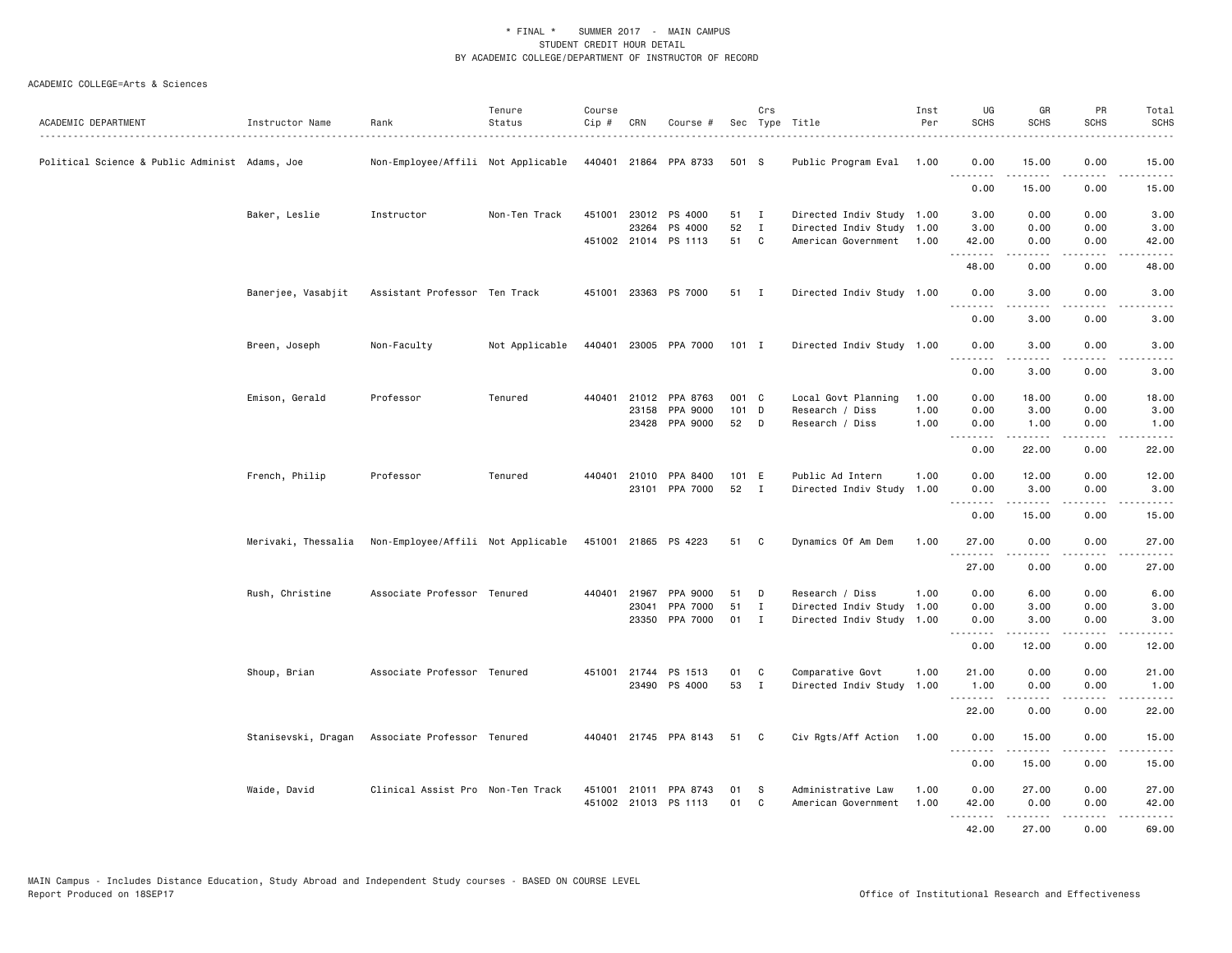\* FINAL \* SUMMER 2017 - MAIN CAMPUS
STUDENT CREDIT HOUR DETAIL
BY ACADEMIC COLLEGE/DEPARTMENT OF INSTRUCTOR OF RECORD

ACADEMIC COLLEGE=Arts & Sciences

| ACADEMIC DEPARTMENT | Instructor Name | Rank | Tenure Status | Course Cip # | CRN | Course # | Sec | Crs Type | Title | Inst Per | UG SCHS | GR SCHS | PR SCHS | Total SCHS |
|---|---|---|---|---|---|---|---|---|---|---|---|---|---|---|
| Political Science & Public Administ | Adams, Joe | Non-Employee/Affili | Not Applicable | 440401 | 21864 | PPA 8733 | 501 | S | Public Program Eval | 1.00 | 0.00 | 15.00 | 0.00 | 15.00 |
| | | | | | | | | | | | 0.00 | 15.00 | 0.00 | 15.00 |
| | Baker, Leslie | Instructor | Non-Ten Track | 451001 | 23012 | PS 4000 | 51 | I | Directed Indiv Study | 1.00 | 3.00 | 0.00 | 0.00 | 3.00 |
| | | | | | 23264 | PS 4000 | 52 | I | Directed Indiv Study | 1.00 | 3.00 | 0.00 | 0.00 | 3.00 |
| | | | | 451002 | 21014 | PS 1113 | 51 | C | American Government | 1.00 | 42.00 | 0.00 | 0.00 | 42.00 |
| | | | | | | | | | | | 48.00 | 0.00 | 0.00 | 48.00 |
| | Banerjee, Vasabjit | Assistant Professor | Ten Track | 451001 | 23363 | PS 7000 | 51 | I | Directed Indiv Study | 1.00 | 0.00 | 3.00 | 0.00 | 3.00 |
| | | | | | | | | | | | 0.00 | 3.00 | 0.00 | 3.00 |
| | Breen, Joseph | Non-Faculty | Not Applicable | 440401 | 23005 | PPA 7000 | 101 | I | Directed Indiv Study | 1.00 | 0.00 | 3.00 | 0.00 | 3.00 |
| | | | | | | | | | | | 0.00 | 3.00 | 0.00 | 3.00 |
| | Emison, Gerald | Professor | Tenured | 440401 | 21012 | PPA 8763 | 001 | C | Local Govt Planning | 1.00 | 0.00 | 18.00 | 0.00 | 18.00 |
| | | | | | 23158 | PPA 9000 | 101 | D | Research / Diss | 1.00 | 0.00 | 3.00 | 0.00 | 3.00 |
| | | | | | 23428 | PPA 9000 | 52 | D | Research / Diss | 1.00 | 0.00 | 1.00 | 0.00 | 1.00 |
| | | | | | | | | | | | 0.00 | 22.00 | 0.00 | 22.00 |
| | French, Philip | Professor | Tenured | 440401 | 21010 | PPA 8400 | 101 | E | Public Ad Intern | 1.00 | 0.00 | 12.00 | 0.00 | 12.00 |
| | | | | | 23101 | PPA 7000 | 52 | I | Directed Indiv Study | 1.00 | 0.00 | 3.00 | 0.00 | 3.00 |
| | | | | | | | | | | | 0.00 | 15.00 | 0.00 | 15.00 |
| | Merivaki, Thessalia | Non-Employee/Affili | Not Applicable | 451001 | 21865 | PS 4223 | 51 | C | Dynamics Of Am Dem | 1.00 | 27.00 | 0.00 | 0.00 | 27.00 |
| | | | | | | | | | | | 27.00 | 0.00 | 0.00 | 27.00 |
| | Rush, Christine | Associate Professor | Tenured | 440401 | 21967 | PPA 9000 | 51 | D | Research / Diss | 1.00 | 0.00 | 6.00 | 0.00 | 6.00 |
| | | | | | 23041 | PPA 7000 | 51 | I | Directed Indiv Study | 1.00 | 0.00 | 3.00 | 0.00 | 3.00 |
| | | | | | 23350 | PPA 7000 | 01 | I | Directed Indiv Study | 1.00 | 0.00 | 3.00 | 0.00 | 3.00 |
| | | | | | | | | | | | 0.00 | 12.00 | 0.00 | 12.00 |
| | Shoup, Brian | Associate Professor | Tenured | 451001 | 21744 | PS 1513 | 01 | C | Comparative Govt | 1.00 | 21.00 | 0.00 | 0.00 | 21.00 |
| | | | | | 23490 | PS 4000 | 53 | I | Directed Indiv Study | 1.00 | 1.00 | 0.00 | 0.00 | 1.00 |
| | | | | | | | | | | | 22.00 | 0.00 | 0.00 | 22.00 |
| | Stanisevski, Dragan | Associate Professor | Tenured | 440401 | 21745 | PPA 8143 | 51 | C | Civ Rgts/Aff Action | 1.00 | 0.00 | 15.00 | 0.00 | 15.00 |
| | | | | | | | | | | | 0.00 | 15.00 | 0.00 | 15.00 |
| | Waide, David | Clinical Assist Pro | Non-Ten Track | 451001 | 21011 | PPA 8743 | 01 | S | Administrative Law | 1.00 | 0.00 | 27.00 | 0.00 | 27.00 |
| | | | | 451002 | 21013 | PS 1113 | 01 | C | American Government | 1.00 | 42.00 | 0.00 | 0.00 | 42.00 |
| | | | | | | | | | | | 42.00 | 27.00 | 0.00 | 69.00 |

MAIN Campus - Includes Distance Education, Study Abroad and Independent Study courses - BASED ON COURSE LEVEL
Report Produced on 18SEP17

Office of Institutional Research and Effectiveness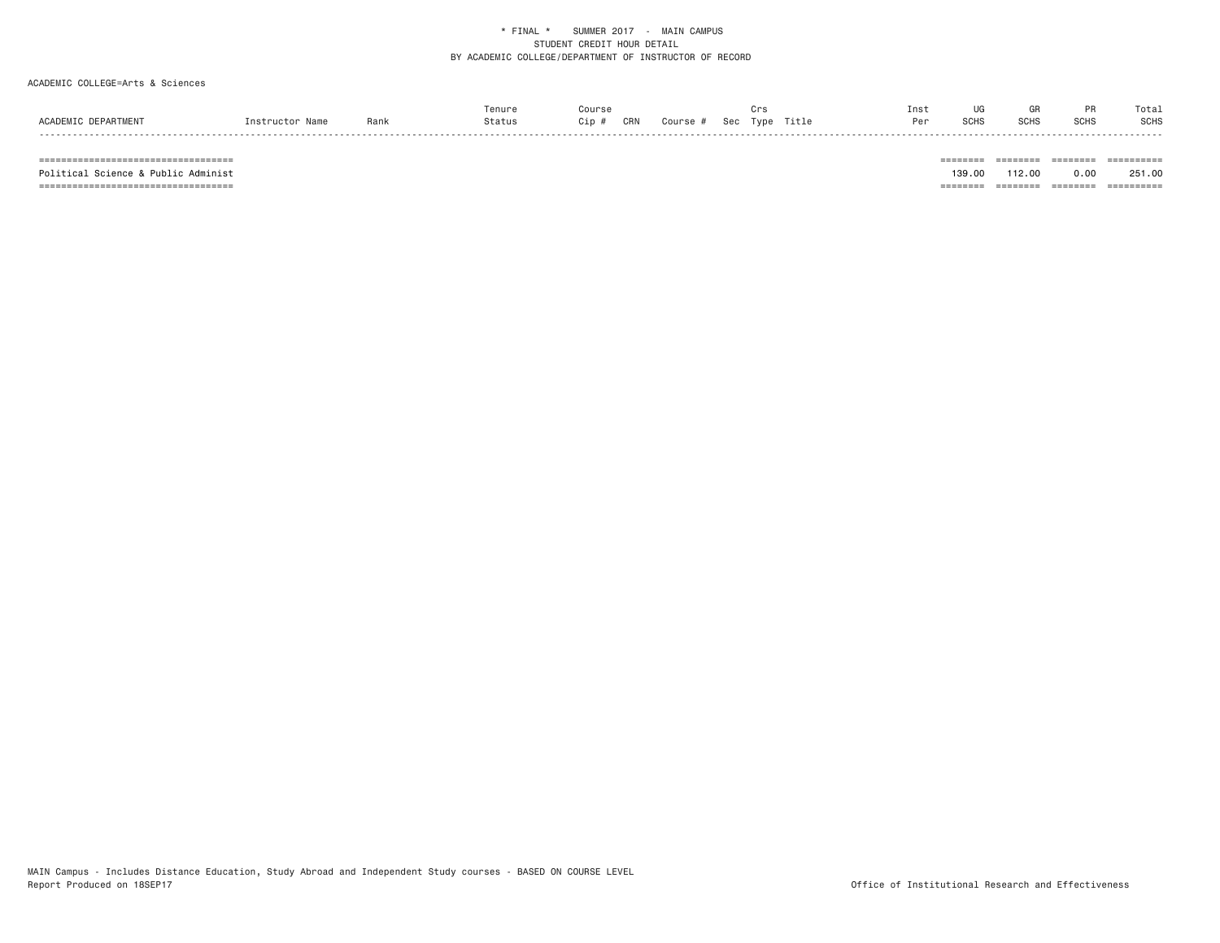\* FINAL \*    SUMMER 2017 - MAIN CAMPUS
STUDENT CREDIT HOUR DETAIL
BY ACADEMIC COLLEGE/DEPARTMENT OF INSTRUCTOR OF RECORD

ACADEMIC COLLEGE=Arts & Sciences

| ACADEMIC DEPARTMENT | Instructor Name | Rank | Tenure Status | Course Cip # | CRN | Course # | Sec | Crs Type | Title | Inst Per | UG SCHS | GR SCHS | PR SCHS | Total SCHS |
|---|---|---|---|---|---|---|---|---|---|---|---|---|---|---|
| Political Science & Public Administ | | | | | | | | | | | 139.00 | 112.00 | 0.00 | 251.00 |

MAIN Campus - Includes Distance Education, Study Abroad and Independent Study courses - BASED ON COURSE LEVEL
Report Produced on 18SEP17

Office of Institutional Research and Effectiveness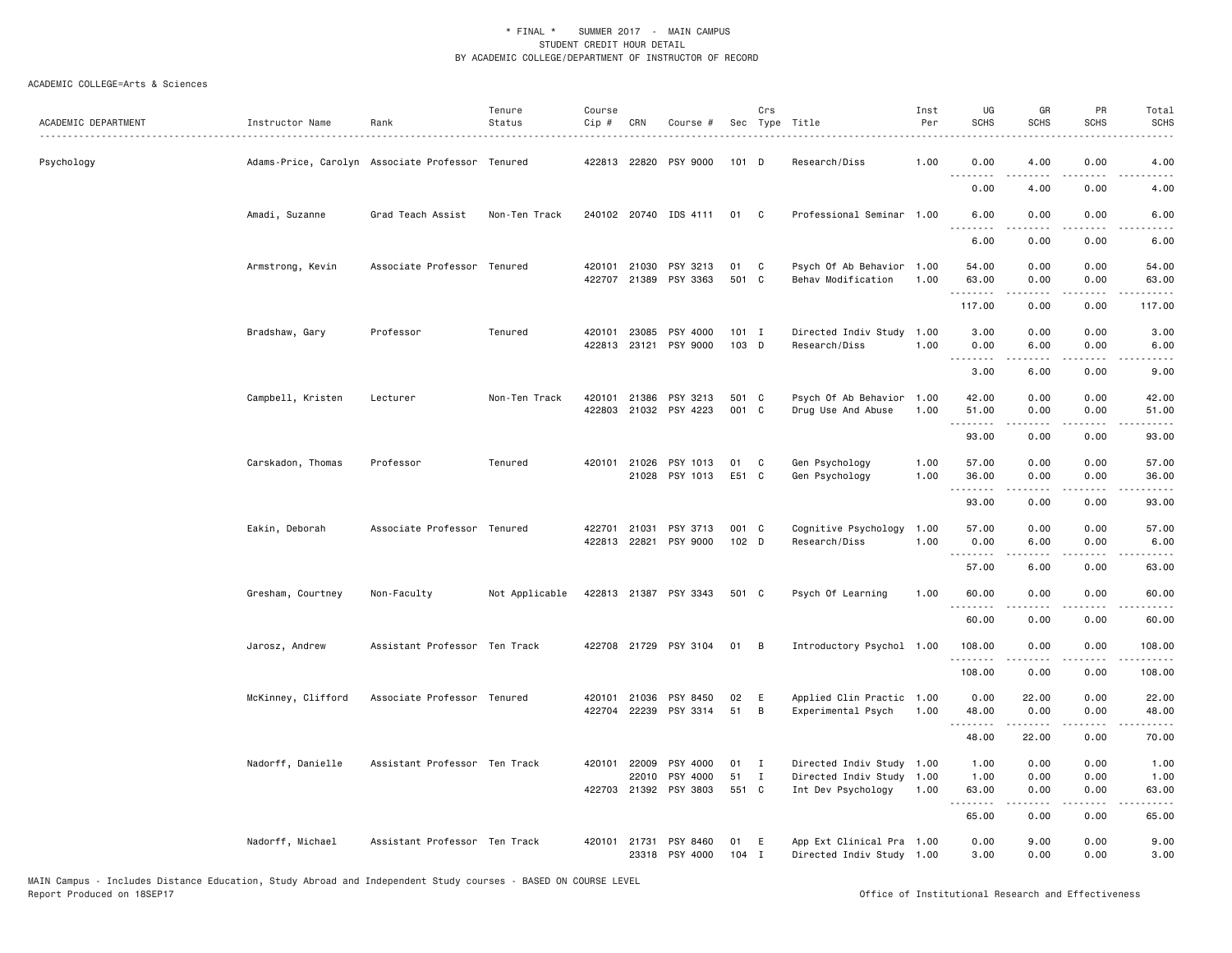* FINAL * SUMMER 2017 - MAIN CAMPUS
STUDENT CREDIT HOUR DETAIL
BY ACADEMIC COLLEGE/DEPARTMENT OF INSTRUCTOR OF RECORD

ACADEMIC COLLEGE=Arts & Sciences

| ACADEMIC DEPARTMENT | Instructor Name | Rank | Tenure Status | Course Cip # | CRN | Course # | Sec | Crs Type | Title | Inst Per | UG SCHS | GR SCHS | PR SCHS | Total SCHS |
|---|---|---|---|---|---|---|---|---|---|---|---|---|---|---|
| Psychology | Adams-Price, Carolyn | Associate Professor | Tenured | 422813 | 22820 | PSY 9000 | 101 | D | Research/Diss | 1.00 | 0.00 | 4.00 | 0.00 | 4.00 |
| | | | | | | | | | | | 0.00 | 4.00 | 0.00 | 4.00 |
| | Amadi, Suzanne | Grad Teach Assist | Non-Ten Track | 240102 | 20740 | IDS 4111 | 01 | C | Professional Seminar | 1.00 | 6.00 | 0.00 | 0.00 | 6.00 |
| | | | | | | | | | | | 6.00 | 0.00 | 0.00 | 6.00 |
| | Armstrong, Kevin | Associate Professor | Tenured | 420101 | 21030 | PSY 3213 | 01 | C | Psych Of Ab Behavior | 1.00 | 54.00 | 0.00 | 0.00 | 54.00 |
| | | | | 422707 | 21389 | PSY 3363 | 501 | C | Behav Modification | 1.00 | 63.00 | 0.00 | 0.00 | 63.00 |
| | | | | | | | | | | | 117.00 | 0.00 | 0.00 | 117.00 |
| | Bradshaw, Gary | Professor | Tenured | 420101 | 23085 | PSY 4000 | 101 | I | Directed Indiv Study | 1.00 | 3.00 | 0.00 | 0.00 | 3.00 |
| | | | | 422813 | 23121 | PSY 9000 | 103 | D | Research/Diss | 1.00 | 0.00 | 6.00 | 0.00 | 6.00 |
| | | | | | | | | | | | 3.00 | 6.00 | 0.00 | 9.00 |
| | Campbell, Kristen | Lecturer | Non-Ten Track | 420101 | 21386 | PSY 3213 | 501 | C | Psych Of Ab Behavior | 1.00 | 42.00 | 0.00 | 0.00 | 42.00 |
| | | | | 422803 | 21032 | PSY 4223 | 001 | C | Drug Use And Abuse | 1.00 | 51.00 | 0.00 | 0.00 | 51.00 |
| | | | | | | | | | | | 93.00 | 0.00 | 0.00 | 93.00 |
| | Carskadon, Thomas | Professor | Tenured | 420101 | 21026 | PSY 1013 | 01 | C | Gen Psychology | 1.00 | 57.00 | 0.00 | 0.00 | 57.00 |
| | | | | | 21028 | PSY 1013 | E51 | C | Gen Psychology | 1.00 | 36.00 | 0.00 | 0.00 | 36.00 |
| | | | | | | | | | | | 93.00 | 0.00 | 0.00 | 93.00 |
| | Eakin, Deborah | Associate Professor | Tenured | 422701 | 21031 | PSY 3713 | 001 | C | Cognitive Psychology | 1.00 | 57.00 | 0.00 | 0.00 | 57.00 |
| | | | | 422813 | 22821 | PSY 9000 | 102 | D | Research/Diss | 1.00 | 0.00 | 6.00 | 0.00 | 6.00 |
| | | | | | | | | | | | 57.00 | 6.00 | 0.00 | 63.00 |
| | Gresham, Courtney | Non-Faculty | Not Applicable | 422813 | 21387 | PSY 3343 | 501 | C | Psych Of Learning | 1.00 | 60.00 | 0.00 | 0.00 | 60.00 |
| | | | | | | | | | | | 60.00 | 0.00 | 0.00 | 60.00 |
| | Jarosz, Andrew | Assistant Professor | Ten Track | 422708 | 21729 | PSY 3104 | 01 | B | Introductory Psychol | 1.00 | 108.00 | 0.00 | 0.00 | 108.00 |
| | | | | | | | | | | | 108.00 | 0.00 | 0.00 | 108.00 |
| | McKinney, Clifford | Associate Professor | Tenured | 420101 | 21036 | PSY 8450 | 02 | E | Applied Clin Practic | 1.00 | 0.00 | 22.00 | 0.00 | 22.00 |
| | | | | 422704 | 22239 | PSY 3314 | 51 | B | Experimental Psych | 1.00 | 48.00 | 0.00 | 0.00 | 48.00 |
| | | | | | | | | | | | 48.00 | 22.00 | 0.00 | 70.00 |
| | Nadorff, Danielle | Assistant Professor | Ten Track | 420101 | 22009 | PSY 4000 | 01 | I | Directed Indiv Study | 1.00 | 1.00 | 0.00 | 0.00 | 1.00 |
| | | | | | 22010 | PSY 4000 | 51 | I | Directed Indiv Study | 1.00 | 1.00 | 0.00 | 0.00 | 1.00 |
| | | | | 422703 | 21392 | PSY 3803 | 551 | C | Int Dev Psychology | 1.00 | 63.00 | 0.00 | 0.00 | 63.00 |
| | | | | | | | | | | | 65.00 | 0.00 | 0.00 | 65.00 |
| | Nadorff, Michael | Assistant Professor | Ten Track | 420101 | 21731 | PSY 8460 | 01 | E | App Ext Clinical Pra | 1.00 | 0.00 | 9.00 | 0.00 | 9.00 |
| | | | | | 23318 | PSY 4000 | 104 | I | Directed Indiv Study | 1.00 | 3.00 | 0.00 | 0.00 | 3.00 |

MAIN Campus - Includes Distance Education, Study Abroad and Independent Study courses - BASED ON COURSE LEVEL
Report Produced on 18SEP17 Office of Institutional Research and Effectiveness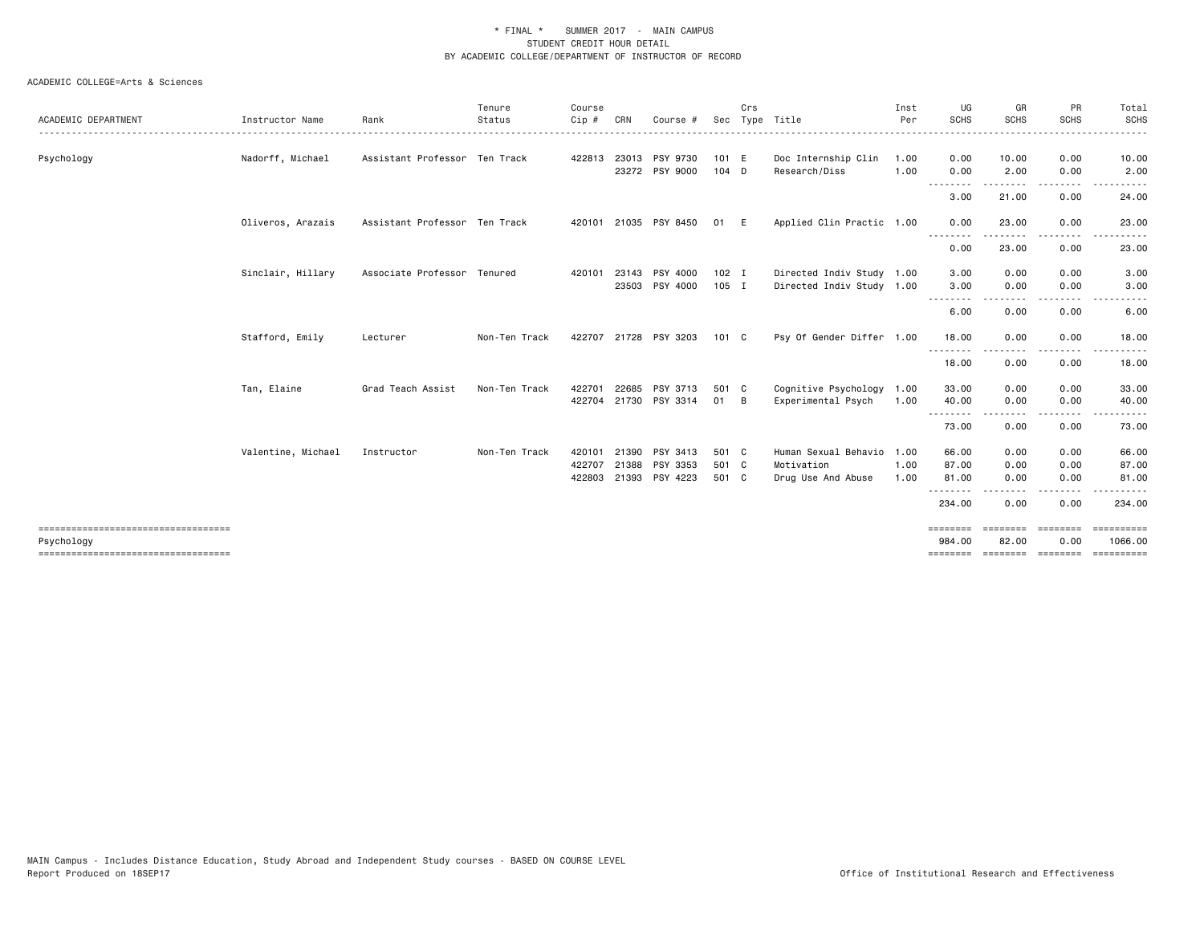\* FINAL \*   SUMMER 2017 - MAIN CAMPUS
STUDENT CREDIT HOUR DETAIL
BY ACADEMIC COLLEGE/DEPARTMENT OF INSTRUCTOR OF RECORD

ACADEMIC COLLEGE=Arts & Sciences

| ACADEMIC DEPARTMENT | Instructor Name | Rank | Tenure Status | Course Cip # | CRN | Course # | Sec | Crs Type | Title | Inst Per | UG SCHS | GR SCHS | PR SCHS | Total SCHS |
|---|---|---|---|---|---|---|---|---|---|---|---|---|---|---|
| Psychology | Nadorff, Michael | Assistant Professor | Ten Track | 422813 | 23013 | PSY 9730 | 101 | E | Doc Internship Clin | 1.00 | 0.00 | 10.00 | 0.00 | 10.00 |
| | | | | | 23272 | PSY 9000 | 104 | D | Research/Diss | 1.00 | 0.00 | 2.00 | 0.00 | 2.00 |
| | | | | | | | | | | | 3.00 | 21.00 | 0.00 | 24.00 |
| | Oliveros, Arazais | Assistant Professor | Ten Track | 420101 | 21035 | PSY 8450 | 01 | E | Applied Clin Practic | 1.00 | 0.00 | 23.00 | 0.00 | 23.00 |
| | | | | | | | | | | | 0.00 | 23.00 | 0.00 | 23.00 |
| | Sinclair, Hillary | Associate Professor | Tenured | 420101 | 23143 | PSY 4000 | 102 | I | Directed Indiv Study | 1.00 | 3.00 | 0.00 | 0.00 | 3.00 |
| | | | | | 23503 | PSY 4000 | 105 | I | Directed Indiv Study | 1.00 | 3.00 | 0.00 | 0.00 | 3.00 |
| | | | | | | | | | | | 6.00 | 0.00 | 0.00 | 6.00 |
| | Stafford, Emily | Lecturer | Non-Ten Track | 422707 | 21728 | PSY 3203 | 101 | C | Psy Of Gender Differ | 1.00 | 18.00 | 0.00 | 0.00 | 18.00 |
| | | | | | | | | | | | 18.00 | 0.00 | 0.00 | 18.00 |
| | Tan, Elaine | Grad Teach Assist | Non-Ten Track | 422701 | 22685 | PSY 3713 | 501 | C | Cognitive Psychology | 1.00 | 33.00 | 0.00 | 0.00 | 33.00 |
| | | | | 422704 | 21730 | PSY 3314 | 01 | B | Experimental Psych | 1.00 | 40.00 | 0.00 | 0.00 | 40.00 |
| | | | | | | | | | | | 73.00 | 0.00 | 0.00 | 73.00 |
| | Valentine, Michael | Instructor | Non-Ten Track | 420101 | 21390 | PSY 3413 | 501 | C | Human Sexual Behavio | 1.00 | 66.00 | 0.00 | 0.00 | 66.00 |
| | | | | 422707 | 21388 | PSY 3353 | 501 | C | Motivation | 1.00 | 87.00 | 0.00 | 0.00 | 87.00 |
| | | | | 422803 | 21393 | PSY 4223 | 501 | C | Drug Use And Abuse | 1.00 | 81.00 | 0.00 | 0.00 | 81.00 |
| | | | | | | | | | | | 234.00 | 0.00 | 0.00 | 234.00 |
| Psychology | | | | | | | | | | | 984.00 | 82.00 | 0.00 | 1066.00 |

MAIN Campus - Includes Distance Education, Study Abroad and Independent Study courses - BASED ON COURSE LEVEL
Report Produced on 18SEP17

Office of Institutional Research and Effectiveness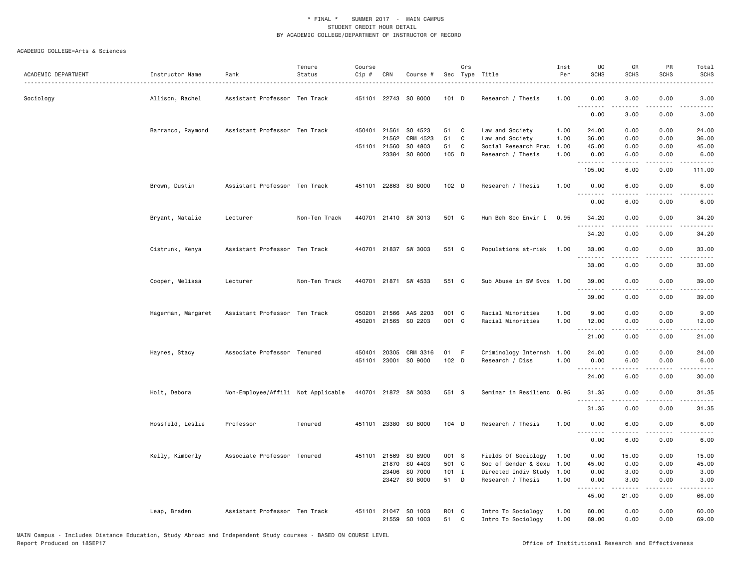\* FINAL \* SUMMER 2017 - MAIN CAMPUS
STUDENT CREDIT HOUR DETAIL
BY ACADEMIC COLLEGE/DEPARTMENT OF INSTRUCTOR OF RECORD

ACADEMIC COLLEGE=Arts & Sciences

| ACADEMIC DEPARTMENT | Instructor Name | Rank | Tenure Status | Course Cip # | CRN | Course # | Sec | Crs Type | Title | Inst Per | UG SCHS | GR SCHS | PR SCHS | Total SCHS |
|---|---|---|---|---|---|---|---|---|---|---|---|---|---|---|
| Sociology | Allison, Rachel | Assistant Professor | Ten Track | 451101 | 22743 | SO 8000 | 101 | D | Research / Thesis | 1.00 | 0.00 | 3.00 | 0.00 | 3.00 |
| | | | | | | | | | | | 0.00 | 3.00 | 0.00 | 3.00 |
| | Barranco, Raymond | Assistant Professor | Ten Track | 450401 | 21561 | SO 4523 | 51 | C | Law and Society | 1.00 | 24.00 | 0.00 | 0.00 | 24.00 |
| | | | | | 21562 | CRM 4523 | 51 | C | Law and Society | 1.00 | 36.00 | 0.00 | 0.00 | 36.00 |
| | | | | 451101 | 21560 | SO 4803 | 51 | C | Social Research Prac | 1.00 | 45.00 | 0.00 | 0.00 | 45.00 |
| | | | | | 23384 | SO 8000 | 105 | D | Research / Thesis | 1.00 | 0.00 | 6.00 | 0.00 | 6.00 |
| | | | | | | | | | | | 105.00 | 6.00 | 0.00 | 111.00 |
| | Brown, Dustin | Assistant Professor | Ten Track | 451101 | 22863 | SO 8000 | 102 | D | Research / Thesis | 1.00 | 0.00 | 6.00 | 0.00 | 6.00 |
| | | | | | | | | | | | 0.00 | 6.00 | 0.00 | 6.00 |
| | Bryant, Natalie | Lecturer | Non-Ten Track | 440701 | 21410 | SW 3013 | 501 | C | Hum Beh Soc Envir I | 0.95 | 34.20 | 0.00 | 0.00 | 34.20 |
| | | | | | | | | | | | 34.20 | 0.00 | 0.00 | 34.20 |
| | Cistrunk, Kenya | Assistant Professor | Ten Track | 440701 | 21837 | SW 3003 | 551 | C | Populations at-risk | 1.00 | 33.00 | 0.00 | 0.00 | 33.00 |
| | | | | | | | | | | | 33.00 | 0.00 | 0.00 | 33.00 |
| | Cooper, Melissa | Lecturer | Non-Ten Track | 440701 | 21871 | SW 4533 | 551 | C | Sub Abuse in SW Svcs | 1.00 | 39.00 | 0.00 | 0.00 | 39.00 |
| | | | | | | | | | | | 39.00 | 0.00 | 0.00 | 39.00 |
| | Hagerman, Margaret | Assistant Professor | Ten Track | 050201 | 21566 | AAS 2203 | 001 | C | Racial Minorities | 1.00 | 9.00 | 0.00 | 0.00 | 9.00 |
| | | | | 450201 | 21565 | SO 2203 | 001 | C | Racial Minorities | 1.00 | 12.00 | 0.00 | 0.00 | 12.00 |
| | | | | | | | | | | | 21.00 | 0.00 | 0.00 | 21.00 |
| | Haynes, Stacy | Associate Professor | Tenured | 450401 | 20305 | CRM 3316 | 01 | F | Criminology Internsh | 1.00 | 24.00 | 0.00 | 0.00 | 24.00 |
| | | | | 451101 | 23001 | SO 9000 | 102 | D | Research / Diss | 1.00 | 0.00 | 6.00 | 0.00 | 6.00 |
| | | | | | | | | | | | 24.00 | 6.00 | 0.00 | 30.00 |
| | Holt, Debora | Non-Employee/Affili | Not Applicable | 440701 | 21872 | SW 3033 | 551 | S | Seminar in Resilienc | 0.95 | 31.35 | 0.00 | 0.00 | 31.35 |
| | | | | | | | | | | | 31.35 | 0.00 | 0.00 | 31.35 |
| | Hossfeld, Leslie | Professor | Tenured | 451101 | 23380 | SO 8000 | 104 | D | Research / Thesis | 1.00 | 0.00 | 6.00 | 0.00 | 6.00 |
| | | | | | | | | | | | 0.00 | 6.00 | 0.00 | 6.00 |
| | Kelly, Kimberly | Associate Professor | Tenured | 451101 | 21569 | SO 8900 | 001 | S | Fields Of Sociology | 1.00 | 0.00 | 15.00 | 0.00 | 15.00 |
| | | | | | 21870 | SO 4403 | 501 | C | Soc of Gender & Sexu | 1.00 | 45.00 | 0.00 | 0.00 | 45.00 |
| | | | | | 23406 | SO 7000 | 101 | I | Directed Indiv Study | 1.00 | 0.00 | 3.00 | 0.00 | 3.00 |
| | | | | | 23427 | SO 8000 | 51 | D | Research / Thesis | 1.00 | 0.00 | 3.00 | 0.00 | 3.00 |
| | | | | | | | | | | | 45.00 | 21.00 | 0.00 | 66.00 |
| | Leap, Braden | Assistant Professor | Ten Track | 451101 | 21047 | SO 1003 | R01 | C | Intro To Sociology | 1.00 | 60.00 | 0.00 | 0.00 | 60.00 |
| | | | | | 21559 | SO 1003 | 51 | C | Intro To Sociology | 1.00 | 69.00 | 0.00 | 0.00 | 69.00 |

MAIN Campus - Includes Distance Education, Study Abroad and Independent Study courses - BASED ON COURSE LEVEL
Report Produced on 18SEP17

Office of Institutional Research and Effectiveness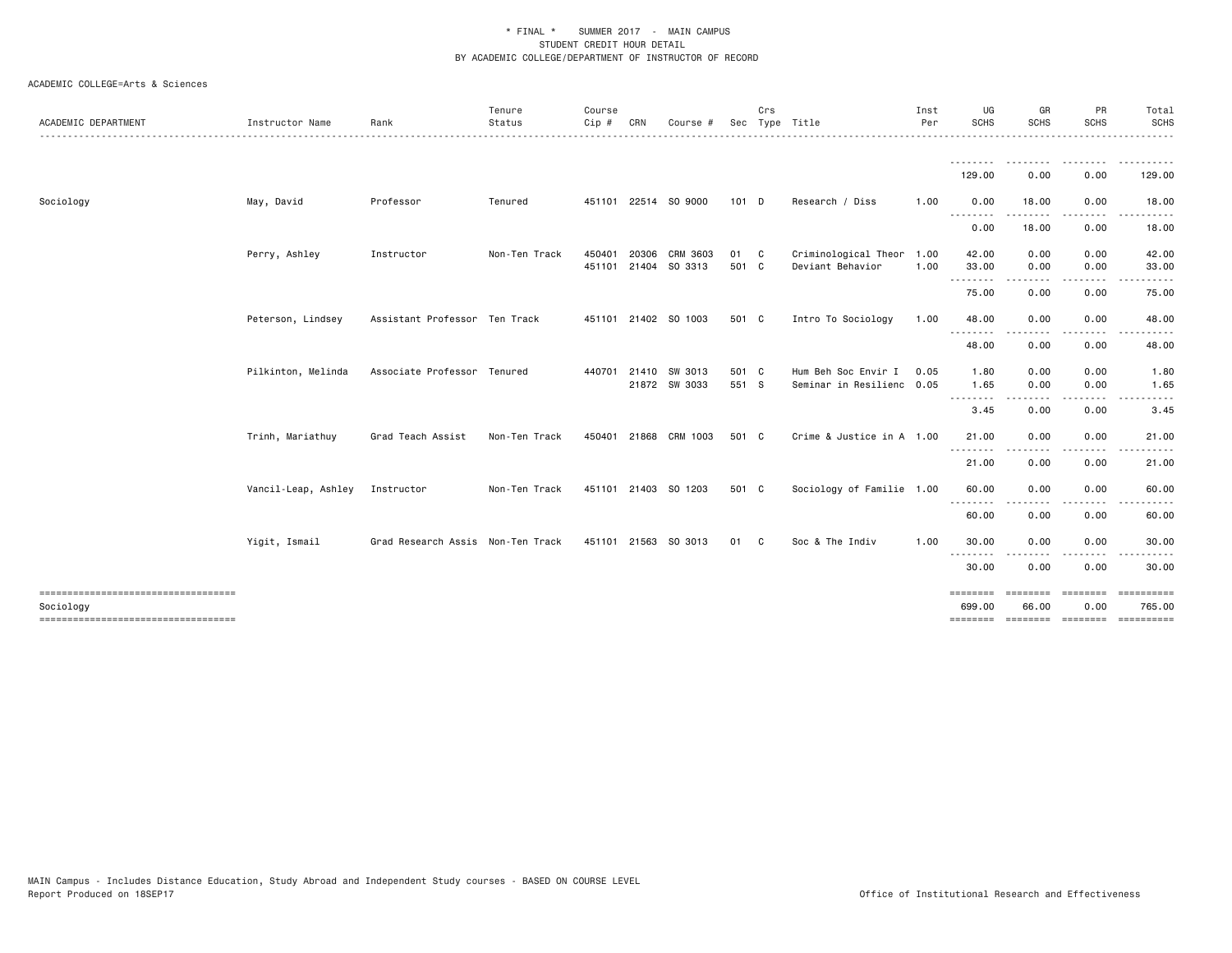\* FINAL \*    SUMMER 2017 - MAIN CAMPUS
STUDENT CREDIT HOUR DETAIL
BY ACADEMIC COLLEGE/DEPARTMENT OF INSTRUCTOR OF RECORD

ACADEMIC COLLEGE=Arts & Sciences

| ACADEMIC DEPARTMENT | Instructor Name | Rank | Tenure Status | Course Cip # | CRN | Course # | Sec | Crs Type | Title | Inst Per | UG SCHS | GR SCHS | PR SCHS | Total SCHS |
|---|---|---|---|---|---|---|---|---|---|---|---|---|---|---|
| | | | | | | | | | | | 129.00 | 0.00 | 0.00 | 129.00 |
| Sociology | May, David | Professor | Tenured | 451101 | 22514 | SO 9000 | 101 | D | Research / Diss | 1.00 | 0.00 | 18.00 | 0.00 | 18.00 |
| | | | | | | | | | | | 0.00 | 18.00 | 0.00 | 18.00 |
| | Perry, Ashley | Instructor | Non-Ten Track | 450401 | 20306 | CRM 3603 | 01 | C | Criminological Theor | 1.00 | 42.00 | 0.00 | 0.00 | 42.00 |
| | | | | 451101 | 21404 | SO 3313 | 501 | C | Deviant Behavior | 1.00 | 33.00 | 0.00 | 0.00 | 33.00 |
| | | | | | | | | | | | 75.00 | 0.00 | 0.00 | 75.00 |
| | Peterson, Lindsey | Assistant Professor | Ten Track | 451101 | 21402 | SO 1003 | 501 | C | Intro To Sociology | 1.00 | 48.00 | 0.00 | 0.00 | 48.00 |
| | | | | | | | | | | | 48.00 | 0.00 | 0.00 | 48.00 |
| | Pilkinton, Melinda | Associate Professor | Tenured | 440701 | 21410 | SW 3013 | 501 | C | Hum Beh Soc Envir I | 0.05 | 1.80 | 0.00 | 0.00 | 1.80 |
| | | | | | 21872 | SW 3033 | 551 | S | Seminar in Resilienc | 0.05 | 1.65 | 0.00 | 0.00 | 1.65 |
| | | | | | | | | | | | 3.45 | 0.00 | 0.00 | 3.45 |
| | Trinh, Mariathuy | Grad Teach Assist | Non-Ten Track | 450401 | 21868 | CRM 1003 | 501 | C | Crime & Justice in A | 1.00 | 21.00 | 0.00 | 0.00 | 21.00 |
| | | | | | | | | | | | 21.00 | 0.00 | 0.00 | 21.00 |
| | Vancil-Leap, Ashley | Instructor | Non-Ten Track | 451101 | 21403 | SO 1203 | 501 | C | Sociology of Familie | 1.00 | 60.00 | 0.00 | 0.00 | 60.00 |
| | | | | | | | | | | | 60.00 | 0.00 | 0.00 | 60.00 |
| | Yigit, Ismail | Grad Research Assis | Non-Ten Track | 451101 | 21563 | SO 3013 | 01 | C | Soc & The Indiv | 1.00 | 30.00 | 0.00 | 0.00 | 30.00 |
| | | | | | | | | | | | 30.00 | 0.00 | 0.00 | 30.00 |
| Sociology | | | | | | | | | | | 699.00 | 66.00 | 0.00 | 765.00 |

MAIN Campus - Includes Distance Education, Study Abroad and Independent Study courses - BASED ON COURSE LEVEL
Report Produced on 18SEP17    Office of Institutional Research and Effectiveness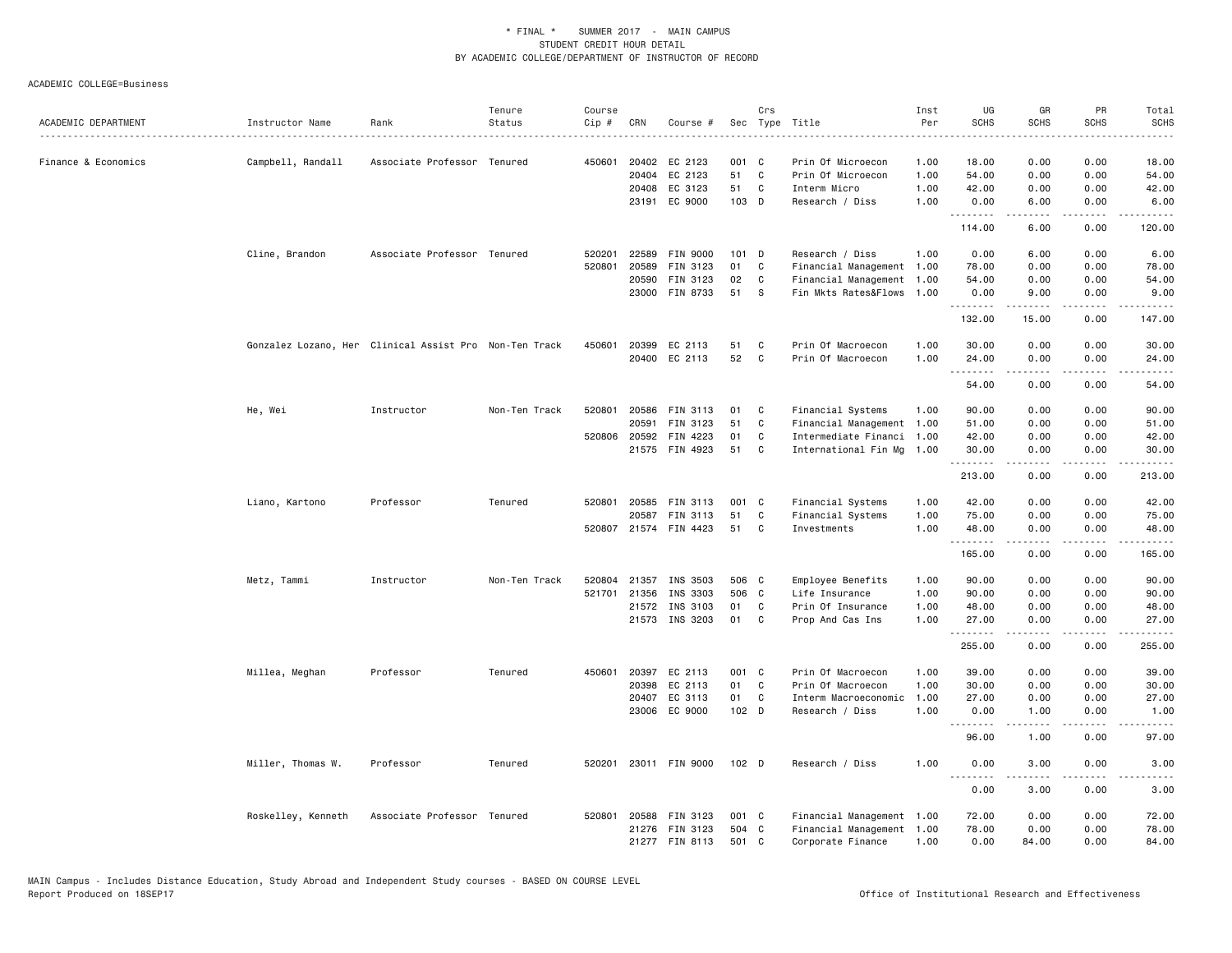* FINAL * SUMMER 2017 - MAIN CAMPUS
STUDENT CREDIT HOUR DETAIL
BY ACADEMIC COLLEGE/DEPARTMENT OF INSTRUCTOR OF RECORD

ACADEMIC COLLEGE=Business

| ACADEMIC DEPARTMENT | Instructor Name | Rank | Tenure Status | Course Cip # | CRN | Course # | Sec | Crs Type | Title | Inst Per | UG SCHS | GR SCHS | PR SCHS | Total SCHS |
|---|---|---|---|---|---|---|---|---|---|---|---|---|---|---|
| Finance & Economics | Campbell, Randall | Associate Professor | Tenured | 450601 | 20402 | EC 2123 | 001 | C | Prin Of Microecon | 1.00 | 18.00 | 0.00 | 0.00 | 18.00 |
| | | | | | 20404 | EC 2123 | 51 | C | Prin Of Microecon | 1.00 | 54.00 | 0.00 | 0.00 | 54.00 |
| | | | | | 20408 | EC 3123 | 51 | C | Interm Micro | 1.00 | 42.00 | 0.00 | 0.00 | 42.00 |
| | | | | | 23191 | EC 9000 | 103 | D | Research / Diss | 1.00 | 0.00 | 6.00 | 0.00 | 6.00 |
| | | | | | | | | | | | 114.00 | 6.00 | 0.00 | 120.00 |
| | Cline, Brandon | Associate Professor | Tenured | 520201 | 22589 | FIN 9000 | 101 | D | Research / Diss | 1.00 | 0.00 | 6.00 | 0.00 | 6.00 |
| | | | | 520801 | 20589 | FIN 3123 | 01 | C | Financial Management | 1.00 | 78.00 | 0.00 | 0.00 | 78.00 |
| | | | | | 20590 | FIN 3123 | 02 | C | Financial Management | 1.00 | 54.00 | 0.00 | 0.00 | 54.00 |
| | | | | | 23000 | FIN 8733 | 51 | S | Fin Mkts Rates&Flows | 1.00 | 0.00 | 9.00 | 0.00 | 9.00 |
| | | | | | | | | | | | 132.00 | 15.00 | 0.00 | 147.00 |
| | Gonzalez Lozano, Her | Clinical Assist Pro | Non-Ten Track | 450601 | 20399 | EC 2113 | 51 | C | Prin Of Macroecon | 1.00 | 30.00 | 0.00 | 0.00 | 30.00 |
| | | | | | 20400 | EC 2113 | 52 | C | Prin Of Macroecon | 1.00 | 24.00 | 0.00 | 0.00 | 24.00 |
| | | | | | | | | | | | 54.00 | 0.00 | 0.00 | 54.00 |
| | He, Wei | Instructor | Non-Ten Track | 520801 | 20586 | FIN 3113 | 01 | C | Financial Systems | 1.00 | 90.00 | 0.00 | 0.00 | 90.00 |
| | | | | | 20591 | FIN 3123 | 51 | C | Financial Management | 1.00 | 51.00 | 0.00 | 0.00 | 51.00 |
| | | | | 520806 | 20592 | FIN 4223 | 01 | C | Intermediate Financi | 1.00 | 42.00 | 0.00 | 0.00 | 42.00 |
| | | | | | 21575 | FIN 4923 | 51 | C | International Fin Mg | 1.00 | 30.00 | 0.00 | 0.00 | 30.00 |
| | | | | | | | | | | | 213.00 | 0.00 | 0.00 | 213.00 |
| | Liano, Kartono | Professor | Tenured | 520801 | 20585 | FIN 3113 | 001 | C | Financial Systems | 1.00 | 42.00 | 0.00 | 0.00 | 42.00 |
| | | | | | 20587 | FIN 3113 | 51 | C | Financial Systems | 1.00 | 75.00 | 0.00 | 0.00 | 75.00 |
| | | | | 520807 | 21574 | FIN 4423 | 51 | C | Investments | 1.00 | 48.00 | 0.00 | 0.00 | 48.00 |
| | | | | | | | | | | | 165.00 | 0.00 | 0.00 | 165.00 |
| | Metz, Tammi | Instructor | Non-Ten Track | 520804 | 21357 | INS 3503 | 506 | C | Employee Benefits | 1.00 | 90.00 | 0.00 | 0.00 | 90.00 |
| | | | | 521701 | 21356 | INS 3303 | 506 | C | Life Insurance | 1.00 | 90.00 | 0.00 | 0.00 | 90.00 |
| | | | | | 21572 | INS 3103 | 01 | C | Prin Of Insurance | 1.00 | 48.00 | 0.00 | 0.00 | 48.00 |
| | | | | | 21573 | INS 3203 | 01 | C | Prop And Cas Ins | 1.00 | 27.00 | 0.00 | 0.00 | 27.00 |
| | | | | | | | | | | | 255.00 | 0.00 | 0.00 | 255.00 |
| | Millea, Meghan | Professor | Tenured | 450601 | 20397 | EC 2113 | 001 | C | Prin Of Macroecon | 1.00 | 39.00 | 0.00 | 0.00 | 39.00 |
| | | | | | 20398 | EC 2113 | 01 | C | Prin Of Macroecon | 1.00 | 30.00 | 0.00 | 0.00 | 30.00 |
| | | | | | 20407 | EC 3113 | 01 | C | Interm Macroeconomic | 1.00 | 27.00 | 0.00 | 0.00 | 27.00 |
| | | | | | 23006 | EC 9000 | 102 | D | Research / Diss | 1.00 | 0.00 | 1.00 | 0.00 | 1.00 |
| | | | | | | | | | | | 96.00 | 1.00 | 0.00 | 97.00 |
| | Miller, Thomas W. | Professor | Tenured | 520201 | 23011 | FIN 9000 | 102 | D | Research / Diss | 1.00 | 0.00 | 3.00 | 0.00 | 3.00 |
| | | | | | | | | | | | 0.00 | 3.00 | 0.00 | 3.00 |
| | Roskelley, Kenneth | Associate Professor | Tenured | 520801 | 20588 | FIN 3123 | 001 | C | Financial Management | 1.00 | 72.00 | 0.00 | 0.00 | 72.00 |
| | | | | | 21276 | FIN 3123 | 504 | C | Financial Management | 1.00 | 78.00 | 0.00 | 0.00 | 78.00 |
| | | | | | 21277 | FIN 8113 | 501 | C | Corporate Finance | 1.00 | 0.00 | 84.00 | 0.00 | 84.00 |

MAIN Campus - Includes Distance Education, Study Abroad and Independent Study courses - BASED ON COURSE LEVEL
Report Produced on 18SEP17 Office of Institutional Research and Effectiveness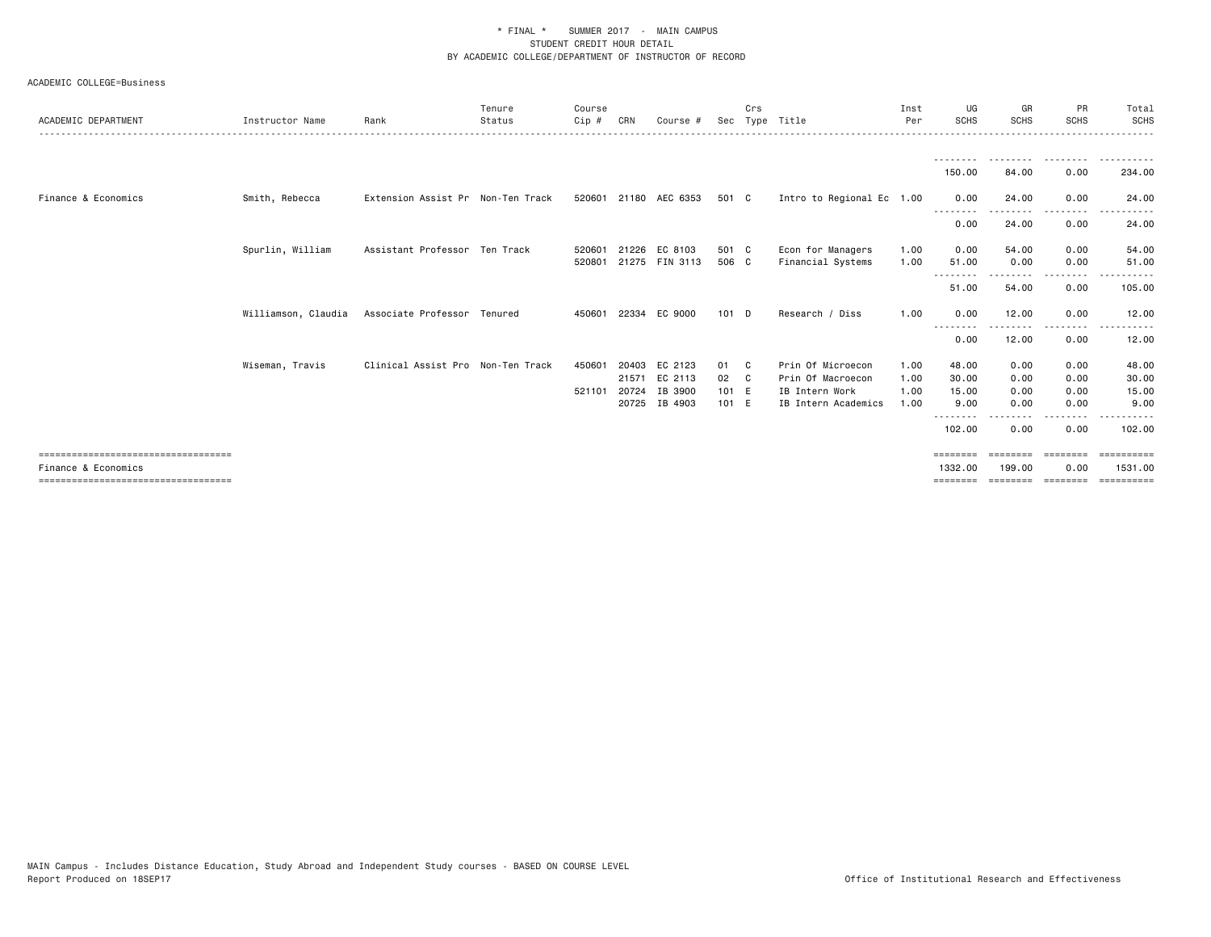\* FINAL \* SUMMER 2017 - MAIN CAMPUS
STUDENT CREDIT HOUR DETAIL
BY ACADEMIC COLLEGE/DEPARTMENT OF INSTRUCTOR OF RECORD

ACADEMIC COLLEGE=Business

| ACADEMIC DEPARTMENT | Instructor Name | Rank | Tenure Status | Course Cip # | CRN | Course # | Sec | Crs Type | Title | Inst Per | UG SCHS | GR SCHS | PR SCHS | Total SCHS |
|---|---|---|---|---|---|---|---|---|---|---|---|---|---|---|
| | | | | | | | | | | | 150.00 | 84.00 | 0.00 | 234.00 |
| Finance & Economics | Smith, Rebecca | Extension Assist Pr | Non-Ten Track | 520601 | 21180 | AEC 6353 | 501 | C | Intro to Regional Ec | 1.00 | 0.00 | 24.00 | 0.00 | 24.00 |
| | | | | | | | | | | | 0.00 | 24.00 | 0.00 | 24.00 |
| | Spurlin, William | Assistant Professor | Ten Track | 520601 | 21226 | EC 8103 | 501 | C | Econ for Managers | 1.00 | 0.00 | 54.00 | 0.00 | 54.00 |
| | | | | 520801 | 21275 | FIN 3113 | 506 | C | Financial Systems | 1.00 | 51.00 | 0.00 | 0.00 | 51.00 |
| | | | | | | | | | | | 51.00 | 54.00 | 0.00 | 105.00 |
| | Williamson, Claudia | Associate Professor | Tenured | 450601 | 22334 | EC 9000 | 101 | D | Research / Diss | 1.00 | 0.00 | 12.00 | 0.00 | 12.00 |
| | | | | | | | | | | | 0.00 | 12.00 | 0.00 | 12.00 |
| | Wiseman, Travis | Clinical Assist Pro | Non-Ten Track | 450601 | 20403 | EC 2123 | 01 | C | Prin Of Microecon | 1.00 | 48.00 | 0.00 | 0.00 | 48.00 |
| | | | | | 21571 | EC 2113 | 02 | C | Prin Of Macroecon | 1.00 | 30.00 | 0.00 | 0.00 | 30.00 |
| | | | | 521101 | 20724 | IB 3900 | 101 | E | IB Intern Work | 1.00 | 15.00 | 0.00 | 0.00 | 15.00 |
| | | | | | 20725 | IB 4903 | 101 | E | IB Intern Academics | 1.00 | 9.00 | 0.00 | 0.00 | 9.00 |
| | | | | | | | | | | | 102.00 | 0.00 | 0.00 | 102.00 |
| Finance & Economics | | | | | | | | | | | 1332.00 | 199.00 | 0.00 | 1531.00 |

MAIN Campus - Includes Distance Education, Study Abroad and Independent Study courses - BASED ON COURSE LEVEL
Report Produced on 18SEP17 Office of Institutional Research and Effectiveness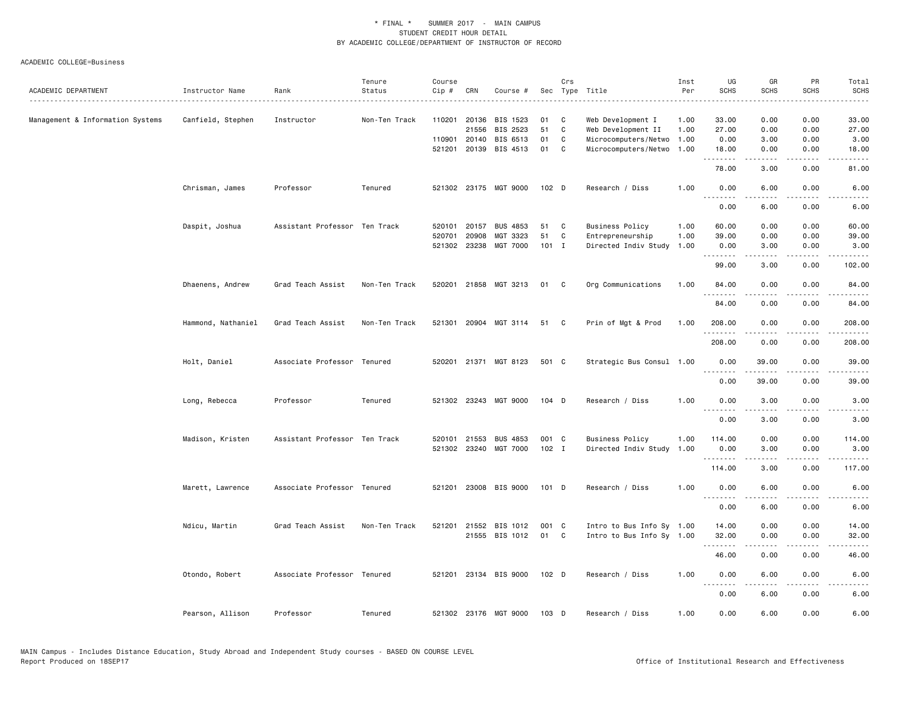\* FINAL \* SUMMER 2017 - MAIN CAMPUS
STUDENT CREDIT HOUR DETAIL
BY ACADEMIC COLLEGE/DEPARTMENT OF INSTRUCTOR OF RECORD

ACADEMIC COLLEGE=Business

| ACADEMIC DEPARTMENT | Instructor Name | Rank | Tenure Status | Course Cip # | CRN | Course # | Sec | Crs Type | Title | Inst Per | UG SCHS | GR SCHS | PR SCHS | Total SCHS |
|---|---|---|---|---|---|---|---|---|---|---|---|---|---|---|
| Management & Information Systems | Canfield, Stephen | Instructor | Non-Ten Track | 110201 | 20136 | BIS 1523 | 01 | C | Web Development I | 1.00 | 33.00 | 0.00 | 0.00 | 33.00 |
| | | | | | 21556 | BIS 2523 | 51 | C | Web Development II | 1.00 | 27.00 | 0.00 | 0.00 | 27.00 |
| | | | | 110901 | 20140 | BIS 6513 | 01 | C | Microcomputers/Netwo | 1.00 | 0.00 | 3.00 | 0.00 | 3.00 |
| | | | | 521201 | 20139 | BIS 4513 | 01 | C | Microcomputers/Netwo | 1.00 | 18.00 | 0.00 | 0.00 | 18.00 |
| | | | | | | | | | | | 78.00 | 3.00 | 0.00 | 81.00 |
| | Chrisman, James | Professor | Tenured | 521302 | 23175 | MGT 9000 | 102 | D | Research / Diss | 1.00 | 0.00 | 6.00 | 0.00 | 6.00 |
| | | | | | | | | | | | 0.00 | 6.00 | 0.00 | 6.00 |
| | Daspit, Joshua | Assistant Professor | Ten Track | 520101 | 20157 | BUS 4853 | 51 | C | Business Policy | 1.00 | 60.00 | 0.00 | 0.00 | 60.00 |
| | | | | 520701 | 20908 | MGT 3323 | 51 | C | Entrepreneurship | 1.00 | 39.00 | 0.00 | 0.00 | 39.00 |
| | | | | 521302 | 23238 | MGT 7000 | 101 | I | Directed Indiv Study | 1.00 | 0.00 | 3.00 | 0.00 | 3.00 |
| | | | | | | | | | | | 99.00 | 3.00 | 0.00 | 102.00 |
| | Dhaenens, Andrew | Grad Teach Assist | Non-Ten Track | 520201 | 21858 | MGT 3213 | 01 | C | Org Communications | 1.00 | 84.00 | 0.00 | 0.00 | 84.00 |
| | | | | | | | | | | | 84.00 | 0.00 | 0.00 | 84.00 |
| | Hammond, Nathaniel | Grad Teach Assist | Non-Ten Track | 521301 | 20904 | MGT 3114 | 51 | C | Prin of Mgt & Prod | 1.00 | 208.00 | 0.00 | 0.00 | 208.00 |
| | | | | | | | | | | | 208.00 | 0.00 | 0.00 | 208.00 |
| | Holt, Daniel | Associate Professor | Tenured | 520201 | 21371 | MGT 8123 | 501 | C | Strategic Bus Consul | 1.00 | 0.00 | 39.00 | 0.00 | 39.00 |
| | | | | | | | | | | | 0.00 | 39.00 | 0.00 | 39.00 |
| | Long, Rebecca | Professor | Tenured | 521302 | 23243 | MGT 9000 | 104 | D | Research / Diss | 1.00 | 0.00 | 3.00 | 0.00 | 3.00 |
| | | | | | | | | | | | 0.00 | 3.00 | 0.00 | 3.00 |
| | Madison, Kristen | Assistant Professor | Ten Track | 520101 | 21553 | BUS 4853 | 001 | C | Business Policy | 1.00 | 114.00 | 0.00 | 0.00 | 114.00 |
| | | | | 521302 | 23240 | MGT 7000 | 102 | I | Directed Indiv Study | 1.00 | 0.00 | 3.00 | 0.00 | 3.00 |
| | | | | | | | | | | | 114.00 | 3.00 | 0.00 | 117.00 |
| | Marett, Lawrence | Associate Professor | Tenured | 521201 | 23008 | BIS 9000 | 101 | D | Research / Diss | 1.00 | 0.00 | 6.00 | 0.00 | 6.00 |
| | | | | | | | | | | | 0.00 | 6.00 | 0.00 | 6.00 |
| | Ndicu, Martin | Grad Teach Assist | Non-Ten Track | 521201 | 21552 | BIS 1012 | 001 | C | Intro to Bus Info Sy | 1.00 | 14.00 | 0.00 | 0.00 | 14.00 |
| | | | | | 21555 | BIS 1012 | 01 | C | Intro to Bus Info Sy | 1.00 | 32.00 | 0.00 | 0.00 | 32.00 |
| | | | | | | | | | | | 46.00 | 0.00 | 0.00 | 46.00 |
| | Otondo, Robert | Associate Professor | Tenured | 521201 | 23134 | BIS 9000 | 102 | D | Research / Diss | 1.00 | 0.00 | 6.00 | 0.00 | 6.00 |
| | | | | | | | | | | | 0.00 | 6.00 | 0.00 | 6.00 |
| | Pearson, Allison | Professor | Tenured | 521302 | 23176 | MGT 9000 | 103 | D | Research / Diss | 1.00 | 0.00 | 6.00 | 0.00 | 6.00 |

MAIN Campus - Includes Distance Education, Study Abroad and Independent Study courses - BASED ON COURSE LEVEL
Report Produced on 18SEP17

Office of Institutional Research and Effectiveness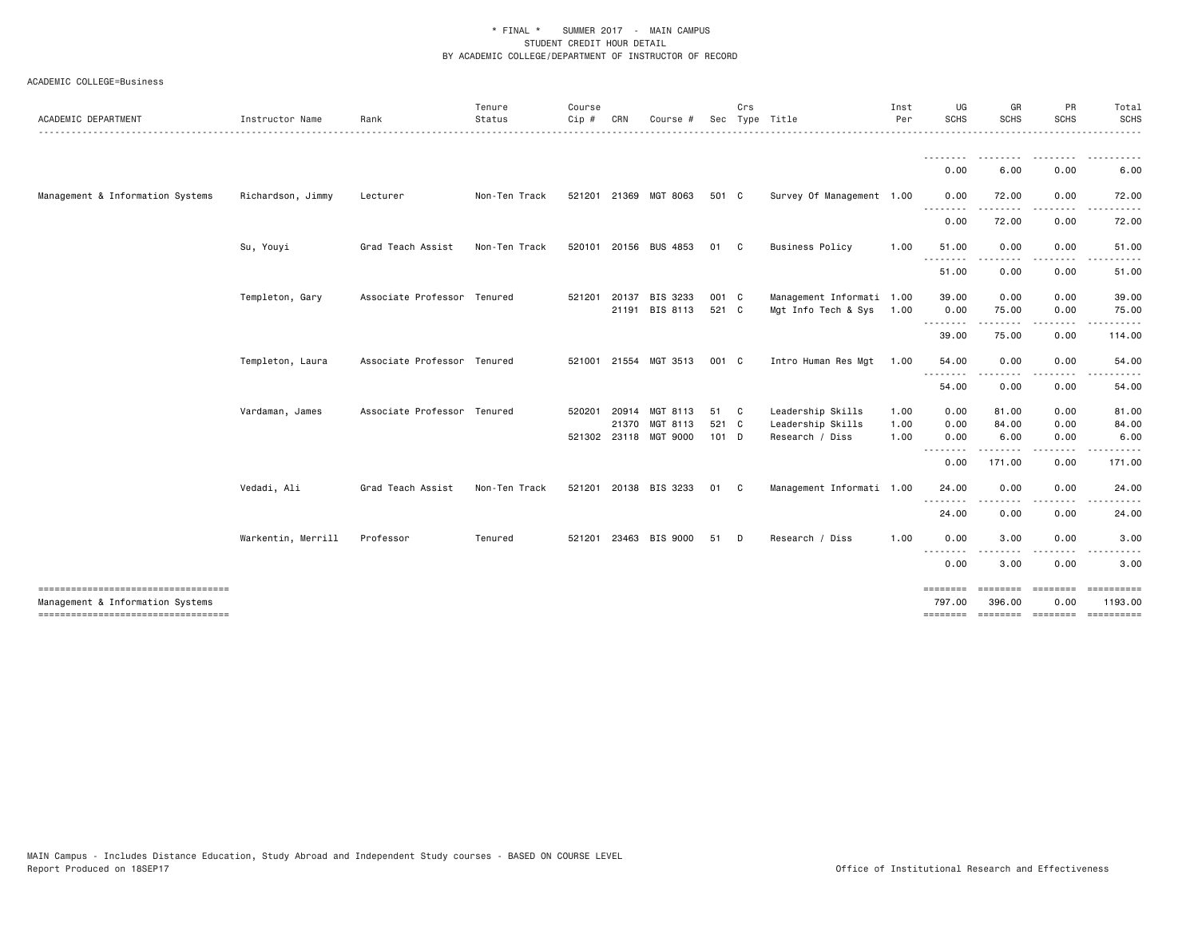* FINAL * SUMMER 2017 - MAIN CAMPUS
STUDENT CREDIT HOUR DETAIL
BY ACADEMIC COLLEGE/DEPARTMENT OF INSTRUCTOR OF RECORD

ACADEMIC COLLEGE=Business

| ACADEMIC DEPARTMENT | Instructor Name | Rank | Tenure Status | Course Cip # | CRN | Course # | Sec | Crs Type | Title | Inst Per | UG SCHS | GR SCHS | PR SCHS | Total SCHS |
|---|---|---|---|---|---|---|---|---|---|---|---|---|---|---|
| | | | | | | | | | | | 0.00 | 6.00 | 0.00 | 6.00 |
| Management & Information Systems | Richardson, Jimmy | Lecturer | Non-Ten Track | 521201 | 21369 | MGT 8063 | 501 | C | Survey Of Management | 1.00 | 0.00 | 72.00 | 0.00 | 72.00 |
| | | | | | | | | | | | 0.00 | 72.00 | 0.00 | 72.00 |
| | Su, Youyi | Grad Teach Assist | Non-Ten Track | 520101 | 20156 | BUS 4853 | 01 | C | Business Policy | 1.00 | 51.00 | 0.00 | 0.00 | 51.00 |
| | | | | | | | | | | | 51.00 | 0.00 | 0.00 | 51.00 |
| | Templeton, Gary | Associate Professor | Tenured | 521201 | 20137 | BIS 3233 | 001 | C | Management Informati | 1.00 | 39.00 | 0.00 | 0.00 | 39.00 |
| | | | | | 21191 | BIS 8113 | 521 | C | Mgt Info Tech & Sys | 1.00 | 0.00 | 75.00 | 0.00 | 75.00 |
| | | | | | | | | | | | 39.00 | 75.00 | 0.00 | 114.00 |
| | Templeton, Laura | Associate Professor | Tenured | 521001 | 21554 | MGT 3513 | 001 | C | Intro Human Res Mgt | 1.00 | 54.00 | 0.00 | 0.00 | 54.00 |
| | | | | | | | | | | | 54.00 | 0.00 | 0.00 | 54.00 |
| | Vardaman, James | Associate Professor | Tenured | 520201 | 20914 | MGT 8113 | 51 | C | Leadership Skills | 1.00 | 0.00 | 81.00 | 0.00 | 81.00 |
| | | | | | 21370 | MGT 8113 | 521 | C | Leadership Skills | 1.00 | 0.00 | 84.00 | 0.00 | 84.00 |
| | | | | 521302 | 23118 | MGT 9000 | 101 | D | Research / Diss | 1.00 | 0.00 | 6.00 | 0.00 | 6.00 |
| | | | | | | | | | | | 0.00 | 171.00 | 0.00 | 171.00 |
| | Vedadi, Ali | Grad Teach Assist | Non-Ten Track | 521201 | 20138 | BIS 3233 | 01 | C | Management Informati | 1.00 | 24.00 | 0.00 | 0.00 | 24.00 |
| | | | | | | | | | | | 24.00 | 0.00 | 0.00 | 24.00 |
| | Warkentin, Merrill | Professor | Tenured | 521201 | 23463 | BIS 9000 | 51 | D | Research / Diss | 1.00 | 0.00 | 3.00 | 0.00 | 3.00 |
| | | | | | | | | | | | 0.00 | 3.00 | 0.00 | 3.00 |
| Management & Information Systems | | | | | | | | | | | 797.00 | 396.00 | 0.00 | 1193.00 |

MAIN Campus - Includes Distance Education, Study Abroad and Independent Study courses - BASED ON COURSE LEVEL
Report Produced on 18SEP17

Office of Institutional Research and Effectiveness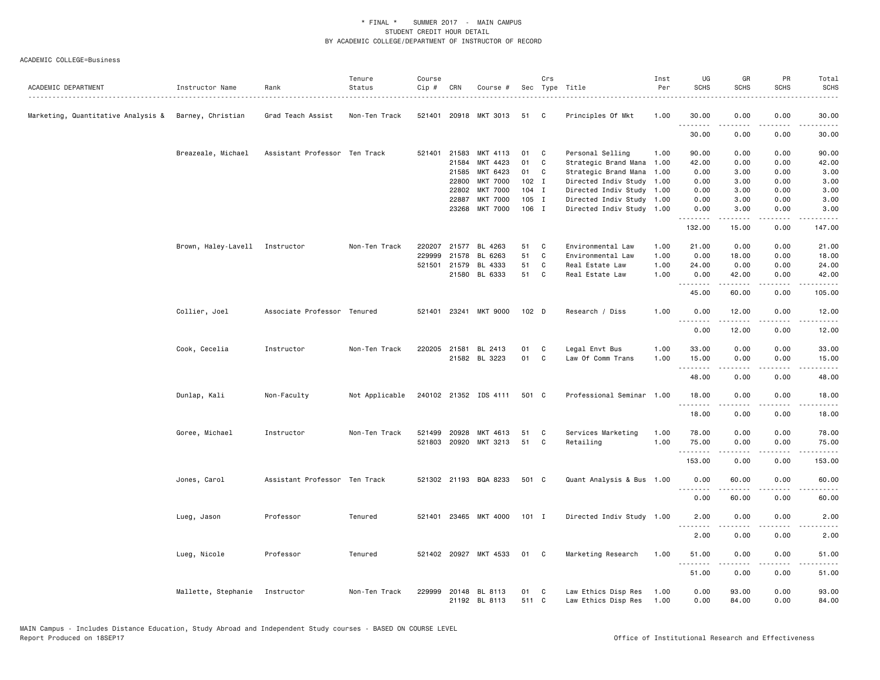\* FINAL \* SUMMER 2017 - MAIN CAMPUS
STUDENT CREDIT HOUR DETAIL
BY ACADEMIC COLLEGE/DEPARTMENT OF INSTRUCTOR OF RECORD

ACADEMIC COLLEGE=Business

| ACADEMIC DEPARTMENT | Instructor Name | Rank | Tenure Status | Course Cip # | CRN | Course # | Sec | Crs Type | Title | Inst Per | UG SCHS | GR SCHS | PR SCHS | Total SCHS |
|---|---|---|---|---|---|---|---|---|---|---|---|---|---|---|
| Marketing, Quantitative Analysis & | Barney, Christian | Grad Teach Assist | Non-Ten Track | 521401 | 20918 | MKT 3013 | 51 | C | Principles Of Mkt | 1.00 | 30.00 | 0.00 | 0.00 | 30.00 |
| | | | | | | | | | | | 30.00 | 0.00 | 0.00 | 30.00 |
| | Breazeale, Michael | Assistant Professor | Ten Track | 521401 | 21583 | MKT 4113 | 01 | C | Personal Selling | 1.00 | 90.00 | 0.00 | 0.00 | 90.00 |
| | | | | | 21584 | MKT 4423 | 01 | C | Strategic Brand Mana | 1.00 | 42.00 | 0.00 | 0.00 | 42.00 |
| | | | | | 21585 | MKT 6423 | 01 | C | Strategic Brand Mana | 1.00 | 0.00 | 3.00 | 0.00 | 3.00 |
| | | | | | 22800 | MKT 7000 | 102 | I | Directed Indiv Study | 1.00 | 0.00 | 3.00 | 0.00 | 3.00 |
| | | | | | 22802 | MKT 7000 | 104 | I | Directed Indiv Study | 1.00 | 0.00 | 3.00 | 0.00 | 3.00 |
| | | | | | 22887 | MKT 7000 | 105 | I | Directed Indiv Study | 1.00 | 0.00 | 3.00 | 0.00 | 3.00 |
| | | | | | 23268 | MKT 7000 | 106 | I | Directed Indiv Study | 1.00 | 0.00 | 3.00 | 0.00 | 3.00 |
| | | | | | | | | | | | 132.00 | 15.00 | 0.00 | 147.00 |
| | Brown, Haley-Lavell | Instructor | Non-Ten Track | 220207 | 21577 | BL 4263 | 51 | C | Environmental Law | 1.00 | 21.00 | 0.00 | 0.00 | 21.00 |
| | | | | 229999 | 21578 | BL 6263 | 51 | C | Environmental Law | 1.00 | 0.00 | 18.00 | 0.00 | 18.00 |
| | | | | 521501 | 21579 | BL 4333 | 51 | C | Real Estate Law | 1.00 | 24.00 | 0.00 | 0.00 | 24.00 |
| | | | | | 21580 | BL 6333 | 51 | C | Real Estate Law | 1.00 | 0.00 | 42.00 | 0.00 | 42.00 |
| | | | | | | | | | | | 45.00 | 60.00 | 0.00 | 105.00 |
| | Collier, Joel | Associate Professor | Tenured | 521401 | 23241 | MKT 9000 | 102 | D | Research / Diss | 1.00 | 0.00 | 12.00 | 0.00 | 12.00 |
| | | | | | | | | | | | 0.00 | 12.00 | 0.00 | 12.00 |
| | Cook, Cecelia | Instructor | Non-Ten Track | 220205 | 21581 | BL 2413 | 01 | C | Legal Envt Bus | 1.00 | 33.00 | 0.00 | 0.00 | 33.00 |
| | | | | | 21582 | BL 3223 | 01 | C | Law Of Comm Trans | 1.00 | 15.00 | 0.00 | 0.00 | 15.00 |
| | | | | | | | | | | | 48.00 | 0.00 | 0.00 | 48.00 |
| | Dunlap, Kali | Non-Faculty | Not Applicable | 240102 | 21352 | IDS 4111 | 501 | C | Professional Seminar | 1.00 | 18.00 | 0.00 | 0.00 | 18.00 |
| | | | | | | | | | | | 18.00 | 0.00 | 0.00 | 18.00 |
| | Goree, Michael | Instructor | Non-Ten Track | 521499 | 20928 | MKT 4613 | 51 | C | Services Marketing | 1.00 | 78.00 | 0.00 | 0.00 | 78.00 |
| | | | | 521803 | 20920 | MKT 3213 | 51 | C | Retailing | 1.00 | 75.00 | 0.00 | 0.00 | 75.00 |
| | | | | | | | | | | | 153.00 | 0.00 | 0.00 | 153.00 |
| | Jones, Carol | Assistant Professor | Ten Track | 521302 | 21193 | BQA 8233 | 501 | C | Quant Analysis & Bus | 1.00 | 0.00 | 60.00 | 0.00 | 60.00 |
| | | | | | | | | | | | 0.00 | 60.00 | 0.00 | 60.00 |
| | Lueg, Jason | Professor | Tenured | 521401 | 23465 | MKT 4000 | 101 | I | Directed Indiv Study | 1.00 | 2.00 | 0.00 | 0.00 | 2.00 |
| | | | | | | | | | | | 2.00 | 0.00 | 0.00 | 2.00 |
| | Lueg, Nicole | Professor | Tenured | 521402 | 20927 | MKT 4533 | 01 | C | Marketing Research | 1.00 | 51.00 | 0.00 | 0.00 | 51.00 |
| | | | | | | | | | | | 51.00 | 0.00 | 0.00 | 51.00 |
| | Mallette, Stephanie | Instructor | Non-Ten Track | 229999 | 20148 | BL 8113 | 01 | C | Law Ethics Disp Res | 1.00 | 0.00 | 93.00 | 0.00 | 93.00 |
| | | | | | 21192 | BL 8113 | 511 | C | Law Ethics Disp Res | 1.00 | 0.00 | 84.00 | 0.00 | 84.00 |

MAIN Campus - Includes Distance Education, Study Abroad and Independent Study courses - BASED ON COURSE LEVEL
Report Produced on 18SEP17 Office of Institutional Research and Effectiveness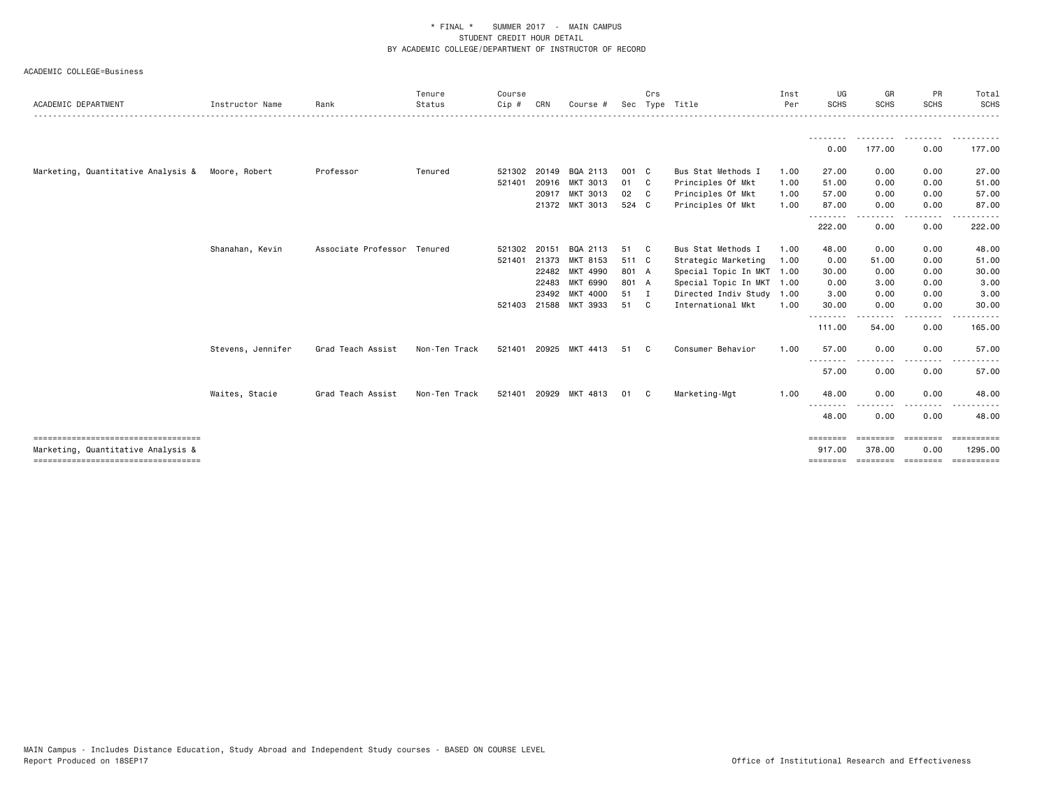\* FINAL \* SUMMER 2017 - MAIN CAMPUS
STUDENT CREDIT HOUR DETAIL
BY ACADEMIC COLLEGE/DEPARTMENT OF INSTRUCTOR OF RECORD

ACADEMIC COLLEGE=Business

| ACADEMIC DEPARTMENT | Instructor Name | Rank | Tenure Status | Course Cip # | CRN | Course # | Sec | Crs Type | Title | Inst Per | UG SCHS | GR SCHS | PR SCHS | Total SCHS |
|---|---|---|---|---|---|---|---|---|---|---|---|---|---|---|
| | | | | | | | | | | | 0.00 | 177.00 | 0.00 | 177.00 |
| Marketing, Quantitative Analysis & | Moore, Robert | Professor | Tenured | 521302 | 20149 | BQA 2113 | 001 | C | Bus Stat Methods I | 1.00 | 27.00 | 0.00 | 0.00 | 27.00 |
| | | | | 521401 | 20916 | MKT 3013 | 01 | C | Principles Of Mkt | 1.00 | 51.00 | 0.00 | 0.00 | 51.00 |
| | | | | | 20917 | MKT 3013 | 02 | C | Principles Of Mkt | 1.00 | 57.00 | 0.00 | 0.00 | 57.00 |
| | | | | | 21372 | MKT 3013 | 524 | C | Principles Of Mkt | 1.00 | 87.00 | 0.00 | 0.00 | 87.00 |
| | | | | | | | | | | | 222.00 | 0.00 | 0.00 | 222.00 |
| | Shanahan, Kevin | Associate Professor | Tenured | 521302 | 20151 | BQA 2113 | 51 | C | Bus Stat Methods I | 1.00 | 48.00 | 0.00 | 0.00 | 48.00 |
| | | | | 521401 | 21373 | MKT 8153 | 511 | C | Strategic Marketing | 1.00 | 0.00 | 51.00 | 0.00 | 51.00 |
| | | | | | 22482 | MKT 4990 | 801 | A | Special Topic In MKT | 1.00 | 30.00 | 0.00 | 0.00 | 30.00 |
| | | | | | 22483 | MKT 6990 | 801 | A | Special Topic In MKT | 1.00 | 0.00 | 3.00 | 0.00 | 3.00 |
| | | | | | 23492 | MKT 4000 | 51 | I | Directed Indiv Study | 1.00 | 3.00 | 0.00 | 0.00 | 3.00 |
| | | | | 521403 | 21588 | MKT 3933 | 51 | C | International Mkt | 1.00 | 30.00 | 0.00 | 0.00 | 30.00 |
| | | | | | | | | | | | 111.00 | 54.00 | 0.00 | 165.00 |
| | Stevens, Jennifer | Grad Teach Assist | Non-Ten Track | 521401 | 20925 | MKT 4413 | 51 | C | Consumer Behavior | 1.00 | 57.00 | 0.00 | 0.00 | 57.00 |
| | | | | | | | | | | | 57.00 | 0.00 | 0.00 | 57.00 |
| | Waites, Stacie | Grad Teach Assist | Non-Ten Track | 521401 | 20929 | MKT 4813 | 01 | C | Marketing-Mgt | 1.00 | 48.00 | 0.00 | 0.00 | 48.00 |
| | | | | | | | | | | | 48.00 | 0.00 | 0.00 | 48.00 |
| Marketing, Quantitative Analysis & | | | | | | | | | | | 917.00 | 378.00 | 0.00 | 1295.00 |

MAIN Campus - Includes Distance Education, Study Abroad and Independent Study courses - BASED ON COURSE LEVEL
Report Produced on 18SEP17

Office of Institutional Research and Effectiveness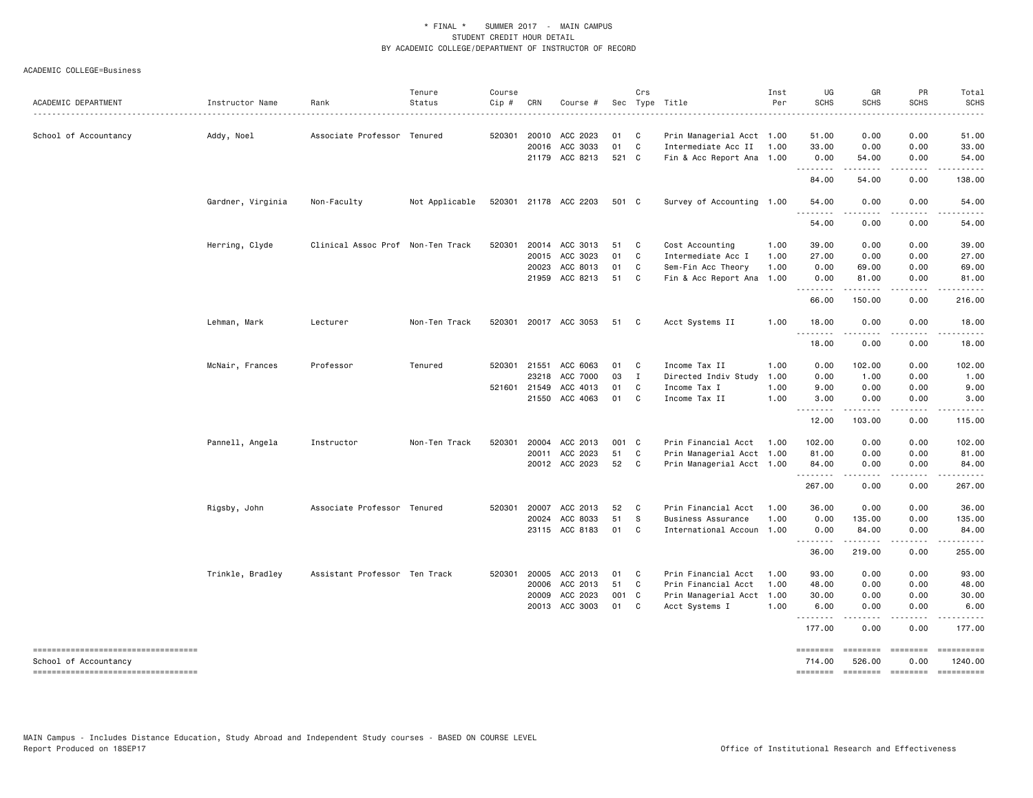\* FINAL \* SUMMER 2017 - MAIN CAMPUS
STUDENT CREDIT HOUR DETAIL
BY ACADEMIC COLLEGE/DEPARTMENT OF INSTRUCTOR OF RECORD

ACADEMIC COLLEGE=Business

| ACADEMIC DEPARTMENT | Instructor Name | Rank | Tenure Status | Course Cip # | CRN | Course # | Sec | Crs Type | Title | Inst Per | UG SCHS | GR SCHS | PR SCHS | Total SCHS |
|---|---|---|---|---|---|---|---|---|---|---|---|---|---|---|
| School of Accountancy | Addy, Noel | Associate Professor | Tenured | 520301 | 20010 | ACC 2023 | 01 | C | Prin Managerial Acct | 1.00 | 51.00 | 0.00 | 0.00 | 51.00 |
| | | | | | 20016 | ACC 3033 | 01 | C | Intermediate Acc II | 1.00 | 33.00 | 0.00 | 0.00 | 33.00 |
| | | | | | 21179 | ACC 8213 | 521 | C | Fin & Acc Report Ana | 1.00 | 0.00 | 54.00 | 0.00 | 54.00 |
| | | | | | | | | | | | 84.00 | 54.00 | 0.00 | 138.00 |
| | Gardner, Virginia | Non-Faculty | Not Applicable | 520301 | 21178 | ACC 2203 | 501 | C | Survey of Accounting | 1.00 | 54.00 | 0.00 | 0.00 | 54.00 |
| | | | | | | | | | | | 54.00 | 0.00 | 0.00 | 54.00 |
| | Herring, Clyde | Clinical Assoc Prof | Non-Ten Track | 520301 | 20014 | ACC 3013 | 51 | C | Cost Accounting | 1.00 | 39.00 | 0.00 | 0.00 | 39.00 |
| | | | | | 20015 | ACC 3023 | 01 | C | Intermediate Acc I | 1.00 | 27.00 | 0.00 | 0.00 | 27.00 |
| | | | | | 20023 | ACC 8013 | 01 | C | Sem-Fin Acc Theory | 1.00 | 0.00 | 69.00 | 0.00 | 69.00 |
| | | | | | 21959 | ACC 8213 | 51 | C | Fin & Acc Report Ana | 1.00 | 0.00 | 81.00 | 0.00 | 81.00 |
| | | | | | | | | | | | 66.00 | 150.00 | 0.00 | 216.00 |
| | Lehman, Mark | Lecturer | Non-Ten Track | 520301 | 20017 | ACC 3053 | 51 | C | Acct Systems II | 1.00 | 18.00 | 0.00 | 0.00 | 18.00 |
| | | | | | | | | | | | 18.00 | 0.00 | 0.00 | 18.00 |
| | McNair, Frances | Professor | Tenured | 520301 | 21551 | ACC 6063 | 01 | C | Income Tax II | 1.00 | 0.00 | 102.00 | 0.00 | 102.00 |
| | | | | | 23218 | ACC 7000 | 03 | I | Directed Indiv Study | 1.00 | 0.00 | 1.00 | 0.00 | 1.00 |
| | | | | 521601 | 21549 | ACC 4013 | 01 | C | Income Tax I | 1.00 | 9.00 | 0.00 | 0.00 | 9.00 |
| | | | | | 21550 | ACC 4063 | 01 | C | Income Tax II | 1.00 | 3.00 | 0.00 | 0.00 | 3.00 |
| | | | | | | | | | | | 12.00 | 103.00 | 0.00 | 115.00 |
| | Pannell, Angela | Instructor | Non-Ten Track | 520301 | 20004 | ACC 2013 | 001 | C | Prin Financial Acct | 1.00 | 102.00 | 0.00 | 0.00 | 102.00 |
| | | | | | 20011 | ACC 2023 | 51 | C | Prin Managerial Acct | 1.00 | 81.00 | 0.00 | 0.00 | 81.00 |
| | | | | | 20012 | ACC 2023 | 52 | C | Prin Managerial Acct | 1.00 | 84.00 | 0.00 | 0.00 | 84.00 |
| | | | | | | | | | | | 267.00 | 0.00 | 0.00 | 267.00 |
| | Rigsby, John | Associate Professor | Tenured | 520301 | 20007 | ACC 2013 | 52 | C | Prin Financial Acct | 1.00 | 36.00 | 0.00 | 0.00 | 36.00 |
| | | | | | 20024 | ACC 8033 | 51 | S | Business Assurance | 1.00 | 0.00 | 135.00 | 0.00 | 135.00 |
| | | | | | 23115 | ACC 8183 | 01 | C | International Accoun | 1.00 | 0.00 | 84.00 | 0.00 | 84.00 |
| | | | | | | | | | | | 36.00 | 219.00 | 0.00 | 255.00 |
| | Trinkle, Bradley | Assistant Professor | Ten Track | 520301 | 20005 | ACC 2013 | 01 | C | Prin Financial Acct | 1.00 | 93.00 | 0.00 | 0.00 | 93.00 |
| | | | | | 20006 | ACC 2013 | 51 | C | Prin Financial Acct | 1.00 | 48.00 | 0.00 | 0.00 | 48.00 |
| | | | | | 20009 | ACC 2023 | 001 | C | Prin Managerial Acct | 1.00 | 30.00 | 0.00 | 0.00 | 30.00 |
| | | | | | 20013 | ACC 3003 | 01 | C | Acct Systems I | 1.00 | 6.00 | 0.00 | 0.00 | 6.00 |
| | | | | | | | | | | | 177.00 | 0.00 | 0.00 | 177.00 |
| School of Accountancy | | | | | | | | | | | 714.00 | 526.00 | 0.00 | 1240.00 |

MAIN Campus - Includes Distance Education, Study Abroad and Independent Study courses - BASED ON COURSE LEVEL
Report Produced on 18SEP17

Office of Institutional Research and Effectiveness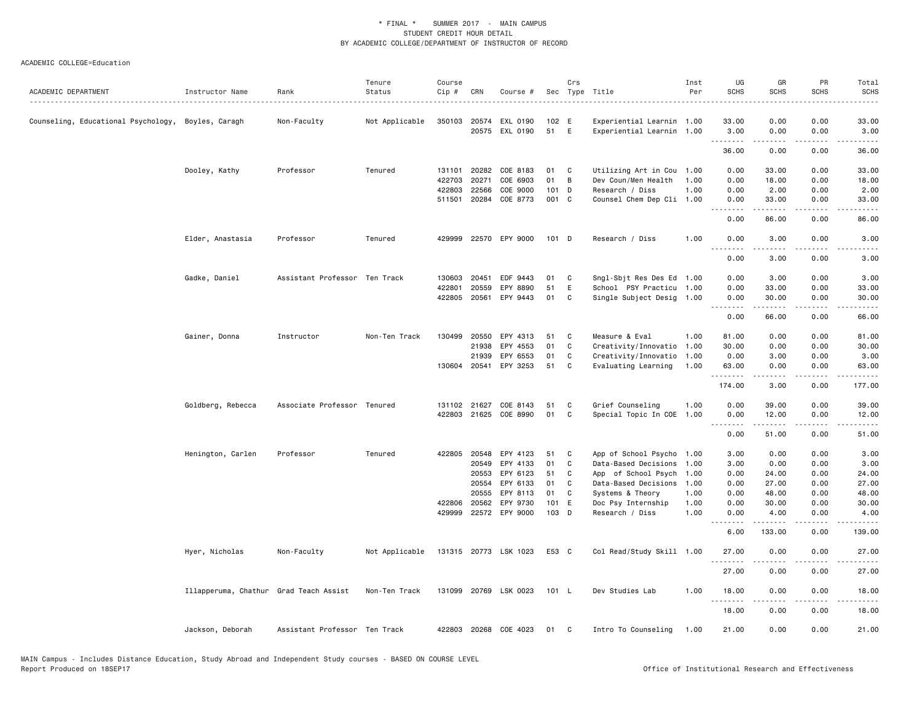\* FINAL \* SUMMER 2017 - MAIN CAMPUS
STUDENT CREDIT HOUR DETAIL
BY ACADEMIC COLLEGE/DEPARTMENT OF INSTRUCTOR OF RECORD

ACADEMIC COLLEGE=Education

| ACADEMIC DEPARTMENT | Instructor Name | Rank | Tenure Status | Course Cip # | CRN | Course # | Sec | Crs Type | Title | Inst Per | UG SCHS | GR SCHS | PR SCHS | Total SCHS |
|---|---|---|---|---|---|---|---|---|---|---|---|---|---|---|
| Counseling, Educational Psychology, | Boyles, Caragh | Non-Faculty | Not Applicable | 350103 | 20574 | EXL 0190 | 102 | E | Experiential Learnin | 1.00 | 33.00 | 0.00 | 0.00 | 33.00 |
| | | | | | 20575 | EXL 0190 | 51 | E | Experiential Learnin | 1.00 | 3.00 | 0.00 | 0.00 | 3.00 |
| | | | | | | | | | | | 36.00 | 0.00 | 0.00 | 36.00 |
| | Dooley, Kathy | Professor | Tenured | 131101 | 20282 | COE 8183 | 01 | C | Utilizing Art in Cou | 1.00 | 0.00 | 33.00 | 0.00 | 33.00 |
| | | | | 422703 | 20271 | COE 6903 | 01 | B | Dev Coun/Men Health | 1.00 | 0.00 | 18.00 | 0.00 | 18.00 |
| | | | | 422803 | 22566 | COE 9000 | 101 | D | Research / Diss | 1.00 | 0.00 | 2.00 | 0.00 | 2.00 |
| | | | | 511501 | 20284 | COE 8773 | 001 | C | Counsel Chem Dep Cli | 1.00 | 0.00 | 33.00 | 0.00 | 33.00 |
| | | | | | | | | | | | 0.00 | 86.00 | 0.00 | 86.00 |
| | Elder, Anastasia | Professor | Tenured | 429999 | 22570 | EPY 9000 | 101 | D | Research / Diss | 1.00 | 0.00 | 3.00 | 0.00 | 3.00 |
| | | | | | | | | | | | 0.00 | 3.00 | 0.00 | 3.00 |
| | Gadke, Daniel | Assistant Professor | Ten Track | 130603 | 20451 | EDF 9443 | 01 | C | Sngl-Sbjt Res Des Ed | 1.00 | 0.00 | 3.00 | 0.00 | 3.00 |
| | | | | 422801 | 20559 | EPY 8890 | 51 | E | School PSY Practicu | 1.00 | 0.00 | 33.00 | 0.00 | 33.00 |
| | | | | 422805 | 20561 | EPY 9443 | 01 | C | Single Subject Desig | 1.00 | 0.00 | 30.00 | 0.00 | 30.00 |
| | | | | | | | | | | | 0.00 | 66.00 | 0.00 | 66.00 |
| | Gainer, Donna | Instructor | Non-Ten Track | 130499 | 20550 | EPY 4313 | 51 | C | Measure & Eval | 1.00 | 81.00 | 0.00 | 0.00 | 81.00 |
| | | | | | 21938 | EPY 4553 | 01 | C | Creativity/Innovatio | 1.00 | 30.00 | 0.00 | 0.00 | 30.00 |
| | | | | | 21939 | EPY 6553 | 01 | C | Creativity/Innovatio | 1.00 | 0.00 | 3.00 | 0.00 | 3.00 |
| | | | | 130604 | 20541 | EPY 3253 | 51 | C | Evaluating Learning | 1.00 | 63.00 | 0.00 | 0.00 | 63.00 |
| | | | | | | | | | | | 174.00 | 3.00 | 0.00 | 177.00 |
| | Goldberg, Rebecca | Associate Professor | Tenured | 131102 | 21627 | COE 8143 | 51 | C | Grief Counseling | 1.00 | 0.00 | 39.00 | 0.00 | 39.00 |
| | | | | 422803 | 21625 | COE 8990 | 01 | C | Special Topic In COE | 1.00 | 0.00 | 12.00 | 0.00 | 12.00 |
| | | | | | | | | | | | 0.00 | 51.00 | 0.00 | 51.00 |
| | Henington, Carlen | Professor | Tenured | 422805 | 20548 | EPY 4123 | 51 | C | App of School Psycho | 1.00 | 3.00 | 0.00 | 0.00 | 3.00 |
| | | | | | 20549 | EPY 4133 | 01 | C | Data-Based Decisions | 1.00 | 3.00 | 0.00 | 0.00 | 3.00 |
| | | | | | 20553 | EPY 6123 | 51 | C | App of School Psych | 1.00 | 0.00 | 24.00 | 0.00 | 24.00 |
| | | | | | 20554 | EPY 6133 | 01 | C | Data-Based Decisions | 1.00 | 0.00 | 27.00 | 0.00 | 27.00 |
| | | | | | 20555 | EPY 8113 | 01 | C | Systems & Theory | 1.00 | 0.00 | 48.00 | 0.00 | 48.00 |
| | | | | 422806 | 20562 | EPY 9730 | 101 | E | Doc Psy Internship | 1.00 | 0.00 | 30.00 | 0.00 | 30.00 |
| | | | | 429999 | 22572 | EPY 9000 | 103 | D | Research / Diss | 1.00 | 0.00 | 4.00 | 0.00 | 4.00 |
| | | | | | | | | | | | 6.00 | 133.00 | 0.00 | 139.00 |
| | Hyer, Nicholas | Non-Faculty | Not Applicable | 131315 | 20773 | LSK 1023 | E53 | C | Col Read/Study Skill | 1.00 | 27.00 | 0.00 | 0.00 | 27.00 |
| | | | | | | | | | | | 27.00 | 0.00 | 0.00 | 27.00 |
| | Illapperuma, Chathur | Grad Teach Assist | Non-Ten Track | 131099 | 20769 | LSK 0023 | 101 | L | Dev Studies Lab | 1.00 | 18.00 | 0.00 | 0.00 | 18.00 |
| | | | | | | | | | | | 18.00 | 0.00 | 0.00 | 18.00 |
| | Jackson, Deborah | Assistant Professor | Ten Track | 422803 | 20268 | COE 4023 | 01 | C | Intro To Counseling | 1.00 | 21.00 | 0.00 | 0.00 | 21.00 |

MAIN Campus - Includes Distance Education, Study Abroad and Independent Study courses - BASED ON COURSE LEVEL
Report Produced on 18SEP17 Office of Institutional Research and Effectiveness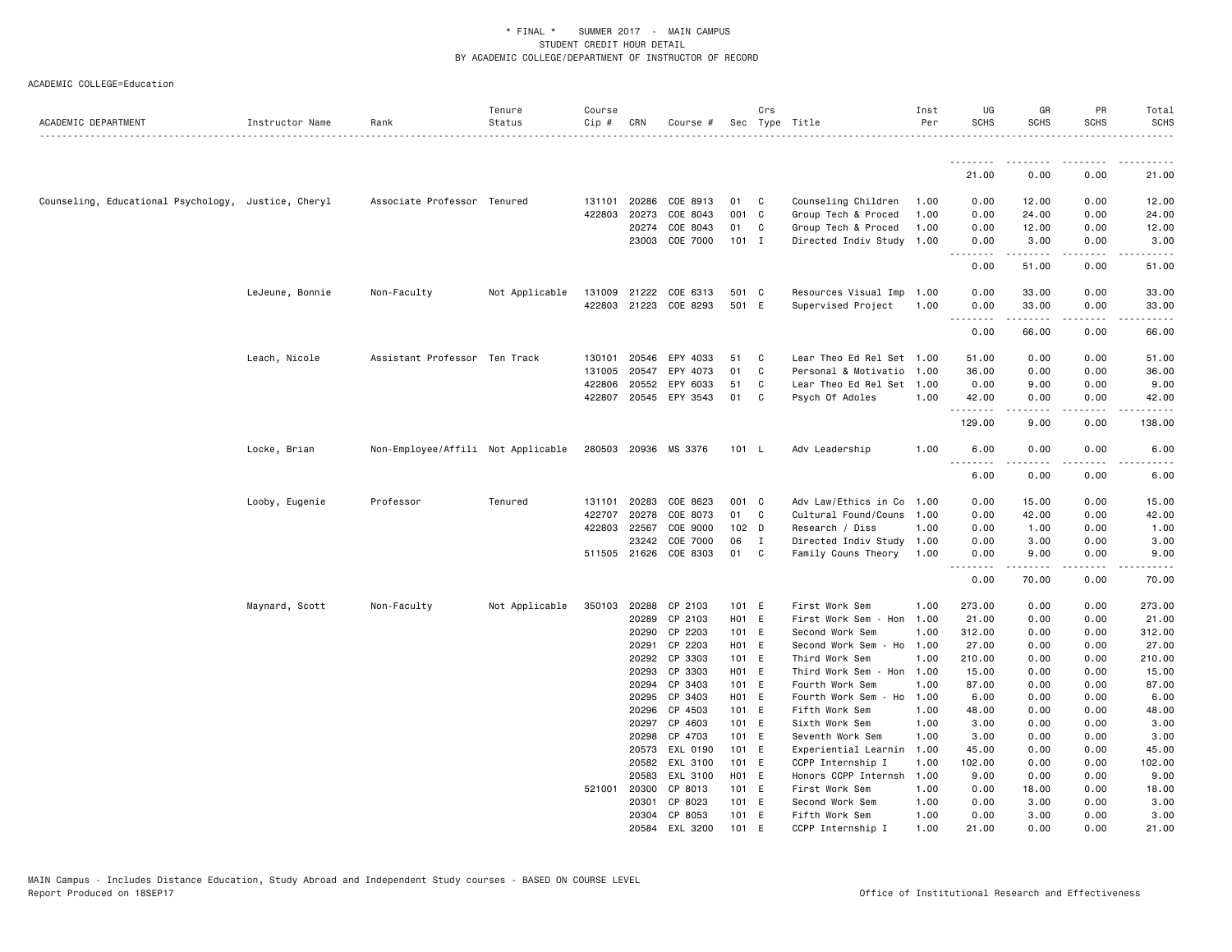\* FINAL \* SUMMER 2017 - MAIN CAMPUS
STUDENT CREDIT HOUR DETAIL
BY ACADEMIC COLLEGE/DEPARTMENT OF INSTRUCTOR OF RECORD

ACADEMIC COLLEGE=Education

| ACADEMIC DEPARTMENT | Instructor Name | Rank | Tenure Status | Course Cip # | CRN | Course # | Sec | Crs Type | Title | Inst Per | UG SCHS | GR SCHS | PR SCHS | Total SCHS |
|---|---|---|---|---|---|---|---|---|---|---|---|---|---|---|
| | | | | | | | | | | | 21.00 | 0.00 | 0.00 | 21.00 |
| Counseling, Educational Psychology, | Justice, Cheryl | Associate Professor | Tenured | 131101 | 20286 | COE 8913 | 01 | C | Counseling Children | 1.00 | 0.00 | 12.00 | 0.00 | 12.00 |
| | | | | 422803 | 20273 | COE 8043 | 001 | C | Group Tech & Proced | 1.00 | 0.00 | 24.00 | 0.00 | 24.00 |
| | | | | | 20274 | COE 8043 | 01 | C | Group Tech & Proced | 1.00 | 0.00 | 12.00 | 0.00 | 12.00 |
| | | | | | 23003 | COE 7000 | 101 | I | Directed Indiv Study | 1.00 | 0.00 | 3.00 | 0.00 | 3.00 |
| | | | | | | | | | | | 0.00 | 51.00 | 0.00 | 51.00 |
| | LeJeune, Bonnie | Non-Faculty | Not Applicable | 131009 | 21222 | COE 6313 | 501 | C | Resources Visual Imp | 1.00 | 0.00 | 33.00 | 0.00 | 33.00 |
| | | | | 422803 | 21223 | COE 8293 | 501 | E | Supervised Project | 1.00 | 0.00 | 33.00 | 0.00 | 33.00 |
| | | | | | | | | | | | 0.00 | 66.00 | 0.00 | 66.00 |
| | Leach, Nicole | Assistant Professor | Ten Track | 130101 | 20546 | EPY 4033 | 51 | C | Lear Theo Ed Rel Set | 1.00 | 51.00 | 0.00 | 0.00 | 51.00 |
| | | | | 131005 | 20547 | EPY 4073 | 01 | C | Personal & Motivatio | 1.00 | 36.00 | 0.00 | 0.00 | 36.00 |
| | | | | 422806 | 20552 | EPY 6033 | 51 | C | Lear Theo Ed Rel Set | 1.00 | 0.00 | 9.00 | 0.00 | 9.00 |
| | | | | 422807 | 20545 | EPY 3543 | 01 | C | Psych Of Adoles | 1.00 | 42.00 | 0.00 | 0.00 | 42.00 |
| | | | | | | | | | | | 129.00 | 9.00 | 0.00 | 138.00 |
| | Locke, Brian | Non-Employee/Affili | Not Applicable | 280503 | 20936 | MS 3376 | 101 | L | Adv Leadership | 1.00 | 6.00 | 0.00 | 0.00 | 6.00 |
| | | | | | | | | | | | 6.00 | 0.00 | 0.00 | 6.00 |
| | Looby, Eugenie | Professor | Tenured | 131101 | 20283 | COE 8623 | 001 | C | Adv Law/Ethics in Co | 1.00 | 0.00 | 15.00 | 0.00 | 15.00 |
| | | | | 422707 | 20278 | COE 8073 | 01 | C | Cultural Found/Couns | 1.00 | 0.00 | 42.00 | 0.00 | 42.00 |
| | | | | 422803 | 22567 | COE 9000 | 102 | D | Research / Diss | 1.00 | 0.00 | 1.00 | 0.00 | 1.00 |
| | | | | | 23242 | COE 7000 | 06 | I | Directed Indiv Study | 1.00 | 0.00 | 3.00 | 0.00 | 3.00 |
| | | | | 511505 | 21626 | COE 8303 | 01 | C | Family Couns Theory | 1.00 | 0.00 | 9.00 | 0.00 | 9.00 |
| | | | | | | | | | | | 0.00 | 70.00 | 0.00 | 70.00 |
| | Maynard, Scott | Non-Faculty | Not Applicable | 350103 | 20288 | CP 2103 | 101 | E | First Work Sem | 1.00 | 273.00 | 0.00 | 0.00 | 273.00 |
| | | | | | 20289 | CP 2103 | H01 | E | First Work Sem - Hon | 1.00 | 21.00 | 0.00 | 0.00 | 21.00 |
| | | | | | 20290 | CP 2203 | 101 | E | Second Work Sem | 1.00 | 312.00 | 0.00 | 0.00 | 312.00 |
| | | | | | 20291 | CP 2203 | H01 | E | Second Work Sem - Ho | 1.00 | 27.00 | 0.00 | 0.00 | 27.00 |
| | | | | | 20292 | CP 3303 | 101 | E | Third Work Sem | 1.00 | 210.00 | 0.00 | 0.00 | 210.00 |
| | | | | | 20293 | CP 3303 | H01 | E | Third Work Sem - Hon | 1.00 | 15.00 | 0.00 | 0.00 | 15.00 |
| | | | | | 20294 | CP 3403 | 101 | E | Fourth Work Sem | 1.00 | 87.00 | 0.00 | 0.00 | 87.00 |
| | | | | | 20295 | CP 3403 | H01 | E | Fourth Work Sem - Ho | 1.00 | 6.00 | 0.00 | 0.00 | 6.00 |
| | | | | | 20296 | CP 4503 | 101 | E | Fifth Work Sem | 1.00 | 48.00 | 0.00 | 0.00 | 48.00 |
| | | | | | 20297 | CP 4603 | 101 | E | Sixth Work Sem | 1.00 | 3.00 | 0.00 | 0.00 | 3.00 |
| | | | | | 20298 | CP 4703 | 101 | E | Seventh Work Sem | 1.00 | 3.00 | 0.00 | 0.00 | 3.00 |
| | | | | | 20573 | EXL 0190 | 101 | E | Experiential Learnin | 1.00 | 45.00 | 0.00 | 0.00 | 45.00 |
| | | | | | 20582 | EXL 3100 | 101 | E | CCPP Internship I | 1.00 | 102.00 | 0.00 | 0.00 | 102.00 |
| | | | | | 20583 | EXL 3100 | H01 | E | Honors CCPP Internsh | 1.00 | 9.00 | 0.00 | 0.00 | 9.00 |
| | | | | 521001 | 20300 | CP 8013 | 101 | E | First Work Sem | 1.00 | 0.00 | 18.00 | 0.00 | 18.00 |
| | | | | | 20301 | CP 8023 | 101 | E | Second Work Sem | 1.00 | 0.00 | 3.00 | 0.00 | 3.00 |
| | | | | | 20304 | CP 8053 | 101 | E | Fifth Work Sem | 1.00 | 0.00 | 3.00 | 0.00 | 3.00 |
| | | | | | 20584 | EXL 3200 | 101 | E | CCPP Internship I | 1.00 | 21.00 | 0.00 | 0.00 | 21.00 |

MAIN Campus - Includes Distance Education, Study Abroad and Independent Study courses - BASED ON COURSE LEVEL
Report Produced on 18SEP17 Office of Institutional Research and Effectiveness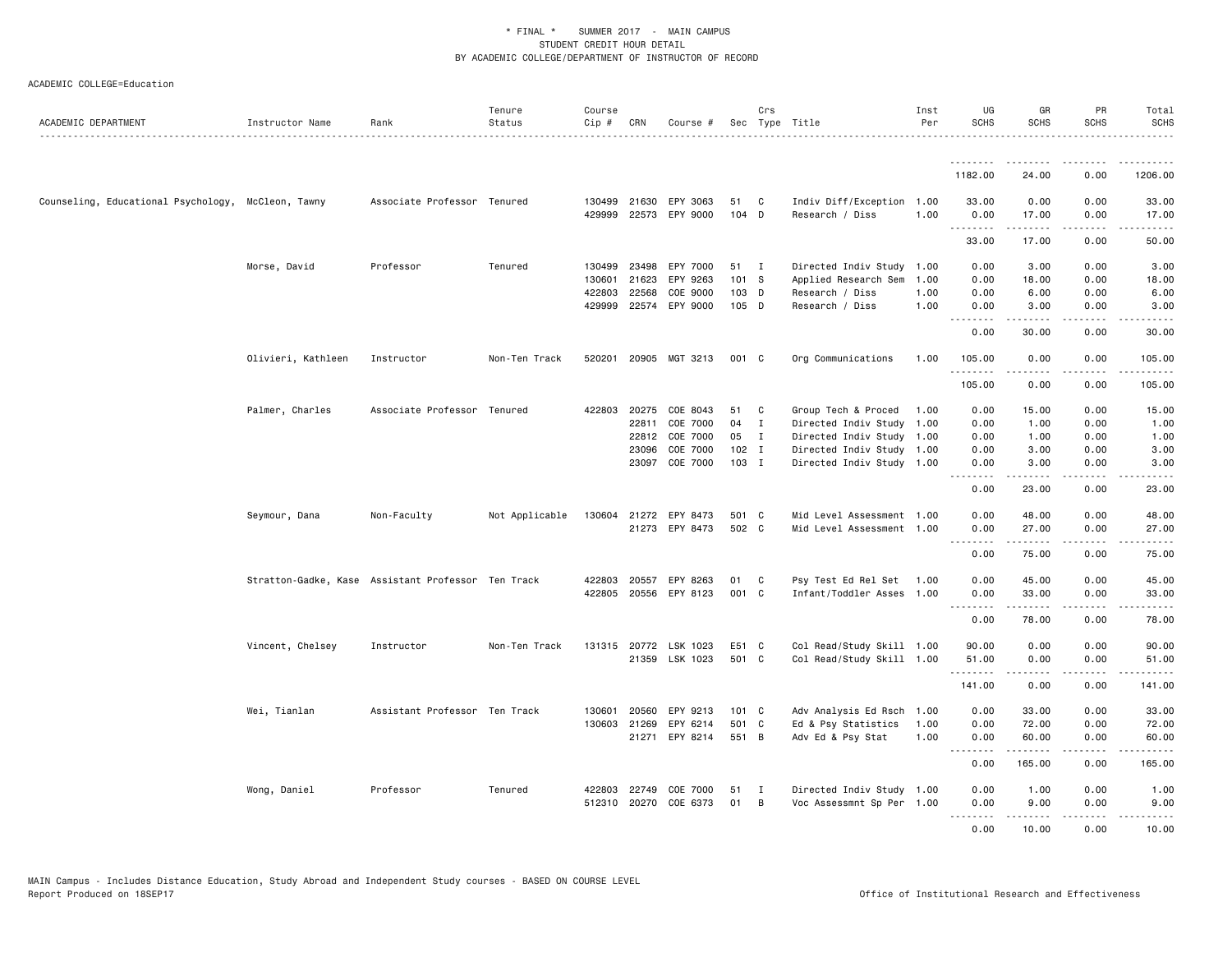\* FINAL \* SUMMER 2017 - MAIN CAMPUS
STUDENT CREDIT HOUR DETAIL
BY ACADEMIC COLLEGE/DEPARTMENT OF INSTRUCTOR OF RECORD

ACADEMIC COLLEGE=Education

| ACADEMIC DEPARTMENT | Instructor Name | Rank | Tenure Status | Course Cip # | CRN | Course # | Sec | Crs Type | Title | Inst Per | UG SCHS | GR SCHS | PR SCHS | Total SCHS |
|---|---|---|---|---|---|---|---|---|---|---|---|---|---|---|
| | | | | | | | | | | | 1182.00 | 24.00 | 0.00 | 1206.00 |
| Counseling, Educational Psychology, | McCleon, Tawny | Associate Professor | Tenured | 130499 | 21630 | EPY 3063 | 51 | C | Indiv Diff/Exception | 1.00 | 33.00 | 0.00 | 0.00 | 33.00 |
| | | | | 429999 | 22573 | EPY 9000 | 104 | D | Research / Diss | 1.00 | 0.00 | 17.00 | 0.00 | 17.00 |
| | | | | | | | | | | | 33.00 | 17.00 | 0.00 | 50.00 |
| | Morse, David | Professor | Tenured | 130499 | 23498 | EPY 7000 | 51 | I | Directed Indiv Study | 1.00 | 0.00 | 3.00 | 0.00 | 3.00 |
| | | | | 130601 | 21623 | EPY 9263 | 101 | S | Applied Research Sem | 1.00 | 0.00 | 18.00 | 0.00 | 18.00 |
| | | | | 422803 | 22568 | COE 9000 | 103 | D | Research / Diss | 1.00 | 0.00 | 6.00 | 0.00 | 6.00 |
| | | | | 429999 | 22574 | EPY 9000 | 105 | D | Research / Diss | 1.00 | 0.00 | 3.00 | 0.00 | 3.00 |
| | | | | | | | | | | | 0.00 | 30.00 | 0.00 | 30.00 |
| | Olivieri, Kathleen | Instructor | Non-Ten Track | 520201 | 20905 | MGT 3213 | 001 | C | Org Communications | 1.00 | 105.00 | 0.00 | 0.00 | 105.00 |
| | | | | | | | | | | | 105.00 | 0.00 | 0.00 | 105.00 |
| | Palmer, Charles | Associate Professor | Tenured | 422803 | 20275 | COE 8043 | 51 | C | Group Tech & Proced | 1.00 | 0.00 | 15.00 | 0.00 | 15.00 |
| | | | | | 22811 | COE 7000 | 04 | I | Directed Indiv Study | 1.00 | 0.00 | 1.00 | 0.00 | 1.00 |
| | | | | | 22812 | COE 7000 | 05 | I | Directed Indiv Study | 1.00 | 0.00 | 1.00 | 0.00 | 1.00 |
| | | | | | 23096 | COE 7000 | 102 | I | Directed Indiv Study | 1.00 | 0.00 | 3.00 | 0.00 | 3.00 |
| | | | | | 23097 | COE 7000 | 103 | I | Directed Indiv Study | 1.00 | 0.00 | 3.00 | 0.00 | 3.00 |
| | | | | | | | | | | | 0.00 | 23.00 | 0.00 | 23.00 |
| | Seymour, Dana | Non-Faculty | Not Applicable | 130604 | 21272 | EPY 8473 | 501 | C | Mid Level Assessment | 1.00 | 0.00 | 48.00 | 0.00 | 48.00 |
| | | | | | 21273 | EPY 8473 | 502 | C | Mid Level Assessment | 1.00 | 0.00 | 27.00 | 0.00 | 27.00 |
| | | | | | | | | | | | 0.00 | 75.00 | 0.00 | 75.00 |
| | Stratton-Gadke, Kase | Assistant Professor | Ten Track | 422803 | 20557 | EPY 8263 | 01 | C | Psy Test Ed Rel Set | 1.00 | 0.00 | 45.00 | 0.00 | 45.00 |
| | | | | 422805 | 20556 | EPY 8123 | 001 | C | Infant/Toddler Asses | 1.00 | 0.00 | 33.00 | 0.00 | 33.00 |
| | | | | | | | | | | | 0.00 | 78.00 | 0.00 | 78.00 |
| | Vincent, Chelsey | Instructor | Non-Ten Track | 131315 | 20772 | LSK 1023 | E51 | C | Col Read/Study Skill | 1.00 | 90.00 | 0.00 | 0.00 | 90.00 |
| | | | | | 21359 | LSK 1023 | 501 | C | Col Read/Study Skill | 1.00 | 51.00 | 0.00 | 0.00 | 51.00 |
| | | | | | | | | | | | 141.00 | 0.00 | 0.00 | 141.00 |
| | Wei, Tianlan | Assistant Professor | Ten Track | 130601 | 20560 | EPY 9213 | 101 | C | Adv Analysis Ed Rsch | 1.00 | 0.00 | 33.00 | 0.00 | 33.00 |
| | | | | 130603 | 21269 | EPY 6214 | 501 | C | Ed & Psy Statistics | 1.00 | 0.00 | 72.00 | 0.00 | 72.00 |
| | | | | | 21271 | EPY 8214 | 551 | B | Adv Ed & Psy Stat | 1.00 | 0.00 | 60.00 | 0.00 | 60.00 |
| | | | | | | | | | | | 0.00 | 165.00 | 0.00 | 165.00 |
| | Wong, Daniel | Professor | Tenured | 422803 | 22749 | COE 7000 | 51 | I | Directed Indiv Study | 1.00 | 0.00 | 1.00 | 0.00 | 1.00 |
| | | | | 512310 | 20270 | COE 6373 | 01 | B | Voc Assessmnt Sp Per | 1.00 | 0.00 | 9.00 | 0.00 | 9.00 |
| | | | | | | | | | | | 0.00 | 10.00 | 0.00 | 10.00 |

MAIN Campus - Includes Distance Education, Study Abroad and Independent Study courses - BASED ON COURSE LEVEL
Report Produced on 18SEP17 Office of Institutional Research and Effectiveness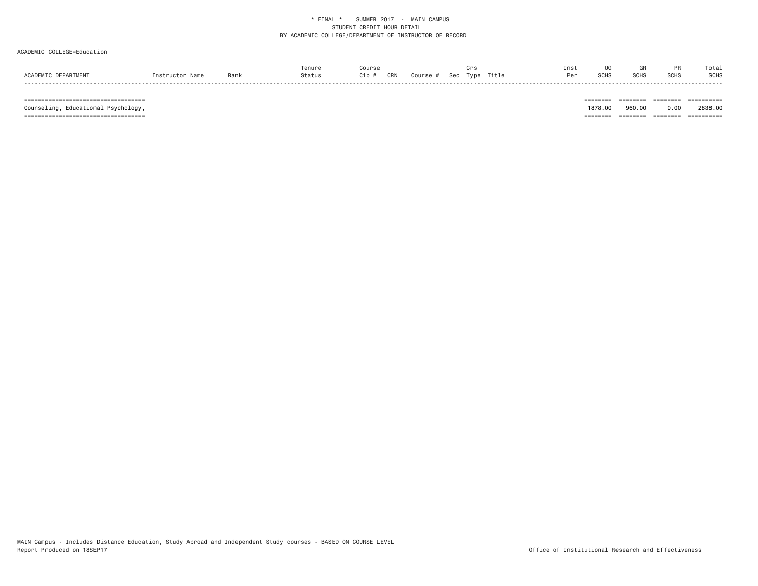\* FINAL \*    SUMMER 2017 - MAIN CAMPUS
STUDENT CREDIT HOUR DETAIL
BY ACADEMIC COLLEGE/DEPARTMENT OF INSTRUCTOR OF RECORD

ACADEMIC COLLEGE=Education

| ACADEMIC DEPARTMENT | Instructor Name | Rank | Tenure Status | Course Cip # | CRN | Course # | Sec | Crs Type | Title | Inst Per | UG SCHS | GR SCHS | PR SCHS | Total SCHS |
|---|---|---|---|---|---|---|---|---|---|---|---|---|---|---|
| Counseling, Educational Psychology, | | | | | | | | | | | 1878.00 | 960.00 | 0.00 | 2838.00 |

MAIN Campus - Includes Distance Education, Study Abroad and Independent Study courses - BASED ON COURSE LEVEL
Report Produced on 18SEP17

Office of Institutional Research and Effectiveness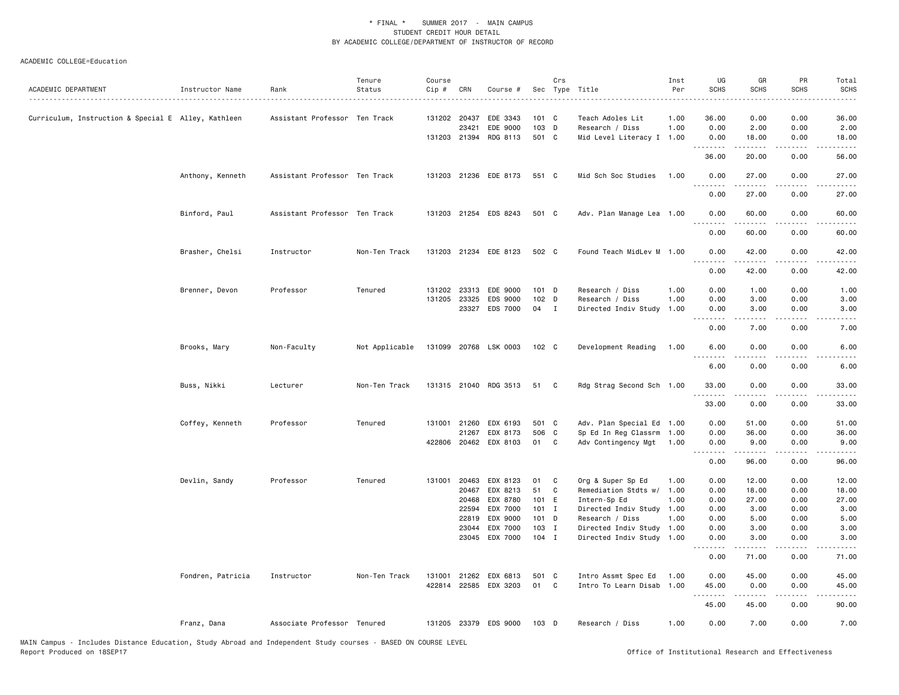\* FINAL \*    SUMMER 2017  -  MAIN CAMPUS
STUDENT CREDIT HOUR DETAIL
BY ACADEMIC COLLEGE/DEPARTMENT OF INSTRUCTOR OF RECORD

ACADEMIC COLLEGE=Education

| ACADEMIC DEPARTMENT | Instructor Name | Rank | Tenure Status | Course Cip # | CRN | Course # | Sec | Crs Type | Title | Inst Per | UG SCHS | GR SCHS | PR SCHS | Total SCHS |
|---|---|---|---|---|---|---|---|---|---|---|---|---|---|---|
| Curriculum, Instruction & Special E | Alley, Kathleen | Assistant Professor | Ten Track | 131202 | 20437 | EDE 3343 | 101 | C | Teach Adoles Lit | 1.00 | 36.00 | 0.00 | 0.00 | 36.00 |
| | | | | | 23421 | EDE 9000 | 103 | D | Research / Diss | 1.00 | 0.00 | 2.00 | 0.00 | 2.00 |
| | | | | 131203 | 21394 | RDG 8113 | 501 | C | Mid Level Literacy I | 1.00 | 0.00 | 18.00 | 0.00 | 18.00 |
| | | | | | | | | | | | 36.00 | 20.00 | 0.00 | 56.00 |
| | Anthony, Kenneth | Assistant Professor | Ten Track | 131203 | 21236 | EDE 8173 | 551 | C | Mid Sch Soc Studies | 1.00 | 0.00 | 27.00 | 0.00 | 27.00 |
| | | | | | | | | | | | 0.00 | 27.00 | 0.00 | 27.00 |
| | Binford, Paul | Assistant Professor | Ten Track | 131203 | 21254 | EDS 8243 | 501 | C | Adv. Plan Manage Lea | 1.00 | 0.00 | 60.00 | 0.00 | 60.00 |
| | | | | | | | | | | | 0.00 | 60.00 | 0.00 | 60.00 |
| | Brasher, Chelsi | Instructor | Non-Ten Track | 131203 | 21234 | EDE 8123 | 502 | C | Found Teach MidLev M | 1.00 | 0.00 | 42.00 | 0.00 | 42.00 |
| | | | | | | | | | | | 0.00 | 42.00 | 0.00 | 42.00 |
| | Brenner, Devon | Professor | Tenured | 131202 | 23313 | EDE 9000 | 101 | D | Research / Diss | 1.00 | 0.00 | 1.00 | 0.00 | 1.00 |
| | | | | 131205 | 23325 | EDS 9000 | 102 | D | Research / Diss | 1.00 | 0.00 | 3.00 | 0.00 | 3.00 |
| | | | | | 23327 | EDS 7000 | 04 | I | Directed Indiv Study | 1.00 | 0.00 | 3.00 | 0.00 | 3.00 |
| | | | | | | | | | | | 0.00 | 7.00 | 0.00 | 7.00 |
| | Brooks, Mary | Non-Faculty | Not Applicable | 131099 | 20768 | LSK 0003 | 102 | C | Development Reading | 1.00 | 6.00 | 0.00 | 0.00 | 6.00 |
| | | | | | | | | | | | 6.00 | 0.00 | 0.00 | 6.00 |
| | Buss, Nikki | Lecturer | Non-Ten Track | 131315 | 21040 | RDG 3513 | 51 | C | Rdg Strag Second Sch | 1.00 | 33.00 | 0.00 | 0.00 | 33.00 |
| | | | | | | | | | | | 33.00 | 0.00 | 0.00 | 33.00 |
| | Coffey, Kenneth | Professor | Tenured | 131001 | 21260 | EDX 6193 | 501 | C | Adv. Plan Special Ed | 1.00 | 0.00 | 51.00 | 0.00 | 51.00 |
| | | | | | 21267 | EDX 8173 | 506 | C | Sp Ed In Reg Classrm | 1.00 | 0.00 | 36.00 | 0.00 | 36.00 |
| | | | | 422806 | 20462 | EDX 8103 | 01 | C | Adv Contingency Mgt | 1.00 | 0.00 | 9.00 | 0.00 | 9.00 |
| | | | | | | | | | | | 0.00 | 96.00 | 0.00 | 96.00 |
| | Devlin, Sandy | Professor | Tenured | 131001 | 20463 | EDX 8123 | 01 | C | Org & Super Sp Ed | 1.00 | 0.00 | 12.00 | 0.00 | 12.00 |
| | | | | | 20467 | EDX 8213 | 51 | C | Remediation Stdts w/ | 1.00 | 0.00 | 18.00 | 0.00 | 18.00 |
| | | | | | 20468 | EDX 8780 | 101 | E | Intern-Sp Ed | 1.00 | 0.00 | 27.00 | 0.00 | 27.00 |
| | | | | | 22594 | EDX 7000 | 101 | I | Directed Indiv Study | 1.00 | 0.00 | 3.00 | 0.00 | 3.00 |
| | | | | | 22819 | EDX 9000 | 101 | D | Research / Diss | 1.00 | 0.00 | 5.00 | 0.00 | 5.00 |
| | | | | | 23044 | EDX 7000 | 103 | I | Directed Indiv Study | 1.00 | 0.00 | 3.00 | 0.00 | 3.00 |
| | | | | | 23045 | EDX 7000 | 104 | I | Directed Indiv Study | 1.00 | 0.00 | 3.00 | 0.00 | 3.00 |
| | | | | | | | | | | | 0.00 | 71.00 | 0.00 | 71.00 |
| | Fondren, Patricia | Instructor | Non-Ten Track | 131001 | 21262 | EDX 6813 | 501 | C | Intro Assmt Spec Ed | 1.00 | 0.00 | 45.00 | 0.00 | 45.00 |
| | | | | 422814 | 22585 | EDX 3203 | 01 | C | Intro To Learn Disab | 1.00 | 45.00 | 0.00 | 0.00 | 45.00 |
| | | | | | | | | | | | 45.00 | 45.00 | 0.00 | 90.00 |
| | Franz, Dana | Associate Professor | Tenured | 131205 | 23379 | EDS 9000 | 103 | D | Research / Diss | 1.00 | 0.00 | 7.00 | 0.00 | 7.00 |

MAIN Campus - Includes Distance Education, Study Abroad and Independent Study courses - BASED ON COURSE LEVEL
Report Produced on 18SEP17

Office of Institutional Research and Effectiveness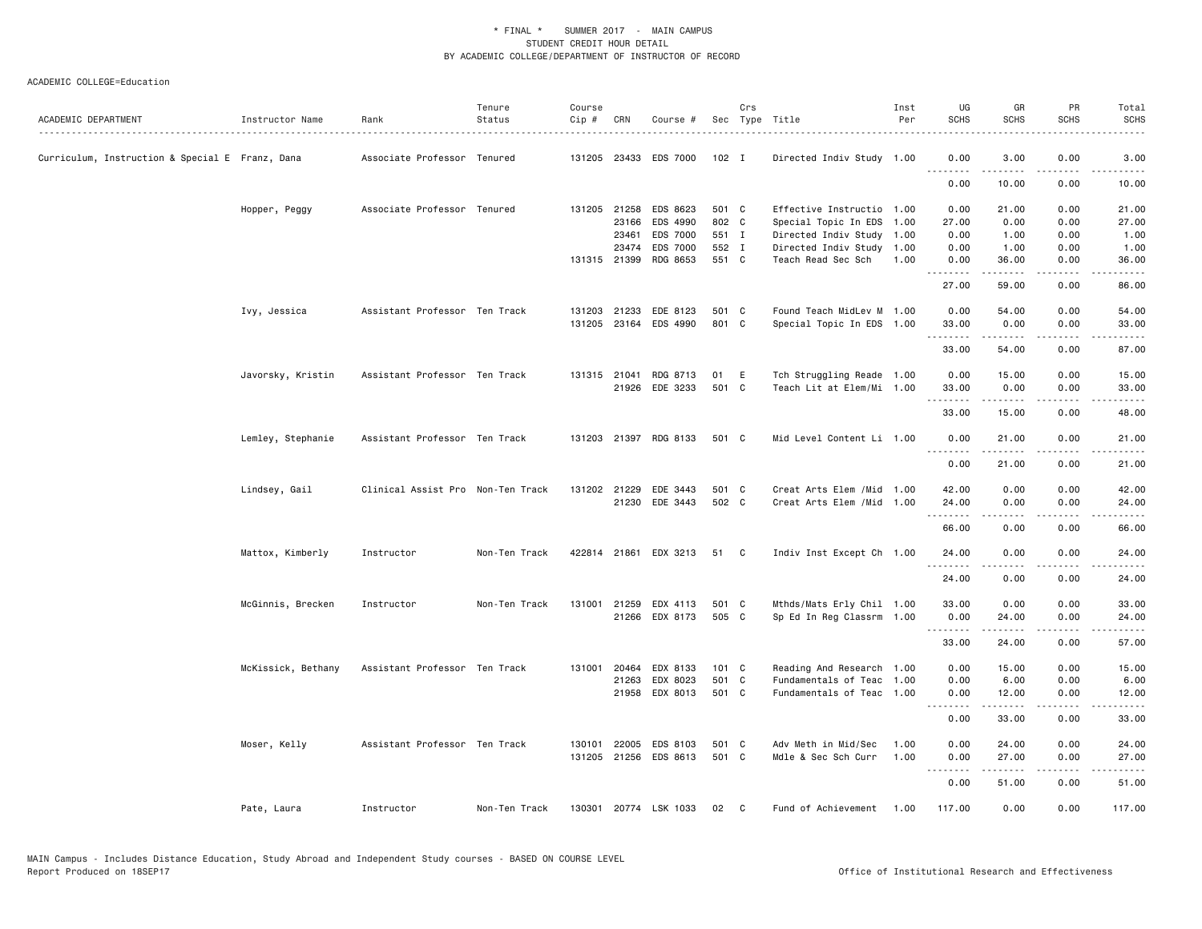\* FINAL \* SUMMER 2017 - MAIN CAMPUS
STUDENT CREDIT HOUR DETAIL
BY ACADEMIC COLLEGE/DEPARTMENT OF INSTRUCTOR OF RECORD

ACADEMIC COLLEGE=Education

| ACADEMIC DEPARTMENT | Instructor Name | Rank | Tenure Status | Course Cip # | CRN | Course # | Sec | Crs Type | Title | Inst Per | UG SCHS | GR SCHS | PR SCHS | Total SCHS |
|---|---|---|---|---|---|---|---|---|---|---|---|---|---|---|
| Curriculum, Instruction & Special E | Franz, Dana | Associate Professor | Tenured | 131205 | 23433 | EDS 7000 | 102 | I | Directed Indiv Study | 1.00 | 0.00 | 3.00 | 0.00 | 3.00 |
| | | | | | | | | | | | 0.00 | 10.00 | 0.00 | 10.00 |
| | Hopper, Peggy | Associate Professor | Tenured | 131205 | 21258 | EDS 8623 | 501 | C | Effective Instructio | 1.00 | 0.00 | 21.00 | 0.00 | 21.00 |
| | | | | | 23166 | EDS 4990 | 802 | C | Special Topic In EDS | 1.00 | 27.00 | 0.00 | 0.00 | 27.00 |
| | | | | | 23461 | EDS 7000 | 551 | I | Directed Indiv Study | 1.00 | 0.00 | 1.00 | 0.00 | 1.00 |
| | | | | | 23474 | EDS 7000 | 552 | I | Directed Indiv Study | 1.00 | 0.00 | 1.00 | 0.00 | 1.00 |
| | | | | 131315 | 21399 | RDG 8653 | 551 | C | Teach Read Sec Sch | 1.00 | 0.00 | 36.00 | 0.00 | 36.00 |
| | | | | | | | | | | | 27.00 | 59.00 | 0.00 | 86.00 |
| | Ivy, Jessica | Assistant Professor | Ten Track | 131203 | 21233 | EDE 8123 | 501 | C | Found Teach MidLev M | 1.00 | 0.00 | 54.00 | 0.00 | 54.00 |
| | | | | 131205 | 23164 | EDS 4990 | 801 | C | Special Topic In EDS | 1.00 | 33.00 | 0.00 | 0.00 | 33.00 |
| | | | | | | | | | | | 33.00 | 54.00 | 0.00 | 87.00 |
| | Javorsky, Kristin | Assistant Professor | Ten Track | 131315 | 21041 | RDG 8713 | 01 | E | Tch Struggling Reade | 1.00 | 0.00 | 15.00 | 0.00 | 15.00 |
| | | | | | 21926 | EDE 3233 | 501 | C | Teach Lit at Elem/Mi | 1.00 | 33.00 | 0.00 | 0.00 | 33.00 |
| | | | | | | | | | | | 33.00 | 15.00 | 0.00 | 48.00 |
| | Lemley, Stephanie | Assistant Professor | Ten Track | 131203 | 21397 | RDG 8133 | 501 | C | Mid Level Content Li | 1.00 | 0.00 | 21.00 | 0.00 | 21.00 |
| | | | | | | | | | | | 0.00 | 21.00 | 0.00 | 21.00 |
| | Lindsey, Gail | Clinical Assist Pro | Non-Ten Track | 131202 | 21229 | EDE 3443 | 501 | C | Creat Arts Elem /Mid | 1.00 | 42.00 | 0.00 | 0.00 | 42.00 |
| | | | | | 21230 | EDE 3443 | 502 | C | Creat Arts Elem /Mid | 1.00 | 24.00 | 0.00 | 0.00 | 24.00 |
| | | | | | | | | | | | 66.00 | 0.00 | 0.00 | 66.00 |
| | Mattox, Kimberly | Instructor | Non-Ten Track | 422814 | 21861 | EDX 3213 | 51 | C | Indiv Inst Except Ch | 1.00 | 24.00 | 0.00 | 0.00 | 24.00 |
| | | | | | | | | | | | 24.00 | 0.00 | 0.00 | 24.00 |
| | McGinnis, Brecken | Instructor | Non-Ten Track | 131001 | 21259 | EDX 4113 | 501 | C | Mthds/Mats Erly Chil | 1.00 | 33.00 | 0.00 | 0.00 | 33.00 |
| | | | | | 21266 | EDX 8173 | 505 | C | Sp Ed In Reg Classrm | 1.00 | 0.00 | 24.00 | 0.00 | 24.00 |
| | | | | | | | | | | | 33.00 | 24.00 | 0.00 | 57.00 |
| | McKissick, Bethany | Assistant Professor | Ten Track | 131001 | 20464 | EDX 8133 | 101 | C | Reading And Research | 1.00 | 0.00 | 15.00 | 0.00 | 15.00 |
| | | | | | 21263 | EDX 8023 | 501 | C | Fundamentals of Teac | 1.00 | 0.00 | 6.00 | 0.00 | 6.00 |
| | | | | | 21958 | EDX 8013 | 501 | C | Fundamentals of Teac | 1.00 | 0.00 | 12.00 | 0.00 | 12.00 |
| | | | | | | | | | | | 0.00 | 33.00 | 0.00 | 33.00 |
| | Moser, Kelly | Assistant Professor | Ten Track | 130101 | 22005 | EDS 8103 | 501 | C | Adv Meth in Mid/Sec | 1.00 | 0.00 | 24.00 | 0.00 | 24.00 |
| | | | | 131205 | 21256 | EDS 8613 | 501 | C | Mdle & Sec Sch Curr | 1.00 | 0.00 | 27.00 | 0.00 | 27.00 |
| | | | | | | | | | | | 0.00 | 51.00 | 0.00 | 51.00 |
| | Pate, Laura | Instructor | Non-Ten Track | 130301 | 20774 | LSK 1033 | 02 | C | Fund of Achievement | 1.00 | 117.00 | 0.00 | 0.00 | 117.00 |

MAIN Campus - Includes Distance Education, Study Abroad and Independent Study courses - BASED ON COURSE LEVEL
Report Produced on 18SEP17 Office of Institutional Research and Effectiveness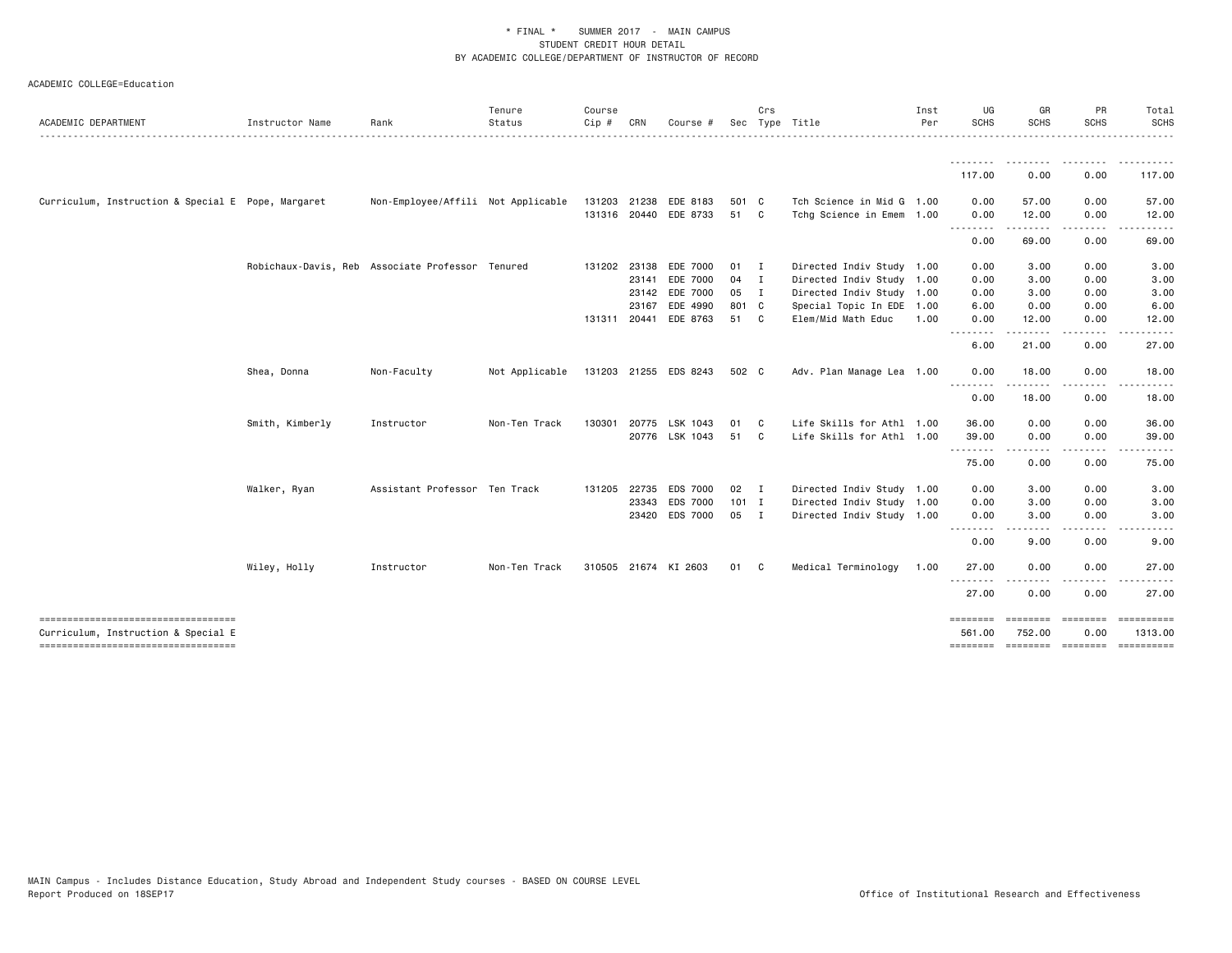\* FINAL \* SUMMER 2017 - MAIN CAMPUS
STUDENT CREDIT HOUR DETAIL
BY ACADEMIC COLLEGE/DEPARTMENT OF INSTRUCTOR OF RECORD

ACADEMIC COLLEGE=Education

| ACADEMIC DEPARTMENT | Instructor Name | Rank | Tenure Status | Course Cip # | CRN | Course # | Sec | Crs Type | Title | Inst Per | UG SCHS | GR SCHS | PR SCHS | Total SCHS |
|---|---|---|---|---|---|---|---|---|---|---|---|---|---|---|
| | | | | | | | | | | | 117.00 | 0.00 | 0.00 | 117.00 |
| Curriculum, Instruction & Special E | Pope, Margaret | Non-Employee/Affili | Not Applicable | 131203 | 21238 | EDE 8183 | 501 | C | Tch Science in Mid G | 1.00 | 0.00 | 57.00 | 0.00 | 57.00 |
| | | | | 131316 | 20440 | EDE 8733 | 51 | C | Tchg Science in Emem | 1.00 | 0.00 | 12.00 | 0.00 | 12.00 |
| | | | | | | | | | | | 0.00 | 69.00 | 0.00 | 69.00 |
| | Robichaux-Davis, Reb | Associate Professor | Tenured | 131202 | 23138 | EDE 7000 | 01 | I | Directed Indiv Study | 1.00 | 0.00 | 3.00 | 0.00 | 3.00 |
| | | | | | 23141 | EDE 7000 | 04 | I | Directed Indiv Study | 1.00 | 0.00 | 3.00 | 0.00 | 3.00 |
| | | | | | 23142 | EDE 7000 | 05 | I | Directed Indiv Study | 1.00 | 0.00 | 3.00 | 0.00 | 3.00 |
| | | | | | 23167 | EDE 4990 | 801 | C | Special Topic In EDE | 1.00 | 6.00 | 0.00 | 0.00 | 6.00 |
| | | | | 131311 | 20441 | EDE 8763 | 51 | C | Elem/Mid Math Educ | 1.00 | 0.00 | 12.00 | 0.00 | 12.00 |
| | | | | | | | | | | | 6.00 | 21.00 | 0.00 | 27.00 |
| | Shea, Donna | Non-Faculty | Not Applicable | 131203 | 21255 | EDS 8243 | 502 | C | Adv. Plan Manage Lea | 1.00 | 0.00 | 18.00 | 0.00 | 18.00 |
| | | | | | | | | | | | 0.00 | 18.00 | 0.00 | 18.00 |
| | Smith, Kimberly | Instructor | Non-Ten Track | 130301 | 20775 | LSK 1043 | 01 | C | Life Skills for Athl | 1.00 | 36.00 | 0.00 | 0.00 | 36.00 |
| | | | | | 20776 | LSK 1043 | 51 | C | Life Skills for Athl | 1.00 | 39.00 | 0.00 | 0.00 | 39.00 |
| | | | | | | | | | | | 75.00 | 0.00 | 0.00 | 75.00 |
| | Walker, Ryan | Assistant Professor | Ten Track | 131205 | 22735 | EDS 7000 | 02 | I | Directed Indiv Study | 1.00 | 0.00 | 3.00 | 0.00 | 3.00 |
| | | | | | 23343 | EDS 7000 | 101 | I | Directed Indiv Study | 1.00 | 0.00 | 3.00 | 0.00 | 3.00 |
| | | | | | 23420 | EDS 7000 | 05 | I | Directed Indiv Study | 1.00 | 0.00 | 3.00 | 0.00 | 3.00 |
| | | | | | | | | | | | 0.00 | 9.00 | 0.00 | 9.00 |
| | Wiley, Holly | Instructor | Non-Ten Track | 310505 | 21674 | KI 2603 | 01 | C | Medical Terminology | 1.00 | 27.00 | 0.00 | 0.00 | 27.00 |
| | | | | | | | | | | | 27.00 | 0.00 | 0.00 | 27.00 |
| Curriculum, Instruction & Special E | | | | | | | | | | | 561.00 | 752.00 | 0.00 | 1313.00 |

MAIN Campus - Includes Distance Education, Study Abroad and Independent Study courses - BASED ON COURSE LEVEL
Report Produced on 18SEP17

Office of Institutional Research and Effectiveness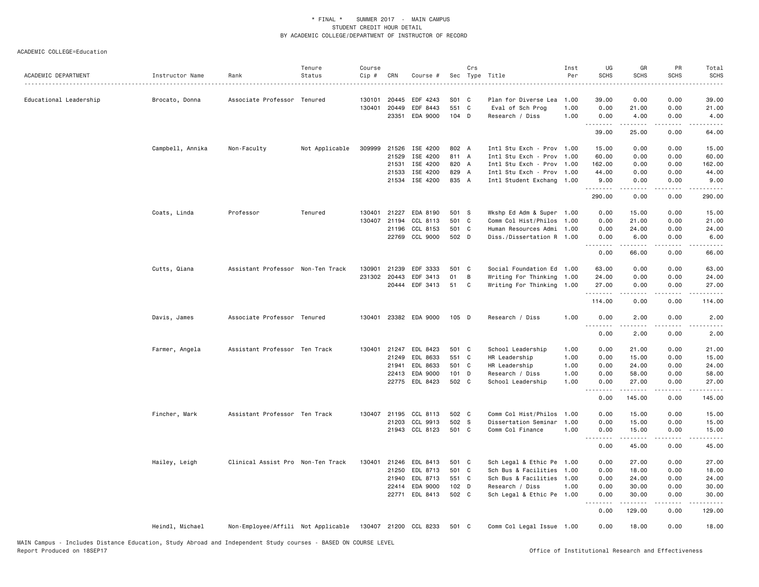\* FINAL \* SUMMER 2017 - MAIN CAMPUS
STUDENT CREDIT HOUR DETAIL
BY ACADEMIC COLLEGE/DEPARTMENT OF INSTRUCTOR OF RECORD

ACADEMIC COLLEGE=Education

| ACADEMIC DEPARTMENT | Instructor Name | Rank | Tenure Status | Course Cip # | CRN | Course # | Sec | Crs Type | Title | Inst Per | UG SCHS | GR SCHS | PR SCHS | Total SCHS |
|---|---|---|---|---|---|---|---|---|---|---|---|---|---|---|
| Educational Leadership | Brocato, Donna | Associate Professor | Tenured | 130101 | 20445 | EDF 4243 | S01 | C | Plan for Diverse Lea | 1.00 | 39.00 | 0.00 | 0.00 | 39.00 |
| | | | | 130401 | 20449 | EDF 8443 | 551 | C | Eval of Sch Prog | 1.00 | 0.00 | 21.00 | 0.00 | 21.00 |
| | | | | | 23351 | EDA 9000 | 104 | D | Research / Diss | 1.00 | 0.00 | 4.00 | 0.00 | 4.00 |
| | | | | | | | | | | | 39.00 | 25.00 | 0.00 | 64.00 |
| | Campbell, Annika | Non-Faculty | Not Applicable | 309999 | 21526 | ISE 4200 | 802 | A | Intl Stu Exch - Prov | 1.00 | 15.00 | 0.00 | 0.00 | 15.00 |
| | | | | | 21529 | ISE 4200 | 811 | A | Intl Stu Exch - Prov | 1.00 | 60.00 | 0.00 | 0.00 | 60.00 |
| | | | | | 21531 | ISE 4200 | 820 | A | Intl Stu Exch - Prov | 1.00 | 162.00 | 0.00 | 0.00 | 162.00 |
| | | | | | 21533 | ISE 4200 | 829 | A | Intl Stu Exch - Prov | 1.00 | 44.00 | 0.00 | 0.00 | 44.00 |
| | | | | | 21534 | ISE 4200 | 835 | A | Intl Student Exchang | 1.00 | 9.00 | 0.00 | 0.00 | 9.00 |
| | | | | | | | | | | | 290.00 | 0.00 | 0.00 | 290.00 |
| | Coats, Linda | Professor | Tenured | 130401 | 21227 | EDA 8190 | 501 | S | Wkshp Ed Adm & Super | 1.00 | 0.00 | 15.00 | 0.00 | 15.00 |
| | | | | 130407 | 21194 | CCL 8113 | 501 | C | Comm Col Hist/Philos | 1.00 | 0.00 | 21.00 | 0.00 | 21.00 |
| | | | | | 21196 | CCL 8153 | 501 | C | Human Resources Admi | 1.00 | 0.00 | 24.00 | 0.00 | 24.00 |
| | | | | | 22769 | CCL 9000 | 502 | D | Diss./Dissertation R | 1.00 | 0.00 | 6.00 | 0.00 | 6.00 |
| | | | | | | | | | | | 0.00 | 66.00 | 0.00 | 66.00 |
| | Cutts, Qiana | Assistant Professor | Non-Ten Track | 130901 | 21239 | EDF 3333 | 501 | C | Social Foundation Ed | 1.00 | 63.00 | 0.00 | 0.00 | 63.00 |
| | | | | 231302 | 20443 | EDF 3413 | 01 | B | Writing For Thinking | 1.00 | 24.00 | 0.00 | 0.00 | 24.00 |
| | | | | | 20444 | EDF 3413 | 51 | C | Writing For Thinking | 1.00 | 27.00 | 0.00 | 0.00 | 27.00 |
| | | | | | | | | | | | 114.00 | 0.00 | 0.00 | 114.00 |
| | Davis, James | Associate Professor | Tenured | 130401 | 23382 | EDA 9000 | 105 | D | Research / Diss | 1.00 | 0.00 | 2.00 | 0.00 | 2.00 |
| | | | | | | | | | | | 0.00 | 2.00 | 0.00 | 2.00 |
| | Farmer, Angela | Assistant Professor | Ten Track | 130401 | 21247 | EDL 8423 | 501 | C | School Leadership | 1.00 | 0.00 | 21.00 | 0.00 | 21.00 |
| | | | | | 21249 | EDL 8633 | 551 | C | HR Leadership | 1.00 | 0.00 | 15.00 | 0.00 | 15.00 |
| | | | | | 21941 | EDL 8633 | 501 | C | HR Leadership | 1.00 | 0.00 | 24.00 | 0.00 | 24.00 |
| | | | | | 22413 | EDA 9000 | 101 | D | Research / Diss | 1.00 | 0.00 | 58.00 | 0.00 | 58.00 |
| | | | | | 22775 | EDL 8423 | 502 | C | School Leadership | 1.00 | 0.00 | 27.00 | 0.00 | 27.00 |
| | | | | | | | | | | | 0.00 | 145.00 | 0.00 | 145.00 |
| | Fincher, Mark | Assistant Professor | Ten Track | 130407 | 21195 | CCL 8113 | 502 | C | Comm Col Hist/Philos | 1.00 | 0.00 | 15.00 | 0.00 | 15.00 |
| | | | | | 21203 | CCL 9913 | 502 | S | Dissertation Seminar | 1.00 | 0.00 | 15.00 | 0.00 | 15.00 |
| | | | | | 21943 | CCL 8123 | 501 | C | Comm Col Finance | 1.00 | 0.00 | 15.00 | 0.00 | 15.00 |
| | | | | | | | | | | | 0.00 | 45.00 | 0.00 | 45.00 |
| | Hailey, Leigh | Clinical Assist Pro | Non-Ten Track | 130401 | 21246 | EDL 8413 | 501 | C | Sch Legal & Ethic Pe | 1.00 | 0.00 | 27.00 | 0.00 | 27.00 |
| | | | | | 21250 | EDL 8713 | 501 | C | Sch Bus & Facilities | 1.00 | 0.00 | 18.00 | 0.00 | 18.00 |
| | | | | | 21940 | EDL 8713 | 551 | C | Sch Bus & Facilities | 1.00 | 0.00 | 24.00 | 0.00 | 24.00 |
| | | | | | 22414 | EDA 9000 | 102 | D | Research / Diss | 1.00 | 0.00 | 30.00 | 0.00 | 30.00 |
| | | | | | 22771 | EDL 8413 | 502 | C | Sch Legal & Ethic Pe | 1.00 | 0.00 | 30.00 | 0.00 | 30.00 |
| | | | | | | | | | | | 0.00 | 129.00 | 0.00 | 129.00 |
| | Heindl, Michael | Non-Employee/Affili | Not Applicable | 130407 | 21200 | CCL 8233 | 501 | C | Comm Col Legal Issue | 1.00 | 0.00 | 18.00 | 0.00 | 18.00 |

MAIN Campus - Includes Distance Education, Study Abroad and Independent Study courses - BASED ON COURSE LEVEL
Report Produced on 18SEP17

Office of Institutional Research and Effectiveness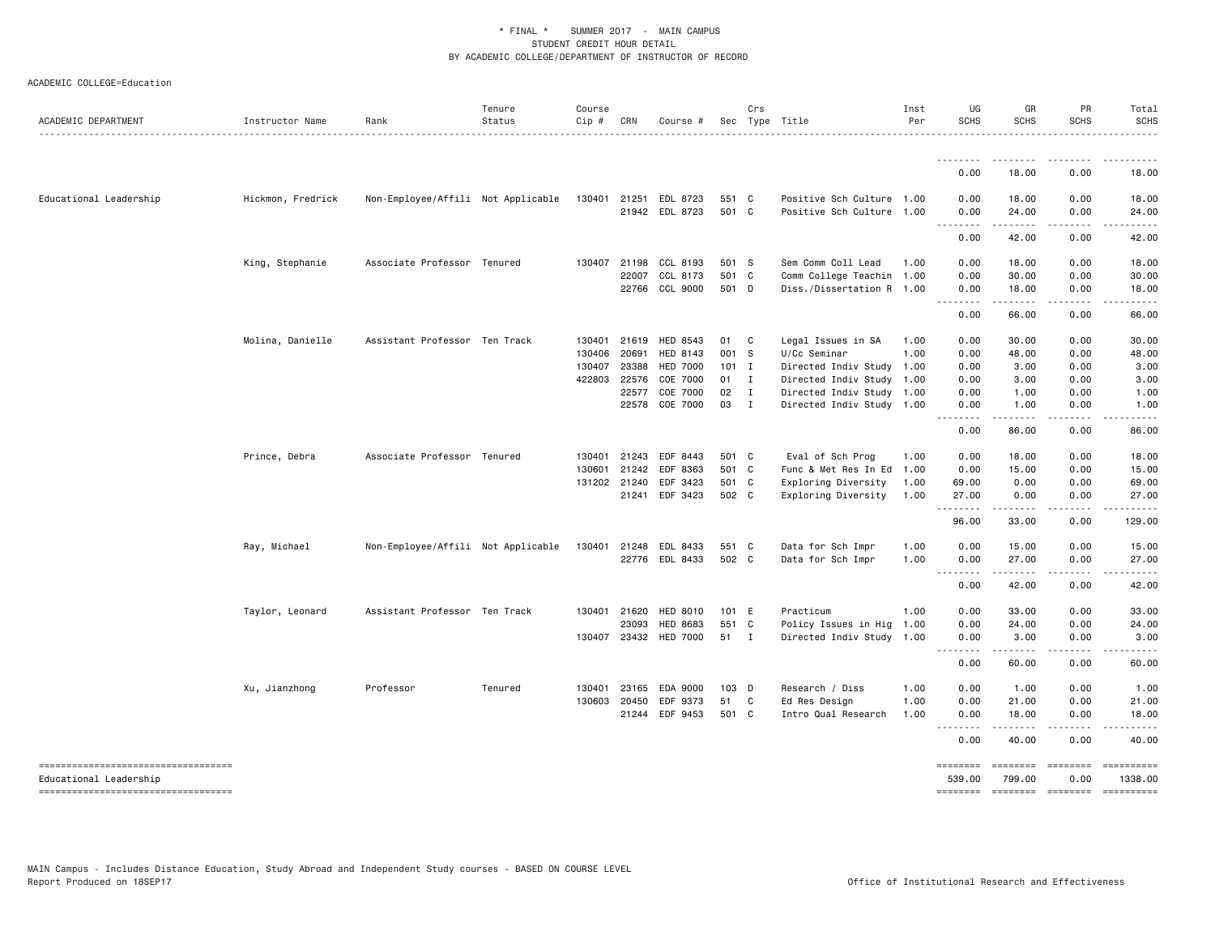\* FINAL \* SUMMER 2017 - MAIN CAMPUS
STUDENT CREDIT HOUR DETAIL
BY ACADEMIC COLLEGE/DEPARTMENT OF INSTRUCTOR OF RECORD

ACADEMIC COLLEGE=Education

| ACADEMIC DEPARTMENT | Instructor Name | Rank | Tenure Status | Course Cip # | CRN | Course # | Sec | Crs Type | Title | Inst Per | UG SCHS | GR SCHS | PR SCHS | Total SCHS |
|---|---|---|---|---|---|---|---|---|---|---|---|---|---|---|
| | | | | | | | | | | | 0.00 | 18.00 | 0.00 | 18.00 |
| Educational Leadership | Hickmon, Fredrick | Non-Employee/Affili | Not Applicable | 130401 | 21251 | EDL 8723 | 551 | C | Positive Sch Culture | 1.00 | 0.00 | 18.00 | 0.00 | 18.00 |
| | | | | | 21942 | EDL 8723 | 501 | C | Positive Sch Culture | 1.00 | 0.00 | 24.00 | 0.00 | 24.00 |
| | | | | | | | | | | | 0.00 | 42.00 | 0.00 | 42.00 |
| | King, Stephanie | Associate Professor | Tenured | 130407 | 21198 | CCL 8193 | 501 | S | Sem Comm Coll Lead | 1.00 | 0.00 | 18.00 | 0.00 | 18.00 |
| | | | | | 22007 | CCL 8173 | 501 | C | Comm College Teachin | 1.00 | 0.00 | 30.00 | 0.00 | 30.00 |
| | | | | | 22766 | CCL 9000 | 501 | D | Diss./Dissertation R | 1.00 | 0.00 | 18.00 | 0.00 | 18.00 |
| | | | | | | | | | | | 0.00 | 66.00 | 0.00 | 66.00 |
| | Molina, Danielle | Assistant Professor | Ten Track | 130401 | 21619 | HED 8543 | 01 | C | Legal Issues in SA | 1.00 | 0.00 | 30.00 | 0.00 | 30.00 |
| | | | | 130406 | 20691 | HED 8143 | 001 | S | U/Cc Seminar | 1.00 | 0.00 | 48.00 | 0.00 | 48.00 |
| | | | | 130407 | 23388 | HED 7000 | 101 | I | Directed Indiv Study | 1.00 | 0.00 | 3.00 | 0.00 | 3.00 |
| | | | | 422803 | 22576 | COE 7000 | 01 | I | Directed Indiv Study | 1.00 | 0.00 | 3.00 | 0.00 | 3.00 |
| | | | | | 22577 | COE 7000 | 02 | I | Directed Indiv Study | 1.00 | 0.00 | 1.00 | 0.00 | 1.00 |
| | | | | | 22578 | COE 7000 | 03 | I | Directed Indiv Study | 1.00 | 0.00 | 1.00 | 0.00 | 1.00 |
| | | | | | | | | | | | 0.00 | 86.00 | 0.00 | 86.00 |
| | Prince, Debra | Associate Professor | Tenured | 130401 | 21243 | EDF 8443 | 501 | C | Eval of Sch Prog | 1.00 | 0.00 | 18.00 | 0.00 | 18.00 |
| | | | | 130601 | 21242 | EDF 8363 | 501 | C | Func & Met Res In Ed | 1.00 | 0.00 | 15.00 | 0.00 | 15.00 |
| | | | | 131202 | 21240 | EDF 3423 | 501 | C | Exploring Diversity | 1.00 | 69.00 | 0.00 | 0.00 | 69.00 |
| | | | | | 21241 | EDF 3423 | 502 | C | Exploring Diversity | 1.00 | 27.00 | 0.00 | 0.00 | 27.00 |
| | | | | | | | | | | | 96.00 | 33.00 | 0.00 | 129.00 |
| | Ray, Michael | Non-Employee/Affili | Not Applicable | 130401 | 21248 | EDL 8433 | 551 | C | Data for Sch Impr | 1.00 | 0.00 | 15.00 | 0.00 | 15.00 |
| | | | | | 22776 | EDL 8433 | 502 | C | Data for Sch Impr | 1.00 | 0.00 | 27.00 | 0.00 | 27.00 |
| | | | | | | | | | | | 0.00 | 42.00 | 0.00 | 42.00 |
| | Taylor, Leonard | Assistant Professor | Ten Track | 130401 | 21620 | HED 8010 | 101 | E | Practicum | 1.00 | 0.00 | 33.00 | 0.00 | 33.00 |
| | | | | | 23093 | HED 8683 | 551 | C | Policy Issues in Hig | 1.00 | 0.00 | 24.00 | 0.00 | 24.00 |
| | | | | 130407 | 23432 | HED 7000 | 51 | I | Directed Indiv Study | 1.00 | 0.00 | 3.00 | 0.00 | 3.00 |
| | | | | | | | | | | | 0.00 | 60.00 | 0.00 | 60.00 |
| | Xu, Jianzhong | Professor | Tenured | 130401 | 23165 | EDA 9000 | 103 | D | Research / Diss | 1.00 | 0.00 | 1.00 | 0.00 | 1.00 |
| | | | | 130603 | 20450 | EDF 9373 | 51 | C | Ed Res Design | 1.00 | 0.00 | 21.00 | 0.00 | 21.00 |
| | | | | | 21244 | EDF 9453 | 501 | C | Intro Qual Research | 1.00 | 0.00 | 18.00 | 0.00 | 18.00 |
| | | | | | | | | | | | 0.00 | 40.00 | 0.00 | 40.00 |
| Educational Leadership | | | | | | | | | | | 539.00 | 799.00 | 0.00 | 1338.00 |

MAIN Campus - Includes Distance Education, Study Abroad and Independent Study courses - BASED ON COURSE LEVEL
Report Produced on 18SEP17

Office of Institutional Research and Effectiveness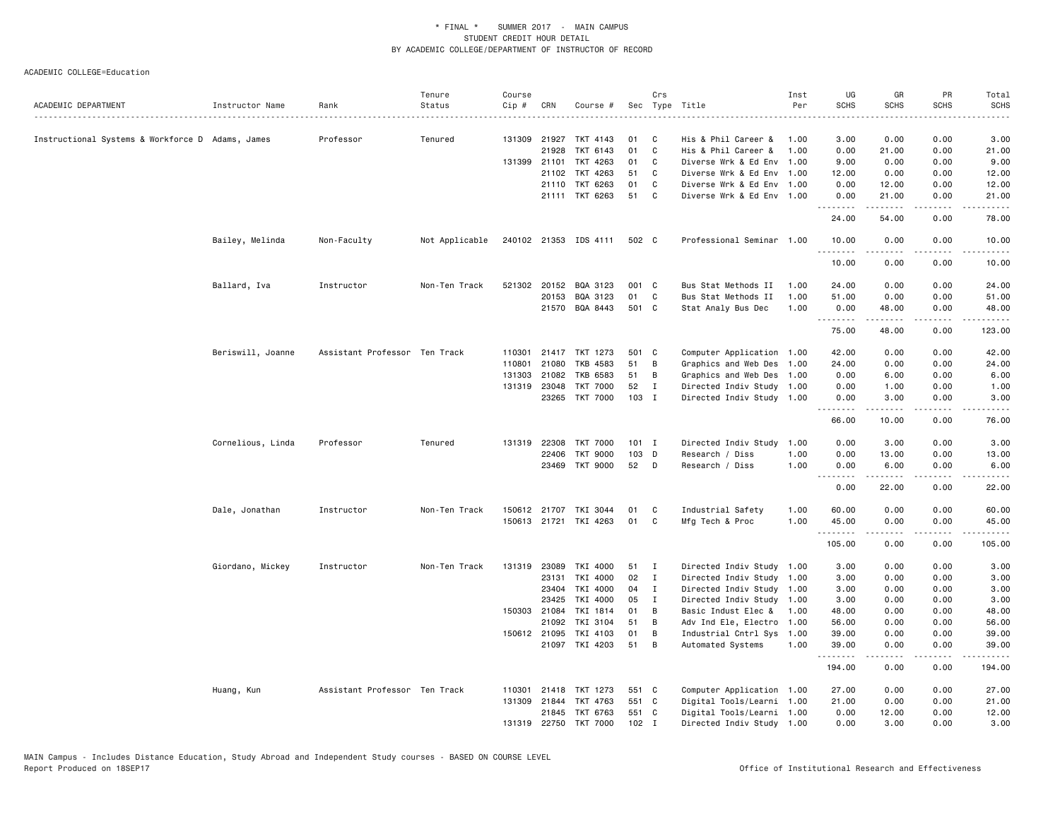\* FINAL \* SUMMER 2017 - MAIN CAMPUS
STUDENT CREDIT HOUR DETAIL
BY ACADEMIC COLLEGE/DEPARTMENT OF INSTRUCTOR OF RECORD

ACADEMIC COLLEGE=Education

| ACADEMIC DEPARTMENT | Instructor Name | Rank | Tenure Status | Course Cip # | CRN | Course # | Sec | Crs Type | Title | Inst Per | UG SCHS | GR SCHS | PR SCHS | Total SCHS |
|---|---|---|---|---|---|---|---|---|---|---|---|---|---|---|
| Instructional Systems & Workforce D | Adams, James | Professor | Tenured | 131309 | 21927 | TKT 4143 | 01 | C | His & Phil Career & | 1.00 | 3.00 | 0.00 | 0.00 | 3.00 |
| | | | | | 21928 | TKT 6143 | 01 | C | His & Phil Career & | 1.00 | 0.00 | 21.00 | 0.00 | 21.00 |
| | | | | 131399 | 21101 | TKT 4263 | 01 | C | Diverse Wrk & Ed Env | 1.00 | 9.00 | 0.00 | 0.00 | 9.00 |
| | | | | | 21102 | TKT 4263 | 51 | C | Diverse Wrk & Ed Env | 1.00 | 12.00 | 0.00 | 0.00 | 12.00 |
| | | | | | 21110 | TKT 6263 | 01 | C | Diverse Wrk & Ed Env | 1.00 | 0.00 | 12.00 | 0.00 | 12.00 |
| | | | | | 21111 | TKT 6263 | 51 | C | Diverse Wrk & Ed Env | 1.00 | 0.00 | 21.00 | 0.00 | 21.00 |
| | | | | | | | | | | | 24.00 | 54.00 | 0.00 | 78.00 |
| | Bailey, Melinda | Non-Faculty | Not Applicable | 240102 | 21353 | IDS 4111 | 502 | C | Professional Seminar | 1.00 | 10.00 | 0.00 | 0.00 | 10.00 |
| | | | | | | | | | | | 10.00 | 0.00 | 0.00 | 10.00 |
| | Ballard, Iva | Instructor | Non-Ten Track | 521302 | 20152 | BQA 3123 | 001 | C | Bus Stat Methods II | 1.00 | 24.00 | 0.00 | 0.00 | 24.00 |
| | | | | | 20153 | BQA 3123 | 01 | C | Bus Stat Methods II | 1.00 | 51.00 | 0.00 | 0.00 | 51.00 |
| | | | | | 21570 | BQA 8443 | 501 | C | Stat Analy Bus Dec | 1.00 | 0.00 | 48.00 | 0.00 | 48.00 |
| | | | | | | | | | | | 75.00 | 48.00 | 0.00 | 123.00 |
| | Beriswill, Joanne | Assistant Professor | Ten Track | 110301 | 21417 | TKT 1273 | 501 | C | Computer Application | 1.00 | 42.00 | 0.00 | 0.00 | 42.00 |
| | | | | 110801 | 21080 | TKB 4583 | 51 | B | Graphics and Web Des | 1.00 | 24.00 | 0.00 | 0.00 | 24.00 |
| | | | | 131303 | 21082 | TKB 6583 | 51 | B | Graphics and Web Des | 1.00 | 0.00 | 6.00 | 0.00 | 6.00 |
| | | | | 131319 | 23048 | TKT 7000 | 52 | I | Directed Indiv Study | 1.00 | 0.00 | 1.00 | 0.00 | 1.00 |
| | | | | | 23265 | TKT 7000 | 103 | I | Directed Indiv Study | 1.00 | 0.00 | 3.00 | 0.00 | 3.00 |
| | | | | | | | | | | | 66.00 | 10.00 | 0.00 | 76.00 |
| | Cornelious, Linda | Professor | Tenured | 131319 | 22308 | TKT 7000 | 101 | I | Directed Indiv Study | 1.00 | 0.00 | 3.00 | 0.00 | 3.00 |
| | | | | | 22406 | TKT 9000 | 103 | D | Research / Diss | 1.00 | 0.00 | 13.00 | 0.00 | 13.00 |
| | | | | | 23469 | TKT 9000 | 52 | D | Research / Diss | 1.00 | 0.00 | 6.00 | 0.00 | 6.00 |
| | | | | | | | | | | | 0.00 | 22.00 | 0.00 | 22.00 |
| | Dale, Jonathan | Instructor | Non-Ten Track | 150612 | 21707 | TKI 3044 | 01 | C | Industrial Safety | 1.00 | 60.00 | 0.00 | 0.00 | 60.00 |
| | | | | 150613 | 21721 | TKI 4263 | 01 | C | Mfg Tech & Proc | 1.00 | 45.00 | 0.00 | 0.00 | 45.00 |
| | | | | | | | | | | | 105.00 | 0.00 | 0.00 | 105.00 |
| | Giordano, Mickey | Instructor | Non-Ten Track | 131319 | 23089 | TKI 4000 | 51 | I | Directed Indiv Study | 1.00 | 3.00 | 0.00 | 0.00 | 3.00 |
| | | | | | 23131 | TKI 4000 | 02 | I | Directed Indiv Study | 1.00 | 3.00 | 0.00 | 0.00 | 3.00 |
| | | | | | 23404 | TKI 4000 | 04 | I | Directed Indiv Study | 1.00 | 3.00 | 0.00 | 0.00 | 3.00 |
| | | | | | 23425 | TKI 4000 | 05 | I | Directed Indiv Study | 1.00 | 3.00 | 0.00 | 0.00 | 3.00 |
| | | | | 150303 | 21084 | TKI 1814 | 01 | B | Basic Indust Elec & | 1.00 | 48.00 | 0.00 | 0.00 | 48.00 |
| | | | | | 21092 | TKI 3104 | 51 | B | Adv Ind Ele, Electro | 1.00 | 56.00 | 0.00 | 0.00 | 56.00 |
| | | | | 150612 | 21095 | TKI 4103 | 01 | B | Industrial Cntrl Sys | 1.00 | 39.00 | 0.00 | 0.00 | 39.00 |
| | | | | | 21097 | TKI 4203 | 51 | B | Automated Systems | 1.00 | 39.00 | 0.00 | 0.00 | 39.00 |
| | | | | | | | | | | | 194.00 | 0.00 | 0.00 | 194.00 |
| | Huang, Kun | Assistant Professor | Ten Track | 110301 | 21418 | TKT 1273 | 551 | C | Computer Application | 1.00 | 27.00 | 0.00 | 0.00 | 27.00 |
| | | | | 131309 | 21844 | TKT 4763 | 551 | C | Digital Tools/Learni | 1.00 | 21.00 | 0.00 | 0.00 | 21.00 |
| | | | | | 21845 | TKT 6763 | 551 | C | Digital Tools/Learni | 1.00 | 0.00 | 12.00 | 0.00 | 12.00 |
| | | | | 131319 | 22750 | TKT 7000 | 102 | I | Directed Indiv Study | 1.00 | 0.00 | 3.00 | 0.00 | 3.00 |

MAIN Campus - Includes Distance Education, Study Abroad and Independent Study courses - BASED ON COURSE LEVEL
Report Produced on 18SEP17 — Office of Institutional Research and Effectiveness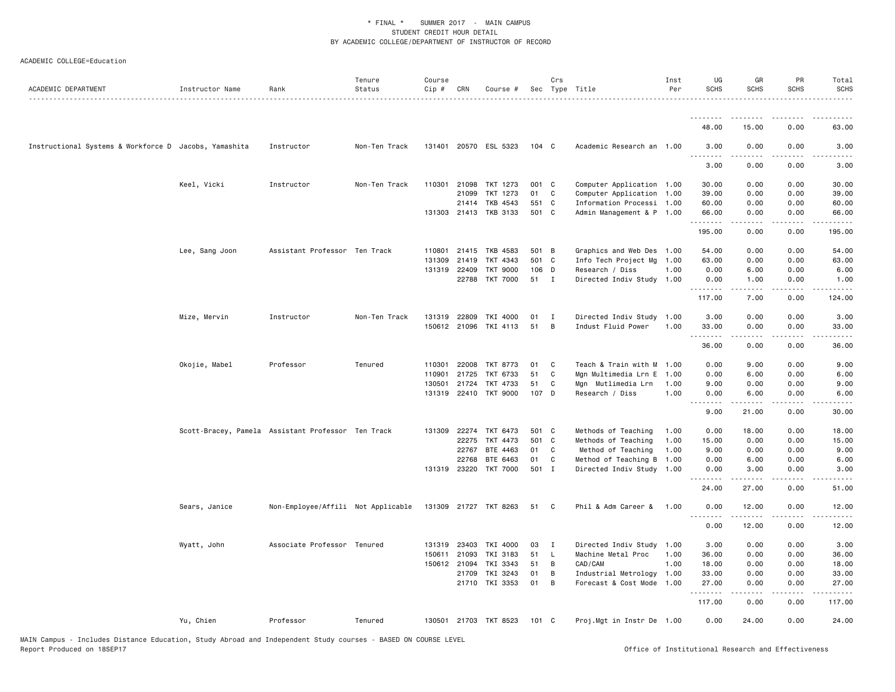\* FINAL \* SUMMER 2017 - MAIN CAMPUS
STUDENT CREDIT HOUR DETAIL
BY ACADEMIC COLLEGE/DEPARTMENT OF INSTRUCTOR OF RECORD

ACADEMIC COLLEGE=Education

| ACADEMIC DEPARTMENT | Instructor Name | Rank | Tenure Status | Course Cip # | CRN | Course # | Sec | Crs Type | Title | Inst Per | UG SCHS | GR SCHS | PR SCHS | Total SCHS |
|---|---|---|---|---|---|---|---|---|---|---|---|---|---|---|
| | | | | | | | | | | | 48.00 | 15.00 | 0.00 | 63.00 |
| Instructional Systems & Workforce D | Jacobs, Yamashita | Instructor | Non-Ten Track | 131401 | 20570 | ESL 5323 | 104 | C | Academic Research an | 1.00 | 3.00 | 0.00 | 0.00 | 3.00 |
| | | | | | | | | | | | 3.00 | 0.00 | 0.00 | 3.00 |
| | Keel, Vicki | Instructor | Non-Ten Track | 110301 | 21098 | TKT 1273 | 001 | C | Computer Application | 1.00 | 30.00 | 0.00 | 0.00 | 30.00 |
| | | | | | 21099 | TKT 1273 | 01 | C | Computer Application | 1.00 | 39.00 | 0.00 | 0.00 | 39.00 |
| | | | | | 21414 | TKB 4543 | 551 | C | Information Processi | 1.00 | 60.00 | 0.00 | 0.00 | 60.00 |
| | | | | 131303 | 21413 | TKB 3133 | 501 | C | Admin Management & P | 1.00 | 66.00 | 0.00 | 0.00 | 66.00 |
| | | | | | | | | | | | 195.00 | 0.00 | 0.00 | 195.00 |
| | Lee, Sang Joon | Assistant Professor | Ten Track | 110801 | 21415 | TKB 4583 | 501 | B | Graphics and Web Des | 1.00 | 54.00 | 0.00 | 0.00 | 54.00 |
| | | | | 131309 | 21419 | TKT 4343 | 501 | C | Info Tech Project Mg | 1.00 | 63.00 | 0.00 | 0.00 | 63.00 |
| | | | | 131319 | 22409 | TKT 9000 | 106 | D | Research / Diss | 1.00 | 0.00 | 6.00 | 0.00 | 6.00 |
| | | | | | 22788 | TKT 7000 | 51 | I | Directed Indiv Study | 1.00 | 0.00 | 1.00 | 0.00 | 1.00 |
| | | | | | | | | | | | 117.00 | 7.00 | 0.00 | 124.00 |
| | Mize, Mervin | Instructor | Non-Ten Track | 131319 | 22809 | TKI 4000 | 01 | I | Directed Indiv Study | 1.00 | 3.00 | 0.00 | 0.00 | 3.00 |
| | | | | 150612 | 21096 | TKI 4113 | 51 | B | Indust Fluid Power | 1.00 | 33.00 | 0.00 | 0.00 | 33.00 |
| | | | | | | | | | | | 36.00 | 0.00 | 0.00 | 36.00 |
| | Okojie, Mabel | Professor | Tenured | 110301 | 22008 | TKT 8773 | 01 | C | Teach & Train with M | 1.00 | 0.00 | 9.00 | 0.00 | 9.00 |
| | | | | 110901 | 21725 | TKT 6733 | 51 | C | Mgn Multimedia Lrn E | 1.00 | 0.00 | 6.00 | 0.00 | 6.00 |
| | | | | 130501 | 21724 | TKT 4733 | 51 | C | Mgn Mutlimedia Lrn | 1.00 | 9.00 | 0.00 | 0.00 | 9.00 |
| | | | | 131319 | 22410 | TKT 9000 | 107 | D | Research / Diss | 1.00 | 0.00 | 6.00 | 0.00 | 6.00 |
| | | | | | | | | | | | 9.00 | 21.00 | 0.00 | 30.00 |
| | Scott-Bracey, Pamela | Assistant Professor | Ten Track | 131309 | 22274 | TKT 6473 | 501 | C | Methods of Teaching | 1.00 | 0.00 | 18.00 | 0.00 | 18.00 |
| | | | | | 22275 | TKT 4473 | 501 | C | Methods of Teaching | 1.00 | 15.00 | 0.00 | 0.00 | 15.00 |
| | | | | | 22767 | BTE 4463 | 01 | C | Method of Teaching | 1.00 | 9.00 | 0.00 | 0.00 | 9.00 |
| | | | | | 22768 | BTE 6463 | 01 | C | Method of Teaching B | 1.00 | 0.00 | 6.00 | 0.00 | 6.00 |
| | | | | 131319 | 23220 | TKT 7000 | 501 | I | Directed Indiv Study | 1.00 | 0.00 | 3.00 | 0.00 | 3.00 |
| | | | | | | | | | | | 24.00 | 27.00 | 0.00 | 51.00 |
| | Sears, Janice | Non-Employee/Affili | Not Applicable | 131309 | 21727 | TKT 8263 | 51 | C | Phil & Adm Career & | 1.00 | 0.00 | 12.00 | 0.00 | 12.00 |
| | | | | | | | | | | | 0.00 | 12.00 | 0.00 | 12.00 |
| | Wyatt, John | Associate Professor | Tenured | 131319 | 23403 | TKI 4000 | 03 | I | Directed Indiv Study | 1.00 | 3.00 | 0.00 | 0.00 | 3.00 |
| | | | | 150611 | 21093 | TKI 3183 | 51 | L | Machine Metal Proc | 1.00 | 36.00 | 0.00 | 0.00 | 36.00 |
| | | | | 150612 | 21094 | TKI 3343 | 51 | B | CAD/CAM | 1.00 | 18.00 | 0.00 | 0.00 | 18.00 |
| | | | | | 21709 | TKI 3243 | 01 | B | Industrial Metrology | 1.00 | 33.00 | 0.00 | 0.00 | 33.00 |
| | | | | | 21710 | TKI 3353 | 01 | B | Forecast & Cost Mode | 1.00 | 27.00 | 0.00 | 0.00 | 27.00 |
| | | | | | | | | | | | 117.00 | 0.00 | 0.00 | 117.00 |
| | Yu, Chien | Professor | Tenured | 130501 | 21703 | TKT 8523 | 101 | C | Proj.Mgt in Instr De | 1.00 | 0.00 | 24.00 | 0.00 | 24.00 |

MAIN Campus - Includes Distance Education, Study Abroad and Independent Study courses - BASED ON COURSE LEVEL
Report Produced on 18SEP17 — Office of Institutional Research and Effectiveness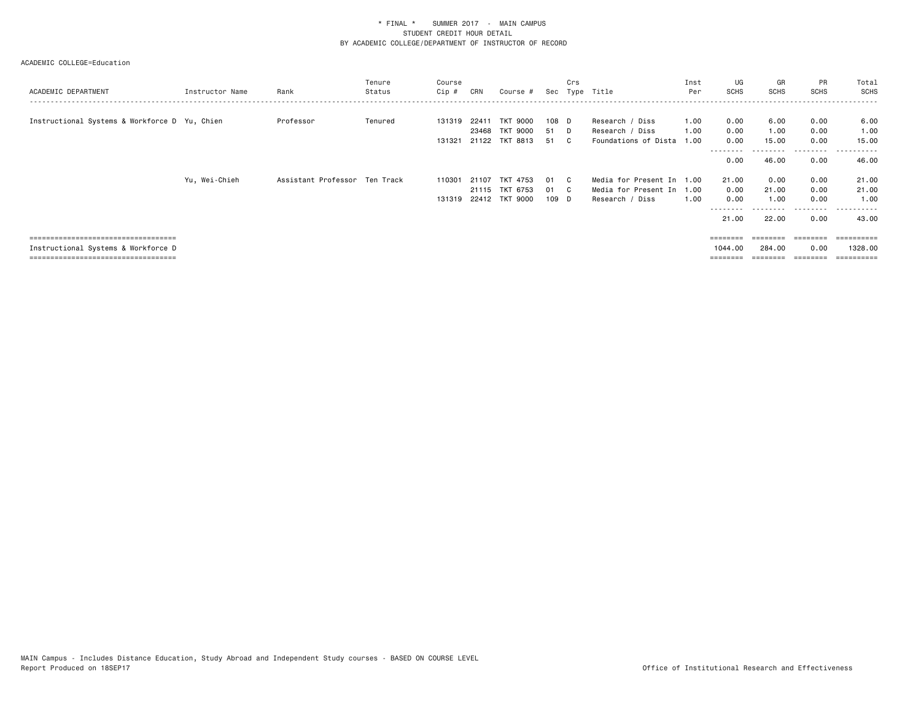\* FINAL \*    SUMMER 2017 - MAIN CAMPUS
STUDENT CREDIT HOUR DETAIL
BY ACADEMIC COLLEGE/DEPARTMENT OF INSTRUCTOR OF RECORD

ACADEMIC COLLEGE=Education

| ACADEMIC DEPARTMENT | Instructor Name | Rank | Tenure Status | Course Cip # | CRN | Course # | Sec | Crs Type | Title | Inst Per | UG SCHS | GR SCHS | PR SCHS | Total SCHS |
|---|---|---|---|---|---|---|---|---|---|---|---|---|---|---|
| Instructional Systems & Workforce D | Yu, Chien | Professor | Tenured | 131319 | 22411 | TKT 9000 | 108 | D | Research / Diss | 1.00 | 0.00 | 6.00 | 0.00 | 6.00 |
| | | | | | 23468 | TKT 9000 | 51 | D | Research / Diss | 1.00 | 0.00 | 1.00 | 0.00 | 1.00 |
| | | | | 131321 | 21122 | TKT 8813 | 51 | C | Foundations of Dista | 1.00 | 0.00 | 15.00 | 0.00 | 15.00 |
| | | | | | | | | | | | 0.00 | 46.00 | 0.00 | 46.00 |
| | Yu, Wei-Chieh | Assistant Professor | Ten Track | 110301 | 21107 | TKT 4753 | 01 | C | Media for Present In | 1.00 | 21.00 | 0.00 | 0.00 | 21.00 |
| | | | | | 21115 | TKT 6753 | 01 | C | Media for Present In | 1.00 | 0.00 | 21.00 | 0.00 | 21.00 |
| | | | | 131319 | 22412 | TKT 9000 | 109 | D | Research / Diss | 1.00 | 0.00 | 1.00 | 0.00 | 1.00 |
| | | | | | | | | | | | 21.00 | 22.00 | 0.00 | 43.00 |
| Instructional Systems & Workforce D | | | | | | | | | | | 1044.00 | 284.00 | 0.00 | 1328.00 |

MAIN Campus - Includes Distance Education, Study Abroad and Independent Study courses - BASED ON COURSE LEVEL
Report Produced on 18SEP17

Office of Institutional Research and Effectiveness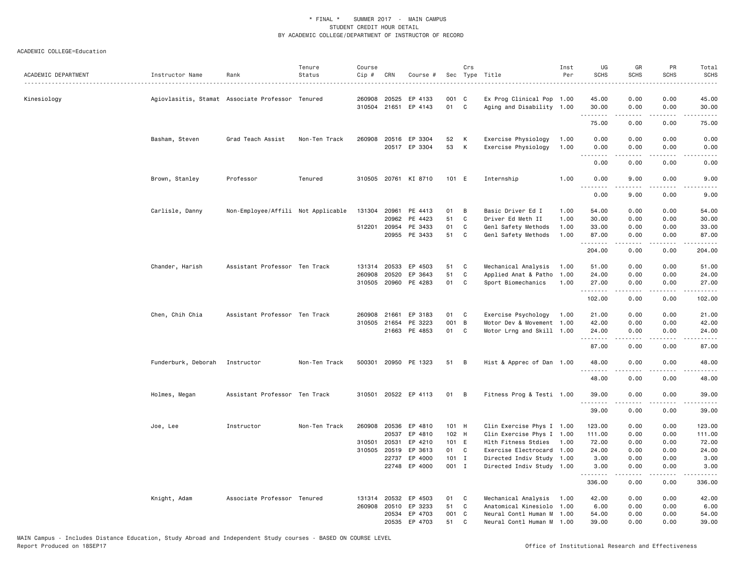\* FINAL \* SUMMER 2017 - MAIN CAMPUS
STUDENT CREDIT HOUR DETAIL
BY ACADEMIC COLLEGE/DEPARTMENT OF INSTRUCTOR OF RECORD

ACADEMIC COLLEGE=Education

| ACADEMIC DEPARTMENT | Instructor Name | Rank | Tenure Status | Course Cip # | CRN | Course # | Sec | Crs Type | Title | Inst Per | UG SCHS | GR SCHS | PR SCHS | Total SCHS |
|---|---|---|---|---|---|---|---|---|---|---|---|---|---|---|
| Kinesiology | Agiovlasitis, Stamat | Associate Professor | Tenured | 260908 | 20525 | EP 4133 | 001 | C | Ex Prog Clinical Pop | 1.00 | 45.00 | 0.00 | 0.00 | 45.00 |
| | | | | 310504 | 21651 | EP 4143 | 01 | C | Aging and Disability | 1.00 | 30.00 | 0.00 | 0.00 | 30.00 |
| | | | | | | | | | | | 75.00 | 0.00 | 0.00 | 75.00 |
| | Basham, Steven | Grad Teach Assist | Non-Ten Track | 260908 | 20516 | EP 3304 | 52 | K | Exercise Physiology | 1.00 | 0.00 | 0.00 | 0.00 | 0.00 |
| | | | | | 20517 | EP 3304 | 53 | K | Exercise Physiology | 1.00 | 0.00 | 0.00 | 0.00 | 0.00 |
| | | | | | | | | | | | 0.00 | 0.00 | 0.00 | 0.00 |
| | Brown, Stanley | Professor | Tenured | 310505 | 20761 | KI 8710 | 101 | E | Internship | 1.00 | 0.00 | 9.00 | 0.00 | 9.00 |
| | | | | | | | | | | | 0.00 | 9.00 | 0.00 | 9.00 |
| | Carlisle, Danny | Non-Employee/Affili | Not Applicable | 131304 | 20961 | PE 4413 | 01 | B | Basic Driver Ed I | 1.00 | 54.00 | 0.00 | 0.00 | 54.00 |
| | | | | | 20962 | PE 4423 | 51 | C | Driver Ed Meth II | 1.00 | 30.00 | 0.00 | 0.00 | 30.00 |
| | | | | 512201 | 20954 | PE 3433 | 01 | C | Genl Safety Methods | 1.00 | 33.00 | 0.00 | 0.00 | 33.00 |
| | | | | | 20955 | PE 3433 | 51 | C | Genl Safety Methods | 1.00 | 87.00 | 0.00 | 0.00 | 87.00 |
| | | | | | | | | | | | 204.00 | 0.00 | 0.00 | 204.00 |
| | Chander, Harish | Assistant Professor | Ten Track | 131314 | 20533 | EP 4503 | 51 | C | Mechanical Analysis | 1.00 | 51.00 | 0.00 | 0.00 | 51.00 |
| | | | | 260908 | 20520 | EP 3643 | 51 | C | Applied Anat & Patho | 1.00 | 24.00 | 0.00 | 0.00 | 24.00 |
| | | | | 310505 | 20960 | PE 4283 | 01 | C | Sport Biomechanics | 1.00 | 27.00 | 0.00 | 0.00 | 27.00 |
| | | | | | | | | | | | 102.00 | 0.00 | 0.00 | 102.00 |
| | Chen, Chih Chia | Assistant Professor | Ten Track | 260908 | 21661 | EP 3183 | 01 | C | Exercise Psychology | 1.00 | 21.00 | 0.00 | 0.00 | 21.00 |
| | | | | 310505 | 21654 | PE 3223 | 001 | B | Motor Dev & Movement | 1.00 | 42.00 | 0.00 | 0.00 | 42.00 |
| | | | | | 21663 | PE 4853 | 01 | C | Motor Lrng and Skill | 1.00 | 24.00 | 0.00 | 0.00 | 24.00 |
| | | | | | | | | | | | 87.00 | 0.00 | 0.00 | 87.00 |
| | Funderburk, Deborah | Instructor | Non-Ten Track | 500301 | 20950 | PE 1323 | 51 | B | Hist & Apprec of Dan | 1.00 | 48.00 | 0.00 | 0.00 | 48.00 |
| | | | | | | | | | | | 48.00 | 0.00 | 0.00 | 48.00 |
| | Holmes, Megan | Assistant Professor | Ten Track | 310501 | 20522 | EP 4113 | 01 | B | Fitness Prog & Testi | 1.00 | 39.00 | 0.00 | 0.00 | 39.00 |
| | | | | | | | | | | | 39.00 | 0.00 | 0.00 | 39.00 |
| | Joe, Lee | Instructor | Non-Ten Track | 260908 | 20536 | EP 4810 | 101 | H | Clin Exercise Phys I | 1.00 | 123.00 | 0.00 | 0.00 | 123.00 |
| | | | | | 20537 | EP 4810 | 102 | H | Clin Exercise Phys I | 1.00 | 111.00 | 0.00 | 0.00 | 111.00 |
| | | | | 310501 | 20531 | EP 4210 | 101 | E | Hlth Fitness Stdies | 1.00 | 72.00 | 0.00 | 0.00 | 72.00 |
| | | | | 310505 | 20519 | EP 3613 | 01 | C | Exercise Electrocard | 1.00 | 24.00 | 0.00 | 0.00 | 24.00 |
| | | | | | 22737 | EP 4000 | 101 | I | Directed Indiv Study | 1.00 | 3.00 | 0.00 | 0.00 | 3.00 |
| | | | | | 22748 | EP 4000 | 001 | I | Directed Indiv Study | 1.00 | 3.00 | 0.00 | 0.00 | 3.00 |
| | | | | | | | | | | | 336.00 | 0.00 | 0.00 | 336.00 |
| | Knight, Adam | Associate Professor | Tenured | 131314 | 20532 | EP 4503 | 01 | C | Mechanical Analysis | 1.00 | 42.00 | 0.00 | 0.00 | 42.00 |
| | | | | 260908 | 20510 | EP 3233 | 51 | C | Anatomical Kinesiolo | 1.00 | 6.00 | 0.00 | 0.00 | 6.00 |
| | | | | | 20534 | EP 4703 | 001 | C | Neural Contl Human M | 1.00 | 54.00 | 0.00 | 0.00 | 54.00 |
| | | | | | 20535 | EP 4703 | 51 | C | Neural Contl Human M | 1.00 | 39.00 | 0.00 | 0.00 | 39.00 |

MAIN Campus - Includes Distance Education, Study Abroad and Independent Study courses - BASED ON COURSE LEVEL
Report Produced on 18SEP17 Office of Institutional Research and Effectiveness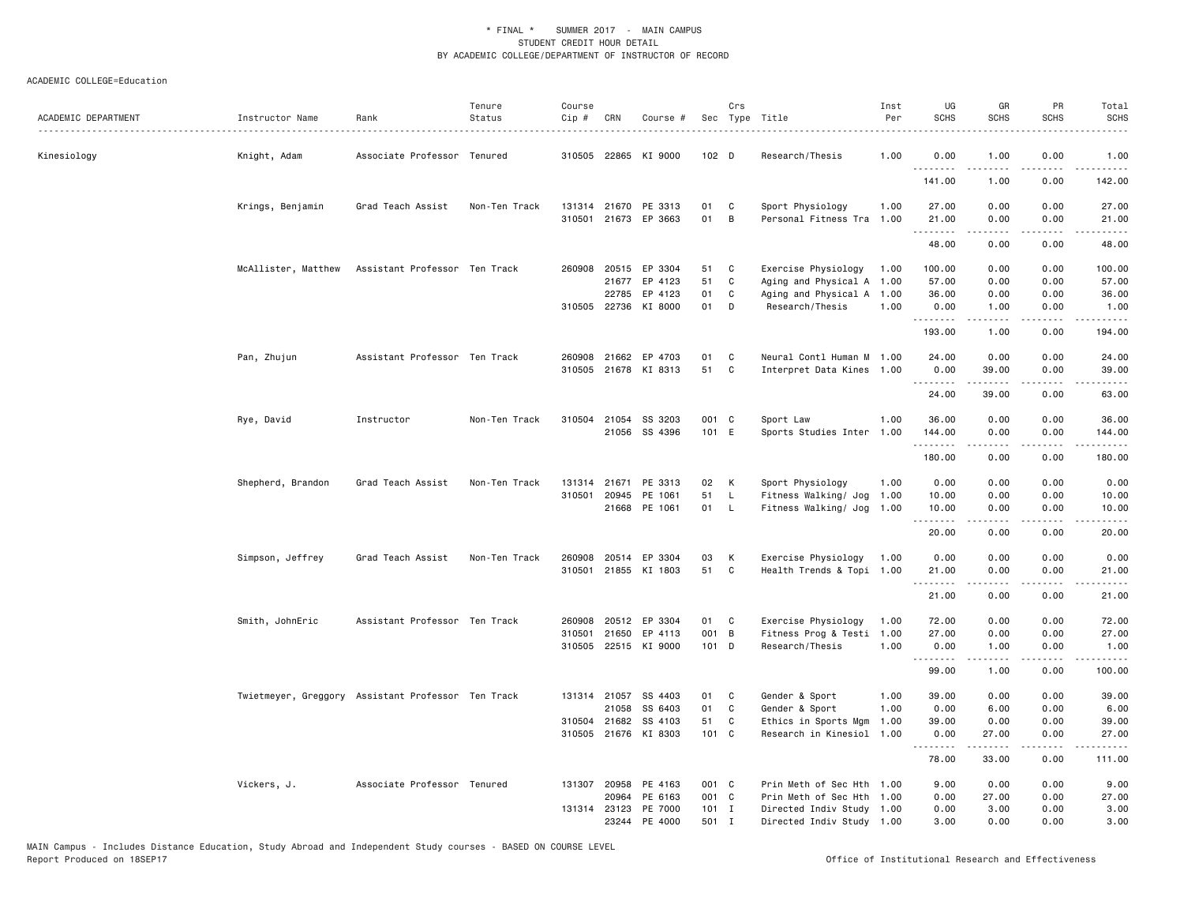\* FINAL \* SUMMER 2017 - MAIN CAMPUS
STUDENT CREDIT HOUR DETAIL
BY ACADEMIC COLLEGE/DEPARTMENT OF INSTRUCTOR OF RECORD

ACADEMIC COLLEGE=Education

| ACADEMIC DEPARTMENT | Instructor Name | Rank | Tenure Status | Course Cip # | CRN | Course # | Sec | Crs Type | Title | Inst Per | UG SCHS | GR SCHS | PR SCHS | Total SCHS |
|---|---|---|---|---|---|---|---|---|---|---|---|---|---|---|
| Kinesiology | Knight, Adam | Associate Professor | Tenured | 310505 | 22865 | KI 9000 | 102 | D | Research/Thesis | 1.00 | 0.00 | 1.00 | 0.00 | 1.00 |
| | | | | | | | | | | | 141.00 | 1.00 | 0.00 | 142.00 |
| | Krings, Benjamin | Grad Teach Assist | Non-Ten Track | 131314 | 21670 | PE 3313 | 01 | C | Sport Physiology | 1.00 | 27.00 | 0.00 | 0.00 | 27.00 |
| | | | | 310501 | 21673 | EP 3663 | 01 | B | Personal Fitness Tra | 1.00 | 21.00 | 0.00 | 0.00 | 21.00 |
| | | | | | | | | | | | 48.00 | 0.00 | 0.00 | 48.00 |
| | McAllister, Matthew | Assistant Professor | Ten Track | 260908 | 20515 | EP 3304 | 51 | C | Exercise Physiology | 1.00 | 100.00 | 0.00 | 0.00 | 100.00 |
| | | | | | 21677 | EP 4123 | 51 | C | Aging and Physical A | 1.00 | 57.00 | 0.00 | 0.00 | 57.00 |
| | | | | | 22785 | EP 4123 | 01 | C | Aging and Physical A | 1.00 | 36.00 | 0.00 | 0.00 | 36.00 |
| | | | | 310505 | 22736 | KI 8000 | 01 | D | Research/Thesis | 1.00 | 0.00 | 1.00 | 0.00 | 1.00 |
| | | | | | | | | | | | 193.00 | 1.00 | 0.00 | 194.00 |
| | Pan, Zhujun | Assistant Professor | Ten Track | 260908 | 21662 | EP 4703 | 01 | C | Neural Contl Human M | 1.00 | 24.00 | 0.00 | 0.00 | 24.00 |
| | | | | 310505 | 21678 | KI 8313 | 51 | C | Interpret Data Kines | 1.00 | 0.00 | 39.00 | 0.00 | 39.00 |
| | | | | | | | | | | | 24.00 | 39.00 | 0.00 | 63.00 |
| | Rye, David | Instructor | Non-Ten Track | 310504 | 21054 | SS 3203 | 001 | C | Sport Law | 1.00 | 36.00 | 0.00 | 0.00 | 36.00 |
| | | | | | 21056 | SS 4396 | 101 | E | Sports Studies Inter | 1.00 | 144.00 | 0.00 | 0.00 | 144.00 |
| | | | | | | | | | | | 180.00 | 0.00 | 0.00 | 180.00 |
| | Shepherd, Brandon | Grad Teach Assist | Non-Ten Track | 131314 | 21671 | PE 3313 | 02 | K | Sport Physiology | 1.00 | 0.00 | 0.00 | 0.00 | 0.00 |
| | | | | 310501 | 20945 | PE 1061 | 51 | L | Fitness Walking/ Jog | 1.00 | 10.00 | 0.00 | 0.00 | 10.00 |
| | | | | | 21668 | PE 1061 | 01 | L | Fitness Walking/ Jog | 1.00 | 10.00 | 0.00 | 0.00 | 10.00 |
| | | | | | | | | | | | 20.00 | 0.00 | 0.00 | 20.00 |
| | Simpson, Jeffrey | Grad Teach Assist | Non-Ten Track | 260908 | 20514 | EP 3304 | 03 | K | Exercise Physiology | 1.00 | 0.00 | 0.00 | 0.00 | 0.00 |
| | | | | 310501 | 21855 | KI 1803 | 51 | C | Health Trends & Topi | 1.00 | 21.00 | 0.00 | 0.00 | 21.00 |
| | | | | | | | | | | | 21.00 | 0.00 | 0.00 | 21.00 |
| | Smith, JohnEric | Assistant Professor | Ten Track | 260908 | 20512 | EP 3304 | 01 | C | Exercise Physiology | 1.00 | 72.00 | 0.00 | 0.00 | 72.00 |
| | | | | 310501 | 21650 | EP 4113 | 001 | B | Fitness Prog & Testi | 1.00 | 27.00 | 0.00 | 0.00 | 27.00 |
| | | | | 310505 | 22515 | KI 9000 | 101 | D | Research/Thesis | 1.00 | 0.00 | 1.00 | 0.00 | 1.00 |
| | | | | | | | | | | | 99.00 | 1.00 | 0.00 | 100.00 |
| | Twietmeyer, Greggory | Assistant Professor | Ten Track | 131314 | 21057 | SS 4403 | 01 | C | Gender & Sport | 1.00 | 39.00 | 0.00 | 0.00 | 39.00 |
| | | | | | 21058 | SS 6403 | 01 | C | Gender & Sport | 1.00 | 0.00 | 6.00 | 0.00 | 6.00 |
| | | | | 310504 | 21682 | SS 4103 | 51 | C | Ethics in Sports Mgm | 1.00 | 39.00 | 0.00 | 0.00 | 39.00 |
| | | | | 310505 | 21676 | KI 8303 | 101 | C | Research in Kinesiol | 1.00 | 0.00 | 27.00 | 0.00 | 27.00 |
| | | | | | | | | | | | 78.00 | 33.00 | 0.00 | 111.00 |
| | Vickers, J. | Associate Professor | Tenured | 131307 | 20958 | PE 4163 | 001 | C | Prin Meth of Sec Hth | 1.00 | 9.00 | 0.00 | 0.00 | 9.00 |
| | | | | | 20964 | PE 6163 | 001 | C | Prin Meth of Sec Hth | 1.00 | 0.00 | 27.00 | 0.00 | 27.00 |
| | | | | 131314 | 23123 | PE 7000 | 101 | I | Directed Indiv Study | 1.00 | 0.00 | 3.00 | 0.00 | 3.00 |
| | | | | | 23244 | PE 4000 | 501 | I | Directed Indiv Study | 1.00 | 3.00 | 0.00 | 0.00 | 3.00 |

MAIN Campus - Includes Distance Education, Study Abroad and Independent Study courses - BASED ON COURSE LEVEL
Report Produced on 18SEP17

Office of Institutional Research and Effectiveness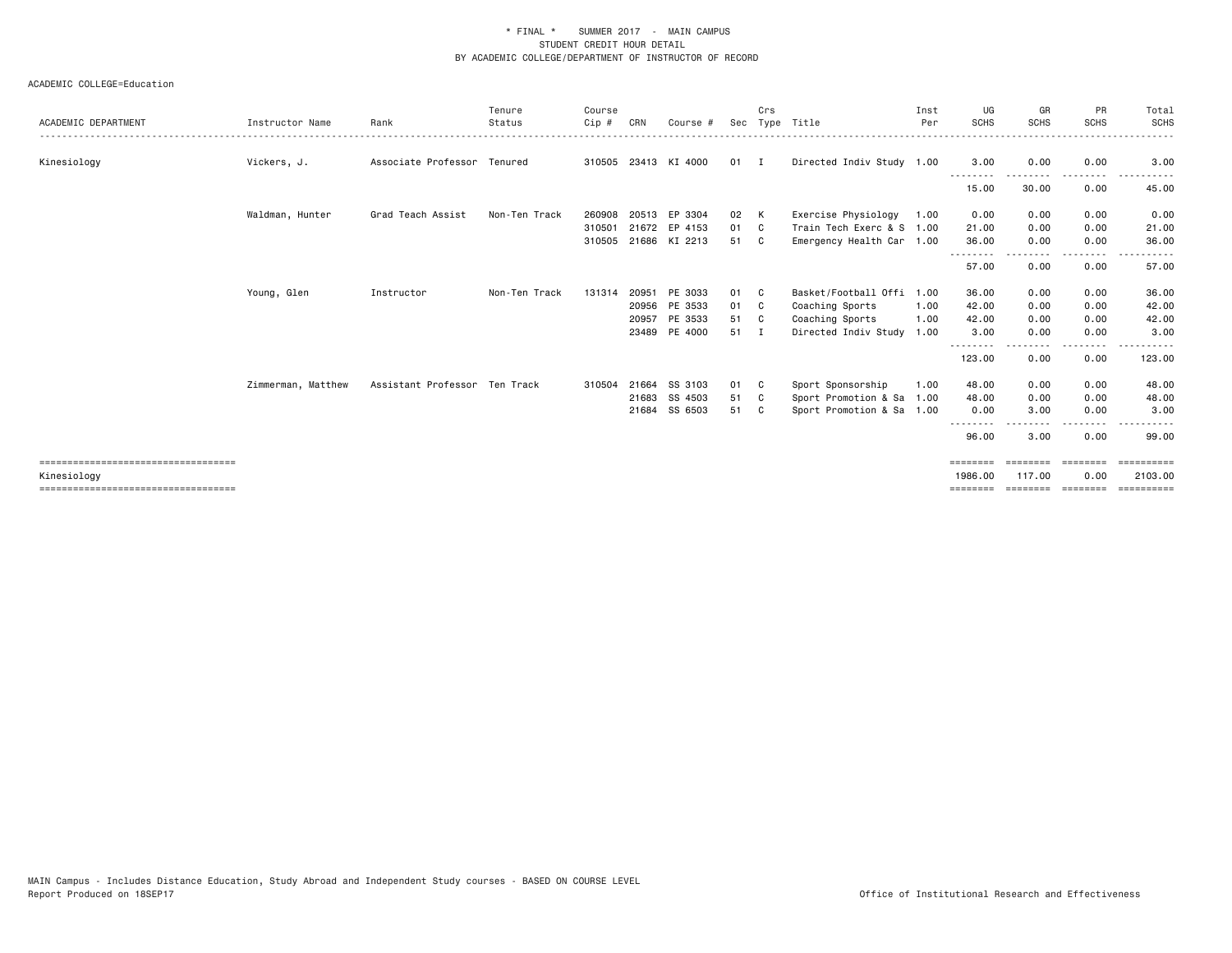\* FINAL \*    SUMMER 2017 - MAIN CAMPUS
STUDENT CREDIT HOUR DETAIL
BY ACADEMIC COLLEGE/DEPARTMENT OF INSTRUCTOR OF RECORD

ACADEMIC COLLEGE=Education

| ACADEMIC DEPARTMENT | Instructor Name | Rank | Tenure Status | Course Cip # | CRN | Course # | Sec | Crs Type | Title | Inst Per | UG SCHS | GR SCHS | PR SCHS | Total SCHS |
|---|---|---|---|---|---|---|---|---|---|---|---|---|---|---|
| Kinesiology | Vickers, J. | Associate Professor | Tenured | 310505 | 23413 | KI 4000 | 01 | I | Directed Indiv Study | 1.00 | 3.00 | 0.00 | 0.00 | 3.00 |
| | | | | | | | | | | | 15.00 | 30.00 | 0.00 | 45.00 |
| | Waldman, Hunter | Grad Teach Assist | Non-Ten Track | 260908 | 20513 | EP 3304 | 02 | K | Exercise Physiology | 1.00 | 0.00 | 0.00 | 0.00 | 0.00 |
| | | | | 310501 | 21672 | EP 4153 | 01 | C | Train Tech Exerc & S | 1.00 | 21.00 | 0.00 | 0.00 | 21.00 |
| | | | | 310505 | 21686 | KI 2213 | 51 | C | Emergency Health Car | 1.00 | 36.00 | 0.00 | 0.00 | 36.00 |
| | | | | | | | | | | | 57.00 | 0.00 | 0.00 | 57.00 |
| | Young, Glen | Instructor | Non-Ten Track | 131314 | 20951 | PE 3033 | 01 | C | Basket/Football Offi | 1.00 | 36.00 | 0.00 | 0.00 | 36.00 |
| | | | | | 20956 | PE 3533 | 01 | C | Coaching Sports | 1.00 | 42.00 | 0.00 | 0.00 | 42.00 |
| | | | | | 20957 | PE 3533 | 51 | C | Coaching Sports | 1.00 | 42.00 | 0.00 | 0.00 | 42.00 |
| | | | | | 23489 | PE 4000 | 51 | I | Directed Indiv Study | 1.00 | 3.00 | 0.00 | 0.00 | 3.00 |
| | | | | | | | | | | | 123.00 | 0.00 | 0.00 | 123.00 |
| | Zimmerman, Matthew | Assistant Professor | Ten Track | 310504 | 21664 | SS 3103 | 01 | C | Sport Sponsorship | 1.00 | 48.00 | 0.00 | 0.00 | 48.00 |
| | | | | | 21683 | SS 4503 | 51 | C | Sport Promotion & Sa | 1.00 | 48.00 | 0.00 | 0.00 | 48.00 |
| | | | | | 21684 | SS 6503 | 51 | C | Sport Promotion & Sa | 1.00 | 0.00 | 3.00 | 0.00 | 3.00 |
| | | | | | | | | | | | 96.00 | 3.00 | 0.00 | 99.00 |
| Kinesiology | | | | | | | | | | | 1986.00 | 117.00 | 0.00 | 2103.00 |

MAIN Campus - Includes Distance Education, Study Abroad and Independent Study courses - BASED ON COURSE LEVEL
Report Produced on 18SEP17    Office of Institutional Research and Effectiveness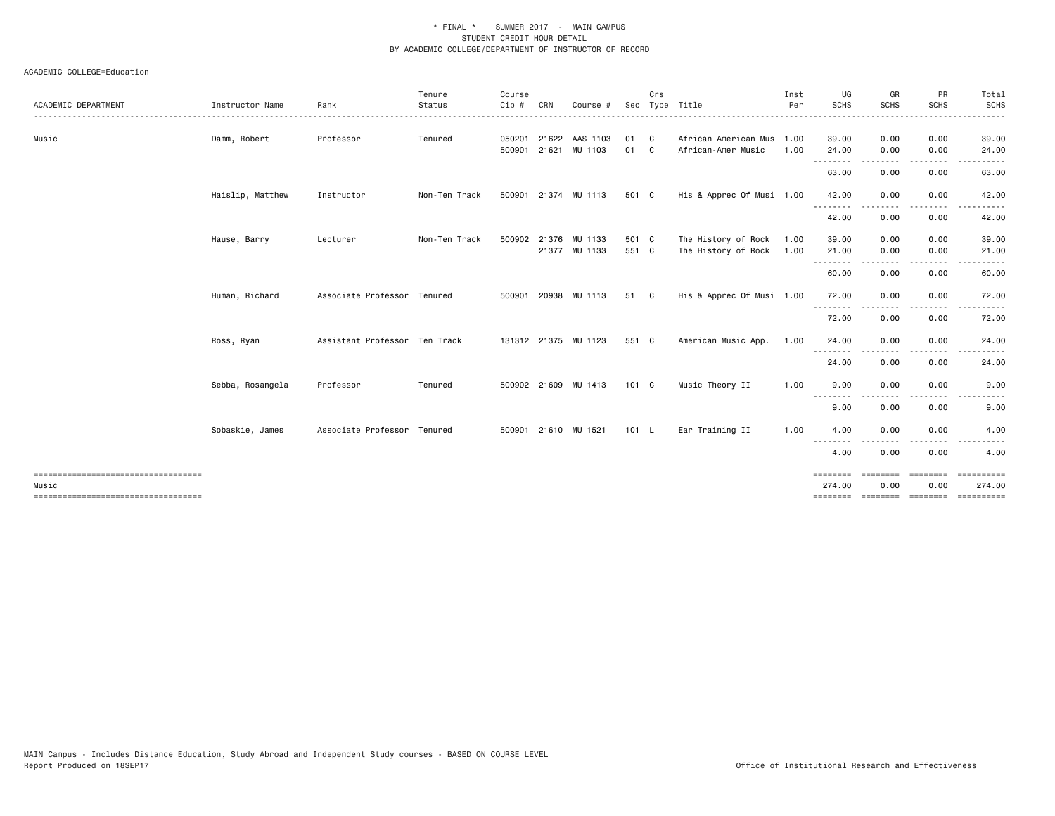\* FINAL \*    SUMMER 2017  -  MAIN CAMPUS
STUDENT CREDIT HOUR DETAIL
BY ACADEMIC COLLEGE/DEPARTMENT OF INSTRUCTOR OF RECORD

ACADEMIC COLLEGE=Education

| ACADEMIC DEPARTMENT | Instructor Name | Rank | Tenure Status | Course Cip # | CRN | Course # | Sec | Crs Type | Title | Inst Per | UG SCHS | GR SCHS | PR SCHS | Total SCHS |
|---|---|---|---|---|---|---|---|---|---|---|---|---|---|---|
| Music | Damm, Robert | Professor | Tenured | 050201 | 21622 | AAS 1103 | 01 | C | African American Mus | 1.00 | 39.00 | 0.00 | 0.00 | 39.00 |
| | | | | 500901 | 21621 | MU 1103 | 01 | C | African-Amer Music | 1.00 | 24.00 | 0.00 | 0.00 | 24.00 |
| | | | | | | | | | | | 63.00 | 0.00 | 0.00 | 63.00 |
| | Haislip, Matthew | Instructor | Non-Ten Track | 500901 | 21374 | MU 1113 | 501 | C | His & Apprec Of Musi | 1.00 | 42.00 | 0.00 | 0.00 | 42.00 |
| | | | | | | | | | | | 42.00 | 0.00 | 0.00 | 42.00 |
| | Hause, Barry | Lecturer | Non-Ten Track | 500902 | 21376 | MU 1133 | 501 | C | The History of Rock | 1.00 | 39.00 | 0.00 | 0.00 | 39.00 |
| | | | | | 21377 | MU 1133 | 551 | C | The History of Rock | 1.00 | 21.00 | 0.00 | 0.00 | 21.00 |
| | | | | | | | | | | | 60.00 | 0.00 | 0.00 | 60.00 |
| | Human, Richard | Associate Professor | Tenured | 500901 | 20938 | MU 1113 | 51 | C | His & Apprec Of Musi | 1.00 | 72.00 | 0.00 | 0.00 | 72.00 |
| | | | | | | | | | | | 72.00 | 0.00 | 0.00 | 72.00 |
| | Ross, Ryan | Assistant Professor | Ten Track | 131312 | 21375 | MU 1123 | 551 | C | American Music App. | 1.00 | 24.00 | 0.00 | 0.00 | 24.00 |
| | | | | | | | | | | | 24.00 | 0.00 | 0.00 | 24.00 |
| | Sebba, Rosangela | Professor | Tenured | 500902 | 21609 | MU 1413 | 101 | C | Music Theory II | 1.00 | 9.00 | 0.00 | 0.00 | 9.00 |
| | | | | | | | | | | | 9.00 | 0.00 | 0.00 | 9.00 |
| | Sobaskie, James | Associate Professor | Tenured | 500901 | 21610 | MU 1521 | 101 | L | Ear Training II | 1.00 | 4.00 | 0.00 | 0.00 | 4.00 |
| | | | | | | | | | | | 4.00 | 0.00 | 0.00 | 4.00 |
| Music | | | | | | | | | | | 274.00 | 0.00 | 0.00 | 274.00 |

MAIN Campus - Includes Distance Education, Study Abroad and Independent Study courses - BASED ON COURSE LEVEL
Report Produced on 18SEP17    Office of Institutional Research and Effectiveness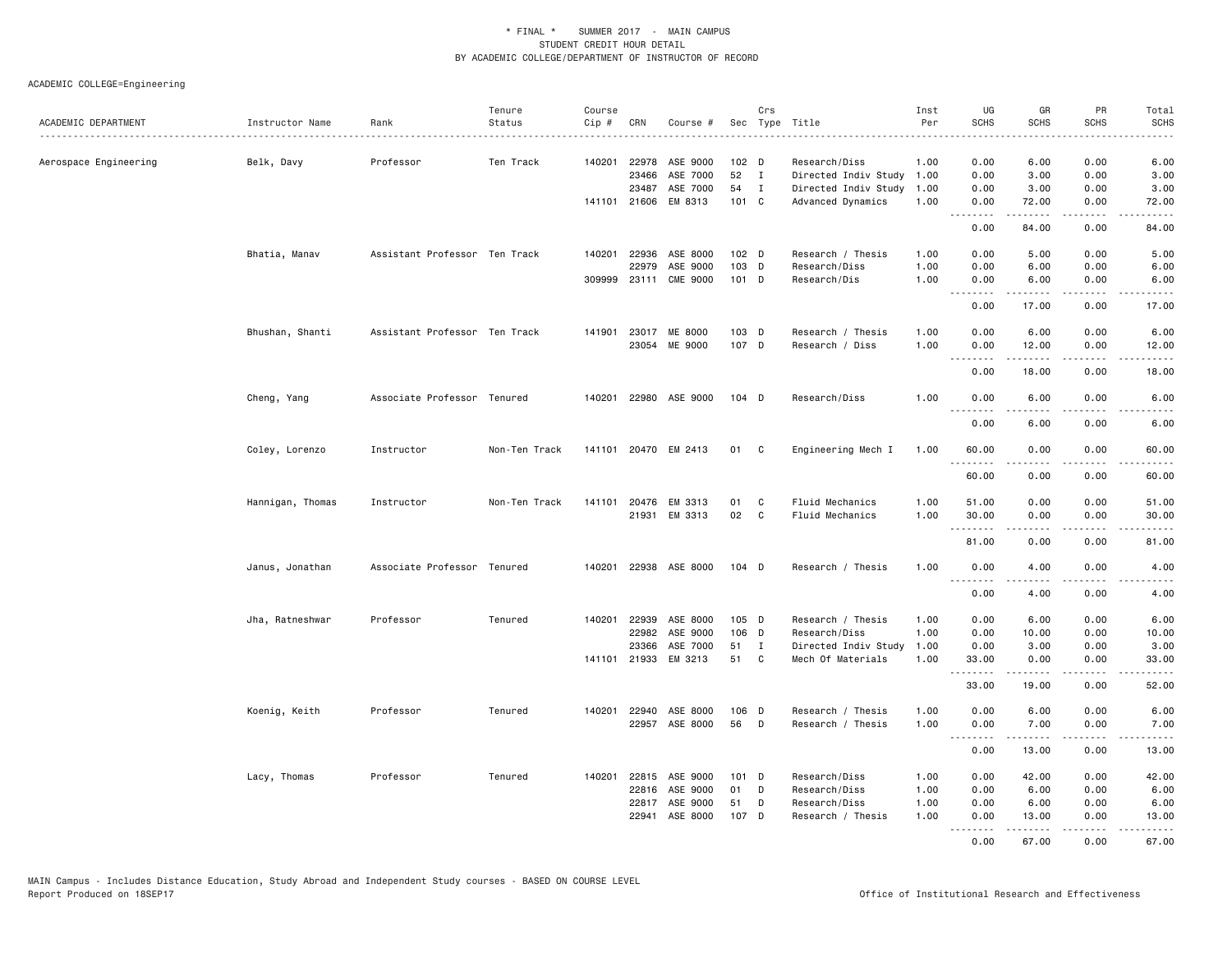\* FINAL \* SUMMER 2017 - MAIN CAMPUS
STUDENT CREDIT HOUR DETAIL
BY ACADEMIC COLLEGE/DEPARTMENT OF INSTRUCTOR OF RECORD

ACADEMIC COLLEGE=Engineering

| ACADEMIC DEPARTMENT | Instructor Name | Rank | Tenure Status | Course Cip # | CRN | Course # | Sec | Crs Type | Title | Inst Per | UG SCHS | GR SCHS | PR SCHS | Total SCHS |
|---|---|---|---|---|---|---|---|---|---|---|---|---|---|---|
| Aerospace Engineering | Belk, Davy | Professor | Ten Track | 140201 | 22978 | ASE 9000 | 102 | D | Research/Diss | 1.00 | 0.00 | 6.00 | 0.00 | 6.00 |
| | | | | | 23466 | ASE 7000 | 52 | I | Directed Indiv Study | 1.00 | 0.00 | 3.00 | 0.00 | 3.00 |
| | | | | | 23487 | ASE 7000 | 54 | I | Directed Indiv Study | 1.00 | 0.00 | 3.00 | 0.00 | 3.00 |
| | | | | 141101 | 21606 | EM 8313 | 101 | C | Advanced Dynamics | 1.00 | 0.00 | 72.00 | 0.00 | 72.00 |
| | | | | | | | | | | | 0.00 | 84.00 | 0.00 | 84.00 |
| | Bhatia, Manav | Assistant Professor | Ten Track | 140201 | 22936 | ASE 8000 | 102 | D | Research / Thesis | 1.00 | 0.00 | 5.00 | 0.00 | 5.00 |
| | | | | | 22979 | ASE 9000 | 103 | D | Research/Diss | 1.00 | 0.00 | 6.00 | 0.00 | 6.00 |
| | | | | 309999 | 23111 | CME 9000 | 101 | D | Research/Dis | 1.00 | 0.00 | 6.00 | 0.00 | 6.00 |
| | | | | | | | | | | | 0.00 | 17.00 | 0.00 | 17.00 |
| | Bhushan, Shanti | Assistant Professor | Ten Track | 141901 | 23017 | ME 8000 | 103 | D | Research / Thesis | 1.00 | 0.00 | 6.00 | 0.00 | 6.00 |
| | | | | | 23054 | ME 9000 | 107 | D | Research / Diss | 1.00 | 0.00 | 12.00 | 0.00 | 12.00 |
| | | | | | | | | | | | 0.00 | 18.00 | 0.00 | 18.00 |
| | Cheng, Yang | Associate Professor | Tenured | 140201 | 22980 | ASE 9000 | 104 | D | Research/Diss | 1.00 | 0.00 | 6.00 | 0.00 | 6.00 |
| | | | | | | | | | | | 0.00 | 6.00 | 0.00 | 6.00 |
| | Coley, Lorenzo | Instructor | Non-Ten Track | 141101 | 20470 | EM 2413 | 01 | C | Engineering Mech I | 1.00 | 60.00 | 0.00 | 0.00 | 60.00 |
| | | | | | | | | | | | 60.00 | 0.00 | 0.00 | 60.00 |
| | Hannigan, Thomas | Instructor | Non-Ten Track | 141101 | 20476 | EM 3313 | 01 | C | Fluid Mechanics | 1.00 | 51.00 | 0.00 | 0.00 | 51.00 |
| | | | | | 21931 | EM 3313 | 02 | C | Fluid Mechanics | 1.00 | 30.00 | 0.00 | 0.00 | 30.00 |
| | | | | | | | | | | | 81.00 | 0.00 | 0.00 | 81.00 |
| | Janus, Jonathan | Associate Professor | Tenured | 140201 | 22938 | ASE 8000 | 104 | D | Research / Thesis | 1.00 | 0.00 | 4.00 | 0.00 | 4.00 |
| | | | | | | | | | | | 0.00 | 4.00 | 0.00 | 4.00 |
| | Jha, Ratneshwar | Professor | Tenured | 140201 | 22939 | ASE 8000 | 105 | D | Research / Thesis | 1.00 | 0.00 | 6.00 | 0.00 | 6.00 |
| | | | | | 22982 | ASE 9000 | 106 | D | Research/Diss | 1.00 | 0.00 | 10.00 | 0.00 | 10.00 |
| | | | | | 23366 | ASE 7000 | 51 | I | Directed Indiv Study | 1.00 | 0.00 | 3.00 | 0.00 | 3.00 |
| | | | | 141101 | 21933 | EM 3213 | 51 | C | Mech Of Materials | 1.00 | 33.00 | 0.00 | 0.00 | 33.00 |
| | | | | | | | | | | | 33.00 | 19.00 | 0.00 | 52.00 |
| | Koenig, Keith | Professor | Tenured | 140201 | 22940 | ASE 8000 | 106 | D | Research / Thesis | 1.00 | 0.00 | 6.00 | 0.00 | 6.00 |
| | | | | | 22957 | ASE 8000 | 56 | D | Research / Thesis | 1.00 | 0.00 | 7.00 | 0.00 | 7.00 |
| | | | | | | | | | | | 0.00 | 13.00 | 0.00 | 13.00 |
| | Lacy, Thomas | Professor | Tenured | 140201 | 22815 | ASE 9000 | 101 | D | Research/Diss | 1.00 | 0.00 | 42.00 | 0.00 | 42.00 |
| | | | | | 22816 | ASE 9000 | 01 | D | Research/Diss | 1.00 | 0.00 | 6.00 | 0.00 | 6.00 |
| | | | | | 22817 | ASE 9000 | 51 | D | Research/Diss | 1.00 | 0.00 | 6.00 | 0.00 | 6.00 |
| | | | | | 22941 | ASE 8000 | 107 | D | Research / Thesis | 1.00 | 0.00 | 13.00 | 0.00 | 13.00 |
| | | | | | | | | | | | 0.00 | 67.00 | 0.00 | 67.00 |

MAIN Campus - Includes Distance Education, Study Abroad and Independent Study courses - BASED ON COURSE LEVEL
Report Produced on 18SEP17 — Office of Institutional Research and Effectiveness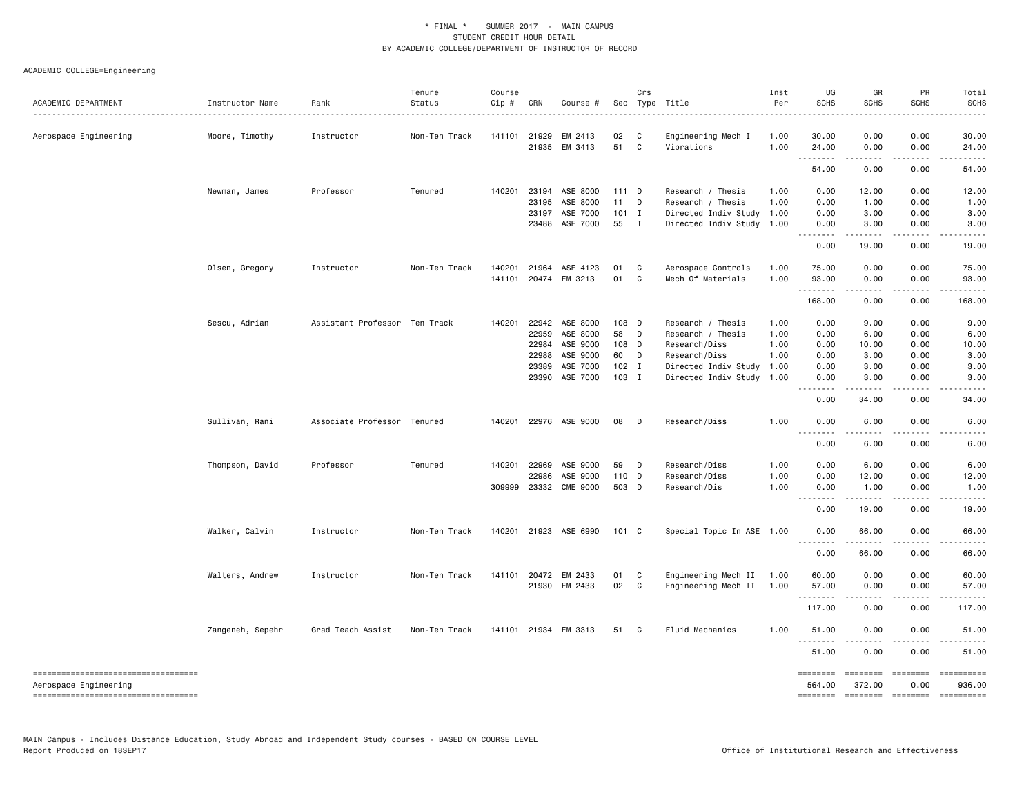\* FINAL \* SUMMER 2017 - MAIN CAMPUS
STUDENT CREDIT HOUR DETAIL
BY ACADEMIC COLLEGE/DEPARTMENT OF INSTRUCTOR OF RECORD

ACADEMIC COLLEGE=Engineering

| ACADEMIC DEPARTMENT | Instructor Name | Rank | Tenure Status | Course Cip # | CRN | Course # | Sec | Crs Type | Title | Inst Per | UG SCHS | GR SCHS | PR SCHS | Total SCHS |
|---|---|---|---|---|---|---|---|---|---|---|---|---|---|---|
| Aerospace Engineering | Moore, Timothy | Instructor | Non-Ten Track | 141101 | 21929 | EM 2413 | 02 | C | Engineering Mech I | 1.00 | 30.00 | 0.00 | 0.00 | 30.00 |
| | | | | | 21935 | EM 3413 | 51 | C | Vibrations | 1.00 | 24.00 | 0.00 | 0.00 | 24.00 |
| | | | | | | | | | | | 54.00 | 0.00 | 0.00 | 54.00 |
| | Newman, James | Professor | Tenured | 140201 | 23194 | ASE 8000 | 111 | D | Research / Thesis | 1.00 | 0.00 | 12.00 | 0.00 | 12.00 |
| | | | | | 23195 | ASE 8000 | 11 | D | Research / Thesis | 1.00 | 0.00 | 1.00 | 0.00 | 1.00 |
| | | | | | 23197 | ASE 7000 | 101 | I | Directed Indiv Study | 1.00 | 0.00 | 3.00 | 0.00 | 3.00 |
| | | | | | 23488 | ASE 7000 | 55 | I | Directed Indiv Study | 1.00 | 0.00 | 3.00 | 0.00 | 3.00 |
| | | | | | | | | | | | 0.00 | 19.00 | 0.00 | 19.00 |
| | Olsen, Gregory | Instructor | Non-Ten Track | 140201 | 21964 | ASE 4123 | 01 | C | Aerospace Controls | 1.00 | 75.00 | 0.00 | 0.00 | 75.00 |
| | | | | 141101 | 20474 | EM 3213 | 01 | C | Mech Of Materials | 1.00 | 93.00 | 0.00 | 0.00 | 93.00 |
| | | | | | | | | | | | 168.00 | 0.00 | 0.00 | 168.00 |
| | Sescu, Adrian | Assistant Professor | Ten Track | 140201 | 22942 | ASE 8000 | 108 | D | Research / Thesis | 1.00 | 0.00 | 9.00 | 0.00 | 9.00 |
| | | | | | 22959 | ASE 8000 | 58 | D | Research / Thesis | 1.00 | 0.00 | 6.00 | 0.00 | 6.00 |
| | | | | | 22984 | ASE 9000 | 108 | D | Research/Diss | 1.00 | 0.00 | 10.00 | 0.00 | 10.00 |
| | | | | | 22988 | ASE 9000 | 60 | D | Research/Diss | 1.00 | 0.00 | 3.00 | 0.00 | 3.00 |
| | | | | | 23389 | ASE 7000 | 102 | I | Directed Indiv Study | 1.00 | 0.00 | 3.00 | 0.00 | 3.00 |
| | | | | | 23390 | ASE 7000 | 103 | I | Directed Indiv Study | 1.00 | 0.00 | 3.00 | 0.00 | 3.00 |
| | | | | | | | | | | | 0.00 | 34.00 | 0.00 | 34.00 |
| | Sullivan, Rani | Associate Professor | Tenured | 140201 | 22976 | ASE 9000 | 08 | D | Research/Diss | 1.00 | 0.00 | 6.00 | 0.00 | 6.00 |
| | | | | | | | | | | | 0.00 | 6.00 | 0.00 | 6.00 |
| | Thompson, David | Professor | Tenured | 140201 | 22969 | ASE 9000 | 59 | D | Research/Diss | 1.00 | 0.00 | 6.00 | 0.00 | 6.00 |
| | | | | | 22986 | ASE 9000 | 110 | D | Research/Diss | 1.00 | 0.00 | 12.00 | 0.00 | 12.00 |
| | | | | 309999 | 23332 | CME 9000 | 503 | D | Research/Dis | 1.00 | 0.00 | 1.00 | 0.00 | 1.00 |
| | | | | | | | | | | | 0.00 | 19.00 | 0.00 | 19.00 |
| | Walker, Calvin | Instructor | Non-Ten Track | 140201 | 21923 | ASE 6990 | 101 | C | Special Topic In ASE | 1.00 | 0.00 | 66.00 | 0.00 | 66.00 |
| | | | | | | | | | | | 0.00 | 66.00 | 0.00 | 66.00 |
| | Walters, Andrew | Instructor | Non-Ten Track | 141101 | 20472 | EM 2433 | 01 | C | Engineering Mech II | 1.00 | 60.00 | 0.00 | 0.00 | 60.00 |
| | | | | | 21930 | EM 2433 | 02 | C | Engineering Mech II | 1.00 | 57.00 | 0.00 | 0.00 | 57.00 |
| | | | | | | | | | | | 117.00 | 0.00 | 0.00 | 117.00 |
| | Zangeneh, Sepehr | Grad Teach Assist | Non-Ten Track | 141101 | 21934 | EM 3313 | 51 | C | Fluid Mechanics | 1.00 | 51.00 | 0.00 | 0.00 | 51.00 |
| | | | | | | | | | | | 51.00 | 0.00 | 0.00 | 51.00 |
| Aerospace Engineering | | | | | | | | | | | 564.00 | 372.00 | 0.00 | 936.00 |

MAIN Campus - Includes Distance Education, Study Abroad and Independent Study courses - BASED ON COURSE LEVEL
Report Produced on 18SEP17

Office of Institutional Research and Effectiveness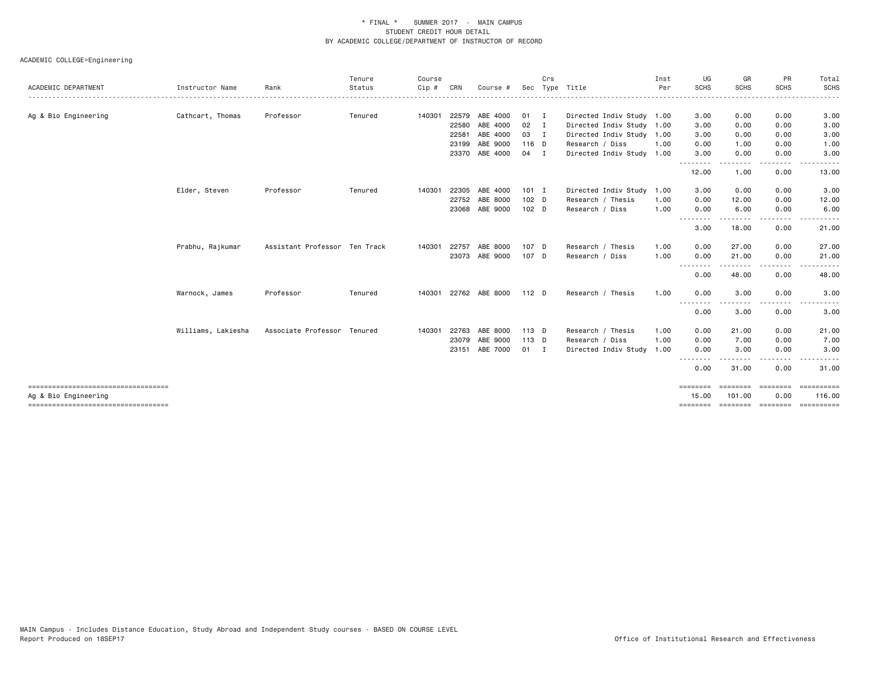\* FINAL \* SUMMER 2017 - MAIN CAMPUS
STUDENT CREDIT HOUR DETAIL
BY ACADEMIC COLLEGE/DEPARTMENT OF INSTRUCTOR OF RECORD

ACADEMIC COLLEGE=Engineering

| ACADEMIC DEPARTMENT | Instructor Name | Rank | Tenure Status | Course Cip # | CRN | Course # | Sec | Crs Type | Title | Inst Per | UG SCHS | GR SCHS | PR SCHS | Total SCHS |
|---|---|---|---|---|---|---|---|---|---|---|---|---|---|---|
| Ag & Bio Engineering | Cathcart, Thomas | Professor | Tenured | 140301 | 22579 | ABE 4000 | 01 | I | Directed Indiv Study | 1.00 | 3.00 | 0.00 | 0.00 | 3.00 |
| | | | | | 22580 | ABE 4000 | 02 | I | Directed Indiv Study | 1.00 | 3.00 | 0.00 | 0.00 | 3.00 |
| | | | | | 22581 | ABE 4000 | 03 | I | Directed Indiv Study | 1.00 | 3.00 | 0.00 | 0.00 | 3.00 |
| | | | | | 23199 | ABE 9000 | 116 | D | Research / Diss | 1.00 | 0.00 | 1.00 | 0.00 | 1.00 |
| | | | | | 23370 | ABE 4000 | 04 | I | Directed Indiv Study | 1.00 | 3.00 | 0.00 | 0.00 | 3.00 |
| | | | | | | | | | | | 12.00 | 1.00 | 0.00 | 13.00 |
| | Elder, Steven | Professor | Tenured | 140301 | 22305 | ABE 4000 | 101 | I | Directed Indiv Study | 1.00 | 3.00 | 0.00 | 0.00 | 3.00 |
| | | | | | 22752 | ABE 8000 | 102 | D | Research / Thesis | 1.00 | 0.00 | 12.00 | 0.00 | 12.00 |
| | | | | | 23068 | ABE 9000 | 102 | D | Research / Diss | 1.00 | 0.00 | 6.00 | 0.00 | 6.00 |
| | | | | | | | | | | | 3.00 | 18.00 | 0.00 | 21.00 |
| | Prabhu, Rajkumar | Assistant Professor | Ten Track | 140301 | 22757 | ABE 8000 | 107 | D | Research / Thesis | 1.00 | 0.00 | 27.00 | 0.00 | 27.00 |
| | | | | | 23073 | ABE 9000 | 107 | D | Research / Diss | 1.00 | 0.00 | 21.00 | 0.00 | 21.00 |
| | | | | | | | | | | | 0.00 | 48.00 | 0.00 | 48.00 |
| | Warnock, James | Professor | Tenured | 140301 | 22762 | ABE 8000 | 112 | D | Research / Thesis | 1.00 | 0.00 | 3.00 | 0.00 | 3.00 |
| | | | | | | | | | | | 0.00 | 3.00 | 0.00 | 3.00 |
| | Williams, Lakiesha | Associate Professor | Tenured | 140301 | 22763 | ABE 8000 | 113 | D | Research / Thesis | 1.00 | 0.00 | 21.00 | 0.00 | 21.00 |
| | | | | | 23079 | ABE 9000 | 113 | D | Research / Diss | 1.00 | 0.00 | 7.00 | 0.00 | 7.00 |
| | | | | | 23151 | ABE 7000 | 01 | I | Directed Indiv Study | 1.00 | 0.00 | 3.00 | 0.00 | 3.00 |
| | | | | | | | | | | | 0.00 | 31.00 | 0.00 | 31.00 |
| Ag & Bio Engineering | | | | | | | | | | | 15.00 | 101.00 | 0.00 | 116.00 |

MAIN Campus - Includes Distance Education, Study Abroad and Independent Study courses - BASED ON COURSE LEVEL
Report Produced on 18SEP17

Office of Institutional Research and Effectiveness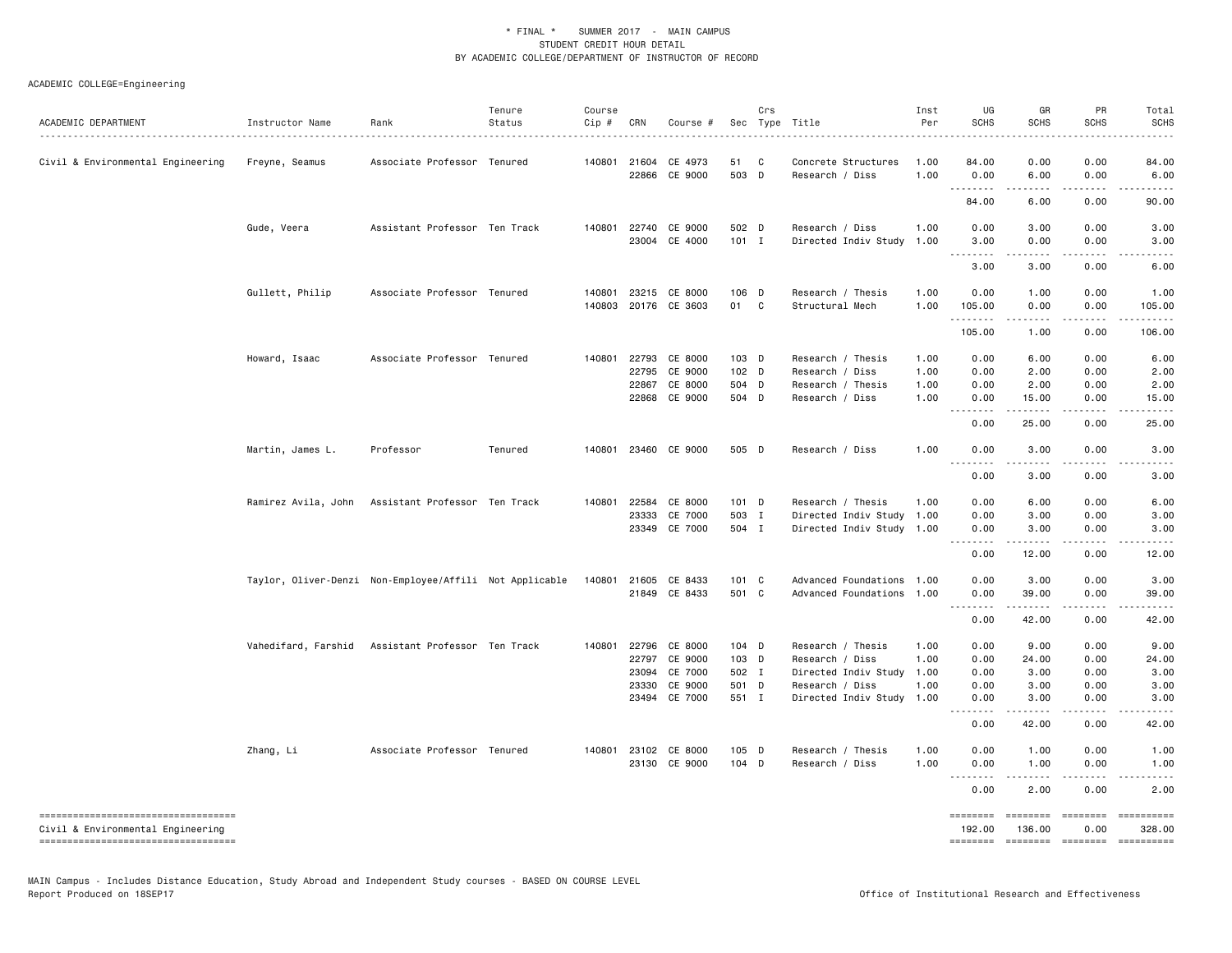\* FINAL \*    SUMMER 2017 - MAIN CAMPUS
STUDENT CREDIT HOUR DETAIL
BY ACADEMIC COLLEGE/DEPARTMENT OF INSTRUCTOR OF RECORD

ACADEMIC COLLEGE=Engineering

| ACADEMIC DEPARTMENT | Instructor Name | Rank | Tenure Status | Course Cip # | CRN | Course # | Sec | Crs Type | Title | Inst Per | UG SCHS | GR SCHS | PR SCHS | Total SCHS |
|---|---|---|---|---|---|---|---|---|---|---|---|---|---|---|
| Civil & Environmental Engineering | Freyne, Seamus | Associate Professor | Tenured | 140801 | 21604 | CE 4973 | 51 | C | Concrete Structures | 1.00 | 84.00 | 0.00 | 0.00 | 84.00 |
| | | | | | 22866 | CE 9000 | 503 | D | Research / Diss | 1.00 | 0.00 | 6.00 | 0.00 | 6.00 |
| | | | | | | | | | | | 84.00 | 6.00 | 0.00 | 90.00 |
| | Gude, Veera | Assistant Professor | Ten Track | 140801 | 22740 | CE 9000 | 502 | D | Research / Diss | 1.00 | 0.00 | 3.00 | 0.00 | 3.00 |
| | | | | | 23004 | CE 4000 | 101 | I | Directed Indiv Study | 1.00 | 3.00 | 0.00 | 0.00 | 3.00 |
| | | | | | | | | | | | 3.00 | 3.00 | 0.00 | 6.00 |
| | Gullett, Philip | Associate Professor | Tenured | 140801 | 23215 | CE 8000 | 106 | D | Research / Thesis | 1.00 | 0.00 | 1.00 | 0.00 | 1.00 |
| | | | | 140803 | 20176 | CE 3603 | 01 | C | Structural Mech | 1.00 | 105.00 | 0.00 | 0.00 | 105.00 |
| | | | | | | | | | | | 105.00 | 1.00 | 0.00 | 106.00 |
| | Howard, Isaac | Associate Professor | Tenured | 140801 | 22793 | CE 8000 | 103 | D | Research / Thesis | 1.00 | 0.00 | 6.00 | 0.00 | 6.00 |
| | | | | | 22795 | CE 9000 | 102 | D | Research / Diss | 1.00 | 0.00 | 2.00 | 0.00 | 2.00 |
| | | | | | 22867 | CE 8000 | 504 | D | Research / Thesis | 1.00 | 0.00 | 2.00 | 0.00 | 2.00 |
| | | | | | 22868 | CE 9000 | 504 | D | Research / Diss | 1.00 | 0.00 | 15.00 | 0.00 | 15.00 |
| | | | | | | | | | | | 0.00 | 25.00 | 0.00 | 25.00 |
| | Martin, James L. | Professor | Tenured | 140801 | 23460 | CE 9000 | 505 | D | Research / Diss | 1.00 | 0.00 | 3.00 | 0.00 | 3.00 |
| | | | | | | | | | | | 0.00 | 3.00 | 0.00 | 3.00 |
| | Ramirez Avila, John | Assistant Professor | Ten Track | 140801 | 22584 | CE 8000 | 101 | D | Research / Thesis | 1.00 | 0.00 | 6.00 | 0.00 | 6.00 |
| | | | | | 23333 | CE 7000 | 503 | I | Directed Indiv Study | 1.00 | 0.00 | 3.00 | 0.00 | 3.00 |
| | | | | | 23349 | CE 7000 | 504 | I | Directed Indiv Study | 1.00 | 0.00 | 3.00 | 0.00 | 3.00 |
| | | | | | | | | | | | 0.00 | 12.00 | 0.00 | 12.00 |
| | Taylor, Oliver-Denzi | Non-Employee/Affili | Not Applicable | 140801 | 21605 | CE 8433 | 101 | C | Advanced Foundations | 1.00 | 0.00 | 3.00 | 0.00 | 3.00 |
| | | | | | 21849 | CE 8433 | 501 | C | Advanced Foundations | 1.00 | 0.00 | 39.00 | 0.00 | 39.00 |
| | | | | | | | | | | | 0.00 | 42.00 | 0.00 | 42.00 |
| | Vahedifard, Farshid | Assistant Professor | Ten Track | 140801 | 22796 | CE 8000 | 104 | D | Research / Thesis | 1.00 | 0.00 | 9.00 | 0.00 | 9.00 |
| | | | | | 22797 | CE 9000 | 103 | D | Research / Diss | 1.00 | 0.00 | 24.00 | 0.00 | 24.00 |
| | | | | | 23094 | CE 7000 | 502 | I | Directed Indiv Study | 1.00 | 0.00 | 3.00 | 0.00 | 3.00 |
| | | | | | 23330 | CE 9000 | 501 | D | Research / Diss | 1.00 | 0.00 | 3.00 | 0.00 | 3.00 |
| | | | | | 23494 | CE 7000 | 551 | I | Directed Indiv Study | 1.00 | 0.00 | 3.00 | 0.00 | 3.00 |
| | | | | | | | | | | | 0.00 | 42.00 | 0.00 | 42.00 |
| | Zhang, Li | Associate Professor | Tenured | 140801 | 23102 | CE 8000 | 105 | D | Research / Thesis | 1.00 | 0.00 | 1.00 | 0.00 | 1.00 |
| | | | | | 23130 | CE 9000 | 104 | D | Research / Diss | 1.00 | 0.00 | 1.00 | 0.00 | 1.00 |
| | | | | | | | | | | | 0.00 | 2.00 | 0.00 | 2.00 |
| Civil & Environmental Engineering | | | | | | | | | | | 192.00 | 136.00 | 0.00 | 328.00 |

MAIN Campus - Includes Distance Education, Study Abroad and Independent Study courses - BASED ON COURSE LEVEL
Report Produced on 18SEP17    Office of Institutional Research and Effectiveness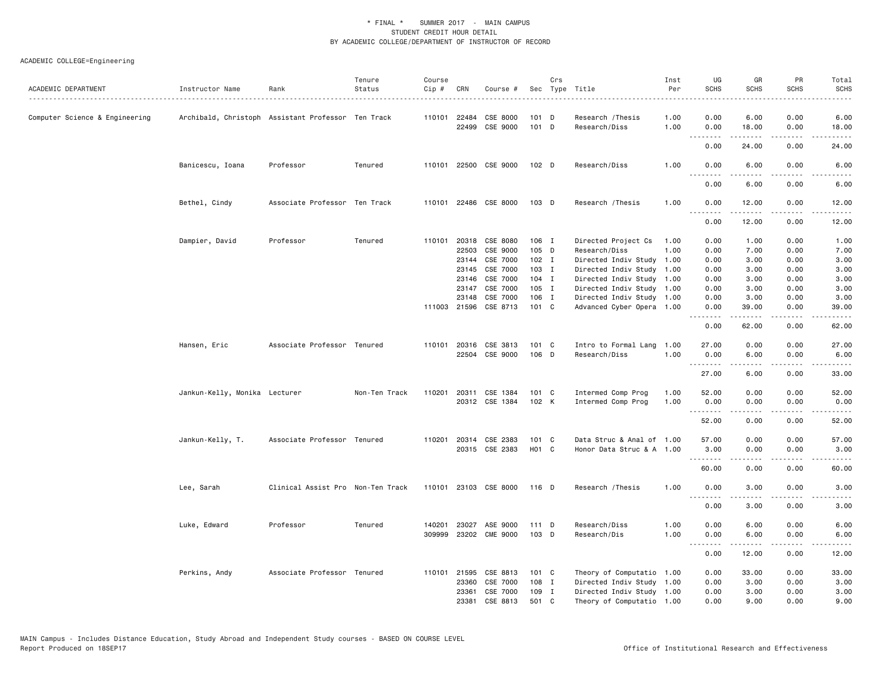\* FINAL \* SUMMER 2017 - MAIN CAMPUS
STUDENT CREDIT HOUR DETAIL
BY ACADEMIC COLLEGE/DEPARTMENT OF INSTRUCTOR OF RECORD

ACADEMIC COLLEGE=Engineering

| ACADEMIC DEPARTMENT | Instructor Name | Rank | Tenure Status | Course Cip # | CRN | Course # | Sec | Crs Type | Title | Inst Per | UG SCHS | GR SCHS | PR SCHS | Total SCHS |
|---|---|---|---|---|---|---|---|---|---|---|---|---|---|---|
| Computer Science & Engineering | Archibald, Christoph | Assistant Professor | Ten Track | 110101 | 22484 | CSE 8000 | 101 | D | Research /Thesis | 1.00 | 0.00 | 6.00 | 0.00 | 6.00 |
| | | | | | 22499 | CSE 9000 | 101 | D | Research/Diss | 1.00 | 0.00 | 18.00 | 0.00 | 18.00 |
| | | | | | | | | | | | 0.00 | 24.00 | 0.00 | 24.00 |
| | Banicescu, Ioana | Professor | Tenured | 110101 | 22500 | CSE 9000 | 102 | D | Research/Diss | 1.00 | 0.00 | 6.00 | 0.00 | 6.00 |
| | | | | | | | | | | | 0.00 | 6.00 | 0.00 | 6.00 |
| | Bethel, Cindy | Associate Professor | Ten Track | 110101 | 22486 | CSE 8000 | 103 | D | Research /Thesis | 1.00 | 0.00 | 12.00 | 0.00 | 12.00 |
| | | | | | | | | | | | 0.00 | 12.00 | 0.00 | 12.00 |
| | Dampier, David | Professor | Tenured | 110101 | 20318 | CSE 8080 | 106 | I | Directed Project Cs | 1.00 | 0.00 | 1.00 | 0.00 | 1.00 |
| | | | | | 22503 | CSE 9000 | 105 | D | Research/Diss | 1.00 | 0.00 | 7.00 | 0.00 | 7.00 |
| | | | | | 23144 | CSE 7000 | 102 | I | Directed Indiv Study | 1.00 | 0.00 | 3.00 | 0.00 | 3.00 |
| | | | | | 23145 | CSE 7000 | 103 | I | Directed Indiv Study | 1.00 | 0.00 | 3.00 | 0.00 | 3.00 |
| | | | | | 23146 | CSE 7000 | 104 | I | Directed Indiv Study | 1.00 | 0.00 | 3.00 | 0.00 | 3.00 |
| | | | | | 23147 | CSE 7000 | 105 | I | Directed Indiv Study | 1.00 | 0.00 | 3.00 | 0.00 | 3.00 |
| | | | | | 23148 | CSE 7000 | 106 | I | Directed Indiv Study | 1.00 | 0.00 | 3.00 | 0.00 | 3.00 |
| | | | | 111003 | 21596 | CSE 8713 | 101 | C | Advanced Cyber Opera | 1.00 | 0.00 | 39.00 | 0.00 | 39.00 |
| | | | | | | | | | | | 0.00 | 62.00 | 0.00 | 62.00 |
| | Hansen, Eric | Associate Professor | Tenured | 110101 | 20316 | CSE 3813 | 101 | C | Intro to Formal Lang | 1.00 | 27.00 | 0.00 | 0.00 | 27.00 |
| | | | | | 22504 | CSE 9000 | 106 | D | Research/Diss | 1.00 | 0.00 | 6.00 | 0.00 | 6.00 |
| | | | | | | | | | | | 27.00 | 6.00 | 0.00 | 33.00 |
| | Jankun-Kelly, Monika | Lecturer | Non-Ten Track | 110201 | 20311 | CSE 1384 | 101 | C | Intermed Comp Prog | 1.00 | 52.00 | 0.00 | 0.00 | 52.00 |
| | | | | | 20312 | CSE 1384 | 102 | K | Intermed Comp Prog | 1.00 | 0.00 | 0.00 | 0.00 | 0.00 |
| | | | | | | | | | | | 52.00 | 0.00 | 0.00 | 52.00 |
| | Jankun-Kelly, T. | Associate Professor | Tenured | 110201 | 20314 | CSE 2383 | 101 | C | Data Struc & Anal of | 1.00 | 57.00 | 0.00 | 0.00 | 57.00 |
| | | | | | 20315 | CSE 2383 | H01 | C | Honor Data Struc & A | 1.00 | 3.00 | 0.00 | 0.00 | 3.00 |
| | | | | | | | | | | | 60.00 | 0.00 | 0.00 | 60.00 |
| | Lee, Sarah | Clinical Assist Pro | Non-Ten Track | 110101 | 23103 | CSE 8000 | 116 | D | Research /Thesis | 1.00 | 0.00 | 3.00 | 0.00 | 3.00 |
| | | | | | | | | | | | 0.00 | 3.00 | 0.00 | 3.00 |
| | Luke, Edward | Professor | Tenured | 140201 | 23027 | ASE 9000 | 111 | D | Research/Diss | 1.00 | 0.00 | 6.00 | 0.00 | 6.00 |
| | | | | 309999 | 23202 | CME 9000 | 103 | D | Research/Dis | 1.00 | 0.00 | 6.00 | 0.00 | 6.00 |
| | | | | | | | | | | | 0.00 | 12.00 | 0.00 | 12.00 |
| | Perkins, Andy | Associate Professor | Tenured | 110101 | 21595 | CSE 8813 | 101 | C | Theory of Computatio | 1.00 | 0.00 | 33.00 | 0.00 | 33.00 |
| | | | | | 23360 | CSE 7000 | 108 | I | Directed Indiv Study | 1.00 | 0.00 | 3.00 | 0.00 | 3.00 |
| | | | | | 23361 | CSE 7000 | 109 | I | Directed Indiv Study | 1.00 | 0.00 | 3.00 | 0.00 | 3.00 |
| | | | | | 23381 | CSE 8813 | 501 | C | Theory of Computatio | 1.00 | 0.00 | 9.00 | 0.00 | 9.00 |

MAIN Campus - Includes Distance Education, Study Abroad and Independent Study courses - BASED ON COURSE LEVEL
Report Produced on 18SEP17 Office of Institutional Research and Effectiveness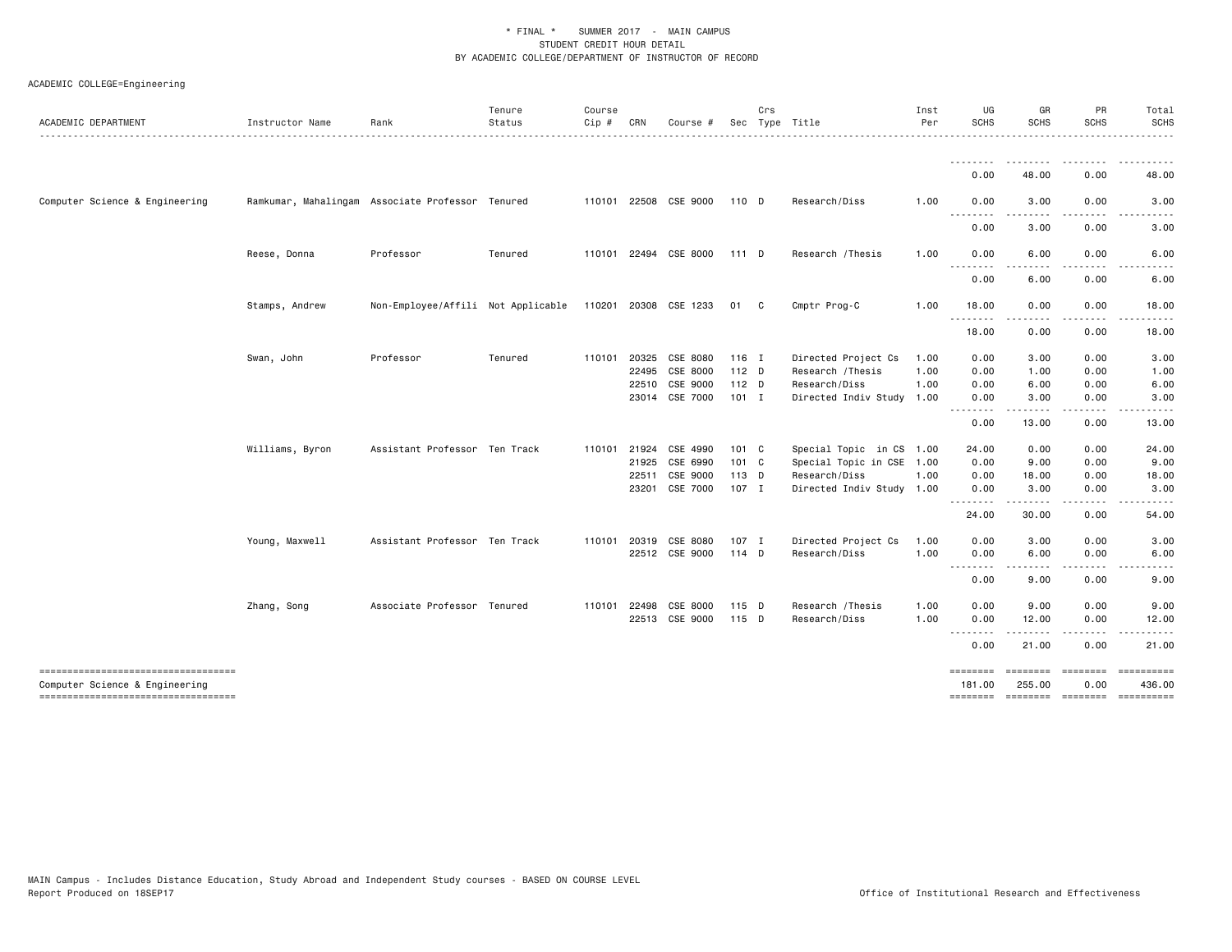\* FINAL \* SUMMER 2017 - MAIN CAMPUS
STUDENT CREDIT HOUR DETAIL
BY ACADEMIC COLLEGE/DEPARTMENT OF INSTRUCTOR OF RECORD

ACADEMIC COLLEGE=Engineering

| ACADEMIC DEPARTMENT | Instructor Name | Rank | Tenure Status | Course Cip # | CRN | Course # | Sec | Crs Type | Title | Inst Per | UG SCHS | GR SCHS | PR SCHS | Total SCHS |
|---|---|---|---|---|---|---|---|---|---|---|---|---|---|---|
| | | | | | | | | | | | 0.00 | 48.00 | 0.00 | 48.00 |
| Computer Science & Engineering | Ramkumar, Mahalingam | Associate Professor | Tenured | 110101 | 22508 | CSE 9000 | 110 | D | Research/Diss | 1.00 | 0.00 | 3.00 | 0.00 | 3.00 |
| | | | | | | | | | | | 0.00 | 3.00 | 0.00 | 3.00 |
| | Reese, Donna | Professor | Tenured | 110101 | 22494 | CSE 8000 | 111 | D | Research /Thesis | 1.00 | 0.00 | 6.00 | 0.00 | 6.00 |
| | | | | | | | | | | | 0.00 | 6.00 | 0.00 | 6.00 |
| | Stamps, Andrew | Non-Employee/Affili | Not Applicable | 110201 | 20308 | CSE 1233 | 01 | C | Cmptr Prog-C | 1.00 | 18.00 | 0.00 | 0.00 | 18.00 |
| | | | | | | | | | | | 18.00 | 0.00 | 0.00 | 18.00 |
| | Swan, John | Professor | Tenured | 110101 | 20325 | CSE 8080 | 116 | I | Directed Project Cs | 1.00 | 0.00 | 3.00 | 0.00 | 3.00 |
| | | | | | 22495 | CSE 8000 | 112 | D | Research /Thesis | 1.00 | 0.00 | 1.00 | 0.00 | 1.00 |
| | | | | | 22510 | CSE 9000 | 112 | D | Research/Diss | 1.00 | 0.00 | 6.00 | 0.00 | 6.00 |
| | | | | | 23014 | CSE 7000 | 101 | I | Directed Indiv Study | 1.00 | 0.00 | 3.00 | 0.00 | 3.00 |
| | | | | | | | | | | | 0.00 | 13.00 | 0.00 | 13.00 |
| | Williams, Byron | Assistant Professor | Ten Track | 110101 | 21924 | CSE 4990 | 101 | C | Special Topic in CS | 1.00 | 24.00 | 0.00 | 0.00 | 24.00 |
| | | | | | 21925 | CSE 6990 | 101 | C | Special Topic in CSE | 1.00 | 0.00 | 9.00 | 0.00 | 9.00 |
| | | | | | 22511 | CSE 9000 | 113 | D | Research/Diss | 1.00 | 0.00 | 18.00 | 0.00 | 18.00 |
| | | | | | 23201 | CSE 7000 | 107 | I | Directed Indiv Study | 1.00 | 0.00 | 3.00 | 0.00 | 3.00 |
| | | | | | | | | | | | 24.00 | 30.00 | 0.00 | 54.00 |
| | Young, Maxwell | Assistant Professor | Ten Track | 110101 | 20319 | CSE 8080 | 107 | I | Directed Project Cs | 1.00 | 0.00 | 3.00 | 0.00 | 3.00 |
| | | | | | 22512 | CSE 9000 | 114 | D | Research/Diss | 1.00 | 0.00 | 6.00 | 0.00 | 6.00 |
| | | | | | | | | | | | 0.00 | 9.00 | 0.00 | 9.00 |
| | Zhang, Song | Associate Professor | Tenured | 110101 | 22498 | CSE 8000 | 115 | D | Research /Thesis | 1.00 | 0.00 | 9.00 | 0.00 | 9.00 |
| | | | | | 22513 | CSE 9000 | 115 | D | Research/Diss | 1.00 | 0.00 | 12.00 | 0.00 | 12.00 |
| | | | | | | | | | | | 0.00 | 21.00 | 0.00 | 21.00 |
| Computer Science & Engineering | | | | | | | | | | | 181.00 | 255.00 | 0.00 | 436.00 |

MAIN Campus - Includes Distance Education, Study Abroad and Independent Study courses - BASED ON COURSE LEVEL
Report Produced on 18SEP17

Office of Institutional Research and Effectiveness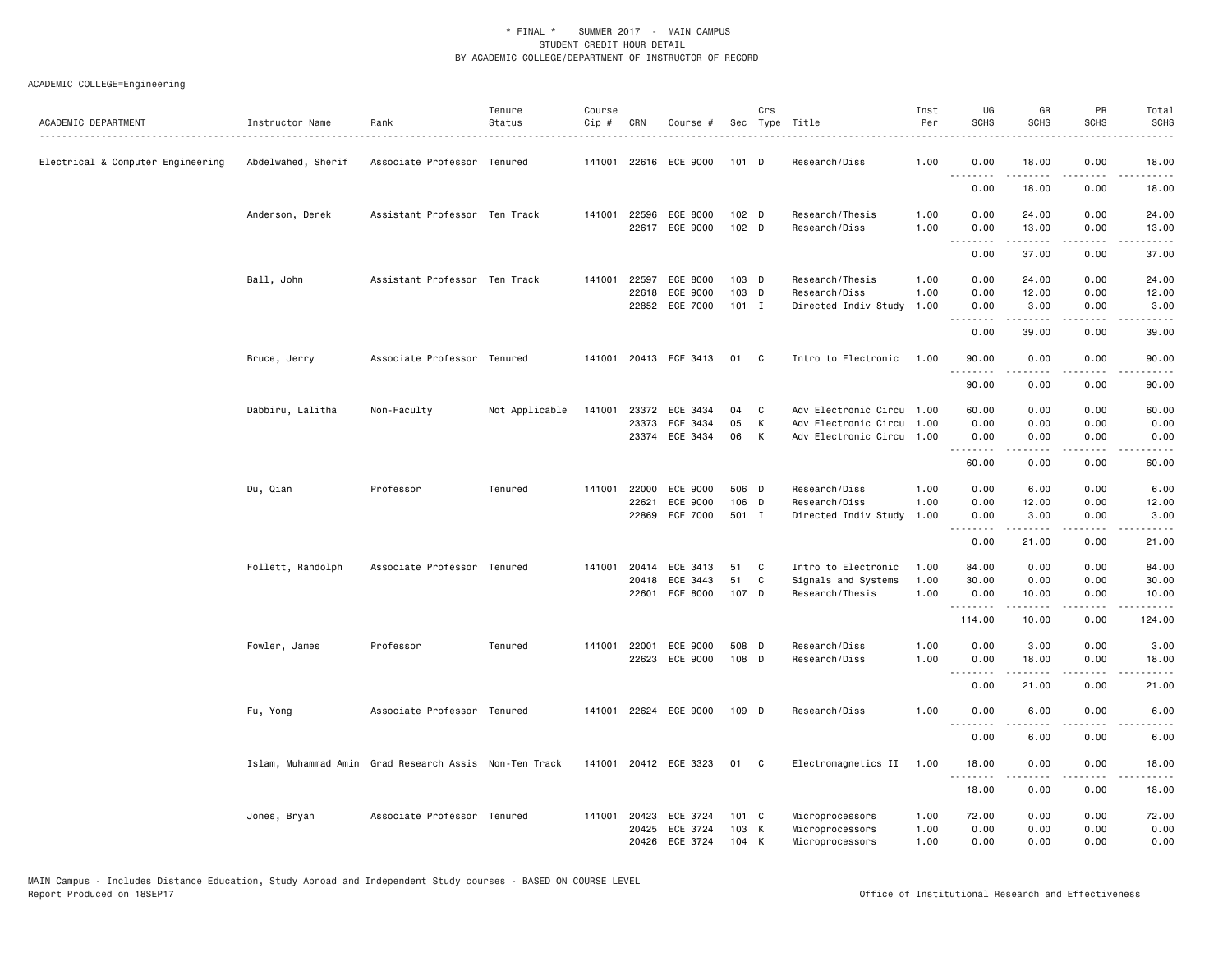\* FINAL \* SUMMER 2017 - MAIN CAMPUS
STUDENT CREDIT HOUR DETAIL
BY ACADEMIC COLLEGE/DEPARTMENT OF INSTRUCTOR OF RECORD

ACADEMIC COLLEGE=Engineering

| ACADEMIC DEPARTMENT | Instructor Name | Rank | Tenure Status | Course Cip # | CRN | Course # | Sec | Crs Type | Title | Inst Per | UG SCHS | GR SCHS | PR SCHS | Total SCHS |
|---|---|---|---|---|---|---|---|---|---|---|---|---|---|---|
| Electrical & Computer Engineering | Abdelwahed, Sherif | Associate Professor | Tenured | 141001 | 22616 | ECE 9000 | 101 | D | Research/Diss | 1.00 | 0.00 | 18.00 | 0.00 | 18.00 |
| | | | | | | | | | | | 0.00 | 18.00 | 0.00 | 18.00 |
| | Anderson, Derek | Assistant Professor | Ten Track | 141001 | 22596 | ECE 8000 | 102 | D | Research/Thesis | 1.00 | 0.00 | 24.00 | 0.00 | 24.00 |
| | | | | | 22617 | ECE 9000 | 102 | D | Research/Diss | 1.00 | 0.00 | 13.00 | 0.00 | 13.00 |
| | | | | | | | | | | | 0.00 | 37.00 | 0.00 | 37.00 |
| | Ball, John | Assistant Professor | Ten Track | 141001 | 22597 | ECE 8000 | 103 | D | Research/Thesis | 1.00 | 0.00 | 24.00 | 0.00 | 24.00 |
| | | | | | 22618 | ECE 9000 | 103 | D | Research/Diss | 1.00 | 0.00 | 12.00 | 0.00 | 12.00 |
| | | | | | 22852 | ECE 7000 | 101 | I | Directed Indiv Study | 1.00 | 0.00 | 3.00 | 0.00 | 3.00 |
| | | | | | | | | | | | 0.00 | 39.00 | 0.00 | 39.00 |
| | Bruce, Jerry | Associate Professor | Tenured | 141001 | 20413 | ECE 3413 | 01 | C | Intro to Electronic | 1.00 | 90.00 | 0.00 | 0.00 | 90.00 |
| | | | | | | | | | | | 90.00 | 0.00 | 0.00 | 90.00 |
| | Dabbiru, Lalitha | Non-Faculty | Not Applicable | 141001 | 23372 | ECE 3434 | 04 | C | Adv Electronic Circu | 1.00 | 60.00 | 0.00 | 0.00 | 60.00 |
| | | | | | 23373 | ECE 3434 | 05 | K | Adv Electronic Circu | 1.00 | 0.00 | 0.00 | 0.00 | 0.00 |
| | | | | | 23374 | ECE 3434 | 06 | K | Adv Electronic Circu | 1.00 | 0.00 | 0.00 | 0.00 | 0.00 |
| | | | | | | | | | | | 60.00 | 0.00 | 0.00 | 60.00 |
| | Du, Qian | Professor | Tenured | 141001 | 22000 | ECE 9000 | 506 | D | Research/Diss | 1.00 | 0.00 | 6.00 | 0.00 | 6.00 |
| | | | | | 22621 | ECE 9000 | 106 | D | Research/Diss | 1.00 | 0.00 | 12.00 | 0.00 | 12.00 |
| | | | | | 22869 | ECE 7000 | 501 | I | Directed Indiv Study | 1.00 | 0.00 | 3.00 | 0.00 | 3.00 |
| | | | | | | | | | | | 0.00 | 21.00 | 0.00 | 21.00 |
| | Follett, Randolph | Associate Professor | Tenured | 141001 | 20414 | ECE 3413 | 51 | C | Intro to Electronic | 1.00 | 84.00 | 0.00 | 0.00 | 84.00 |
| | | | | | 20418 | ECE 3443 | 51 | C | Signals and Systems | 1.00 | 30.00 | 0.00 | 0.00 | 30.00 |
| | | | | | 22601 | ECE 8000 | 107 | D | Research/Thesis | 1.00 | 0.00 | 10.00 | 0.00 | 10.00 |
| | | | | | | | | | | | 114.00 | 10.00 | 0.00 | 124.00 |
| | Fowler, James | Professor | Tenured | 141001 | 22001 | ECE 9000 | 508 | D | Research/Diss | 1.00 | 0.00 | 3.00 | 0.00 | 3.00 |
| | | | | | 22623 | ECE 9000 | 108 | D | Research/Diss | 1.00 | 0.00 | 18.00 | 0.00 | 18.00 |
| | | | | | | | | | | | 0.00 | 21.00 | 0.00 | 21.00 |
| | Fu, Yong | Associate Professor | Tenured | 141001 | 22624 | ECE 9000 | 109 | D | Research/Diss | 1.00 | 0.00 | 6.00 | 0.00 | 6.00 |
| | | | | | | | | | | | 0.00 | 6.00 | 0.00 | 6.00 |
| | Islam, Muhammad Amin | Grad Research Assis | Non-Ten Track | 141001 | 20412 | ECE 3323 | 01 | C | Electromagnetics II | 1.00 | 18.00 | 0.00 | 0.00 | 18.00 |
| | | | | | | | | | | | 18.00 | 0.00 | 0.00 | 18.00 |
| | Jones, Bryan | Associate Professor | Tenured | 141001 | 20423 | ECE 3724 | 101 | C | Microprocessors | 1.00 | 72.00 | 0.00 | 0.00 | 72.00 |
| | | | | | 20425 | ECE 3724 | 103 | K | Microprocessors | 1.00 | 0.00 | 0.00 | 0.00 | 0.00 |
| | | | | | 20426 | ECE 3724 | 104 | K | Microprocessors | 1.00 | 0.00 | 0.00 | 0.00 | 0.00 |

MAIN Campus - Includes Distance Education, Study Abroad and Independent Study courses - BASED ON COURSE LEVEL
Report Produced on 18SEP17 Office of Institutional Research and Effectiveness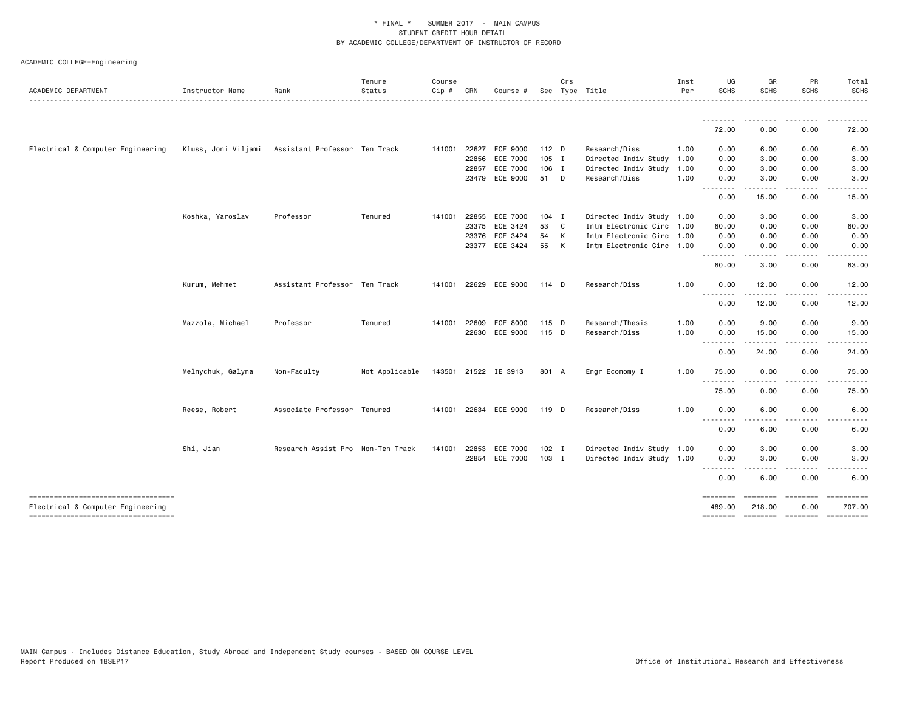\* FINAL \* SUMMER 2017 - MAIN CAMPUS
STUDENT CREDIT HOUR DETAIL
BY ACADEMIC COLLEGE/DEPARTMENT OF INSTRUCTOR OF RECORD

ACADEMIC COLLEGE=Engineering

| ACADEMIC DEPARTMENT | Instructor Name | Rank | Tenure Status | Course Cip # | CRN | Course # | Sec | Crs Type | Title | Inst Per | UG SCHS | GR SCHS | PR SCHS | Total SCHS |
|---|---|---|---|---|---|---|---|---|---|---|---|---|---|---|
| | | | | | | | | | | | 72.00 | 0.00 | 0.00 | 72.00 |
| Electrical & Computer Engineering | Kluss, Joni Viljami | Assistant Professor | Ten Track | 141001 | 22627 | ECE 9000 | 112 | D | Research/Diss | 1.00 | 0.00 | 6.00 | 0.00 | 6.00 |
| | | | | | 22856 | ECE 7000 | 105 | I | Directed Indiv Study | 1.00 | 0.00 | 3.00 | 0.00 | 3.00 |
| | | | | | 22857 | ECE 7000 | 106 | I | Directed Indiv Study | 1.00 | 0.00 | 3.00 | 0.00 | 3.00 |
| | | | | | 23479 | ECE 9000 | 51 | D | Research/Diss | 1.00 | 0.00 | 3.00 | 0.00 | 3.00 |
| | | | | | | | | | | | 0.00 | 15.00 | 0.00 | 15.00 |
| | Koshka, Yaroslav | Professor | Tenured | 141001 | 22855 | ECE 7000 | 104 | I | Directed Indiv Study | 1.00 | 0.00 | 3.00 | 0.00 | 3.00 |
| | | | | | 23375 | ECE 3424 | 53 | C | Intm Electronic Circ | 1.00 | 60.00 | 0.00 | 0.00 | 60.00 |
| | | | | | 23376 | ECE 3424 | 54 | K | Intm Electronic Circ | 1.00 | 0.00 | 0.00 | 0.00 | 0.00 |
| | | | | | 23377 | ECE 3424 | 55 | K | Intm Electronic Circ | 1.00 | 0.00 | 0.00 | 0.00 | 0.00 |
| | | | | | | | | | | | 60.00 | 3.00 | 0.00 | 63.00 |
| | Kurum, Mehmet | Assistant Professor | Ten Track | 141001 | 22629 | ECE 9000 | 114 | D | Research/Diss | 1.00 | 0.00 | 12.00 | 0.00 | 12.00 |
| | | | | | | | | | | | 0.00 | 12.00 | 0.00 | 12.00 |
| | Mazzola, Michael | Professor | Tenured | 141001 | 22609 | ECE 8000 | 115 | D | Research/Thesis | 1.00 | 0.00 | 9.00 | 0.00 | 9.00 |
| | | | | | 22630 | ECE 9000 | 115 | D | Research/Diss | 1.00 | 0.00 | 15.00 | 0.00 | 15.00 |
| | | | | | | | | | | | 0.00 | 24.00 | 0.00 | 24.00 |
| | Melnychuk, Galyna | Non-Faculty | Not Applicable | 143501 | 21522 | IE 3913 | 801 | A | Engr Economy I | 1.00 | 75.00 | 0.00 | 0.00 | 75.00 |
| | | | | | | | | | | | 75.00 | 0.00 | 0.00 | 75.00 |
| | Reese, Robert | Associate Professor | Tenured | 141001 | 22634 | ECE 9000 | 119 | D | Research/Diss | 1.00 | 0.00 | 6.00 | 0.00 | 6.00 |
| | | | | | | | | | | | 0.00 | 6.00 | 0.00 | 6.00 |
| | Shi, Jian | Research Assist Pro | Non-Ten Track | 141001 | 22853 | ECE 7000 | 102 | I | Directed Indiv Study | 1.00 | 0.00 | 3.00 | 0.00 | 3.00 |
| | | | | | 22854 | ECE 7000 | 103 | I | Directed Indiv Study | 1.00 | 0.00 | 3.00 | 0.00 | 3.00 |
| | | | | | | | | | | | 0.00 | 6.00 | 0.00 | 6.00 |
| Electrical & Computer Engineering | | | | | | | | | | | 489.00 | 218.00 | 0.00 | 707.00 |

MAIN Campus - Includes Distance Education, Study Abroad and Independent Study courses - BASED ON COURSE LEVEL
Report Produced on 18SEP17

Office of Institutional Research and Effectiveness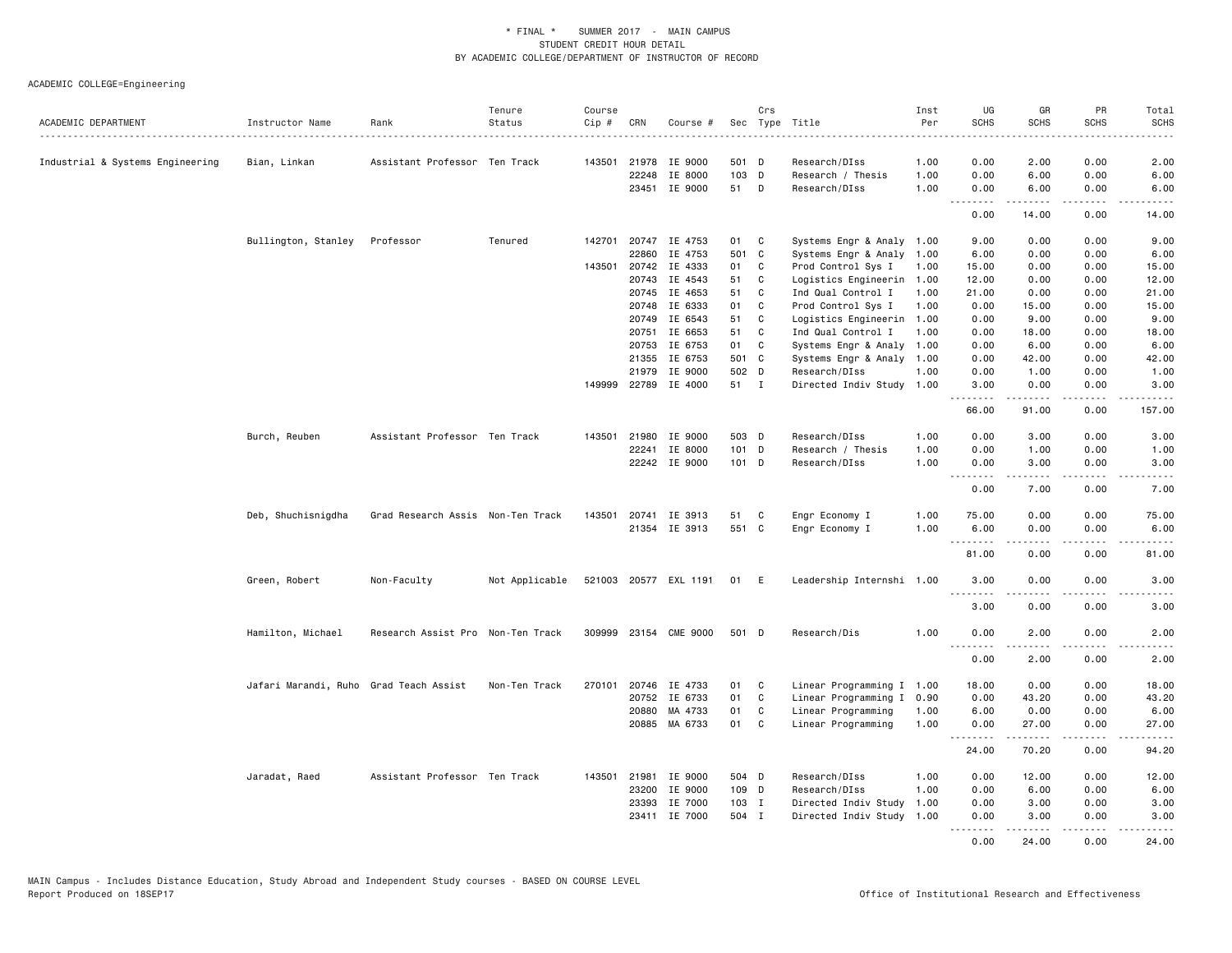\* FINAL \* SUMMER 2017 - MAIN CAMPUS
STUDENT CREDIT HOUR DETAIL
BY ACADEMIC COLLEGE/DEPARTMENT OF INSTRUCTOR OF RECORD

ACADEMIC COLLEGE=Engineering

| ACADEMIC DEPARTMENT | Instructor Name | Rank | Tenure Status | Course Cip # | CRN | Course # | Sec | Crs Type | Title | Inst Per | UG SCHS | GR SCHS | PR SCHS | Total SCHS |
|---|---|---|---|---|---|---|---|---|---|---|---|---|---|---|
| Industrial & Systems Engineering | Bian, Linkan | Assistant Professor | Ten Track | 143501 | 21978 | IE 9000 | 501 | D | Research/DIss | 1.00 | 0.00 | 2.00 | 0.00 | 2.00 |
| | | | | | 22248 | IE 8000 | 103 | D | Research / Thesis | 1.00 | 0.00 | 6.00 | 0.00 | 6.00 |
| | | | | | 23451 | IE 9000 | 51 | D | Research/DIss | 1.00 | 0.00 | 6.00 | 0.00 | 6.00 |
| | | | | | | | | | | | 0.00 | 14.00 | 0.00 | 14.00 |
| | Bullington, Stanley | Professor | Tenured | 142701 | 20747 | IE 4753 | 01 | C | Systems Engr & Analy | 1.00 | 9.00 | 0.00 | 0.00 | 9.00 |
| | | | | | 22860 | IE 4753 | 501 | C | Systems Engr & Analy | 1.00 | 6.00 | 0.00 | 0.00 | 6.00 |
| | | | | 143501 | 20742 | IE 4333 | 01 | C | Prod Control Sys I | 1.00 | 15.00 | 0.00 | 0.00 | 15.00 |
| | | | | | 20743 | IE 4543 | 51 | C | Logistics Engineerin | 1.00 | 12.00 | 0.00 | 0.00 | 12.00 |
| | | | | | 20745 | IE 4653 | 51 | C | Ind Qual Control I | 1.00 | 21.00 | 0.00 | 0.00 | 21.00 |
| | | | | | 20748 | IE 6333 | 01 | C | Prod Control Sys I | 1.00 | 0.00 | 15.00 | 0.00 | 15.00 |
| | | | | | 20749 | IE 6543 | 51 | C | Logistics Engineerin | 1.00 | 0.00 | 9.00 | 0.00 | 9.00 |
| | | | | | 20751 | IE 6653 | 51 | C | Ind Qual Control I | 1.00 | 0.00 | 18.00 | 0.00 | 18.00 |
| | | | | | 20753 | IE 6753 | 01 | C | Systems Engr & Analy | 1.00 | 0.00 | 6.00 | 0.00 | 6.00 |
| | | | | | 21355 | IE 6753 | 501 | C | Systems Engr & Analy | 1.00 | 0.00 | 42.00 | 0.00 | 42.00 |
| | | | | | 21979 | IE 9000 | 502 | D | Research/DIss | 1.00 | 0.00 | 1.00 | 0.00 | 1.00 |
| | | | | 149999 | 22789 | IE 4000 | 51 | I | Directed Indiv Study | 1.00 | 3.00 | 0.00 | 0.00 | 3.00 |
| | | | | | | | | | | | 66.00 | 91.00 | 0.00 | 157.00 |
| | Burch, Reuben | Assistant Professor | Ten Track | 143501 | 21980 | IE 9000 | 503 | D | Research/DIss | 1.00 | 0.00 | 3.00 | 0.00 | 3.00 |
| | | | | | 22241 | IE 8000 | 101 | D | Research / Thesis | 1.00 | 0.00 | 1.00 | 0.00 | 1.00 |
| | | | | | 22242 | IE 9000 | 101 | D | Research/DIss | 1.00 | 0.00 | 3.00 | 0.00 | 3.00 |
| | | | | | | | | | | | 0.00 | 7.00 | 0.00 | 7.00 |
| | Deb, Shuchisnigdha | Grad Research Assis | Non-Ten Track | 143501 | 20741 | IE 3913 | 51 | C | Engr Economy I | 1.00 | 75.00 | 0.00 | 0.00 | 75.00 |
| | | | | | 21354 | IE 3913 | 551 | C | Engr Economy I | 1.00 | 6.00 | 0.00 | 0.00 | 6.00 |
| | | | | | | | | | | | 81.00 | 0.00 | 0.00 | 81.00 |
| | Green, Robert | Non-Faculty | Not Applicable | 521003 | 20577 | EXL 1191 | 01 | E | Leadership Internshi | 1.00 | 3.00 | 0.00 | 0.00 | 3.00 |
| | | | | | | | | | | | 3.00 | 0.00 | 0.00 | 3.00 |
| | Hamilton, Michael | Research Assist Pro | Non-Ten Track | 309999 | 23154 | CME 9000 | 501 | D | Research/Dis | 1.00 | 0.00 | 2.00 | 0.00 | 2.00 |
| | | | | | | | | | | | 0.00 | 2.00 | 0.00 | 2.00 |
| | Jafari Marandi, Ruho | Grad Teach Assist | Non-Ten Track | 270101 | 20746 | IE 4733 | 01 | C | Linear Programming I | 1.00 | 18.00 | 0.00 | 0.00 | 18.00 |
| | | | | | 20752 | IE 6733 | 01 | C | Linear Programming I | 0.90 | 0.00 | 43.20 | 0.00 | 43.20 |
| | | | | | 20880 | MA 4733 | 01 | C | Linear Programming | 1.00 | 6.00 | 0.00 | 0.00 | 6.00 |
| | | | | | 20885 | MA 6733 | 01 | C | Linear Programming | 1.00 | 0.00 | 27.00 | 0.00 | 27.00 |
| | | | | | | | | | | | 24.00 | 70.20 | 0.00 | 94.20 |
| | Jaradat, Raed | Assistant Professor | Ten Track | 143501 | 21981 | IE 9000 | 504 | D | Research/DIss | 1.00 | 0.00 | 12.00 | 0.00 | 12.00 |
| | | | | | 23200 | IE 9000 | 109 | D | Research/DIss | 1.00 | 0.00 | 6.00 | 0.00 | 6.00 |
| | | | | | 23393 | IE 7000 | 103 | I | Directed Indiv Study | 1.00 | 0.00 | 3.00 | 0.00 | 3.00 |
| | | | | | 23411 | IE 7000 | 504 | I | Directed Indiv Study | 1.00 | 0.00 | 3.00 | 0.00 | 3.00 |
| | | | | | | | | | | | 0.00 | 24.00 | 0.00 | 24.00 |

MAIN Campus - Includes Distance Education, Study Abroad and Independent Study courses - BASED ON COURSE LEVEL
Report Produced on 18SEP17

Office of Institutional Research and Effectiveness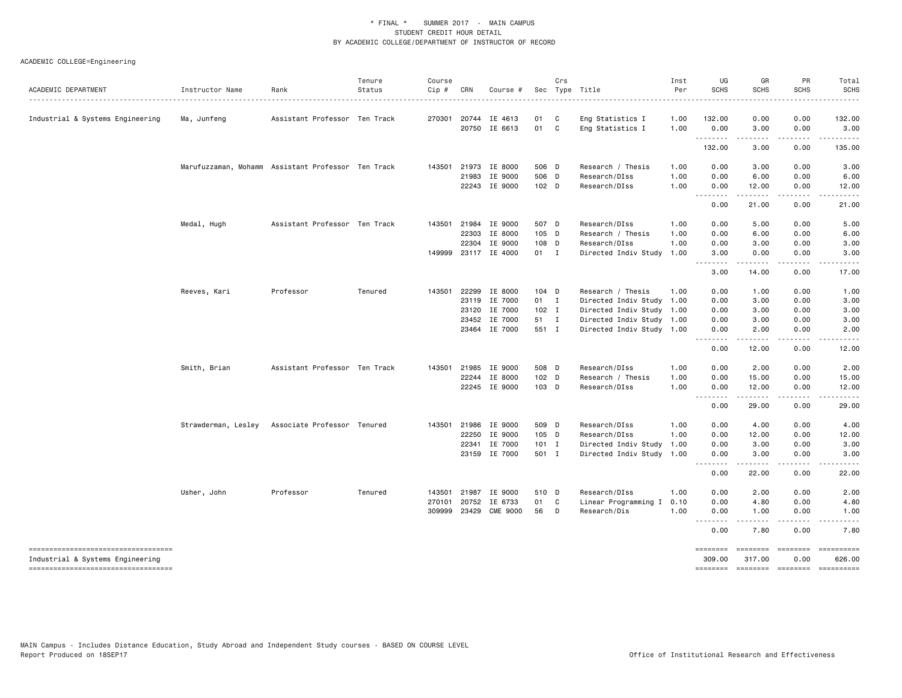\* FINAL \* SUMMER 2017 - MAIN CAMPUS
STUDENT CREDIT HOUR DETAIL
BY ACADEMIC COLLEGE/DEPARTMENT OF INSTRUCTOR OF RECORD

ACADEMIC COLLEGE=Engineering

| ACADEMIC DEPARTMENT | Instructor Name | Rank | Tenure Status | Course Cip # | CRN | Course # | Sec | Crs Type | Title | Inst Per | UG SCHS | GR SCHS | PR SCHS | Total SCHS |
|---|---|---|---|---|---|---|---|---|---|---|---|---|---|---|
| Industrial & Systems Engineering | Ma, Junfeng | Assistant Professor | Ten Track | 270301 | 20744 | IE 4613 | 01 | C | Eng Statistics I | 1.00 | 132.00 | 0.00 | 0.00 | 132.00 |
| | | | | | 20750 | IE 6613 | 01 | C | Eng Statistics I | 1.00 | 0.00 | 3.00 | 0.00 | 3.00 |
| | | | | | | | | | | | 132.00 | 3.00 | 0.00 | 135.00 |
| | Marufuzzaman, Mohamm | Assistant Professor | Ten Track | 143501 | 21973 | IE 8000 | 506 | D | Research / Thesis | 1.00 | 0.00 | 3.00 | 0.00 | 3.00 |
| | | | | | 21983 | IE 9000 | 506 | D | Research/DIss | 1.00 | 0.00 | 6.00 | 0.00 | 6.00 |
| | | | | | 22243 | IE 9000 | 102 | D | Research/DIss | 1.00 | 0.00 | 12.00 | 0.00 | 12.00 |
| | | | | | | | | | | | 0.00 | 21.00 | 0.00 | 21.00 |
| | Medal, Hugh | Assistant Professor | Ten Track | 143501 | 21984 | IE 9000 | 507 | D | Research/DIss | 1.00 | 0.00 | 5.00 | 0.00 | 5.00 |
| | | | | | 22303 | IE 8000 | 105 | D | Research / Thesis | 1.00 | 0.00 | 6.00 | 0.00 | 6.00 |
| | | | | | 22304 | IE 9000 | 108 | D | Research/DIss | 1.00 | 0.00 | 3.00 | 0.00 | 3.00 |
| | | | | 149999 | 23117 | IE 4000 | 01 | I | Directed Indiv Study | 1.00 | 3.00 | 0.00 | 0.00 | 3.00 |
| | | | | | | | | | | | 3.00 | 14.00 | 0.00 | 17.00 |
| | Reeves, Kari | Professor | Tenured | 143501 | 22299 | IE 8000 | 104 | D | Research / Thesis | 1.00 | 0.00 | 1.00 | 0.00 | 1.00 |
| | | | | | 23119 | IE 7000 | 01 | I | Directed Indiv Study | 1.00 | 0.00 | 3.00 | 0.00 | 3.00 |
| | | | | | 23120 | IE 7000 | 102 | I | Directed Indiv Study | 1.00 | 0.00 | 3.00 | 0.00 | 3.00 |
| | | | | | 23452 | IE 7000 | 51 | I | Directed Indiv Study | 1.00 | 0.00 | 3.00 | 0.00 | 3.00 |
| | | | | | 23464 | IE 7000 | 551 | I | Directed Indiv Study | 1.00 | 0.00 | 2.00 | 0.00 | 2.00 |
| | | | | | | | | | | | 0.00 | 12.00 | 0.00 | 12.00 |
| | Smith, Brian | Assistant Professor | Ten Track | 143501 | 21985 | IE 9000 | 508 | D | Research/DIss | 1.00 | 0.00 | 2.00 | 0.00 | 2.00 |
| | | | | | 22244 | IE 8000 | 102 | D | Research / Thesis | 1.00 | 0.00 | 15.00 | 0.00 | 15.00 |
| | | | | | 22245 | IE 9000 | 103 | D | Research/DIss | 1.00 | 0.00 | 12.00 | 0.00 | 12.00 |
| | | | | | | | | | | | 0.00 | 29.00 | 0.00 | 29.00 |
| | Strawderman, Lesley | Associate Professor | Tenured | 143501 | 21986 | IE 9000 | 509 | D | Research/DIss | 1.00 | 0.00 | 4.00 | 0.00 | 4.00 |
| | | | | | 22250 | IE 9000 | 105 | D | Research/DIss | 1.00 | 0.00 | 12.00 | 0.00 | 12.00 |
| | | | | | 22341 | IE 7000 | 101 | I | Directed Indiv Study | 1.00 | 0.00 | 3.00 | 0.00 | 3.00 |
| | | | | | 23159 | IE 7000 | 501 | I | Directed Indiv Study | 1.00 | 0.00 | 3.00 | 0.00 | 3.00 |
| | | | | | | | | | | | 0.00 | 22.00 | 0.00 | 22.00 |
| | Usher, John | Professor | Tenured | 143501 | 21987 | IE 9000 | 510 | D | Research/DIss | 1.00 | 0.00 | 2.00 | 0.00 | 2.00 |
| | | | | 270101 | 20752 | IE 6733 | 01 | C | Linear Programming I | 0.10 | 0.00 | 4.80 | 0.00 | 4.80 |
| | | | | 309999 | 23429 | CME 9000 | 56 | D | Research/Dis | 1.00 | 0.00 | 1.00 | 0.00 | 1.00 |
| | | | | | | | | | | | 0.00 | 7.80 | 0.00 | 7.80 |
| Industrial & Systems Engineering | | | | | | | | | | | 309.00 | 317.00 | 0.00 | 626.00 |

MAIN Campus - Includes Distance Education, Study Abroad and Independent Study courses - BASED ON COURSE LEVEL
Report Produced on 18SEP17

Office of Institutional Research and Effectiveness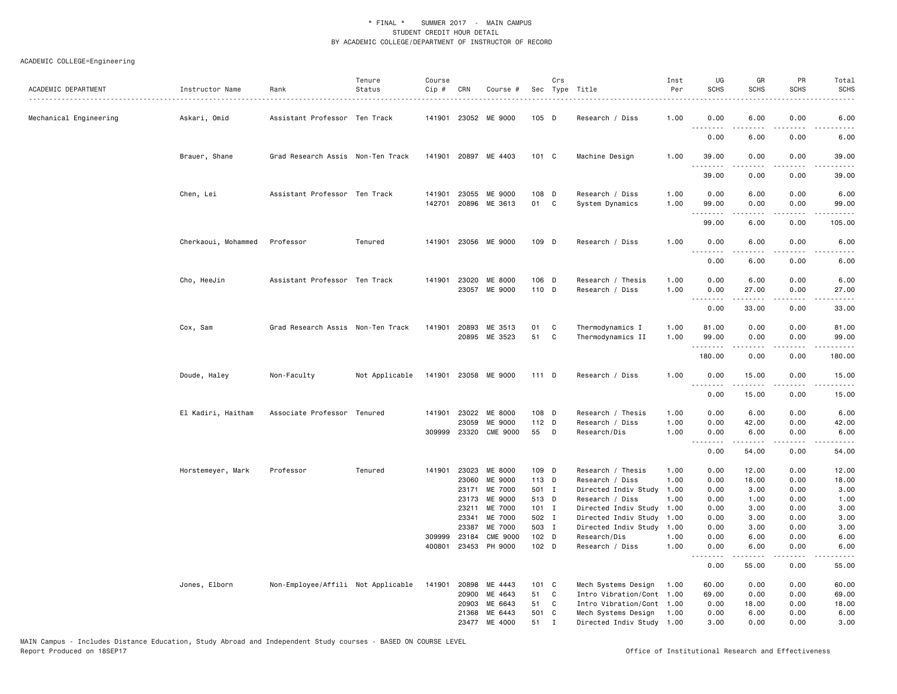\* FINAL \* SUMMER 2017 - MAIN CAMPUS
STUDENT CREDIT HOUR DETAIL
BY ACADEMIC COLLEGE/DEPARTMENT OF INSTRUCTOR OF RECORD

ACADEMIC COLLEGE=Engineering

| ACADEMIC DEPARTMENT | Instructor Name | Rank | Tenure Status | Course Cip # | CRN | Course # | Sec | Crs Type | Title | Inst Per | UG SCHS | GR SCHS | PR SCHS | Total SCHS |
|---|---|---|---|---|---|---|---|---|---|---|---|---|---|---|
| Mechanical Engineering | Askari, Omid | Assistant Professor | Ten Track | 141901 | 23052 | ME 9000 | 105 | D | Research / Diss | 1.00 | 0.00 | 6.00 | 0.00 | 6.00 |
| | | | | | | | | | | | 0.00 | 6.00 | 0.00 | 6.00 |
| | Brauer, Shane | Grad Research Assis | Non-Ten Track | 141901 | 20897 | ME 4403 | 101 | C | Machine Design | 1.00 | 39.00 | 0.00 | 0.00 | 39.00 |
| | | | | | | | | | | | 39.00 | 0.00 | 0.00 | 39.00 |
| | Chen, Lei | Assistant Professor | Ten Track | 141901 | 23055 | ME 9000 | 108 | D | Research / Diss | 1.00 | 0.00 | 6.00 | 0.00 | 6.00 |
| | | | | 142701 | 20896 | ME 3613 | 01 | C | System Dynamics | 1.00 | 99.00 | 0.00 | 0.00 | 99.00 |
| | | | | | | | | | | | 99.00 | 6.00 | 0.00 | 105.00 |
| | Cherkaoui, Mohammed | Professor | Tenured | 141901 | 23056 | ME 9000 | 109 | D | Research / Diss | 1.00 | 0.00 | 6.00 | 0.00 | 6.00 |
| | | | | | | | | | | | 0.00 | 6.00 | 0.00 | 6.00 |
| | Cho, HeeJin | Assistant Professor | Ten Track | 141901 | 23020 | ME 8000 | 106 | D | Research / Thesis | 1.00 | 0.00 | 6.00 | 0.00 | 6.00 |
| | | | | | 23057 | ME 9000 | 110 | D | Research / Diss | 1.00 | 0.00 | 27.00 | 0.00 | 27.00 |
| | | | | | | | | | | | 0.00 | 33.00 | 0.00 | 33.00 |
| | Cox, Sam | Grad Research Assis | Non-Ten Track | 141901 | 20893 | ME 3513 | 01 | C | Thermodynamics I | 1.00 | 81.00 | 0.00 | 0.00 | 81.00 |
| | | | | | 20895 | ME 3523 | 51 | C | Thermodynamics II | 1.00 | 99.00 | 0.00 | 0.00 | 99.00 |
| | | | | | | | | | | | 180.00 | 0.00 | 0.00 | 180.00 |
| | Doude, Haley | Non-Faculty | Not Applicable | 141901 | 23058 | ME 9000 | 111 | D | Research / Diss | 1.00 | 0.00 | 15.00 | 0.00 | 15.00 |
| | | | | | | | | | | | 0.00 | 15.00 | 0.00 | 15.00 |
| | El Kadiri, Haitham | Associate Professor | Tenured | 141901 | 23022 | ME 8000 | 108 | D | Research / Thesis | 1.00 | 0.00 | 6.00 | 0.00 | 6.00 |
| | | | | | 23059 | ME 9000 | 112 | D | Research / Diss | 1.00 | 0.00 | 42.00 | 0.00 | 42.00 |
| | | | | 309999 | 23320 | CME 9000 | 55 | D | Research/Dis | 1.00 | 0.00 | 6.00 | 0.00 | 6.00 |
| | | | | | | | | | | | 0.00 | 54.00 | 0.00 | 54.00 |
| | Horstemeyer, Mark | Professor | Tenured | 141901 | 23023 | ME 8000 | 109 | D | Research / Thesis | 1.00 | 0.00 | 12.00 | 0.00 | 12.00 |
| | | | | | 23060 | ME 9000 | 113 | D | Research / Diss | 1.00 | 0.00 | 18.00 | 0.00 | 18.00 |
| | | | | | 23171 | ME 7000 | 501 | I | Directed Indiv Study | 1.00 | 0.00 | 3.00 | 0.00 | 3.00 |
| | | | | | 23173 | ME 9000 | 513 | D | Research / Diss | 1.00 | 0.00 | 1.00 | 0.00 | 1.00 |
| | | | | | 23211 | ME 7000 | 101 | I | Directed Indiv Study | 1.00 | 0.00 | 3.00 | 0.00 | 3.00 |
| | | | | | 23341 | ME 7000 | 502 | I | Directed Indiv Study | 1.00 | 0.00 | 3.00 | 0.00 | 3.00 |
| | | | | | 23387 | ME 7000 | 503 | I | Directed Indiv Study | 1.00 | 0.00 | 3.00 | 0.00 | 3.00 |
| | | | | 309999 | 23184 | CME 9000 | 102 | D | Research/Dis | 1.00 | 0.00 | 6.00 | 0.00 | 6.00 |
| | | | | 400801 | 23453 | PH 9000 | 102 | D | Research / Diss | 1.00 | 0.00 | 6.00 | 0.00 | 6.00 |
| | | | | | | | | | | | 0.00 | 55.00 | 0.00 | 55.00 |
| | Jones, Elborn | Non-Employee/Affili | Not Applicable | 141901 | 20898 | ME 4443 | 101 | C | Mech Systems Design | 1.00 | 60.00 | 0.00 | 0.00 | 60.00 |
| | | | | | 20900 | ME 4643 | 51 | C | Intro Vibration/Cont | 1.00 | 69.00 | 0.00 | 0.00 | 69.00 |
| | | | | | 20903 | ME 6643 | 51 | C | Intro Vibration/Cont | 1.00 | 0.00 | 18.00 | 0.00 | 18.00 |
| | | | | | 21368 | ME 6443 | 501 | C | Mech Systems Design | 1.00 | 0.00 | 6.00 | 0.00 | 6.00 |
| | | | | | 23477 | ME 4000 | 51 | I | Directed Indiv Study | 1.00 | 3.00 | 0.00 | 0.00 | 3.00 |

MAIN Campus - Includes Distance Education, Study Abroad and Independent Study courses - BASED ON COURSE LEVEL
Report Produced on 18SEP17

Office of Institutional Research and Effectiveness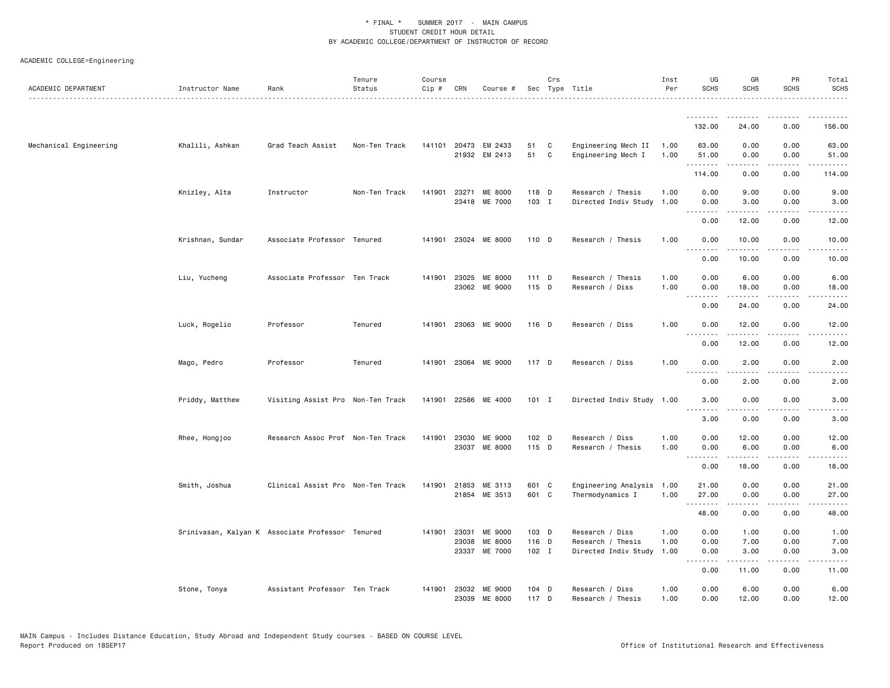\* FINAL \* SUMMER 2017 - MAIN CAMPUS
STUDENT CREDIT HOUR DETAIL
BY ACADEMIC COLLEGE/DEPARTMENT OF INSTRUCTOR OF RECORD

ACADEMIC COLLEGE=Engineering

| ACADEMIC DEPARTMENT | Instructor Name | Rank | Tenure Status | Course Cip # | CRN | Course # | Sec | Crs Type | Title | Inst Per | UG SCHS | GR SCHS | PR SCHS | Total SCHS |
|---|---|---|---|---|---|---|---|---|---|---|---|---|---|---|
| | | | | | | | | | | | 132.00 | 24.00 | 0.00 | 156.00 |
| Mechanical Engineering | Khalili, Ashkan | Grad Teach Assist | Non-Ten Track | 141101 | 20473 | EM 2433 | 51 | C | Engineering Mech II | 1.00 | 63.00 | 0.00 | 0.00 | 63.00 |
| | | | | | 21932 | EM 2413 | 51 | C | Engineering Mech I | 1.00 | 51.00 | 0.00 | 0.00 | 51.00 |
| | | | | | | | | | | | 114.00 | 0.00 | 0.00 | 114.00 |
| | Knizley, Alta | Instructor | Non-Ten Track | 141901 | 23271 | ME 8000 | 118 | D | Research / Thesis | 1.00 | 0.00 | 9.00 | 0.00 | 9.00 |
| | | | | | 23418 | ME 7000 | 103 | I | Directed Indiv Study | 1.00 | 0.00 | 3.00 | 0.00 | 3.00 |
| | | | | | | | | | | | 0.00 | 12.00 | 0.00 | 12.00 |
| | Krishnan, Sundar | Associate Professor | Tenured | 141901 | 23024 | ME 8000 | 110 | D | Research / Thesis | 1.00 | 0.00 | 10.00 | 0.00 | 10.00 |
| | | | | | | | | | | | 0.00 | 10.00 | 0.00 | 10.00 |
| | Liu, Yucheng | Associate Professor | Ten Track | 141901 | 23025 | ME 8000 | 111 | D | Research / Thesis | 1.00 | 0.00 | 6.00 | 0.00 | 6.00 |
| | | | | | 23062 | ME 9000 | 115 | D | Research / Diss | 1.00 | 0.00 | 18.00 | 0.00 | 18.00 |
| | | | | | | | | | | | 0.00 | 24.00 | 0.00 | 24.00 |
| | Luck, Rogelio | Professor | Tenured | 141901 | 23063 | ME 9000 | 116 | D | Research / Diss | 1.00 | 0.00 | 12.00 | 0.00 | 12.00 |
| | | | | | | | | | | | 0.00 | 12.00 | 0.00 | 12.00 |
| | Mago, Pedro | Professor | Tenured | 141901 | 23064 | ME 9000 | 117 | D | Research / Diss | 1.00 | 0.00 | 2.00 | 0.00 | 2.00 |
| | | | | | | | | | | | 0.00 | 2.00 | 0.00 | 2.00 |
| | Priddy, Matthew | Visiting Assist Pro | Non-Ten Track | 141901 | 22586 | ME 4000 | 101 | I | Directed Indiv Study | 1.00 | 3.00 | 0.00 | 0.00 | 3.00 |
| | | | | | | | | | | | 3.00 | 0.00 | 0.00 | 3.00 |
| | Rhee, Hongjoo | Research Assoc Prof | Non-Ten Track | 141901 | 23030 | ME 9000 | 102 | D | Research / Diss | 1.00 | 0.00 | 12.00 | 0.00 | 12.00 |
| | | | | | 23037 | ME 8000 | 115 | D | Research / Thesis | 1.00 | 0.00 | 6.00 | 0.00 | 6.00 |
| | | | | | | | | | | | 0.00 | 18.00 | 0.00 | 18.00 |
| | Smith, Joshua | Clinical Assist Pro | Non-Ten Track | 141901 | 21853 | ME 3113 | 601 | C | Engineering Analysis | 1.00 | 21.00 | 0.00 | 0.00 | 21.00 |
| | | | | | 21854 | ME 3513 | 601 | C | Thermodynamics I | 1.00 | 27.00 | 0.00 | 0.00 | 27.00 |
| | | | | | | | | | | | 48.00 | 0.00 | 0.00 | 48.00 |
| | Srinivasan, Kalyan K | Associate Professor | Tenured | 141901 | 23031 | ME 9000 | 103 | D | Research / Diss | 1.00 | 0.00 | 1.00 | 0.00 | 1.00 |
| | | | | | 23038 | ME 8000 | 116 | D | Research / Thesis | 1.00 | 0.00 | 7.00 | 0.00 | 7.00 |
| | | | | | 23337 | ME 7000 | 102 | I | Directed Indiv Study | 1.00 | 0.00 | 3.00 | 0.00 | 3.00 |
| | | | | | | | | | | | 0.00 | 11.00 | 0.00 | 11.00 |
| | Stone, Tonya | Assistant Professor | Ten Track | 141901 | 23032 | ME 9000 | 104 | D | Research / Diss | 1.00 | 0.00 | 6.00 | 0.00 | 6.00 |
| | | | | | 23039 | ME 8000 | 117 | D | Research / Thesis | 1.00 | 0.00 | 12.00 | 0.00 | 12.00 |

MAIN Campus - Includes Distance Education, Study Abroad and Independent Study courses - BASED ON COURSE LEVEL
Report Produced on 18SEP17

Office of Institutional Research and Effectiveness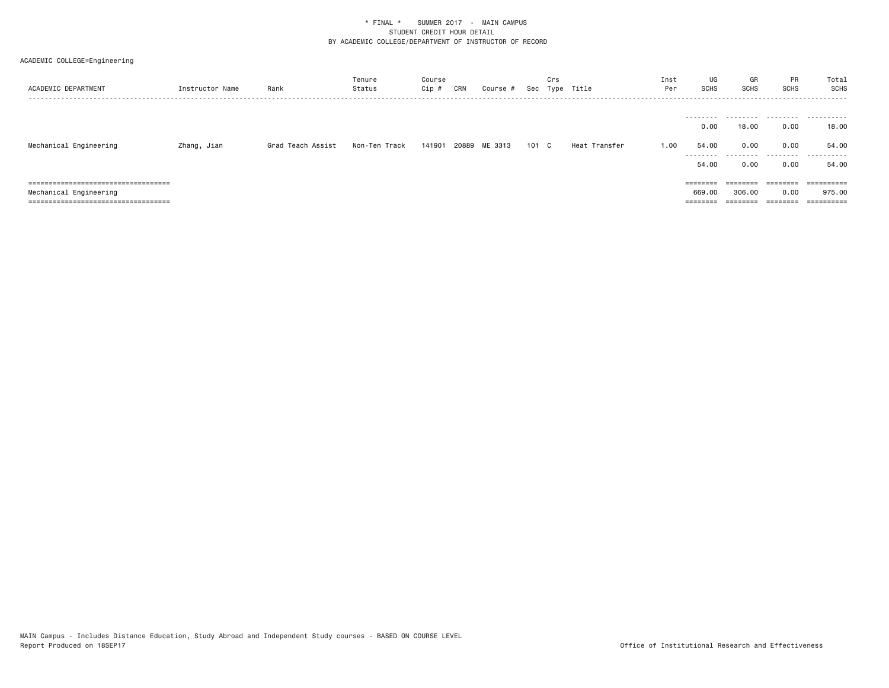\* FINAL \*    SUMMER 2017 - MAIN CAMPUS
STUDENT CREDIT HOUR DETAIL
BY ACADEMIC COLLEGE/DEPARTMENT OF INSTRUCTOR OF RECORD

ACADEMIC COLLEGE=Engineering

| ACADEMIC DEPARTMENT | Instructor Name | Rank | Tenure Status | Course Cip # | CRN | Course # | Sec | Crs Type | Title | Inst Per | UG SCHS | GR SCHS | PR SCHS | Total SCHS |
|---|---|---|---|---|---|---|---|---|---|---|---|---|---|---|
| | | | | | | | | | | | 0.00 | 18.00 | 0.00 | 18.00 |
| Mechanical Engineering | Zhang, Jian | Grad Teach Assist | Non-Ten Track | 141901 | 20889 | ME 3313 | 101 | C | Heat Transfer | 1.00 | 54.00 | 0.00 | 0.00 | 54.00 |
| | | | | | | | | | | | 54.00 | 0.00 | 0.00 | 54.00 |
| Mechanical Engineering | | | | | | | | | | | 669.00 | 306.00 | 0.00 | 975.00 |

MAIN Campus - Includes Distance Education, Study Abroad and Independent Study courses - BASED ON COURSE LEVEL
Report Produced on 18SEP17

Office of Institutional Research and Effectiveness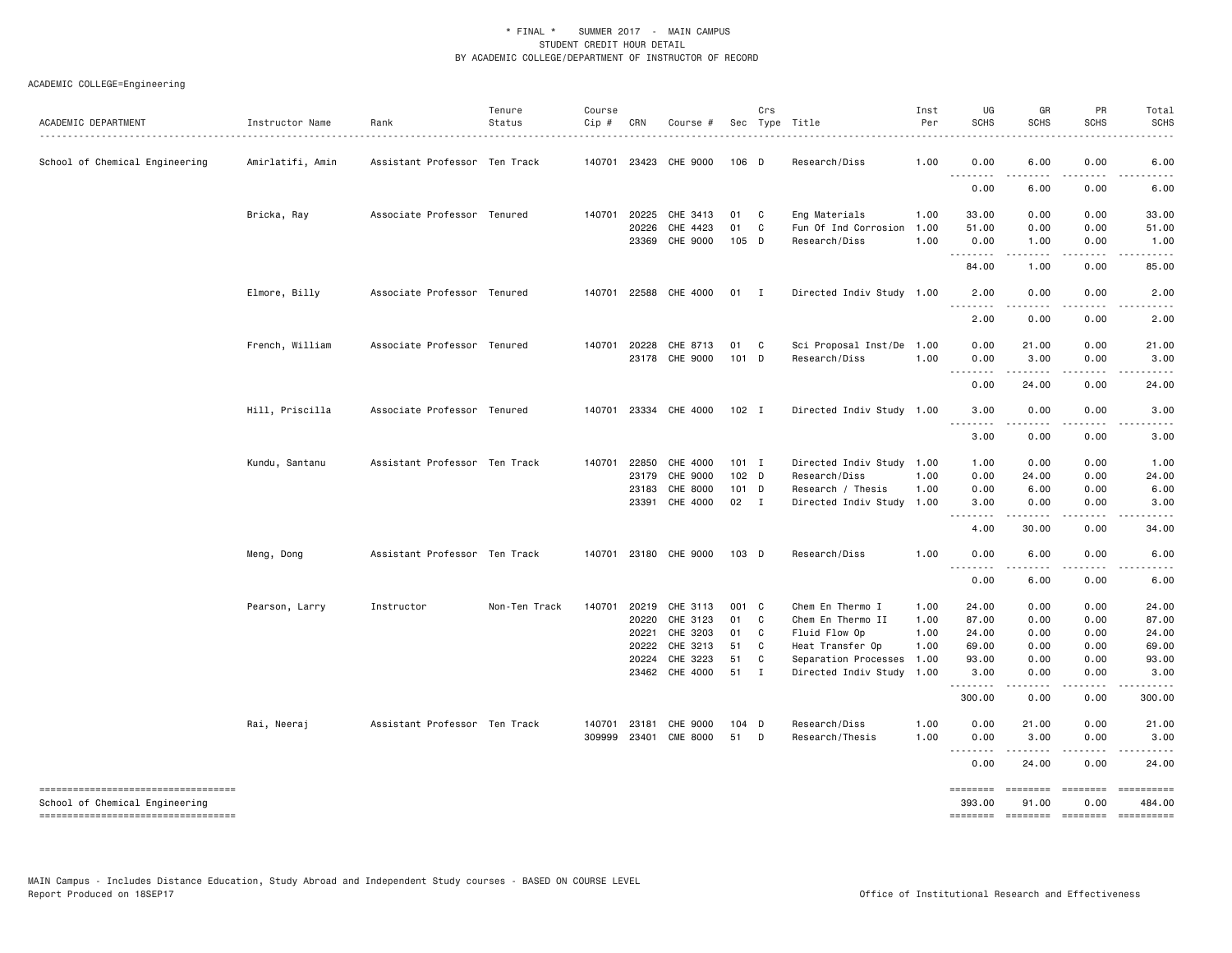\* FINAL \* SUMMER 2017 - MAIN CAMPUS
STUDENT CREDIT HOUR DETAIL
BY ACADEMIC COLLEGE/DEPARTMENT OF INSTRUCTOR OF RECORD

ACADEMIC COLLEGE=Engineering

| ACADEMIC DEPARTMENT | Instructor Name | Rank | Tenure Status | Course Cip # | CRN | Course # | Sec | Crs Type | Title | Inst Per | UG SCHS | GR SCHS | PR SCHS | Total SCHS |
|---|---|---|---|---|---|---|---|---|---|---|---|---|---|---|
| School of Chemical Engineering | Amirlatifi, Amin | Assistant Professor | Ten Track | 140701 | 23423 | CHE 9000 | 106 | D | Research/Diss | 1.00 | 0.00 | 6.00 | 0.00 | 6.00 |
| | | | | | | | | | | | 0.00 | 6.00 | 0.00 | 6.00 |
| | Bricka, Ray | Associate Professor | Tenured | 140701 | 20225 | CHE 3413 | 01 | C | Eng Materials | 1.00 | 33.00 | 0.00 | 0.00 | 33.00 |
| | | | | | 20226 | CHE 4423 | 01 | C | Fun Of Ind Corrosion | 1.00 | 51.00 | 0.00 | 0.00 | 51.00 |
| | | | | | 23369 | CHE 9000 | 105 | D | Research/Diss | 1.00 | 0.00 | 1.00 | 0.00 | 1.00 |
| | | | | | | | | | | | 84.00 | 1.00 | 0.00 | 85.00 |
| | Elmore, Billy | Associate Professor | Tenured | 140701 | 22588 | CHE 4000 | 01 | I | Directed Indiv Study | 1.00 | 2.00 | 0.00 | 0.00 | 2.00 |
| | | | | | | | | | | | 2.00 | 0.00 | 0.00 | 2.00 |
| | French, William | Associate Professor | Tenured | 140701 | 20228 | CHE 8713 | 01 | C | Sci Proposal Inst/De | 1.00 | 0.00 | 21.00 | 0.00 | 21.00 |
| | | | | | 23178 | CHE 9000 | 101 | D | Research/Diss | 1.00 | 0.00 | 3.00 | 0.00 | 3.00 |
| | | | | | | | | | | | 0.00 | 24.00 | 0.00 | 24.00 |
| | Hill, Priscilla | Associate Professor | Tenured | 140701 | 23334 | CHE 4000 | 102 | I | Directed Indiv Study | 1.00 | 3.00 | 0.00 | 0.00 | 3.00 |
| | | | | | | | | | | | 3.00 | 0.00 | 0.00 | 3.00 |
| | Kundu, Santanu | Assistant Professor | Ten Track | 140701 | 22850 | CHE 4000 | 101 | I | Directed Indiv Study | 1.00 | 1.00 | 0.00 | 0.00 | 1.00 |
| | | | | | 23179 | CHE 9000 | 102 | D | Research/Diss | 1.00 | 0.00 | 24.00 | 0.00 | 24.00 |
| | | | | | 23183 | CHE 8000 | 101 | D | Research / Thesis | 1.00 | 0.00 | 6.00 | 0.00 | 6.00 |
| | | | | | 23391 | CHE 4000 | 02 | I | Directed Indiv Study | 1.00 | 3.00 | 0.00 | 0.00 | 3.00 |
| | | | | | | | | | | | 4.00 | 30.00 | 0.00 | 34.00 |
| | Meng, Dong | Assistant Professor | Ten Track | 140701 | 23180 | CHE 9000 | 103 | D | Research/Diss | 1.00 | 0.00 | 6.00 | 0.00 | 6.00 |
| | | | | | | | | | | | 0.00 | 6.00 | 0.00 | 6.00 |
| | Pearson, Larry | Instructor | Non-Ten Track | 140701 | 20219 | CHE 3113 | 001 | C | Chem En Thermo I | 1.00 | 24.00 | 0.00 | 0.00 | 24.00 |
| | | | | | 20220 | CHE 3123 | 01 | C | Chem En Thermo II | 1.00 | 87.00 | 0.00 | 0.00 | 87.00 |
| | | | | | 20221 | CHE 3203 | 01 | C | Fluid Flow Op | 1.00 | 24.00 | 0.00 | 0.00 | 24.00 |
| | | | | | 20222 | CHE 3213 | 51 | C | Heat Transfer Op | 1.00 | 69.00 | 0.00 | 0.00 | 69.00 |
| | | | | | 20224 | CHE 3223 | 51 | C | Separation Processes | 1.00 | 93.00 | 0.00 | 0.00 | 93.00 |
| | | | | | 23462 | CHE 4000 | 51 | I | Directed Indiv Study | 1.00 | 3.00 | 0.00 | 0.00 | 3.00 |
| | | | | | | | | | | | 300.00 | 0.00 | 0.00 | 300.00 |
| | Rai, Neeraj | Assistant Professor | Ten Track | 140701 | 23181 | CHE 9000 | 104 | D | Research/Diss | 1.00 | 0.00 | 21.00 | 0.00 | 21.00 |
| | | | | 309999 | 23401 | CME 8000 | 51 | D | Research/Thesis | 1.00 | 0.00 | 3.00 | 0.00 | 3.00 |
| | | | | | | | | | | | 0.00 | 24.00 | 0.00 | 24.00 |
| School of Chemical Engineering | | | | | | | | | | | 393.00 | 91.00 | 0.00 | 484.00 |

MAIN Campus - Includes Distance Education, Study Abroad and Independent Study courses - BASED ON COURSE LEVEL
Report Produced on 18SEP17

Office of Institutional Research and Effectiveness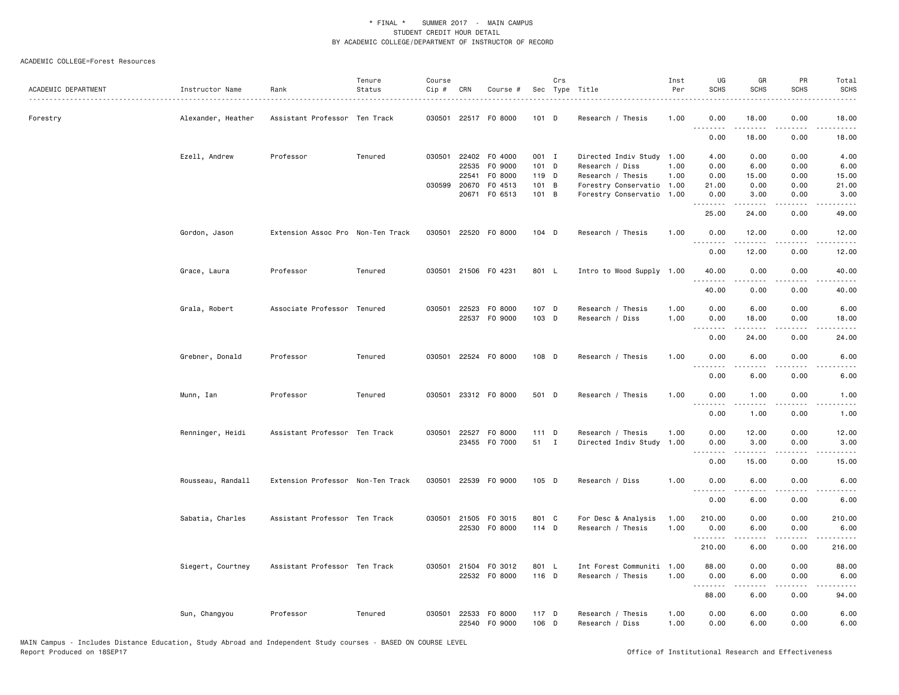\* FINAL \*    SUMMER 2017  -  MAIN CAMPUS
STUDENT CREDIT HOUR DETAIL
BY ACADEMIC COLLEGE/DEPARTMENT OF INSTRUCTOR OF RECORD

ACADEMIC COLLEGE=Forest Resources

| ACADEMIC DEPARTMENT | Instructor Name | Rank | Tenure Status | Course Cip # | CRN | Course # | Sec | Crs Type | Title | Inst Per | UG SCHS | GR SCHS | PR SCHS | Total SCHS |
|---|---|---|---|---|---|---|---|---|---|---|---|---|---|---|
| Forestry | Alexander, Heather | Assistant Professor | Ten Track | 030501 | 22517 | FO 8000 | 101 | D | Research / Thesis | 1.00 | 0.00 | 18.00 | 0.00 | 18.00 |
| | | | | | | | | | | | 0.00 | 18.00 | 0.00 | 18.00 |
| | Ezell, Andrew | Professor | Tenured | 030501 | 22402 | FO 4000 | 001 | I | Directed Indiv Study | 1.00 | 4.00 | 0.00 | 0.00 | 4.00 |
| | | | | | 22535 | FO 9000 | 101 | D | Research / Diss | 1.00 | 0.00 | 6.00 | 0.00 | 6.00 |
| | | | | | 22541 | FO 8000 | 119 | D | Research / Thesis | 1.00 | 0.00 | 15.00 | 0.00 | 15.00 |
| | | | | 030599 | 20670 | FO 4513 | 101 | B | Forestry Conservatio | 1.00 | 21.00 | 0.00 | 0.00 | 21.00 |
| | | | | | 20671 | FO 6513 | 101 | B | Forestry Conservatio | 1.00 | 0.00 | 3.00 | 0.00 | 3.00 |
| | | | | | | | | | | | 25.00 | 24.00 | 0.00 | 49.00 |
| | Gordon, Jason | Extension Assoc Pro | Non-Ten Track | 030501 | 22520 | FO 8000 | 104 | D | Research / Thesis | 1.00 | 0.00 | 12.00 | 0.00 | 12.00 |
| | | | | | | | | | | | 0.00 | 12.00 | 0.00 | 12.00 |
| | Grace, Laura | Professor | Tenured | 030501 | 21506 | FO 4231 | 801 | L | Intro to Wood Supply | 1.00 | 40.00 | 0.00 | 0.00 | 40.00 |
| | | | | | | | | | | | 40.00 | 0.00 | 0.00 | 40.00 |
| | Grala, Robert | Associate Professor | Tenured | 030501 | 22523 | FO 8000 | 107 | D | Research / Thesis | 1.00 | 0.00 | 6.00 | 0.00 | 6.00 |
| | | | | | 22537 | FO 9000 | 103 | D | Research / Diss | 1.00 | 0.00 | 18.00 | 0.00 | 18.00 |
| | | | | | | | | | | | 0.00 | 24.00 | 0.00 | 24.00 |
| | Grebner, Donald | Professor | Tenured | 030501 | 22524 | FO 8000 | 108 | D | Research / Thesis | 1.00 | 0.00 | 6.00 | 0.00 | 6.00 |
| | | | | | | | | | | | 0.00 | 6.00 | 0.00 | 6.00 |
| | Munn, Ian | Professor | Tenured | 030501 | 23312 | FO 8000 | 501 | D | Research / Thesis | 1.00 | 0.00 | 1.00 | 0.00 | 1.00 |
| | | | | | | | | | | | 0.00 | 1.00 | 0.00 | 1.00 |
| | Renninger, Heidi | Assistant Professor | Ten Track | 030501 | 22527 | FO 8000 | 111 | D | Research / Thesis | 1.00 | 0.00 | 12.00 | 0.00 | 12.00 |
| | | | | | 23455 | FO 7000 | 51 | I | Directed Indiv Study | 1.00 | 0.00 | 3.00 | 0.00 | 3.00 |
| | | | | | | | | | | | 0.00 | 15.00 | 0.00 | 15.00 |
| | Rousseau, Randall | Extension Professor | Non-Ten Track | 030501 | 22539 | FO 9000 | 105 | D | Research / Diss | 1.00 | 0.00 | 6.00 | 0.00 | 6.00 |
| | | | | | | | | | | | 0.00 | 6.00 | 0.00 | 6.00 |
| | Sabatia, Charles | Assistant Professor | Ten Track | 030501 | 21505 | FO 3015 | 801 | C | For Desc & Analysis | 1.00 | 210.00 | 0.00 | 0.00 | 210.00 |
| | | | | | 22530 | FO 8000 | 114 | D | Research / Thesis | 1.00 | 0.00 | 6.00 | 0.00 | 6.00 |
| | | | | | | | | | | | 210.00 | 6.00 | 0.00 | 216.00 |
| | Siegert, Courtney | Assistant Professor | Ten Track | 030501 | 21504 | FO 3012 | 801 | L | Int Forest Communiti | 1.00 | 88.00 | 0.00 | 0.00 | 88.00 |
| | | | | | 22532 | FO 8000 | 116 | D | Research / Thesis | 1.00 | 0.00 | 6.00 | 0.00 | 6.00 |
| | | | | | | | | | | | 88.00 | 6.00 | 0.00 | 94.00 |
| | Sun, Changyou | Professor | Tenured | 030501 | 22533 | FO 8000 | 117 | D | Research / Thesis | 1.00 | 0.00 | 6.00 | 0.00 | 6.00 |
| | | | | | 22540 | FO 9000 | 106 | D | Research / Diss | 1.00 | 0.00 | 6.00 | 0.00 | 6.00 |

MAIN Campus - Includes Distance Education, Study Abroad and Independent Study courses - BASED ON COURSE LEVEL
Report Produced on 18SEP17    Office of Institutional Research and Effectiveness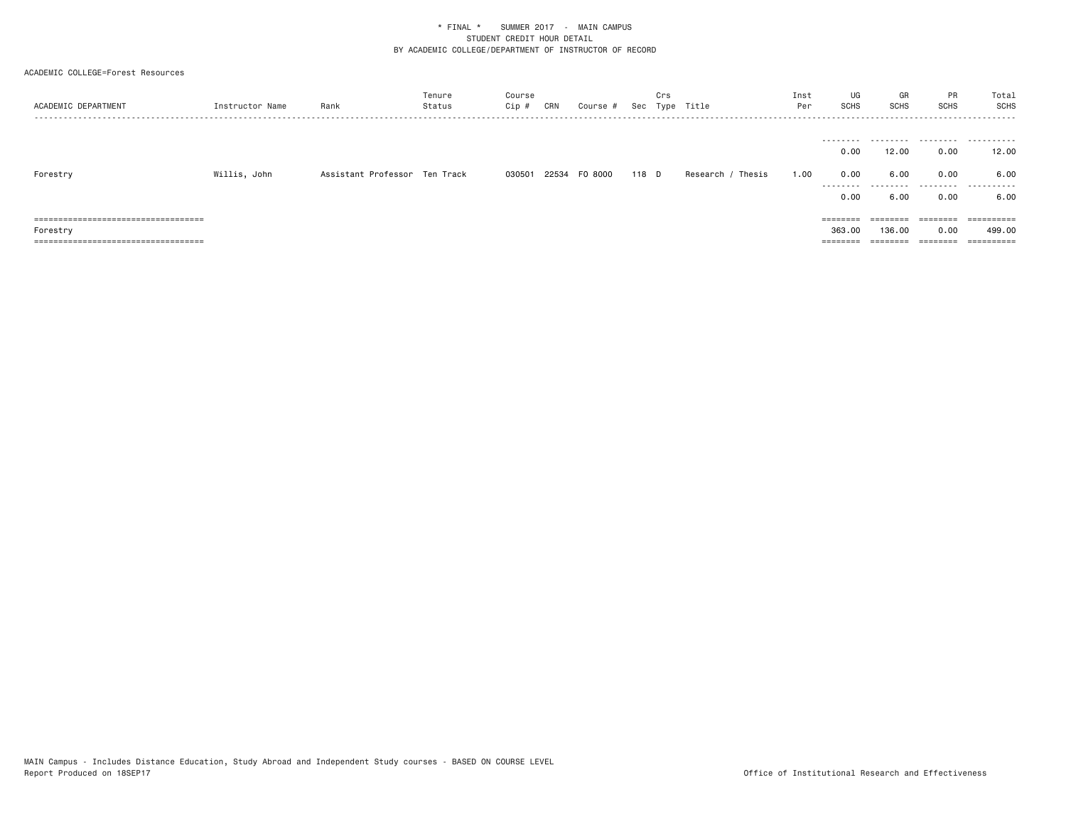* FINAL * SUMMER 2017 - MAIN CAMPUS
STUDENT CREDIT HOUR DETAIL
BY ACADEMIC COLLEGE/DEPARTMENT OF INSTRUCTOR OF RECORD

ACADEMIC COLLEGE=Forest Resources

| ACADEMIC DEPARTMENT | Instructor Name | Rank | Tenure Status | Course Cip # | CRN | Course # | Sec | Crs Type | Title | Inst Per | UG SCHS | GR SCHS | PR SCHS | Total SCHS |
|---|---|---|---|---|---|---|---|---|---|---|---|---|---|---|
| | | | | | | | | | | | 0.00 | 12.00 | 0.00 | 12.00 |
| Forestry | Willis, John | Assistant Professor | Ten Track | 030501 | 22534 | FO 8000 | 118 | D | Research / Thesis | 1.00 | 0.00 | 6.00 | 0.00 | 6.00 |
| | | | | | | | | | | | 0.00 | 6.00 | 0.00 | 6.00 |
| Forestry | | | | | | | | | | | 363.00 | 136.00 | 0.00 | 499.00 |

MAIN Campus - Includes Distance Education, Study Abroad and Independent Study courses - BASED ON COURSE LEVEL
Report Produced on 18SEP17

Office of Institutional Research and Effectiveness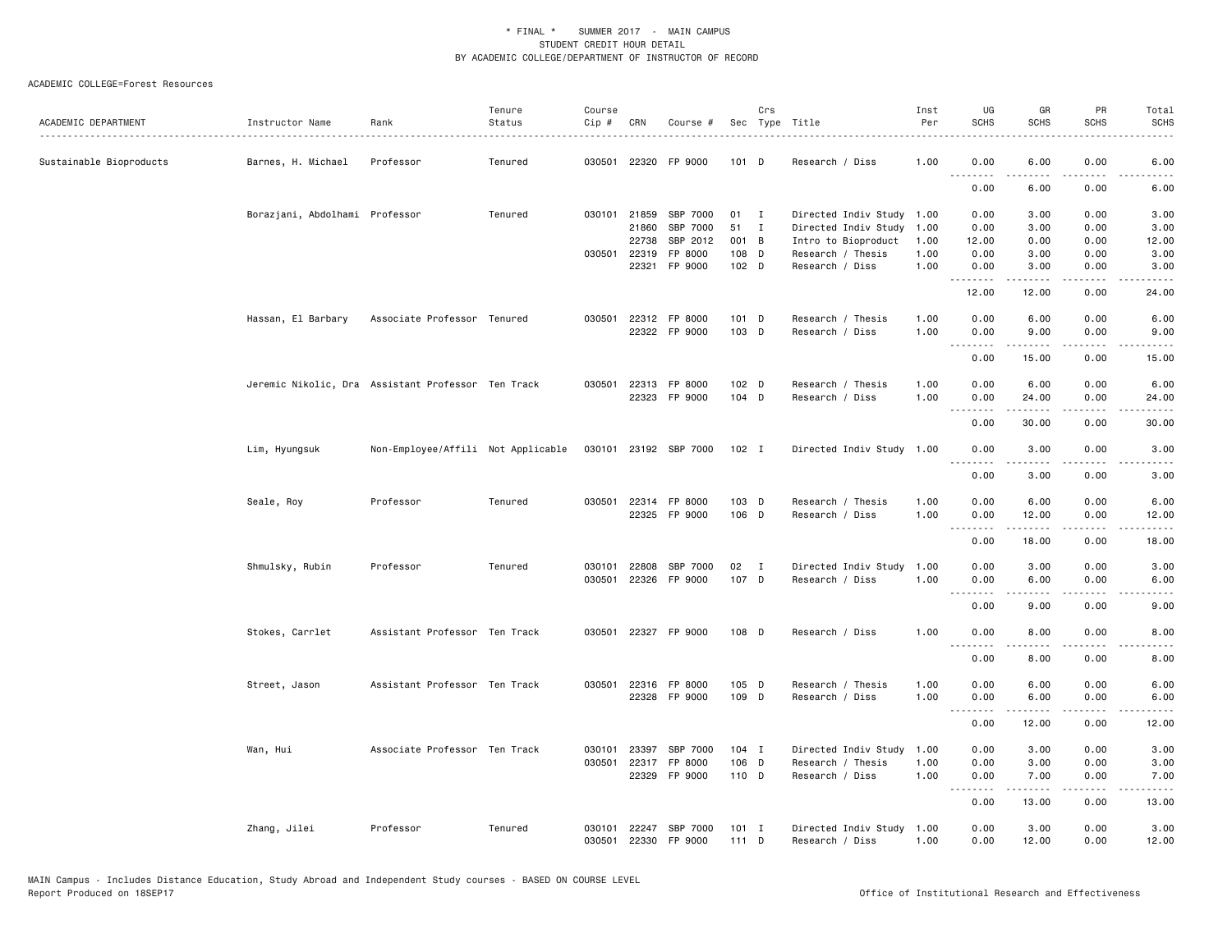* FINAL * SUMMER 2017 - MAIN CAMPUS
STUDENT CREDIT HOUR DETAIL
BY ACADEMIC COLLEGE/DEPARTMENT OF INSTRUCTOR OF RECORD

ACADEMIC COLLEGE=Forest Resources

| ACADEMIC DEPARTMENT | Instructor Name | Rank | Tenure Status | Course Cip # | CRN | Course # | Sec | Crs Type | Title | Inst Per | UG SCHS | GR SCHS | PR SCHS | Total SCHS |
|---|---|---|---|---|---|---|---|---|---|---|---|---|---|---|
| Sustainable Bioproducts | Barnes, H. Michael | Professor | Tenured | 030501 | 22320 | FP 9000 | 101 | D | Research / Diss | 1.00 | 0.00 | 6.00 | 0.00 | 6.00 |
| | | | | | | | | | | | 0.00 | 6.00 | 0.00 | 6.00 |
| | Borazjani, Abdolhami | Professor | Tenured | 030101 | 21859 | SBP 7000 | 01 | I | Directed Indiv Study | 1.00 | 0.00 | 3.00 | 0.00 | 3.00 |
| | | | | | 21860 | SBP 7000 | 51 | I | Directed Indiv Study | 1.00 | 0.00 | 3.00 | 0.00 | 3.00 |
| | | | | | 22738 | SBP 2012 | 001 | B | Intro to Bioproduct | 1.00 | 12.00 | 0.00 | 0.00 | 12.00 |
| | | | | 030501 | 22319 | FP 8000 | 108 | D | Research / Thesis | 1.00 | 0.00 | 3.00 | 0.00 | 3.00 |
| | | | | | 22321 | FP 9000 | 102 | D | Research / Diss | 1.00 | 0.00 | 3.00 | 0.00 | 3.00 |
| | | | | | | | | | | | 12.00 | 12.00 | 0.00 | 24.00 |
| | Hassan, El Barbary | Associate Professor | Tenured | 030501 | 22312 | FP 8000 | 101 | D | Research / Thesis | 1.00 | 0.00 | 6.00 | 0.00 | 6.00 |
| | | | | | 22322 | FP 9000 | 103 | D | Research / Diss | 1.00 | 0.00 | 9.00 | 0.00 | 9.00 |
| | | | | | | | | | | | 0.00 | 15.00 | 0.00 | 15.00 |
| | Jeremic Nikolic, Dra | Assistant Professor | Ten Track | 030501 | 22313 | FP 8000 | 102 | D | Research / Thesis | 1.00 | 0.00 | 6.00 | 0.00 | 6.00 |
| | | | | | 22323 | FP 9000 | 104 | D | Research / Diss | 1.00 | 0.00 | 24.00 | 0.00 | 24.00 |
| | | | | | | | | | | | 0.00 | 30.00 | 0.00 | 30.00 |
| | Lim, Hyungsuk | Non-Employee/Affili | Not Applicable | 030101 | 23192 | SBP 7000 | 102 | I | Directed Indiv Study | 1.00 | 0.00 | 3.00 | 0.00 | 3.00 |
| | | | | | | | | | | | 0.00 | 3.00 | 0.00 | 3.00 |
| | Seale, Roy | Professor | Tenured | 030501 | 22314 | FP 8000 | 103 | D | Research / Thesis | 1.00 | 0.00 | 6.00 | 0.00 | 6.00 |
| | | | | | 22325 | FP 9000 | 106 | D | Research / Diss | 1.00 | 0.00 | 12.00 | 0.00 | 12.00 |
| | | | | | | | | | | | 0.00 | 18.00 | 0.00 | 18.00 |
| | Shmulsky, Rubin | Professor | Tenured | 030101 | 22808 | SBP 7000 | 02 | I | Directed Indiv Study | 1.00 | 0.00 | 3.00 | 0.00 | 3.00 |
| | | | | 030501 | 22326 | FP 9000 | 107 | D | Research / Diss | 1.00 | 0.00 | 6.00 | 0.00 | 6.00 |
| | | | | | | | | | | | 0.00 | 9.00 | 0.00 | 9.00 |
| | Stokes, Carrlet | Assistant Professor | Ten Track | 030501 | 22327 | FP 9000 | 108 | D | Research / Diss | 1.00 | 0.00 | 8.00 | 0.00 | 8.00 |
| | | | | | | | | | | | 0.00 | 8.00 | 0.00 | 8.00 |
| | Street, Jason | Assistant Professor | Ten Track | 030501 | 22316 | FP 8000 | 105 | D | Research / Thesis | 1.00 | 0.00 | 6.00 | 0.00 | 6.00 |
| | | | | | 22328 | FP 9000 | 109 | D | Research / Diss | 1.00 | 0.00 | 6.00 | 0.00 | 6.00 |
| | | | | | | | | | | | 0.00 | 12.00 | 0.00 | 12.00 |
| | Wan, Hui | Associate Professor | Ten Track | 030101 | 23397 | SBP 7000 | 104 | I | Directed Indiv Study | 1.00 | 0.00 | 3.00 | 0.00 | 3.00 |
| | | | | 030501 | 22317 | FP 8000 | 106 | D | Research / Thesis | 1.00 | 0.00 | 3.00 | 0.00 | 3.00 |
| | | | | | 22329 | FP 9000 | 110 | D | Research / Diss | 1.00 | 0.00 | 7.00 | 0.00 | 7.00 |
| | | | | | | | | | | | 0.00 | 13.00 | 0.00 | 13.00 |
| | Zhang, Jilei | Professor | Tenured | 030101 | 22247 | SBP 7000 | 101 | I | Directed Indiv Study | 1.00 | 0.00 | 3.00 | 0.00 | 3.00 |
| | | | | 030501 | 22330 | FP 9000 | 111 | D | Research / Diss | 1.00 | 0.00 | 12.00 | 0.00 | 12.00 |

MAIN Campus - Includes Distance Education, Study Abroad and Independent Study courses - BASED ON COURSE LEVEL
Report Produced on 18SEP17 Office of Institutional Research and Effectiveness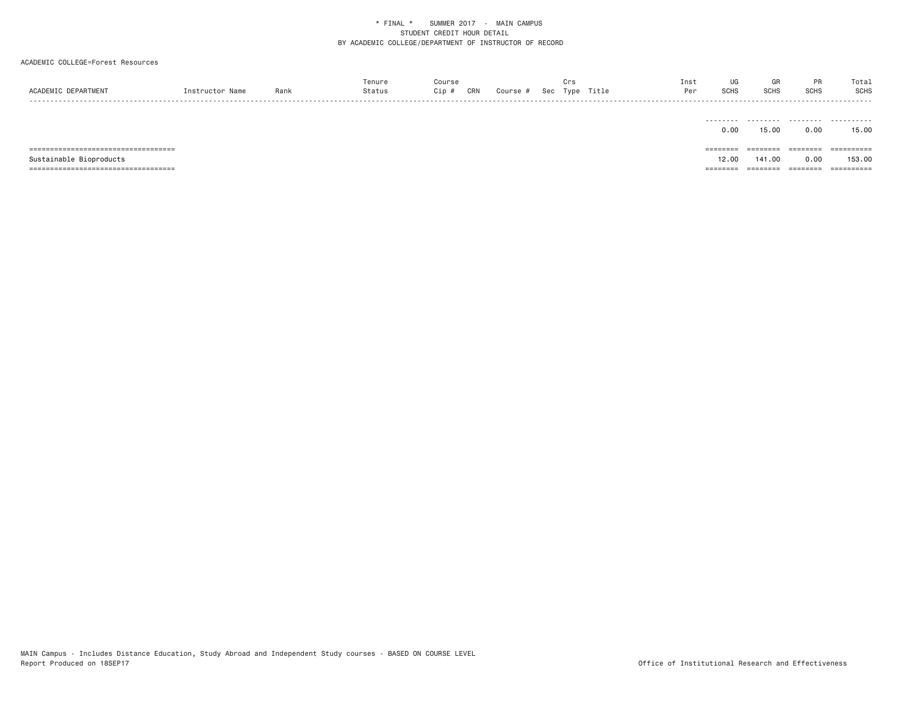* FINAL * SUMMER 2017 - MAIN CAMPUS
STUDENT CREDIT HOUR DETAIL
BY ACADEMIC COLLEGE/DEPARTMENT OF INSTRUCTOR OF RECORD

ACADEMIC COLLEGE=Forest Resources

| ACADEMIC DEPARTMENT | Instructor Name | Rank | Tenure Status | Course Cip # | CRN | Course # | Sec | Crs Type | Title | Inst Per | UG SCHS | GR SCHS | PR SCHS | Total SCHS |
|---|---|---|---|---|---|---|---|---|---|---|---|---|---|---|
| | | | | | | | | | | | 0.00 | 15.00 | 0.00 | 15.00 |
| Sustainable Bioproducts | | | | | | | | | | | 12.00 | 141.00 | 0.00 | 153.00 |

MAIN Campus - Includes Distance Education, Study Abroad and Independent Study courses - BASED ON COURSE LEVEL
Report Produced on 18SEP17

Office of Institutional Research and Effectiveness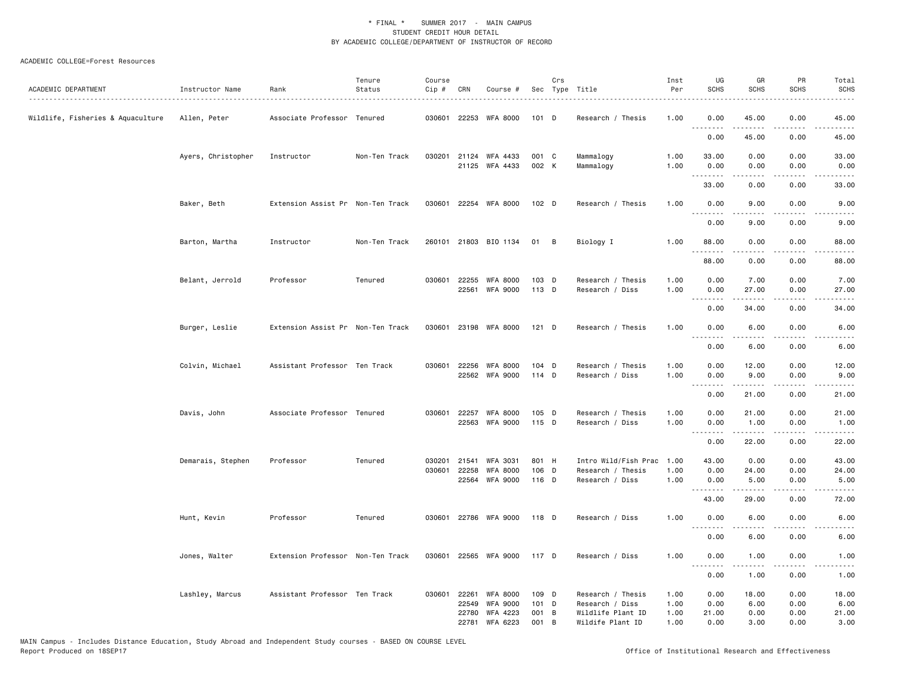\* FINAL \* SUMMER 2017 - MAIN CAMPUS
STUDENT CREDIT HOUR DETAIL
BY ACADEMIC COLLEGE/DEPARTMENT OF INSTRUCTOR OF RECORD

ACADEMIC COLLEGE=Forest Resources

| ACADEMIC DEPARTMENT | Instructor Name | Rank | Tenure Status | Course Cip # | CRN | Course # | Sec | Crs Type | Title | Inst Per | UG SCHS | GR SCHS | PR SCHS | Total SCHS |
|---|---|---|---|---|---|---|---|---|---|---|---|---|---|---|
| Wildlife, Fisheries & Aquaculture | Allen, Peter | Associate Professor | Tenured | 030601 | 22253 | WFA 8000 | 101 | D | Research / Thesis | 1.00 | 0.00 | 45.00 | 0.00 | 45.00 |
| | | | | | | | | | | | 0.00 | 45.00 | 0.00 | 45.00 |
| | Ayers, Christopher | Instructor | Non-Ten Track | 030201 | 21124 | WFA 4433 | 001 | C | Mammalogy | 1.00 | 33.00 | 0.00 | 0.00 | 33.00 |
| | | | | | 21125 | WFA 4433 | 002 | K | Mammalogy | 1.00 | 0.00 | 0.00 | 0.00 | 0.00 |
| | | | | | | | | | | | 33.00 | 0.00 | 0.00 | 33.00 |
| | Baker, Beth | Extension Assist Pr | Non-Ten Track | 030601 | 22254 | WFA 8000 | 102 | D | Research / Thesis | 1.00 | 0.00 | 9.00 | 0.00 | 9.00 |
| | | | | | | | | | | | 0.00 | 9.00 | 0.00 | 9.00 |
| | Barton, Martha | Instructor | Non-Ten Track | 260101 | 21803 | BIO 1134 | 01 | B | Biology I | 1.00 | 88.00 | 0.00 | 0.00 | 88.00 |
| | | | | | | | | | | | 88.00 | 0.00 | 0.00 | 88.00 |
| | Belant, Jerrold | Professor | Tenured | 030601 | 22255 | WFA 8000 | 103 | D | Research / Thesis | 1.00 | 0.00 | 7.00 | 0.00 | 7.00 |
| | | | | | 22561 | WFA 9000 | 113 | D | Research / Diss | 1.00 | 0.00 | 27.00 | 0.00 | 27.00 |
| | | | | | | | | | | | 0.00 | 34.00 | 0.00 | 34.00 |
| | Burger, Leslie | Extension Assist Pr | Non-Ten Track | 030601 | 23198 | WFA 8000 | 121 | D | Research / Thesis | 1.00 | 0.00 | 6.00 | 0.00 | 6.00 |
| | | | | | | | | | | | 0.00 | 6.00 | 0.00 | 6.00 |
| | Colvin, Michael | Assistant Professor | Ten Track | 030601 | 22256 | WFA 8000 | 104 | D | Research / Thesis | 1.00 | 0.00 | 12.00 | 0.00 | 12.00 |
| | | | | | 22562 | WFA 9000 | 114 | D | Research / Diss | 1.00 | 0.00 | 9.00 | 0.00 | 9.00 |
| | | | | | | | | | | | 0.00 | 21.00 | 0.00 | 21.00 |
| | Davis, John | Associate Professor | Tenured | 030601 | 22257 | WFA 8000 | 105 | D | Research / Thesis | 1.00 | 0.00 | 21.00 | 0.00 | 21.00 |
| | | | | | 22563 | WFA 9000 | 115 | D | Research / Diss | 1.00 | 0.00 | 1.00 | 0.00 | 1.00 |
| | | | | | | | | | | | 0.00 | 22.00 | 0.00 | 22.00 |
| | Demarais, Stephen | Professor | Tenured | 030201 | 21541 | WFA 3031 | 801 | H | Intro Wild/Fish Prac | 1.00 | 43.00 | 0.00 | 0.00 | 43.00 |
| | | | | 030601 | 22258 | WFA 8000 | 106 | D | Research / Thesis | 1.00 | 0.00 | 24.00 | 0.00 | 24.00 |
| | | | | | 22564 | WFA 9000 | 116 | D | Research / Diss | 1.00 | 0.00 | 5.00 | 0.00 | 5.00 |
| | | | | | | | | | | | 43.00 | 29.00 | 0.00 | 72.00 |
| | Hunt, Kevin | Professor | Tenured | 030601 | 22786 | WFA 9000 | 118 | D | Research / Diss | 1.00 | 0.00 | 6.00 | 0.00 | 6.00 |
| | | | | | | | | | | | 0.00 | 6.00 | 0.00 | 6.00 |
| | Jones, Walter | Extension Professor | Non-Ten Track | 030601 | 22565 | WFA 9000 | 117 | D | Research / Diss | 1.00 | 0.00 | 1.00 | 0.00 | 1.00 |
| | | | | | | | | | | | 0.00 | 1.00 | 0.00 | 1.00 |
| | Lashley, Marcus | Assistant Professor | Ten Track | 030601 | 22261 | WFA 8000 | 109 | D | Research / Thesis | 1.00 | 0.00 | 18.00 | 0.00 | 18.00 |
| | | | | | 22549 | WFA 9000 | 101 | D | Research / Diss | 1.00 | 0.00 | 6.00 | 0.00 | 6.00 |
| | | | | | 22780 | WFA 4223 | 001 | B | Wildlife Plant ID | 1.00 | 21.00 | 0.00 | 0.00 | 21.00 |
| | | | | | 22781 | WFA 6223 | 001 | B | Wildife Plant ID | 1.00 | 0.00 | 3.00 | 0.00 | 3.00 |

MAIN Campus - Includes Distance Education, Study Abroad and Independent Study courses - BASED ON COURSE LEVEL
Report Produced on 18SEP17 Office of Institutional Research and Effectiveness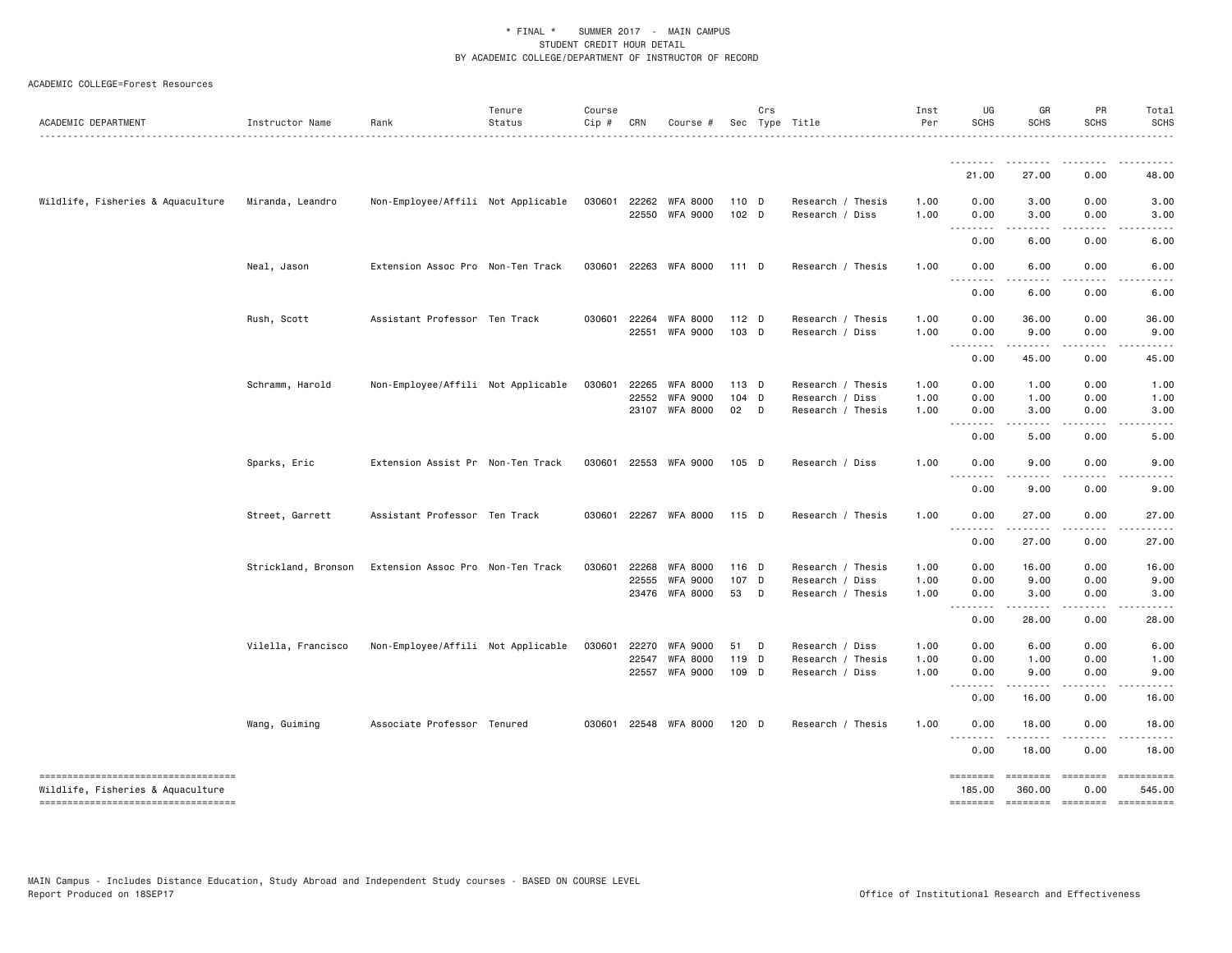\* FINAL \* SUMMER 2017 - MAIN CAMPUS
STUDENT CREDIT HOUR DETAIL
BY ACADEMIC COLLEGE/DEPARTMENT OF INSTRUCTOR OF RECORD

ACADEMIC COLLEGE=Forest Resources

| ACADEMIC DEPARTMENT | Instructor Name | Rank | Tenure Status | Course Cip # | CRN | Course # | Sec | Crs Type | Title | Inst Per | UG SCHS | GR SCHS | PR SCHS | Total SCHS |
|---|---|---|---|---|---|---|---|---|---|---|---|---|---|---|
| | | | | | | | | | | | 21.00 | 27.00 | 0.00 | 48.00 |
| Wildlife, Fisheries & Aquaculture | Miranda, Leandro | Non-Employee/Affili | Not Applicable | 030601 | 22262 | WFA 8000 | 110 | D | Research / Thesis | 1.00 | 0.00 | 3.00 | 0.00 | 3.00 |
| | | | | | 22550 | WFA 9000 | 102 | D | Research / Diss | 1.00 | 0.00 | 3.00 | 0.00 | 3.00 |
| | | | | | | | | | | | 0.00 | 6.00 | 0.00 | 6.00 |
| | Neal, Jason | Extension Assoc Pro | Non-Ten Track | 030601 | 22263 | WFA 8000 | 111 | D | Research / Thesis | 1.00 | 0.00 | 6.00 | 0.00 | 6.00 |
| | | | | | | | | | | | 0.00 | 6.00 | 0.00 | 6.00 |
| | Rush, Scott | Assistant Professor | Ten Track | 030601 | 22264 | WFA 8000 | 112 | D | Research / Thesis | 1.00 | 0.00 | 36.00 | 0.00 | 36.00 |
| | | | | | 22551 | WFA 9000 | 103 | D | Research / Diss | 1.00 | 0.00 | 9.00 | 0.00 | 9.00 |
| | | | | | | | | | | | 0.00 | 45.00 | 0.00 | 45.00 |
| | Schramm, Harold | Non-Employee/Affili | Not Applicable | 030601 | 22265 | WFA 8000 | 113 | D | Research / Thesis | 1.00 | 0.00 | 1.00 | 0.00 | 1.00 |
| | | | | | 22552 | WFA 9000 | 104 | D | Research / Diss | 1.00 | 0.00 | 1.00 | 0.00 | 1.00 |
| | | | | | 23107 | WFA 8000 | 02 | D | Research / Thesis | 1.00 | 0.00 | 3.00 | 0.00 | 3.00 |
| | | | | | | | | | | | 0.00 | 5.00 | 0.00 | 5.00 |
| | Sparks, Eric | Extension Assist Pr | Non-Ten Track | 030601 | 22553 | WFA 9000 | 105 | D | Research / Diss | 1.00 | 0.00 | 9.00 | 0.00 | 9.00 |
| | | | | | | | | | | | 0.00 | 9.00 | 0.00 | 9.00 |
| | Street, Garrett | Assistant Professor | Ten Track | 030601 | 22267 | WFA 8000 | 115 | D | Research / Thesis | 1.00 | 0.00 | 27.00 | 0.00 | 27.00 |
| | | | | | | | | | | | 0.00 | 27.00 | 0.00 | 27.00 |
| | Strickland, Bronson | Extension Assoc Pro | Non-Ten Track | 030601 | 22268 | WFA 8000 | 116 | D | Research / Thesis | 1.00 | 0.00 | 16.00 | 0.00 | 16.00 |
| | | | | | 22555 | WFA 9000 | 107 | D | Research / Diss | 1.00 | 0.00 | 9.00 | 0.00 | 9.00 |
| | | | | | 23476 | WFA 8000 | 53 | D | Research / Thesis | 1.00 | 0.00 | 3.00 | 0.00 | 3.00 |
| | | | | | | | | | | | 0.00 | 28.00 | 0.00 | 28.00 |
| | Vilella, Francisco | Non-Employee/Affili | Not Applicable | 030601 | 22270 | WFA 9000 | 51 | D | Research / Diss | 1.00 | 0.00 | 6.00 | 0.00 | 6.00 |
| | | | | | 22547 | WFA 8000 | 119 | D | Research / Thesis | 1.00 | 0.00 | 1.00 | 0.00 | 1.00 |
| | | | | | 22557 | WFA 9000 | 109 | D | Research / Diss | 1.00 | 0.00 | 9.00 | 0.00 | 9.00 |
| | | | | | | | | | | | 0.00 | 16.00 | 0.00 | 16.00 |
| | Wang, Guiming | Associate Professor | Tenured | 030601 | 22548 | WFA 8000 | 120 | D | Research / Thesis | 1.00 | 0.00 | 18.00 | 0.00 | 18.00 |
| | | | | | | | | | | | 0.00 | 18.00 | 0.00 | 18.00 |
| Wildlife, Fisheries & Aquaculture | | | | | | | | | | | 185.00 | 360.00 | 0.00 | 545.00 |

MAIN Campus - Includes Distance Education, Study Abroad and Independent Study courses - BASED ON COURSE LEVEL
Report Produced on 18SEP17 | Office of Institutional Research and Effectiveness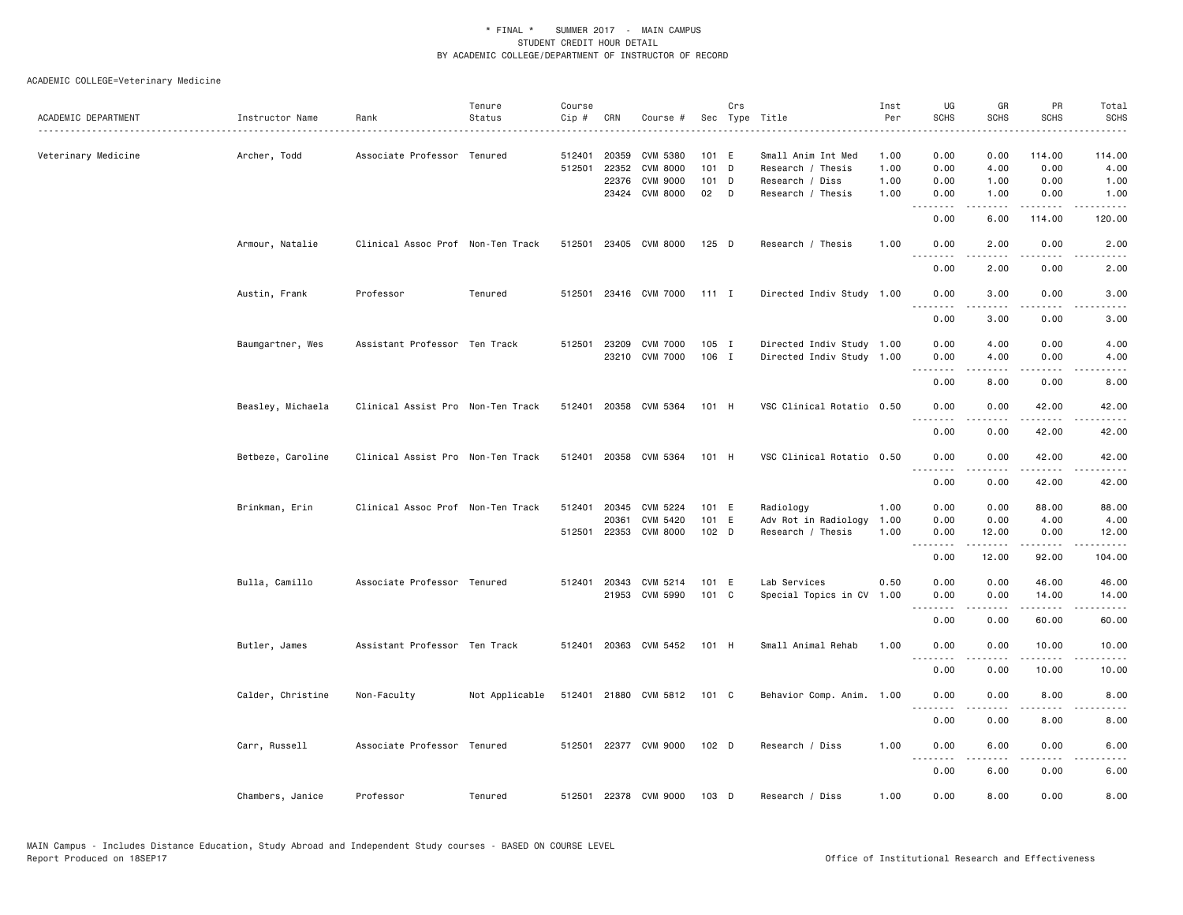\* FINAL \* SUMMER 2017 - MAIN CAMPUS
STUDENT CREDIT HOUR DETAIL
BY ACADEMIC COLLEGE/DEPARTMENT OF INSTRUCTOR OF RECORD

ACADEMIC COLLEGE=Veterinary Medicine

| ACADEMIC DEPARTMENT | Instructor Name | Rank | Tenure Status | Course Cip # | CRN | Course # | Sec | Crs Type | Title | Inst Per | UG SCHS | GR SCHS | PR SCHS | Total SCHS |
|---|---|---|---|---|---|---|---|---|---|---|---|---|---|---|
| Veterinary Medicine | Archer, Todd | Associate Professor | Tenured | 512401 | 20359 | CVM 5380 | 101 | E | Small Anim Int Med | 1.00 | 0.00 | 0.00 | 114.00 | 114.00 |
| | | | | 512501 | 22352 | CVM 8000 | 101 | D | Research / Thesis | 1.00 | 0.00 | 4.00 | 0.00 | 4.00 |
| | | | | | 22376 | CVM 9000 | 101 | D | Research / Diss | 1.00 | 0.00 | 1.00 | 0.00 | 1.00 |
| | | | | | 23424 | CVM 8000 | 02 | D | Research / Thesis | 1.00 | 0.00 | 1.00 | 0.00 | 1.00 |
| | | | | | | | | | | | 0.00 | 6.00 | 114.00 | 120.00 |
| | Armour, Natalie | Clinical Assoc Prof | Non-Ten Track | 512501 | 23405 | CVM 8000 | 125 | D | Research / Thesis | 1.00 | 0.00 | 2.00 | 0.00 | 2.00 |
| | | | | | | | | | | | 0.00 | 2.00 | 0.00 | 2.00 |
| | Austin, Frank | Professor | Tenured | 512501 | 23416 | CVM 7000 | 111 | I | Directed Indiv Study | 1.00 | 0.00 | 3.00 | 0.00 | 3.00 |
| | | | | | | | | | | | 0.00 | 3.00 | 0.00 | 3.00 |
| | Baumgartner, Wes | Assistant Professor | Ten Track | 512501 | 23209 | CVM 7000 | 105 | I | Directed Indiv Study | 1.00 | 0.00 | 4.00 | 0.00 | 4.00 |
| | | | | | 23210 | CVM 7000 | 106 | I | Directed Indiv Study | 1.00 | 0.00 | 4.00 | 0.00 | 4.00 |
| | | | | | | | | | | | 0.00 | 8.00 | 0.00 | 8.00 |
| | Beasley, Michaela | Clinical Assist Pro | Non-Ten Track | 512401 | 20358 | CVM 5364 | 101 | H | VSC Clinical Rotatio | 0.50 | 0.00 | 0.00 | 42.00 | 42.00 |
| | | | | | | | | | | | 0.00 | 0.00 | 42.00 | 42.00 |
| | Betbeze, Caroline | Clinical Assist Pro | Non-Ten Track | 512401 | 20358 | CVM 5364 | 101 | H | VSC Clinical Rotatio | 0.50 | 0.00 | 0.00 | 42.00 | 42.00 |
| | | | | | | | | | | | 0.00 | 0.00 | 42.00 | 42.00 |
| | Brinkman, Erin | Clinical Assoc Prof | Non-Ten Track | 512401 | 20345 | CVM 5224 | 101 | E | Radiology | 1.00 | 0.00 | 0.00 | 88.00 | 88.00 |
| | | | | | 20361 | CVM 5420 | 101 | E | Adv Rot in Radiology | 1.00 | 0.00 | 0.00 | 4.00 | 4.00 |
| | | | | 512501 | 22353 | CVM 8000 | 102 | D | Research / Thesis | 1.00 | 0.00 | 12.00 | 0.00 | 12.00 |
| | | | | | | | | | | | 0.00 | 12.00 | 92.00 | 104.00 |
| | Bulla, Camillo | Associate Professor | Tenured | 512401 | 20343 | CVM 5214 | 101 | E | Lab Services | 0.50 | 0.00 | 0.00 | 46.00 | 46.00 |
| | | | | | 21953 | CVM 5990 | 101 | C | Special Topics in CV | 1.00 | 0.00 | 0.00 | 14.00 | 14.00 |
| | | | | | | | | | | | 0.00 | 0.00 | 60.00 | 60.00 |
| | Butler, James | Assistant Professor | Ten Track | 512401 | 20363 | CVM 5452 | 101 | H | Small Animal Rehab | 1.00 | 0.00 | 0.00 | 10.00 | 10.00 |
| | | | | | | | | | | | 0.00 | 0.00 | 10.00 | 10.00 |
| | Calder, Christine | Non-Faculty | Not Applicable | 512401 | 21880 | CVM 5812 | 101 | C | Behavior Comp. Anim. | 1.00 | 0.00 | 0.00 | 8.00 | 8.00 |
| | | | | | | | | | | | 0.00 | 0.00 | 8.00 | 8.00 |
| | Carr, Russell | Associate Professor | Tenured | 512501 | 22377 | CVM 9000 | 102 | D | Research / Diss | 1.00 | 0.00 | 6.00 | 0.00 | 6.00 |
| | | | | | | | | | | | 0.00 | 6.00 | 0.00 | 6.00 |
| | Chambers, Janice | Professor | Tenured | 512501 | 22378 | CVM 9000 | 103 | D | Research / Diss | 1.00 | 0.00 | 8.00 | 0.00 | 8.00 |

MAIN Campus - Includes Distance Education, Study Abroad and Independent Study courses - BASED ON COURSE LEVEL
Report Produced on 18SEP17 Office of Institutional Research and Effectiveness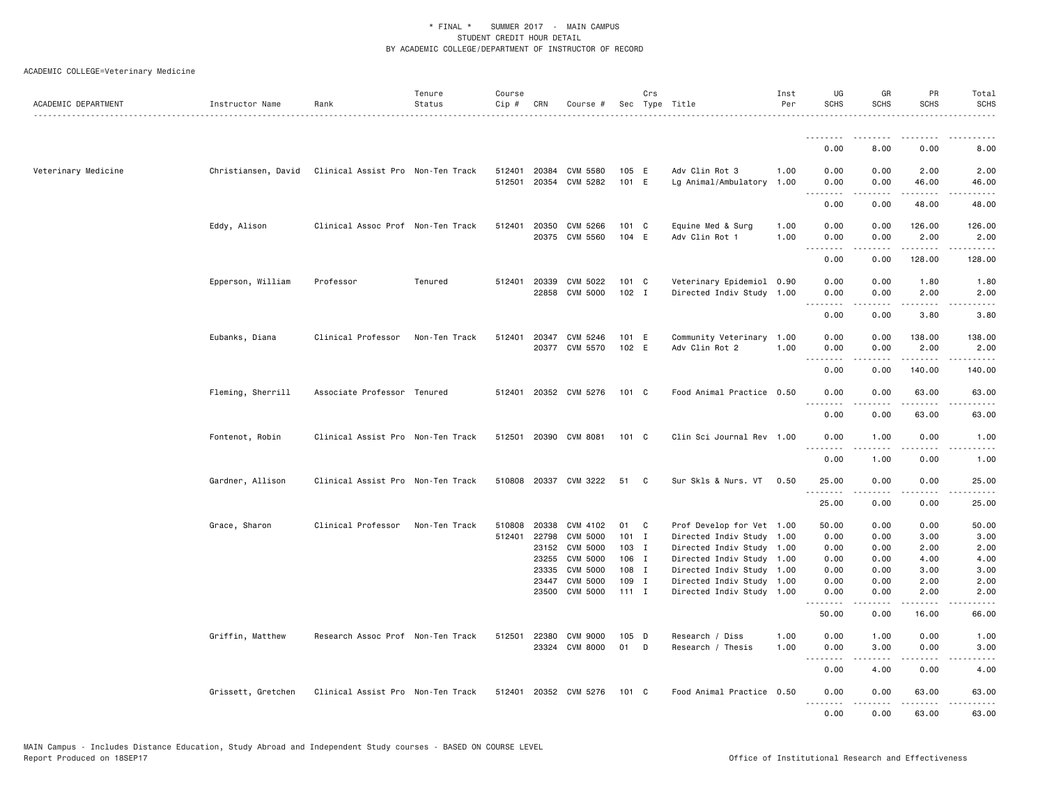\* FINAL \* SUMMER 2017 - MAIN CAMPUS
STUDENT CREDIT HOUR DETAIL
BY ACADEMIC COLLEGE/DEPARTMENT OF INSTRUCTOR OF RECORD

ACADEMIC COLLEGE=Veterinary Medicine

| ACADEMIC DEPARTMENT | Instructor Name | Rank | Tenure Status | Course Cip # | CRN | Course # | Sec | Crs Type | Title | Inst Per | UG SCHS | GR SCHS | PR SCHS | Total SCHS |
|---|---|---|---|---|---|---|---|---|---|---|---|---|---|---|
| | | | | | | | | | | | 0.00 | 8.00 | 0.00 | 8.00 |
| Veterinary Medicine | Christiansen, David | Clinical Assist Pro | Non-Ten Track | 512401 | 20384 | CVM 5580 | 105 | E | Adv Clin Rot 3 | 1.00 | 0.00 | 0.00 | 2.00 | 2.00 |
| | | | | 512501 | 20354 | CVM 5282 | 101 | E | Lg Animal/Ambulatory | 1.00 | 0.00 | 0.00 | 46.00 | 46.00 |
| | | | | | | | | | | | 0.00 | 0.00 | 48.00 | 48.00 |
| | Eddy, Alison | Clinical Assoc Prof | Non-Ten Track | 512401 | 20350 | CVM 5266 | 101 | C | Equine Med & Surg | 1.00 | 0.00 | 0.00 | 126.00 | 126.00 |
| | | | | | 20375 | CVM 5560 | 104 | E | Adv Clin Rot 1 | 1.00 | 0.00 | 0.00 | 2.00 | 2.00 |
| | | | | | | | | | | | 0.00 | 0.00 | 128.00 | 128.00 |
| | Epperson, William | Professor | Tenured | 512401 | 20339 | CVM 5022 | 101 | C | Veterinary Epidemiol | 0.90 | 0.00 | 0.00 | 1.80 | 1.80 |
| | | | | | 22858 | CVM 5000 | 102 | I | Directed Indiv Study | 1.00 | 0.00 | 0.00 | 2.00 | 2.00 |
| | | | | | | | | | | | 0.00 | 0.00 | 3.80 | 3.80 |
| | Eubanks, Diana | Clinical Professor | Non-Ten Track | 512401 | 20347 | CVM 5246 | 101 | E | Community Veterinary | 1.00 | 0.00 | 0.00 | 138.00 | 138.00 |
| | | | | | 20377 | CVM 5570 | 102 | E | Adv Clin Rot 2 | 1.00 | 0.00 | 0.00 | 2.00 | 2.00 |
| | | | | | | | | | | | 0.00 | 0.00 | 140.00 | 140.00 |
| | Fleming, Sherrill | Associate Professor | Tenured | 512401 | 20352 | CVM 5276 | 101 | C | Food Animal Practice | 0.50 | 0.00 | 0.00 | 63.00 | 63.00 |
| | | | | | | | | | | | 0.00 | 0.00 | 63.00 | 63.00 |
| | Fontenot, Robin | Clinical Assist Pro | Non-Ten Track | 512501 | 20390 | CVM 8081 | 101 | C | Clin Sci Journal Rev | 1.00 | 0.00 | 1.00 | 0.00 | 1.00 |
| | | | | | | | | | | | 0.00 | 1.00 | 0.00 | 1.00 |
| | Gardner, Allison | Clinical Assist Pro | Non-Ten Track | 510808 | 20337 | CVM 3222 | 51 | C | Sur Skls & Nurs. VT | 0.50 | 25.00 | 0.00 | 0.00 | 25.00 |
| | | | | | | | | | | | 25.00 | 0.00 | 0.00 | 25.00 |
| | Grace, Sharon | Clinical Professor | Non-Ten Track | 510808 | 20338 | CVM 4102 | 01 | C | Prof Develop for Vet | 1.00 | 50.00 | 0.00 | 0.00 | 50.00 |
| | | | | 512401 | 22798 | CVM 5000 | 101 | I | Directed Indiv Study | 1.00 | 0.00 | 0.00 | 3.00 | 3.00 |
| | | | | | 23152 | CVM 5000 | 103 | I | Directed Indiv Study | 1.00 | 0.00 | 0.00 | 2.00 | 2.00 |
| | | | | | 23255 | CVM 5000 | 106 | I | Directed Indiv Study | 1.00 | 0.00 | 0.00 | 4.00 | 4.00 |
| | | | | | 23335 | CVM 5000 | 108 | I | Directed Indiv Study | 1.00 | 0.00 | 0.00 | 3.00 | 3.00 |
| | | | | | 23447 | CVM 5000 | 109 | I | Directed Indiv Study | 1.00 | 0.00 | 0.00 | 2.00 | 2.00 |
| | | | | | 23500 | CVM 5000 | 111 | I | Directed Indiv Study | 1.00 | 0.00 | 0.00 | 2.00 | 2.00 |
| | | | | | | | | | | | 50.00 | 0.00 | 16.00 | 66.00 |
| | Griffin, Matthew | Research Assoc Prof | Non-Ten Track | 512501 | 22380 | CVM 9000 | 105 | D | Research / Diss | 1.00 | 0.00 | 1.00 | 0.00 | 1.00 |
| | | | | | 23324 | CVM 8000 | 01 | D | Research / Thesis | 1.00 | 0.00 | 3.00 | 0.00 | 3.00 |
| | | | | | | | | | | | 0.00 | 4.00 | 0.00 | 4.00 |
| | Grissett, Gretchen | Clinical Assist Pro | Non-Ten Track | 512401 | 20352 | CVM 5276 | 101 | C | Food Animal Practice | 0.50 | 0.00 | 0.00 | 63.00 | 63.00 |
| | | | | | | | | | | | 0.00 | 0.00 | 63.00 | 63.00 |

MAIN Campus - Includes Distance Education, Study Abroad and Independent Study courses - BASED ON COURSE LEVEL
Report Produced on 18SEP17 Office of Institutional Research and Effectiveness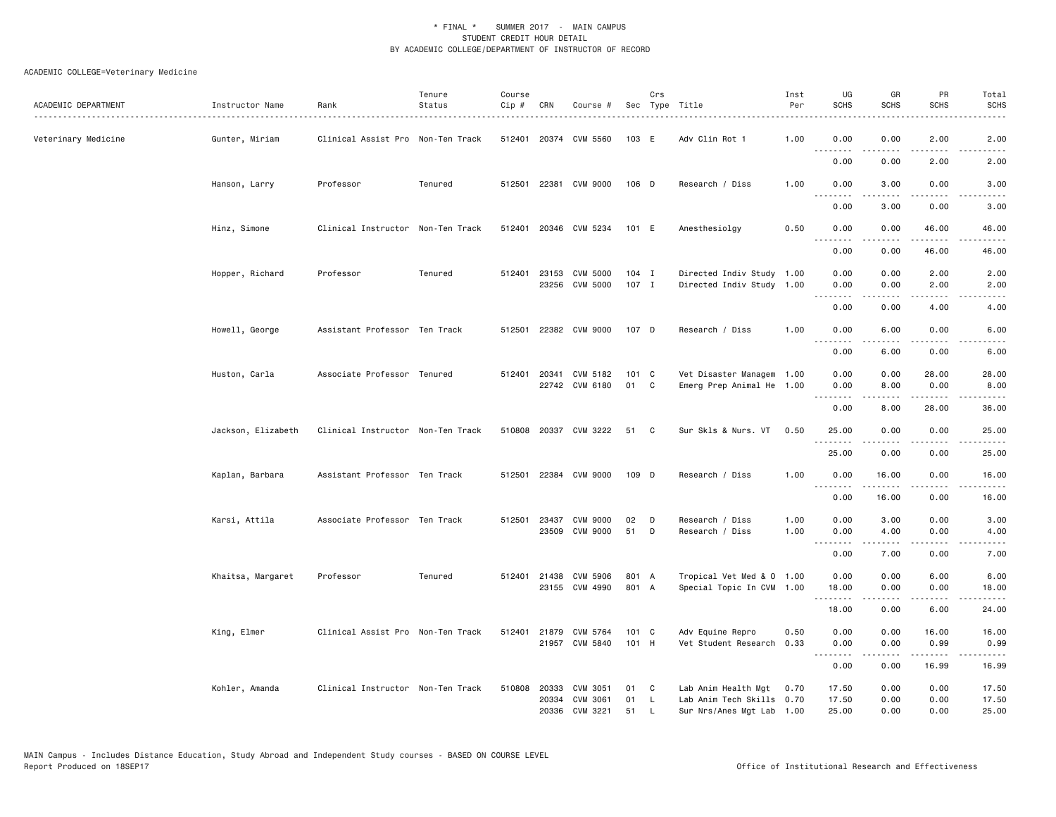\* FINAL \* SUMMER 2017 - MAIN CAMPUS
STUDENT CREDIT HOUR DETAIL
BY ACADEMIC COLLEGE/DEPARTMENT OF INSTRUCTOR OF RECORD

ACADEMIC COLLEGE=Veterinary Medicine

| ACADEMIC DEPARTMENT | Instructor Name | Rank | Tenure Status | Course Cip # | CRN | Course # | Sec | Crs Type | Title | Inst Per | UG SCHS | GR SCHS | PR SCHS | Total SCHS |
|---|---|---|---|---|---|---|---|---|---|---|---|---|---|---|
| Veterinary Medicine | Gunter, Miriam | Clinical Assist Pro | Non-Ten Track | 512401 | 20374 | CVM 5560 | 103 | E | Adv Clin Rot 1 | 1.00 | 0.00 | 0.00 | 2.00 | 2.00 |
| | | | | | | | | | | | 0.00 | 0.00 | 2.00 | 2.00 |
| | Hanson, Larry | Professor | Tenured | 512501 | 22381 | CVM 9000 | 106 | D | Research / Diss | 1.00 | 0.00 | 3.00 | 0.00 | 3.00 |
| | | | | | | | | | | | 0.00 | 3.00 | 0.00 | 3.00 |
| | Hinz, Simone | Clinical Instructor | Non-Ten Track | 512401 | 20346 | CVM 5234 | 101 | E | Anesthesiolgy | 0.50 | 0.00 | 0.00 | 46.00 | 46.00 |
| | | | | | | | | | | | 0.00 | 0.00 | 46.00 | 46.00 |
| | Hopper, Richard | Professor | Tenured | 512401 | 23153 | CVM 5000 | 104 | I | Directed Indiv Study | 1.00 | 0.00 | 0.00 | 2.00 | 2.00 |
| | | | | | 23256 | CVM 5000 | 107 | I | Directed Indiv Study | 1.00 | 0.00 | 0.00 | 2.00 | 2.00 |
| | | | | | | | | | | | 0.00 | 0.00 | 4.00 | 4.00 |
| | Howell, George | Assistant Professor | Ten Track | 512501 | 22382 | CVM 9000 | 107 | D | Research / Diss | 1.00 | 0.00 | 6.00 | 0.00 | 6.00 |
| | | | | | | | | | | | 0.00 | 6.00 | 0.00 | 6.00 |
| | Huston, Carla | Associate Professor | Tenured | 512401 | 20341 | CVM 5182 | 101 | C | Vet Disaster Managem | 1.00 | 0.00 | 0.00 | 28.00 | 28.00 |
| | | | | | 22742 | CVM 6180 | 01 | C | Emerg Prep Animal He | 1.00 | 0.00 | 8.00 | 0.00 | 8.00 |
| | | | | | | | | | | | 0.00 | 8.00 | 28.00 | 36.00 |
| | Jackson, Elizabeth | Clinical Instructor | Non-Ten Track | 510808 | 20337 | CVM 3222 | 51 | C | Sur Skls & Nurs. VT | 0.50 | 25.00 | 0.00 | 0.00 | 25.00 |
| | | | | | | | | | | | 25.00 | 0.00 | 0.00 | 25.00 |
| | Kaplan, Barbara | Assistant Professor | Ten Track | 512501 | 22384 | CVM 9000 | 109 | D | Research / Diss | 1.00 | 0.00 | 16.00 | 0.00 | 16.00 |
| | | | | | | | | | | | 0.00 | 16.00 | 0.00 | 16.00 |
| | Karsi, Attila | Associate Professor | Ten Track | 512501 | 23437 | CVM 9000 | 02 | D | Research / Diss | 1.00 | 0.00 | 3.00 | 0.00 | 3.00 |
| | | | | | 23509 | CVM 9000 | 51 | D | Research / Diss | 1.00 | 0.00 | 4.00 | 0.00 | 4.00 |
| | | | | | | | | | | | 0.00 | 7.00 | 0.00 | 7.00 |
| | Khaitsa, Margaret | Professor | Tenured | 512401 | 21438 | CVM 5906 | 801 | A | Tropical Vet Med & O | 1.00 | 0.00 | 0.00 | 6.00 | 6.00 |
| | | | | | 23155 | CVM 4990 | 801 | A | Special Topic In CVM | 1.00 | 18.00 | 0.00 | 0.00 | 18.00 |
| | | | | | | | | | | | 18.00 | 0.00 | 6.00 | 24.00 |
| | King, Elmer | Clinical Assist Pro | Non-Ten Track | 512401 | 21879 | CVM 5764 | 101 | C | Adv Equine Repro | 0.50 | 0.00 | 0.00 | 16.00 | 16.00 |
| | | | | | 21957 | CVM 5840 | 101 | H | Vet Student Research | 0.33 | 0.00 | 0.00 | 0.99 | 0.99 |
| | | | | | | | | | | | 0.00 | 0.00 | 16.99 | 16.99 |
| | Kohler, Amanda | Clinical Instructor | Non-Ten Track | 510808 | 20333 | CVM 3051 | 01 | C | Lab Anim Health Mgt | 0.70 | 17.50 | 0.00 | 0.00 | 17.50 |
| | | | | | 20334 | CVM 3061 | 01 | L | Lab Anim Tech Skills | 0.70 | 17.50 | 0.00 | 0.00 | 17.50 |
| | | | | | 20336 | CVM 3221 | 51 | L | Sur Nrs/Anes Mgt Lab | 1.00 | 25.00 | 0.00 | 0.00 | 25.00 |

MAIN Campus - Includes Distance Education, Study Abroad and Independent Study courses - BASED ON COURSE LEVEL
Report Produced on 18SEP17

Office of Institutional Research and Effectiveness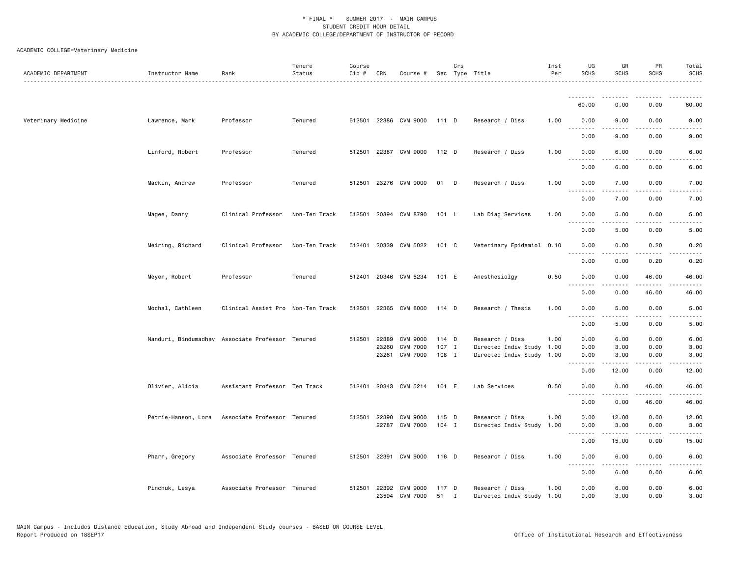\* FINAL \*    SUMMER 2017  -  MAIN CAMPUS
STUDENT CREDIT HOUR DETAIL
BY ACADEMIC COLLEGE/DEPARTMENT OF INSTRUCTOR OF RECORD

ACADEMIC COLLEGE=Veterinary Medicine

| ACADEMIC DEPARTMENT | Instructor Name | Rank | Tenure Status | Course Cip # | CRN | Course # | Sec | Crs Type | Title | Inst Per | UG SCHS | GR SCHS | PR SCHS | Total SCHS |
|---|---|---|---|---|---|---|---|---|---|---|---|---|---|---|
| | | | | | | | | | | | 60.00 | 0.00 | 0.00 | 60.00 |
| Veterinary Medicine | Lawrence, Mark | Professor | Tenured | 512501 | 22386 | CVM 9000 | 111 | D | Research / Diss | 1.00 | 0.00 | 9.00 | 0.00 | 9.00 |
| | | | | | | | | | | | 0.00 | 9.00 | 0.00 | 9.00 |
| | Linford, Robert | Professor | Tenured | 512501 | 22387 | CVM 9000 | 112 | D | Research / Diss | 1.00 | 0.00 | 6.00 | 0.00 | 6.00 |
| | | | | | | | | | | | 0.00 | 6.00 | 0.00 | 6.00 |
| | Mackin, Andrew | Professor | Tenured | 512501 | 23276 | CVM 9000 | 01 | D | Research / Diss | 1.00 | 0.00 | 7.00 | 0.00 | 7.00 |
| | | | | | | | | | | | 0.00 | 7.00 | 0.00 | 7.00 |
| | Magee, Danny | Clinical Professor | Non-Ten Track | 512501 | 20394 | CVM 8790 | 101 | L | Lab Diag Services | 1.00 | 0.00 | 5.00 | 0.00 | 5.00 |
| | | | | | | | | | | | 0.00 | 5.00 | 0.00 | 5.00 |
| | Meiring, Richard | Clinical Professor | Non-Ten Track | 512401 | 20339 | CVM 5022 | 101 | C | Veterinary Epidemiol | 0.10 | 0.00 | 0.00 | 0.20 | 0.20 |
| | | | | | | | | | | | 0.00 | 0.00 | 0.20 | 0.20 |
| | Meyer, Robert | Professor | Tenured | 512401 | 20346 | CVM 5234 | 101 | E | Anesthesiolgy | 0.50 | 0.00 | 0.00 | 46.00 | 46.00 |
| | | | | | | | | | | | 0.00 | 0.00 | 46.00 | 46.00 |
| | Mochal, Cathleen | Clinical Assist Pro | Non-Ten Track | 512501 | 22365 | CVM 8000 | 114 | D | Research / Thesis | 1.00 | 0.00 | 5.00 | 0.00 | 5.00 |
| | | | | | | | | | | | 0.00 | 5.00 | 0.00 | 5.00 |
| | Nanduri, Bindumadhav | Associate Professor | Tenured | 512501 | 22389 | CVM 9000 | 114 | D | Research / Diss | 1.00 | 0.00 | 6.00 | 0.00 | 6.00 |
| | | | | | 23260 | CVM 7000 | 107 | I | Directed Indiv Study | 1.00 | 0.00 | 3.00 | 0.00 | 3.00 |
| | | | | | 23261 | CVM 7000 | 108 | I | Directed Indiv Study | 1.00 | 0.00 | 3.00 | 0.00 | 3.00 |
| | | | | | | | | | | | 0.00 | 12.00 | 0.00 | 12.00 |
| | Olivier, Alicia | Assistant Professor | Ten Track | 512401 | 20343 | CVM 5214 | 101 | E | Lab Services | 0.50 | 0.00 | 0.00 | 46.00 | 46.00 |
| | | | | | | | | | | | 0.00 | 0.00 | 46.00 | 46.00 |
| | Petrie-Hanson, Lora | Associate Professor | Tenured | 512501 | 22390 | CVM 9000 | 115 | D | Research / Diss | 1.00 | 0.00 | 12.00 | 0.00 | 12.00 |
| | | | | | 22787 | CVM 7000 | 104 | I | Directed Indiv Study | 1.00 | 0.00 | 3.00 | 0.00 | 3.00 |
| | | | | | | | | | | | 0.00 | 15.00 | 0.00 | 15.00 |
| | Pharr, Gregory | Associate Professor | Tenured | 512501 | 22391 | CVM 9000 | 116 | D | Research / Diss | 1.00 | 0.00 | 6.00 | 0.00 | 6.00 |
| | | | | | | | | | | | 0.00 | 6.00 | 0.00 | 6.00 |
| | Pinchuk, Lesya | Associate Professor | Tenured | 512501 | 22392 | CVM 9000 | 117 | D | Research / Diss | 1.00 | 0.00 | 6.00 | 0.00 | 6.00 |
| | | | | | 23504 | CVM 7000 | 51 | I | Directed Indiv Study | 1.00 | 0.00 | 3.00 | 0.00 | 3.00 |

MAIN Campus - Includes Distance Education, Study Abroad and Independent Study courses - BASED ON COURSE LEVEL
Report Produced on 18SEP17

Office of Institutional Research and Effectiveness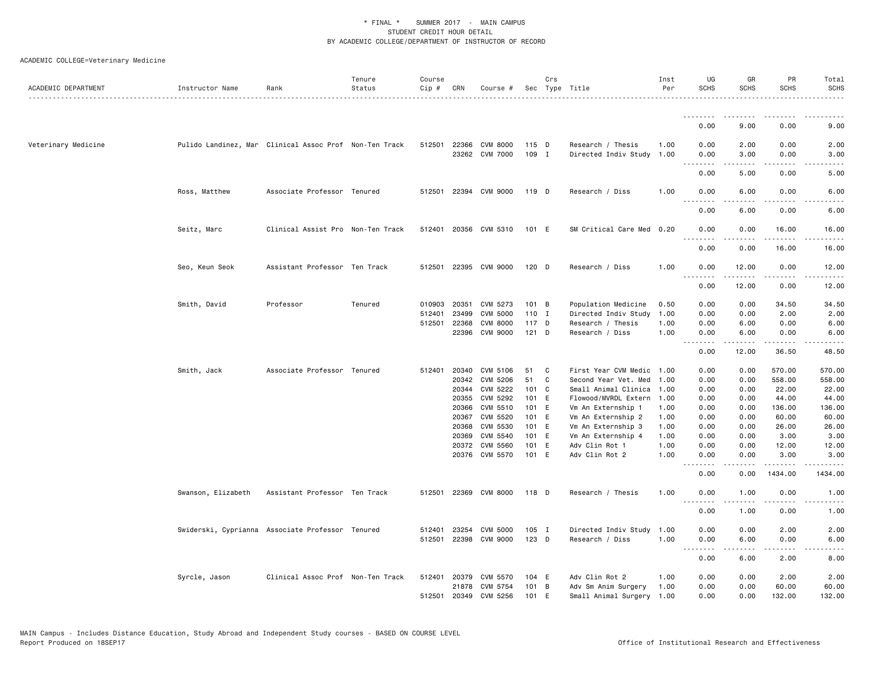\* FINAL \* SUMMER 2017 - MAIN CAMPUS
STUDENT CREDIT HOUR DETAIL
BY ACADEMIC COLLEGE/DEPARTMENT OF INSTRUCTOR OF RECORD

ACADEMIC COLLEGE=Veterinary Medicine

| ACADEMIC DEPARTMENT | Instructor Name | Rank | Tenure Status | Course Cip # | CRN | Course # | Sec | Crs Type | Title | Inst Per | UG SCHS | GR SCHS | PR SCHS | Total SCHS |
|---|---|---|---|---|---|---|---|---|---|---|---|---|---|---|
| | | | | | | | | | | | 0.00 | 9.00 | 0.00 | 9.00 |
| Veterinary Medicine | Pulido Landinez, Mar | Clinical Assoc Prof | Non-Ten Track | 512501 | 22366 | CVM 8000 | 115 | D | Research / Thesis | 1.00 | 0.00 | 2.00 | 0.00 | 2.00 |
| | | | | | 23262 | CVM 7000 | 109 | I | Directed Indiv Study | 1.00 | 0.00 | 3.00 | 0.00 | 3.00 |
| | | | | | | | | | | | 0.00 | 5.00 | 0.00 | 5.00 |
| | Ross, Matthew | Associate Professor | Tenured | 512501 | 22394 | CVM 9000 | 119 | D | Research / Diss | 1.00 | 0.00 | 6.00 | 0.00 | 6.00 |
| | | | | | | | | | | | 0.00 | 6.00 | 0.00 | 6.00 |
| | Seitz, Marc | Clinical Assist Pro | Non-Ten Track | 512401 | 20356 | CVM 5310 | 101 | E | SM Critical Care Med | 0.20 | 0.00 | 0.00 | 16.00 | 16.00 |
| | | | | | | | | | | | 0.00 | 0.00 | 16.00 | 16.00 |
| | Seo, Keun Seok | Assistant Professor | Ten Track | 512501 | 22395 | CVM 9000 | 120 | D | Research / Diss | 1.00 | 0.00 | 12.00 | 0.00 | 12.00 |
| | | | | | | | | | | | 0.00 | 12.00 | 0.00 | 12.00 |
| | Smith, David | Professor | Tenured | 010903 | 20351 | CVM 5273 | 101 | B | Population Medicine | 0.50 | 0.00 | 0.00 | 34.50 | 34.50 |
| | | | | 512401 | 23499 | CVM 5000 | 110 | I | Directed Indiv Study | 1.00 | 0.00 | 0.00 | 2.00 | 2.00 |
| | | | | 512501 | 22368 | CVM 8000 | 117 | D | Research / Thesis | 1.00 | 0.00 | 6.00 | 0.00 | 6.00 |
| | | | | | 22396 | CVM 9000 | 121 | D | Research / Diss | 1.00 | 0.00 | 6.00 | 0.00 | 6.00 |
| | | | | | | | | | | | 0.00 | 12.00 | 36.50 | 48.50 |
| | Smith, Jack | Associate Professor | Tenured | 512401 | 20340 | CVM 5106 | 51 | C | First Year CVM Medic | 1.00 | 0.00 | 0.00 | 570.00 | 570.00 |
| | | | | | 20342 | CVM 5206 | 51 | C | Second Year Vet. Med | 1.00 | 0.00 | 0.00 | 558.00 | 558.00 |
| | | | | | 20344 | CVM 5222 | 101 | C | Small Animal Clinica | 1.00 | 0.00 | 0.00 | 22.00 | 22.00 |
| | | | | | 20355 | CVM 5292 | 101 | E | Flowood/MVRDL Extern | 1.00 | 0.00 | 0.00 | 44.00 | 44.00 |
| | | | | | 20366 | CVM 5510 | 101 | E | Vm An Externship 1 | 1.00 | 0.00 | 0.00 | 136.00 | 136.00 |
| | | | | | 20367 | CVM 5520 | 101 | E | Vm An Externship 2 | 1.00 | 0.00 | 0.00 | 60.00 | 60.00 |
| | | | | | 20368 | CVM 5530 | 101 | E | Vm An Externship 3 | 1.00 | 0.00 | 0.00 | 26.00 | 26.00 |
| | | | | | 20369 | CVM 5540 | 101 | E | Vm An Externship 4 | 1.00 | 0.00 | 0.00 | 3.00 | 3.00 |
| | | | | | 20372 | CVM 5560 | 101 | E | Adv Clin Rot 1 | 1.00 | 0.00 | 0.00 | 12.00 | 12.00 |
| | | | | | 20376 | CVM 5570 | 101 | E | Adv Clin Rot 2 | 1.00 | 0.00 | 0.00 | 3.00 | 3.00 |
| | | | | | | | | | | | 0.00 | 0.00 | 1434.00 | 1434.00 |
| | Swanson, Elizabeth | Assistant Professor | Ten Track | 512501 | 22369 | CVM 8000 | 118 | D | Research / Thesis | 1.00 | 0.00 | 1.00 | 0.00 | 1.00 |
| | | | | | | | | | | | 0.00 | 1.00 | 0.00 | 1.00 |
| | Swiderski, Cyprianna | Associate Professor | Tenured | 512401 | 23254 | CVM 5000 | 105 | I | Directed Indiv Study | 1.00 | 0.00 | 0.00 | 2.00 | 2.00 |
| | | | | 512501 | 22398 | CVM 9000 | 123 | D | Research / Diss | 1.00 | 0.00 | 6.00 | 0.00 | 6.00 |
| | | | | | | | | | | | 0.00 | 6.00 | 2.00 | 8.00 |
| | Syrcle, Jason | Clinical Assoc Prof | Non-Ten Track | 512401 | 20379 | CVM 5570 | 104 | E | Adv Clin Rot 2 | 1.00 | 0.00 | 0.00 | 2.00 | 2.00 |
| | | | | | 21878 | CVM 5754 | 101 | B | Adv Sm Anim Surgery | 1.00 | 0.00 | 0.00 | 60.00 | 60.00 |
| | | | | 512501 | 20349 | CVM 5256 | 101 | E | Small Animal Surgery | 1.00 | 0.00 | 0.00 | 132.00 | 132.00 |

MAIN Campus - Includes Distance Education, Study Abroad and Independent Study courses - BASED ON COURSE LEVEL
Report Produced on 18SEP17 Office of Institutional Research and Effectiveness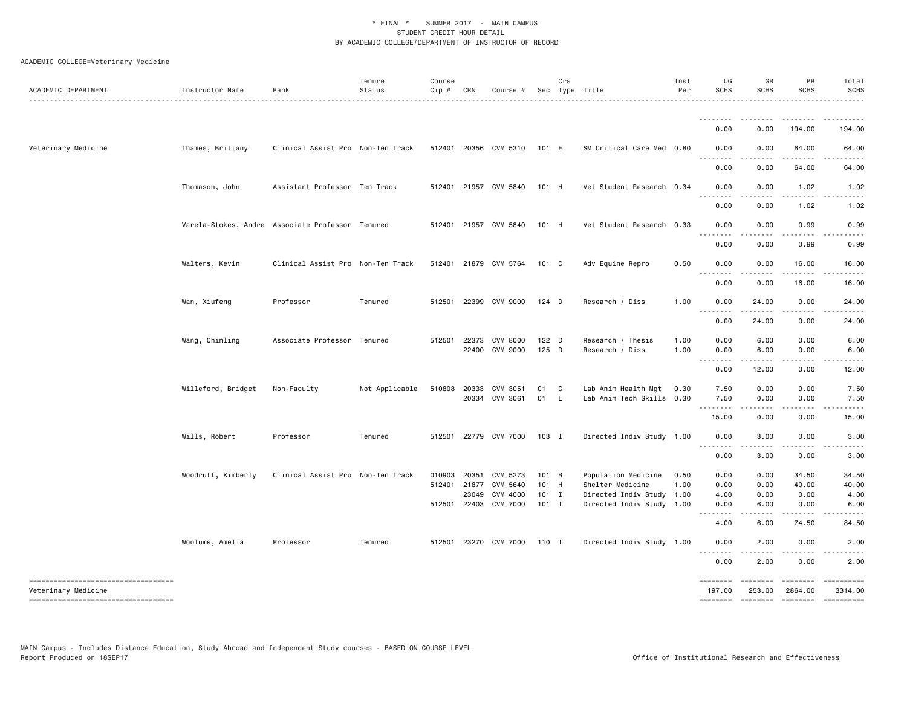\* FINAL \* SUMMER 2017 - MAIN CAMPUS
STUDENT CREDIT HOUR DETAIL
BY ACADEMIC COLLEGE/DEPARTMENT OF INSTRUCTOR OF RECORD

ACADEMIC COLLEGE=Veterinary Medicine

| ACADEMIC DEPARTMENT | Instructor Name | Rank | Tenure Status | Course Cip # | CRN | Course # | Sec | Crs Type | Title | Inst Per | UG SCHS | GR SCHS | PR SCHS | Total SCHS |
|---|---|---|---|---|---|---|---|---|---|---|---|---|---|---|
| | | | | | | | | | | | 0.00 | 0.00 | 194.00 | 194.00 |
| Veterinary Medicine | Thames, Brittany | Clinical Assist Pro | Non-Ten Track | 512401 | 20356 | CVM 5310 | 101 | E | SM Critical Care Med | 0.80 | 0.00 | 0.00 | 64.00 | 64.00 |
| | | | | | | | | | | | 0.00 | 0.00 | 64.00 | 64.00 |
| | Thomason, John | Assistant Professor | Ten Track | 512401 | 21957 | CVM 5840 | 101 | H | Vet Student Research | 0.34 | 0.00 | 0.00 | 1.02 | 1.02 |
| | | | | | | | | | | | 0.00 | 0.00 | 1.02 | 1.02 |
| | Varela-Stokes, Andre | Associate Professor | Tenured | 512401 | 21957 | CVM 5840 | 101 | H | Vet Student Research | 0.33 | 0.00 | 0.00 | 0.99 | 0.99 |
| | | | | | | | | | | | 0.00 | 0.00 | 0.99 | 0.99 |
| | Walters, Kevin | Clinical Assist Pro | Non-Ten Track | 512401 | 21879 | CVM 5764 | 101 | C | Adv Equine Repro | 0.50 | 0.00 | 0.00 | 16.00 | 16.00 |
| | | | | | | | | | | | 0.00 | 0.00 | 16.00 | 16.00 |
| | Wan, Xiufeng | Professor | Tenured | 512501 | 22399 | CVM 9000 | 124 | D | Research / Diss | 1.00 | 0.00 | 24.00 | 0.00 | 24.00 |
| | | | | | | | | | | | 0.00 | 24.00 | 0.00 | 24.00 |
| | Wang, Chinling | Associate Professor | Tenured | 512501 | 22373 | CVM 8000 | 122 | D | Research / Thesis | 1.00 | 0.00 | 6.00 | 0.00 | 6.00 |
| | | | | | 22400 | CVM 9000 | 125 | D | Research / Diss | 1.00 | 0.00 | 6.00 | 0.00 | 6.00 |
| | | | | | | | | | | | 0.00 | 12.00 | 0.00 | 12.00 |
| | Willeford, Bridget | Non-Faculty | Not Applicable | 510808 | 20333 | CVM 3051 | 01 | C | Lab Anim Health Mgt | 0.30 | 7.50 | 0.00 | 0.00 | 7.50 |
| | | | | | 20334 | CVM 3061 | 01 | L | Lab Anim Tech Skills | 0.30 | 7.50 | 0.00 | 0.00 | 7.50 |
| | | | | | | | | | | | 15.00 | 0.00 | 0.00 | 15.00 |
| | Wills, Robert | Professor | Tenured | 512501 | 22779 | CVM 7000 | 103 | I | Directed Indiv Study | 1.00 | 0.00 | 3.00 | 0.00 | 3.00 |
| | | | | | | | | | | | 0.00 | 3.00 | 0.00 | 3.00 |
| | Woodruff, Kimberly | Clinical Assist Pro | Non-Ten Track | 010903 | 20351 | CVM 5273 | 101 | B | Population Medicine | 0.50 | 0.00 | 0.00 | 34.50 | 34.50 |
| | | | | 512401 | 21877 | CVM 5640 | 101 | H | Shelter Medicine | 1.00 | 0.00 | 0.00 | 40.00 | 40.00 |
| | | | | | 23049 | CVM 4000 | 101 | I | Directed Indiv Study | 1.00 | 4.00 | 0.00 | 0.00 | 4.00 |
| | | | | 512501 | 22403 | CVM 7000 | 101 | I | Directed Indiv Study | 1.00 | 0.00 | 6.00 | 0.00 | 6.00 |
| | | | | | | | | | | | 4.00 | 6.00 | 74.50 | 84.50 |
| | Woolums, Amelia | Professor | Tenured | 512501 | 23270 | CVM 7000 | 110 | I | Directed Indiv Study | 1.00 | 0.00 | 2.00 | 0.00 | 2.00 |
| | | | | | | | | | | | 0.00 | 2.00 | 0.00 | 2.00 |
| Veterinary Medicine | | | | | | | | | | | 197.00 | 253.00 | 2864.00 | 3314.00 |

MAIN Campus - Includes Distance Education, Study Abroad and Independent Study courses - BASED ON COURSE LEVEL
Report Produced on 18SEP17

Office of Institutional Research and Effectiveness